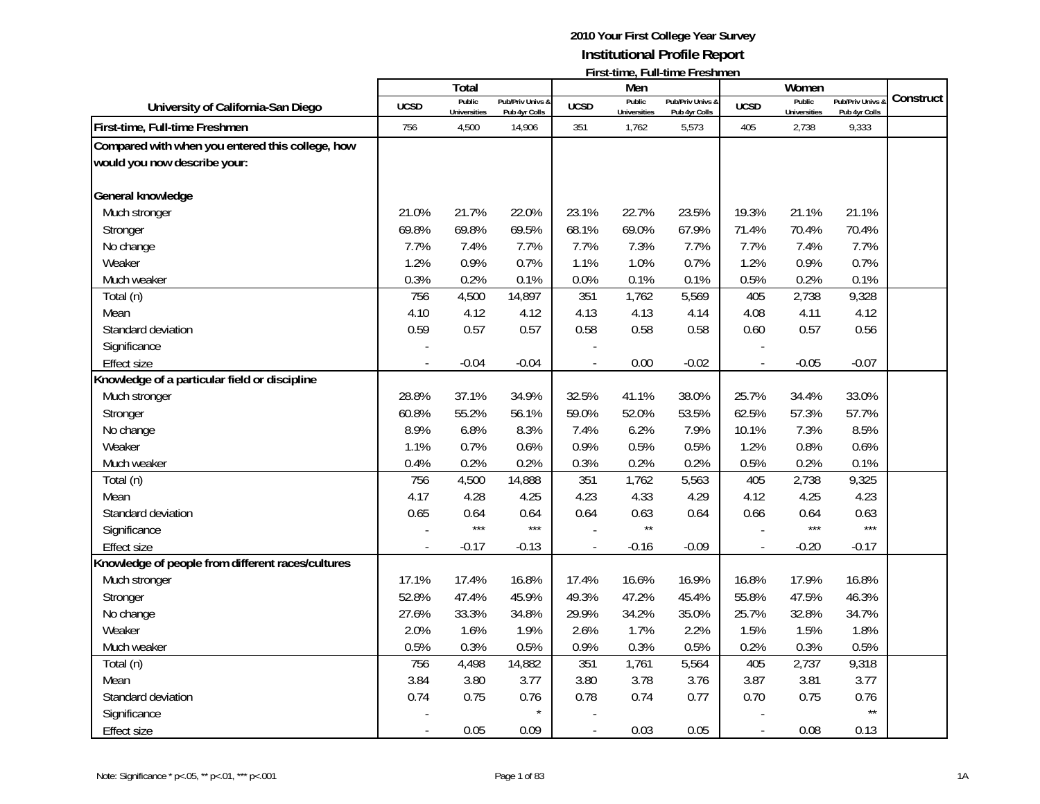# 2010 Your First College Year Survey

## Institutional Profile Report

### First-time, Full-time Freshmen

| University of California-San Diego | Total | | | Men | | | Women | | | Construct |
|---|---|---|---|---|---|---|---|---|---|---|
| | UCSD | Public Universities | Pub/Priv Univs & Pub 4yr Colls | UCSD | Public Universities | Pub/Priv Univs & Pub 4yr Colls | UCSD | Public Universities | Pub/Priv Univs & Pub 4yr Colls | |
| **First-time, Full-time Freshmen** | 756 | 4,500 | 14,906 | 351 | 1,762 | 5,573 | 405 | 2,738 | 9,333 | |
| **Compared with when you entered this college, how would you now describe your:** | | | | | | | | | | |
| **General knowledge** | | | | | | | | | | |
| Much stronger | 21.0% | 21.7% | 22.0% | 23.1% | 22.7% | 23.5% | 19.3% | 21.1% | 21.1% | |
| Stronger | 69.8% | 69.8% | 69.5% | 68.1% | 69.0% | 67.9% | 71.4% | 70.4% | 70.4% | |
| No change | 7.7% | 7.4% | 7.7% | 7.7% | 7.3% | 7.7% | 7.7% | 7.4% | 7.7% | |
| Weaker | 1.2% | 0.9% | 0.7% | 1.1% | 1.0% | 0.7% | 1.2% | 0.9% | 0.7% | |
| Much weaker | 0.3% | 0.2% | 0.1% | 0.0% | 0.1% | 0.1% | 0.5% | 0.2% | 0.1% | |
| Total (n) | 756 | 4,500 | 14,897 | 351 | 1,762 | 5,569 | 405 | 2,738 | 9,328 | |
| Mean | 4.10 | 4.12 | 4.12 | 4.13 | 4.13 | 4.14 | 4.08 | 4.11 | 4.12 | |
| Standard deviation | 0.59 | 0.57 | 0.57 | 0.58 | 0.58 | 0.58 | 0.60 | 0.57 | 0.56 | |
| Significance | - | | | - | | | - | | | |
| Effect size | - | -0.04 | -0.04 | - | 0.00 | -0.02 | - | -0.05 | -0.07 | |
| **Knowledge of a particular field or discipline** | | | | | | | | | | |
| Much stronger | 28.8% | 37.1% | 34.9% | 32.5% | 41.1% | 38.0% | 25.7% | 34.4% | 33.0% | |
| Stronger | 60.8% | 55.2% | 56.1% | 59.0% | 52.0% | 53.5% | 62.5% | 57.3% | 57.7% | |
| No change | 8.9% | 6.8% | 8.3% | 7.4% | 6.2% | 7.9% | 10.1% | 7.3% | 8.5% | |
| Weaker | 1.1% | 0.7% | 0.6% | 0.9% | 0.5% | 0.5% | 1.2% | 0.8% | 0.6% | |
| Much weaker | 0.4% | 0.2% | 0.2% | 0.3% | 0.2% | 0.2% | 0.5% | 0.2% | 0.1% | |
| Total (n) | 756 | 4,500 | 14,888 | 351 | 1,762 | 5,563 | 405 | 2,738 | 9,325 | |
| Mean | 4.17 | 4.28 | 4.25 | 4.23 | 4.33 | 4.29 | 4.12 | 4.25 | 4.23 | |
| Standard deviation | 0.65 | 0.64 | 0.64 | 0.64 | 0.63 | 0.64 | 0.66 | 0.64 | 0.63 | |
| Significance | - | *** | *** | - | ** | | - | *** | *** | |
| Effect size | - | -0.17 | -0.13 | - | -0.16 | -0.09 | - | -0.20 | -0.17 | |
| **Knowledge of people from different races/cultures** | | | | | | | | | | |
| Much stronger | 17.1% | 17.4% | 16.8% | 17.4% | 16.6% | 16.9% | 16.8% | 17.9% | 16.8% | |
| Stronger | 52.8% | 47.4% | 45.9% | 49.3% | 47.2% | 45.4% | 55.8% | 47.5% | 46.3% | |
| No change | 27.6% | 33.3% | 34.8% | 29.9% | 34.2% | 35.0% | 25.7% | 32.8% | 34.7% | |
| Weaker | 2.0% | 1.6% | 1.9% | 2.6% | 1.7% | 2.2% | 1.5% | 1.5% | 1.8% | |
| Much weaker | 0.5% | 0.3% | 0.5% | 0.9% | 0.3% | 0.5% | 0.2% | 0.3% | 0.5% | |
| Total (n) | 756 | 4,498 | 14,882 | 351 | 1,761 | 5,564 | 405 | 2,737 | 9,318 | |
| Mean | 3.84 | 3.80 | 3.77 | 3.80 | 3.78 | 3.76 | 3.87 | 3.81 | 3.77 | |
| Standard deviation | 0.74 | 0.75 | 0.76 | 0.78 | 0.74 | 0.77 | 0.70 | 0.75 | 0.76 | |
| Significance | - | | * | - | | | - | | ** | |
| Effect size | - | 0.05 | 0.09 | - | 0.03 | 0.05 | - | 0.08 | 0.13 | |

Note: Significance * p<.05, ** p<.01, *** p<.001

1A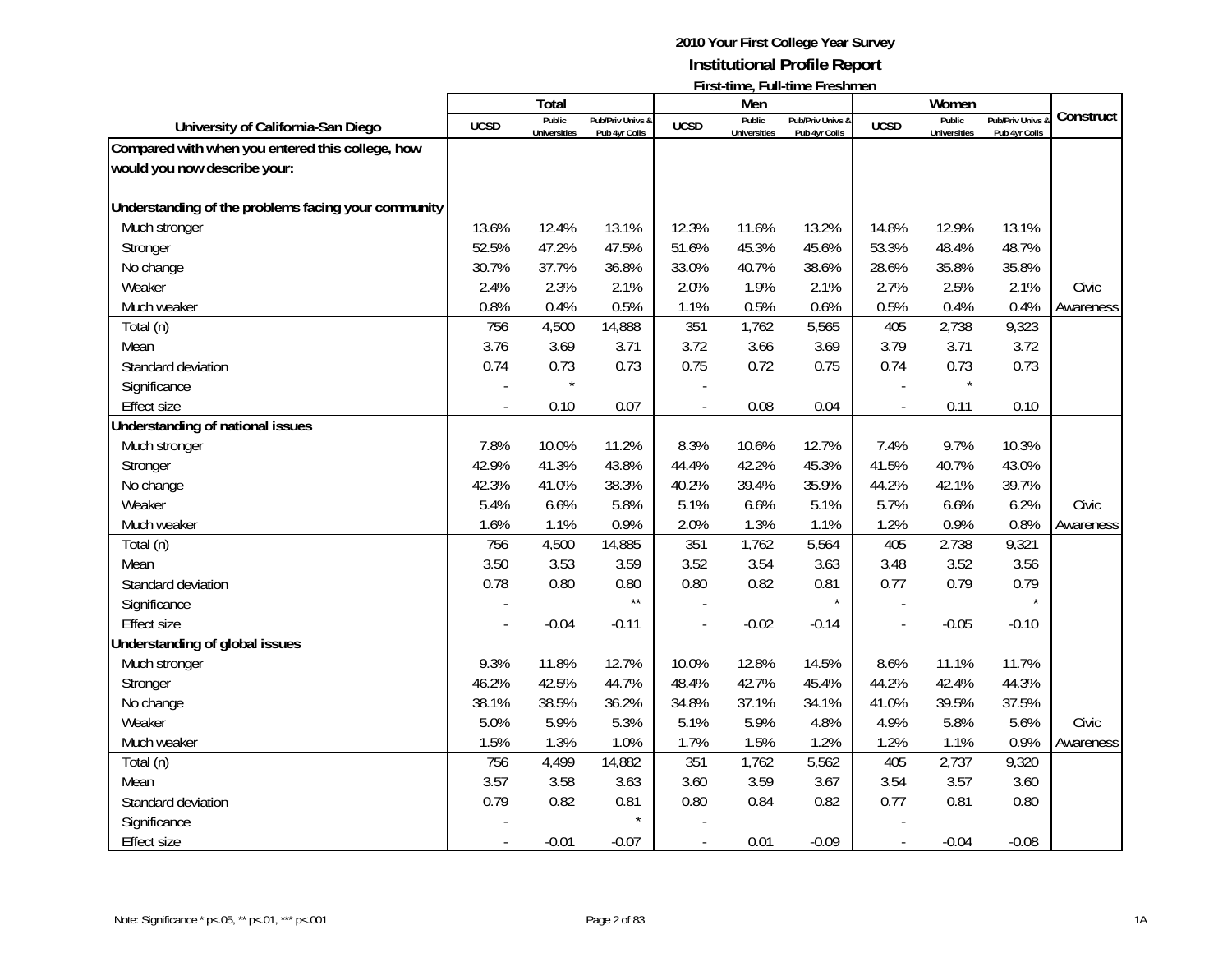**2010 Your First College Year Survey**
**Institutional Profile Report**
**First-time, Full-time Freshmen**

| University of California-San Diego | Total | | | Men | | | Women | | | Construct |
|---|---|---|---|---|---|---|---|---|---|---|
| | UCSD | Public Universities | Pub/Priv Univs & Pub 4yr Colls | UCSD | Public Universities | Pub/Priv Univs & Pub 4yr Colls | UCSD | Public Universities | Pub/Priv Univs & Pub 4yr Colls | |
| **Compared with when you entered this college, how would you now describe your:** | | | | | | | | | | |
| **Understanding of the problems facing your community** | | | | | | | | | | |
| Much stronger | 13.6% | 12.4% | 13.1% | 12.3% | 11.6% | 13.2% | 14.8% | 12.9% | 13.1% | |
| Stronger | 52.5% | 47.2% | 47.5% | 51.6% | 45.3% | 45.6% | 53.3% | 48.4% | 48.7% | |
| No change | 30.7% | 37.7% | 36.8% | 33.0% | 40.7% | 38.6% | 28.6% | 35.8% | 35.8% | |
| Weaker | 2.4% | 2.3% | 2.1% | 2.0% | 1.9% | 2.1% | 2.7% | 2.5% | 2.1% | Civic |
| Much weaker | 0.8% | 0.4% | 0.5% | 1.1% | 0.5% | 0.6% | 0.5% | 0.4% | 0.4% | Awareness |
| Total (n) | 756 | 4,500 | 14,888 | 351 | 1,762 | 5,565 | 405 | 2,738 | 9,323 | |
| Mean | 3.76 | 3.69 | 3.71 | 3.72 | 3.66 | 3.69 | 3.79 | 3.71 | 3.72 | |
| Standard deviation | 0.74 | 0.73 | 0.73 | 0.75 | 0.72 | 0.75 | 0.74 | 0.73 | 0.73 | |
| Significance | - | * | | - | | | - | * | | |
| Effect size | - | 0.10 | 0.07 | - | 0.08 | 0.04 | - | 0.11 | 0.10 | |
| **Understanding of national issues** | | | | | | | | | | |
| Much stronger | 7.8% | 10.0% | 11.2% | 8.3% | 10.6% | 12.7% | 7.4% | 9.7% | 10.3% | |
| Stronger | 42.9% | 41.3% | 43.8% | 44.4% | 42.2% | 45.3% | 41.5% | 40.7% | 43.0% | |
| No change | 42.3% | 41.0% | 38.3% | 40.2% | 39.4% | 35.9% | 44.2% | 42.1% | 39.7% | |
| Weaker | 5.4% | 6.6% | 5.8% | 5.1% | 6.6% | 5.1% | 5.7% | 6.6% | 6.2% | Civic |
| Much weaker | 1.6% | 1.1% | 0.9% | 2.0% | 1.3% | 1.1% | 1.2% | 0.9% | 0.8% | Awareness |
| Total (n) | 756 | 4,500 | 14,885 | 351 | 1,762 | 5,564 | 405 | 2,738 | 9,321 | |
| Mean | 3.50 | 3.53 | 3.59 | 3.52 | 3.54 | 3.63 | 3.48 | 3.52 | 3.56 | |
| Standard deviation | 0.78 | 0.80 | 0.80 | 0.80 | 0.82 | 0.81 | 0.77 | 0.79 | 0.79 | |
| Significance | - | | ** | - | | * | - | | * | |
| Effect size | - | -0.04 | -0.11 | - | -0.02 | -0.14 | - | -0.05 | -0.10 | |
| **Understanding of global issues** | | | | | | | | | | |
| Much stronger | 9.3% | 11.8% | 12.7% | 10.0% | 12.8% | 14.5% | 8.6% | 11.1% | 11.7% | |
| Stronger | 46.2% | 42.5% | 44.7% | 48.4% | 42.7% | 45.4% | 44.2% | 42.4% | 44.3% | |
| No change | 38.1% | 38.5% | 36.2% | 34.8% | 37.1% | 34.1% | 41.0% | 39.5% | 37.5% | |
| Weaker | 5.0% | 5.9% | 5.3% | 5.1% | 5.9% | 4.8% | 4.9% | 5.8% | 5.6% | Civic |
| Much weaker | 1.5% | 1.3% | 1.0% | 1.7% | 1.5% | 1.2% | 1.2% | 1.1% | 0.9% | Awareness |
| Total (n) | 756 | 4,499 | 14,882 | 351 | 1,762 | 5,562 | 405 | 2,737 | 9,320 | |
| Mean | 3.57 | 3.58 | 3.63 | 3.60 | 3.59 | 3.67 | 3.54 | 3.57 | 3.60 | |
| Standard deviation | 0.79 | 0.82 | 0.81 | 0.80 | 0.84 | 0.82 | 0.77 | 0.81 | 0.80 | |
| Significance | - | | * | - | | | - | | | |
| Effect size | - | -0.01 | -0.07 | - | 0.01 | -0.09 | - | -0.04 | -0.08 | |

Note: Significance * p<.05, ** p<.01, *** p<.001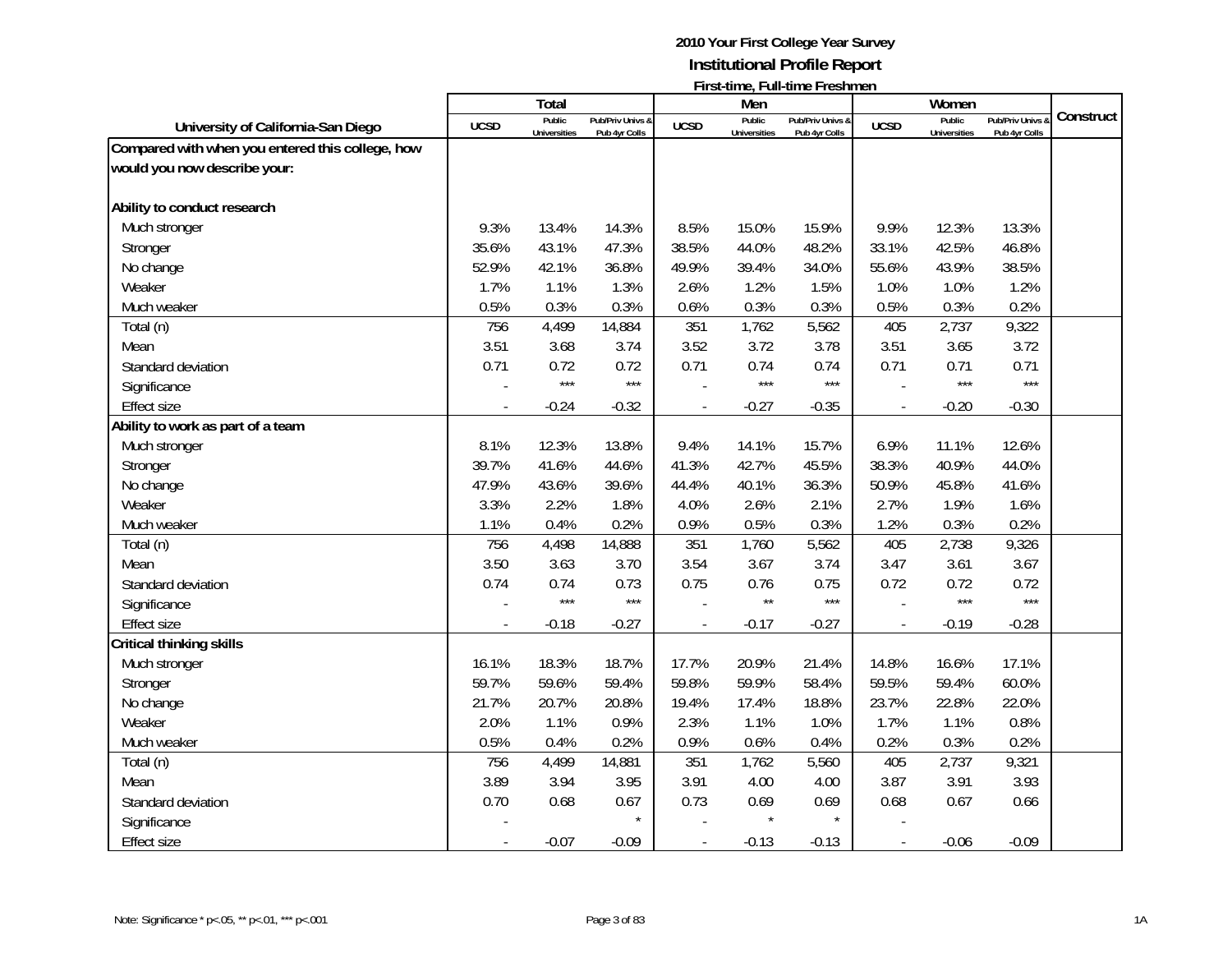**2010 Your First College Year Survey**
**Institutional Profile Report**
**First-time, Full-time Freshmen**

| University of California-San Diego | Total | | | Men | | | Women | | | Construct |
|---|---|---|---|---|---|---|---|---|---|---|
| | UCSD | Public Universities | Pub/Priv Univs & Pub 4yr Colls | UCSD | Public Universities | Pub/Priv Univs & Pub 4yr Colls | UCSD | Public Universities | Pub/Priv Univs & Pub 4yr Colls | |
| **Compared with when you entered this college, how would you now describe your:** | | | | | | | | | | |
| **Ability to conduct research** | | | | | | | | | | |
| Much stronger | 9.3% | 13.4% | 14.3% | 8.5% | 15.0% | 15.9% | 9.9% | 12.3% | 13.3% | |
| Stronger | 35.6% | 43.1% | 47.3% | 38.5% | 44.0% | 48.2% | 33.1% | 42.5% | 46.8% | |
| No change | 52.9% | 42.1% | 36.8% | 49.9% | 39.4% | 34.0% | 55.6% | 43.9% | 38.5% | |
| Weaker | 1.7% | 1.1% | 1.3% | 2.6% | 1.2% | 1.5% | 1.0% | 1.0% | 1.2% | |
| Much weaker | 0.5% | 0.3% | 0.3% | 0.6% | 0.3% | 0.3% | 0.5% | 0.3% | 0.2% | |
| Total (n) | 756 | 4,499 | 14,884 | 351 | 1,762 | 5,562 | 405 | 2,737 | 9,322 | |
| Mean | 3.51 | 3.68 | 3.74 | 3.52 | 3.72 | 3.78 | 3.51 | 3.65 | 3.72 | |
| Standard deviation | 0.71 | 0.72 | 0.72 | 0.71 | 0.74 | 0.74 | 0.71 | 0.71 | 0.71 | |
| Significance | - | *** | *** | - | *** | *** | - | *** | *** | |
| Effect size | - | -0.24 | -0.32 | - | -0.27 | -0.35 | - | -0.20 | -0.30 | |
| **Ability to work as part of a team** | | | | | | | | | | |
| Much stronger | 8.1% | 12.3% | 13.8% | 9.4% | 14.1% | 15.7% | 6.9% | 11.1% | 12.6% | |
| Stronger | 39.7% | 41.6% | 44.6% | 41.3% | 42.7% | 45.5% | 38.3% | 40.9% | 44.0% | |
| No change | 47.9% | 43.6% | 39.6% | 44.4% | 40.1% | 36.3% | 50.9% | 45.8% | 41.6% | |
| Weaker | 3.3% | 2.2% | 1.8% | 4.0% | 2.6% | 2.1% | 2.7% | 1.9% | 1.6% | |
| Much weaker | 1.1% | 0.4% | 0.2% | 0.9% | 0.5% | 0.3% | 1.2% | 0.3% | 0.2% | |
| Total (n) | 756 | 4,498 | 14,888 | 351 | 1,760 | 5,562 | 405 | 2,738 | 9,326 | |
| Mean | 3.50 | 3.63 | 3.70 | 3.54 | 3.67 | 3.74 | 3.47 | 3.61 | 3.67 | |
| Standard deviation | 0.74 | 0.74 | 0.73 | 0.75 | 0.76 | 0.75 | 0.72 | 0.72 | 0.72 | |
| Significance | - | *** | *** | - | ** | *** | - | *** | *** | |
| Effect size | - | -0.18 | -0.27 | - | -0.17 | -0.27 | - | -0.19 | -0.28 | |
| **Critical thinking skills** | | | | | | | | | | |
| Much stronger | 16.1% | 18.3% | 18.7% | 17.7% | 20.9% | 21.4% | 14.8% | 16.6% | 17.1% | |
| Stronger | 59.7% | 59.6% | 59.4% | 59.8% | 59.9% | 58.4% | 59.5% | 59.4% | 60.0% | |
| No change | 21.7% | 20.7% | 20.8% | 19.4% | 17.4% | 18.8% | 23.7% | 22.8% | 22.0% | |
| Weaker | 2.0% | 1.1% | 0.9% | 2.3% | 1.1% | 1.0% | 1.7% | 1.1% | 0.8% | |
| Much weaker | 0.5% | 0.4% | 0.2% | 0.9% | 0.6% | 0.4% | 0.2% | 0.3% | 0.2% | |
| Total (n) | 756 | 4,499 | 14,881 | 351 | 1,762 | 5,560 | 405 | 2,737 | 9,321 | |
| Mean | 3.89 | 3.94 | 3.95 | 3.91 | 4.00 | 4.00 | 3.87 | 3.91 | 3.93 | |
| Standard deviation | 0.70 | 0.68 | 0.67 | 0.73 | 0.69 | 0.69 | 0.68 | 0.67 | 0.66 | |
| Significance | - | | * | - | * | * | - | | | |
| Effect size | - | -0.07 | -0.09 | - | -0.13 | -0.13 | - | -0.06 | -0.09 | |

Note: Significance * p<.05, ** p<.01, *** p<.001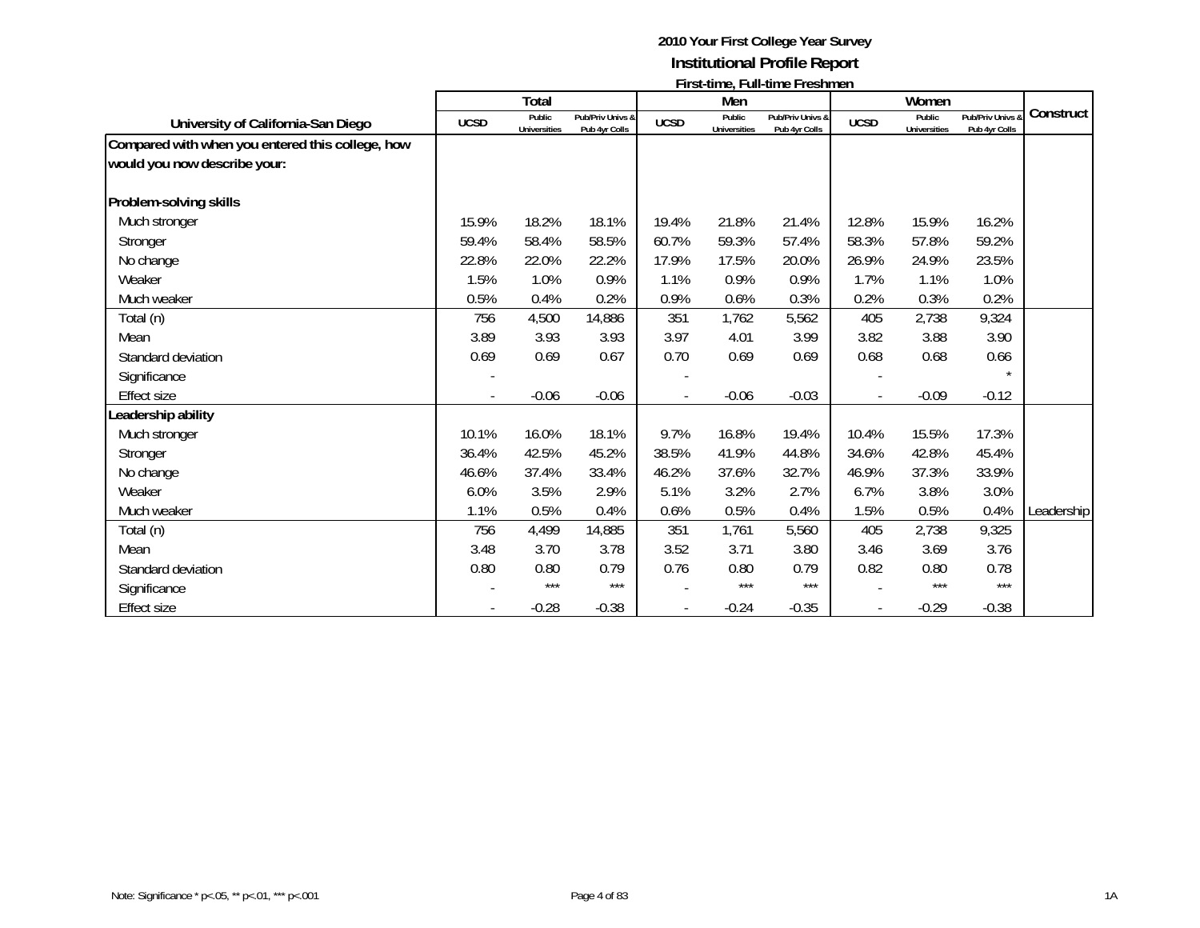# 2010 Your First College Year Survey

## Institutional Profile Report

### First-time, Full-time Freshmen

| University of California-San Diego | Total | | | Men | | | Women | | | Construct |
|---|---|---|---|---|---|---|---|---|---|---|
| | UCSD | Public Universities | Pub/Priv Univs & Pub 4yr Colls | UCSD | Public Universities | Pub/Priv Univs & Pub 4yr Colls | UCSD | Public Universities | Pub/Priv Univs & Pub 4yr Colls | |
| **Compared with when you entered this college, how would you now describe your:** | | | | | | | | | | |
| **Problem-solving skills** | | | | | | | | | | |
| Much stronger | 15.9% | 18.2% | 18.1% | 19.4% | 21.8% | 21.4% | 12.8% | 15.9% | 16.2% | |
| Stronger | 59.4% | 58.4% | 58.5% | 60.7% | 59.3% | 57.4% | 58.3% | 57.8% | 59.2% | |
| No change | 22.8% | 22.0% | 22.2% | 17.9% | 17.5% | 20.0% | 26.9% | 24.9% | 23.5% | |
| Weaker | 1.5% | 1.0% | 0.9% | 1.1% | 0.9% | 0.9% | 1.7% | 1.1% | 1.0% | |
| Much weaker | 0.5% | 0.4% | 0.2% | 0.9% | 0.6% | 0.3% | 0.2% | 0.3% | 0.2% | |
| Total (n) | 756 | 4,500 | 14,886 | 351 | 1,762 | 5,562 | 405 | 2,738 | 9,324 | |
| Mean | 3.89 | 3.93 | 3.93 | 3.97 | 4.01 | 3.99 | 3.82 | 3.88 | 3.90 | |
| Standard deviation | 0.69 | 0.69 | 0.67 | 0.70 | 0.69 | 0.69 | 0.68 | 0.68 | 0.66 | |
| Significance | - | | | - | | | - | | * | |
| Effect size | - | -0.06 | -0.06 | - | -0.06 | -0.03 | - | -0.09 | -0.12 | |
| **Leadership ability** | | | | | | | | | | |
| Much stronger | 10.1% | 16.0% | 18.1% | 9.7% | 16.8% | 19.4% | 10.4% | 15.5% | 17.3% | |
| Stronger | 36.4% | 42.5% | 45.2% | 38.5% | 41.9% | 44.8% | 34.6% | 42.8% | 45.4% | |
| No change | 46.6% | 37.4% | 33.4% | 46.2% | 37.6% | 32.7% | 46.9% | 37.3% | 33.9% | |
| Weaker | 6.0% | 3.5% | 2.9% | 5.1% | 3.2% | 2.7% | 6.7% | 3.8% | 3.0% | |
| Much weaker | 1.1% | 0.5% | 0.4% | 0.6% | 0.5% | 0.4% | 1.5% | 0.5% | 0.4% | Leadership |
| Total (n) | 756 | 4,499 | 14,885 | 351 | 1,761 | 5,560 | 405 | 2,738 | 9,325 | |
| Mean | 3.48 | 3.70 | 3.78 | 3.52 | 3.71 | 3.80 | 3.46 | 3.69 | 3.76 | |
| Standard deviation | 0.80 | 0.80 | 0.79 | 0.76 | 0.80 | 0.79 | 0.82 | 0.80 | 0.78 | |
| Significance | - | *** | *** | - | *** | *** | - | *** | *** | |
| Effect size | - | -0.28 | -0.38 | - | -0.24 | -0.35 | - | -0.29 | -0.38 | |

Note: Significance * p<.05, ** p<.01, *** p<.001

1A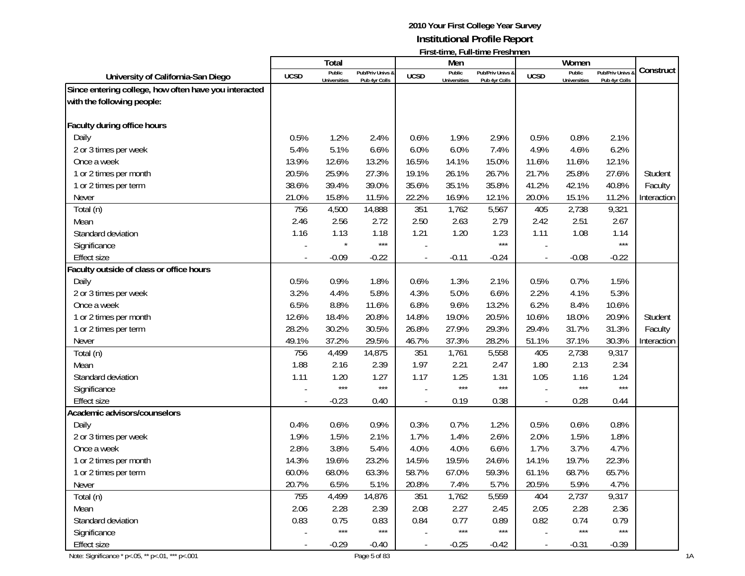**2010 Your First College Year Survey**
**Institutional Profile Report**
**First-time, Full-time Freshmen**

| University of California-San Diego | Total | | | Men | | | Women | | | Construct |
|---|---|---|---|---|---|---|---|---|---|---|
| | UCSD | Public Universities | Pub/Priv Univs & Pub 4yr Colls | UCSD | Public Universities | Pub/Priv Univs & Pub 4yr Colls | UCSD | Public Universities | Pub/Priv Univs & Pub 4yr Colls | |
| **Since entering college, how often have you interacted with the following people:** | | | | | | | | | | |
| **Faculty during office hours** | | | | | | | | | | |
| Daily | 0.5% | 1.2% | 2.4% | 0.6% | 1.9% | 2.9% | 0.5% | 0.8% | 2.1% | |
| 2 or 3 times per week | 5.4% | 5.1% | 6.6% | 6.0% | 6.0% | 7.4% | 4.9% | 4.6% | 6.2% | |
| Once a week | 13.9% | 12.6% | 13.2% | 16.5% | 14.1% | 15.0% | 11.6% | 11.6% | 12.1% | |
| 1 or 2 times per month | 20.5% | 25.9% | 27.3% | 19.1% | 26.1% | 26.7% | 21.7% | 25.8% | 27.6% | Student |
| 1 or 2 times per term | 38.6% | 39.4% | 39.0% | 35.6% | 35.1% | 35.8% | 41.2% | 42.1% | 40.8% | Faculty |
| Never | 21.0% | 15.8% | 11.5% | 22.2% | 16.9% | 12.1% | 20.0% | 15.1% | 11.2% | Interaction |
| Total (n) | 756 | 4,500 | 14,888 | 351 | 1,762 | 5,567 | 405 | 2,738 | 9,321 | |
| Mean | 2.46 | 2.56 | 2.72 | 2.50 | 2.63 | 2.79 | 2.42 | 2.51 | 2.67 | |
| Standard deviation | 1.16 | 1.13 | 1.18 | 1.21 | 1.20 | 1.23 | 1.11 | 1.08 | 1.14 | |
| Significance | - | * | *** | - | | *** | - | | *** | |
| Effect size | - | -0.09 | -0.22 | - | -0.11 | -0.24 | - | -0.08 | -0.22 | |
| **Faculty outside of class or office hours** | | | | | | | | | | |
| Daily | 0.5% | 0.9% | 1.8% | 0.6% | 1.3% | 2.1% | 0.5% | 0.7% | 1.5% | |
| 2 or 3 times per week | 3.2% | 4.4% | 5.8% | 4.3% | 5.0% | 6.6% | 2.2% | 4.1% | 5.3% | |
| Once a week | 6.5% | 8.8% | 11.6% | 6.8% | 9.6% | 13.2% | 6.2% | 8.4% | 10.6% | |
| 1 or 2 times per month | 12.6% | 18.4% | 20.8% | 14.8% | 19.0% | 20.5% | 10.6% | 18.0% | 20.9% | Student |
| 1 or 2 times per term | 28.2% | 30.2% | 30.5% | 26.8% | 27.9% | 29.3% | 29.4% | 31.7% | 31.3% | Faculty |
| Never | 49.1% | 37.2% | 29.5% | 46.7% | 37.3% | 28.2% | 51.1% | 37.1% | 30.3% | Interaction |
| Total (n) | 756 | 4,499 | 14,875 | 351 | 1,761 | 5,558 | 405 | 2,738 | 9,317 | |
| Mean | 1.88 | 2.16 | 2.39 | 1.97 | 2.21 | 2.47 | 1.80 | 2.13 | 2.34 | |
| Standard deviation | 1.11 | 1.20 | 1.27 | 1.17 | 1.25 | 1.31 | 1.05 | 1.16 | 1.24 | |
| Significance | - | *** | *** | - | *** | *** | - | *** | *** | |
| Effect size | - | -0.23 | 0.40 | - | 0.19 | 0.38 | - | 0.28 | 0.44 | |
| **Academic advisors/counselors** | | | | | | | | | | |
| Daily | 0.4% | 0.6% | 0.9% | 0.3% | 0.7% | 1.2% | 0.5% | 0.6% | 0.8% | |
| 2 or 3 times per week | 1.9% | 1.5% | 2.1% | 1.7% | 1.4% | 2.6% | 2.0% | 1.5% | 1.8% | |
| Once a week | 2.8% | 3.8% | 5.4% | 4.0% | 4.0% | 6.6% | 1.7% | 3.7% | 4.7% | |
| 1 or 2 times per month | 14.3% | 19.6% | 23.2% | 14.5% | 19.5% | 24.6% | 14.1% | 19.7% | 22.3% | |
| 1 or 2 times per term | 60.0% | 68.0% | 63.3% | 58.7% | 67.0% | 59.3% | 61.1% | 68.7% | 65.7% | |
| Never | 20.7% | 6.5% | 5.1% | 20.8% | 7.4% | 5.7% | 20.5% | 5.9% | 4.7% | |
| Total (n) | 755 | 4,499 | 14,876 | 351 | 1,762 | 5,559 | 404 | 2,737 | 9,317 | |
| Mean | 2.06 | 2.28 | 2.39 | 2.08 | 2.27 | 2.45 | 2.05 | 2.28 | 2.36 | |
| Standard deviation | 0.83 | 0.75 | 0.83 | 0.84 | 0.77 | 0.89 | 0.82 | 0.74 | 0.79 | |
| Significance | - | *** | *** | - | *** | *** | - | *** | *** | |
| Effect size | - | -0.29 | -0.40 | - | -0.25 | -0.42 | - | -0.31 | -0.39 | |

Note: Significance * p<.05, ** p<.01, *** p<.001

1A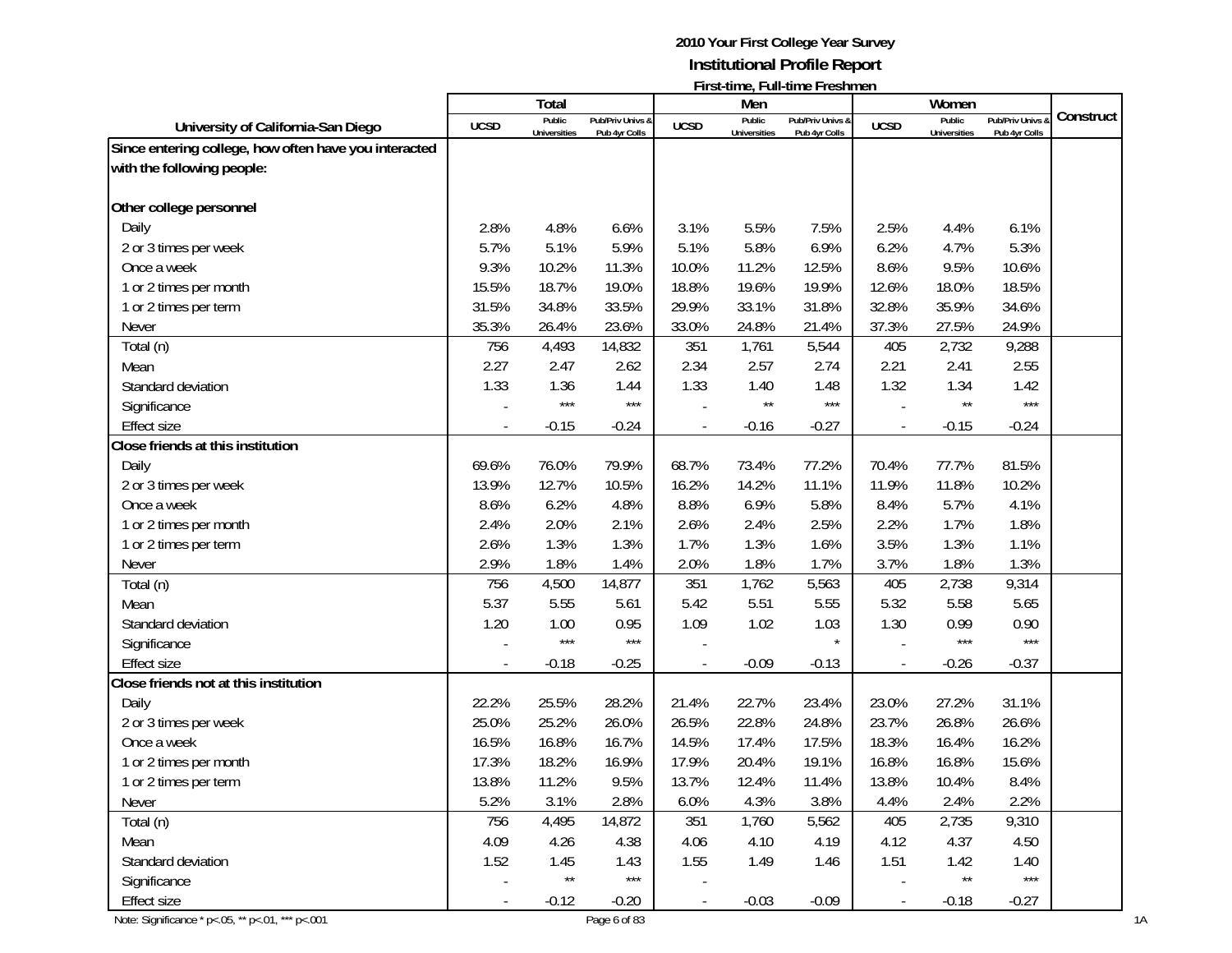# 2010 Your First College Year Survey

## Institutional Profile Report

### First-time, Full-time Freshmen

| University of California-San Diego | Total | | | Men | | | Women | | | Construct |
|---|---|---|---|---|---|---|---|---|---|---|
| | UCSD | Public Universities | Pub/Priv Univs & Pub 4yr Colls | UCSD | Public Universities | Pub/Priv Univs & Pub 4yr Colls | UCSD | Public Universities | Pub/Priv Univs & Pub 4yr Colls | |
| **Since entering college, how often have you interacted with the following people:** | | | | | | | | | | |
| **Other college personnel** | | | | | | | | | | |
| Daily | 2.8% | 4.8% | 6.6% | 3.1% | 5.5% | 7.5% | 2.5% | 4.4% | 6.1% | |
| 2 or 3 times per week | 5.7% | 5.1% | 5.9% | 5.1% | 5.8% | 6.9% | 6.2% | 4.7% | 5.3% | |
| Once a week | 9.3% | 10.2% | 11.3% | 10.0% | 11.2% | 12.5% | 8.6% | 9.5% | 10.6% | |
| 1 or 2 times per month | 15.5% | 18.7% | 19.0% | 18.8% | 19.6% | 19.9% | 12.6% | 18.0% | 18.5% | |
| 1 or 2 times per term | 31.5% | 34.8% | 33.5% | 29.9% | 33.1% | 31.8% | 32.8% | 35.9% | 34.6% | |
| Never | 35.3% | 26.4% | 23.6% | 33.0% | 24.8% | 21.4% | 37.3% | 27.5% | 24.9% | |
| Total (n) | 756 | 4,493 | 14,832 | 351 | 1,761 | 5,544 | 405 | 2,732 | 9,288 | |
| Mean | 2.27 | 2.47 | 2.62 | 2.34 | 2.57 | 2.74 | 2.21 | 2.41 | 2.55 | |
| Standard deviation | 1.33 | 1.36 | 1.44 | 1.33 | 1.40 | 1.48 | 1.32 | 1.34 | 1.42 | |
| Significance | - | *** | *** | - | ** | *** | - | ** | *** | |
| Effect size | - | -0.15 | -0.24 | - | -0.16 | -0.27 | - | -0.15 | -0.24 | |
| **Close friends at this institution** | | | | | | | | | | |
| Daily | 69.6% | 76.0% | 79.9% | 68.7% | 73.4% | 77.2% | 70.4% | 77.7% | 81.5% | |
| 2 or 3 times per week | 13.9% | 12.7% | 10.5% | 16.2% | 14.2% | 11.1% | 11.9% | 11.8% | 10.2% | |
| Once a week | 8.6% | 6.2% | 4.8% | 8.8% | 6.9% | 5.8% | 8.4% | 5.7% | 4.1% | |
| 1 or 2 times per month | 2.4% | 2.0% | 2.1% | 2.6% | 2.4% | 2.5% | 2.2% | 1.7% | 1.8% | |
| 1 or 2 times per term | 2.6% | 1.3% | 1.3% | 1.7% | 1.3% | 1.6% | 3.5% | 1.3% | 1.1% | |
| Never | 2.9% | 1.8% | 1.4% | 2.0% | 1.8% | 1.7% | 3.7% | 1.8% | 1.3% | |
| Total (n) | 756 | 4,500 | 14,877 | 351 | 1,762 | 5,563 | 405 | 2,738 | 9,314 | |
| Mean | 5.37 | 5.55 | 5.61 | 5.42 | 5.51 | 5.55 | 5.32 | 5.58 | 5.65 | |
| Standard deviation | 1.20 | 1.00 | 0.95 | 1.09 | 1.02 | 1.03 | 1.30 | 0.99 | 0.90 | |
| Significance | - | *** | *** | - | | * | - | *** | *** | |
| Effect size | - | -0.18 | -0.25 | - | -0.09 | -0.13 | - | -0.26 | -0.37 | |
| **Close friends not at this institution** | | | | | | | | | | |
| Daily | 22.2% | 25.5% | 28.2% | 21.4% | 22.7% | 23.4% | 23.0% | 27.2% | 31.1% | |
| 2 or 3 times per week | 25.0% | 25.2% | 26.0% | 26.5% | 22.8% | 24.8% | 23.7% | 26.8% | 26.6% | |
| Once a week | 16.5% | 16.8% | 16.7% | 14.5% | 17.4% | 17.5% | 18.3% | 16.4% | 16.2% | |
| 1 or 2 times per month | 17.3% | 18.2% | 16.9% | 17.9% | 20.4% | 19.1% | 16.8% | 16.8% | 15.6% | |
| 1 or 2 times per term | 13.8% | 11.2% | 9.5% | 13.7% | 12.4% | 11.4% | 13.8% | 10.4% | 8.4% | |
| Never | 5.2% | 3.1% | 2.8% | 6.0% | 4.3% | 3.8% | 4.4% | 2.4% | 2.2% | |
| Total (n) | 756 | 4,495 | 14,872 | 351 | 1,760 | 5,562 | 405 | 2,735 | 9,310 | |
| Mean | 4.09 | 4.26 | 4.38 | 4.06 | 4.10 | 4.19 | 4.12 | 4.37 | 4.50 | |
| Standard deviation | 1.52 | 1.45 | 1.43 | 1.55 | 1.49 | 1.46 | 1.51 | 1.42 | 1.40 | |
| Significance | - | ** | *** | - | | | - | ** | *** | |
| Effect size | - | -0.12 | -0.20 | - | -0.03 | -0.09 | - | -0.18 | -0.27 | |

Note: Significance * p<.05, ** p<.01, *** p<.001

1A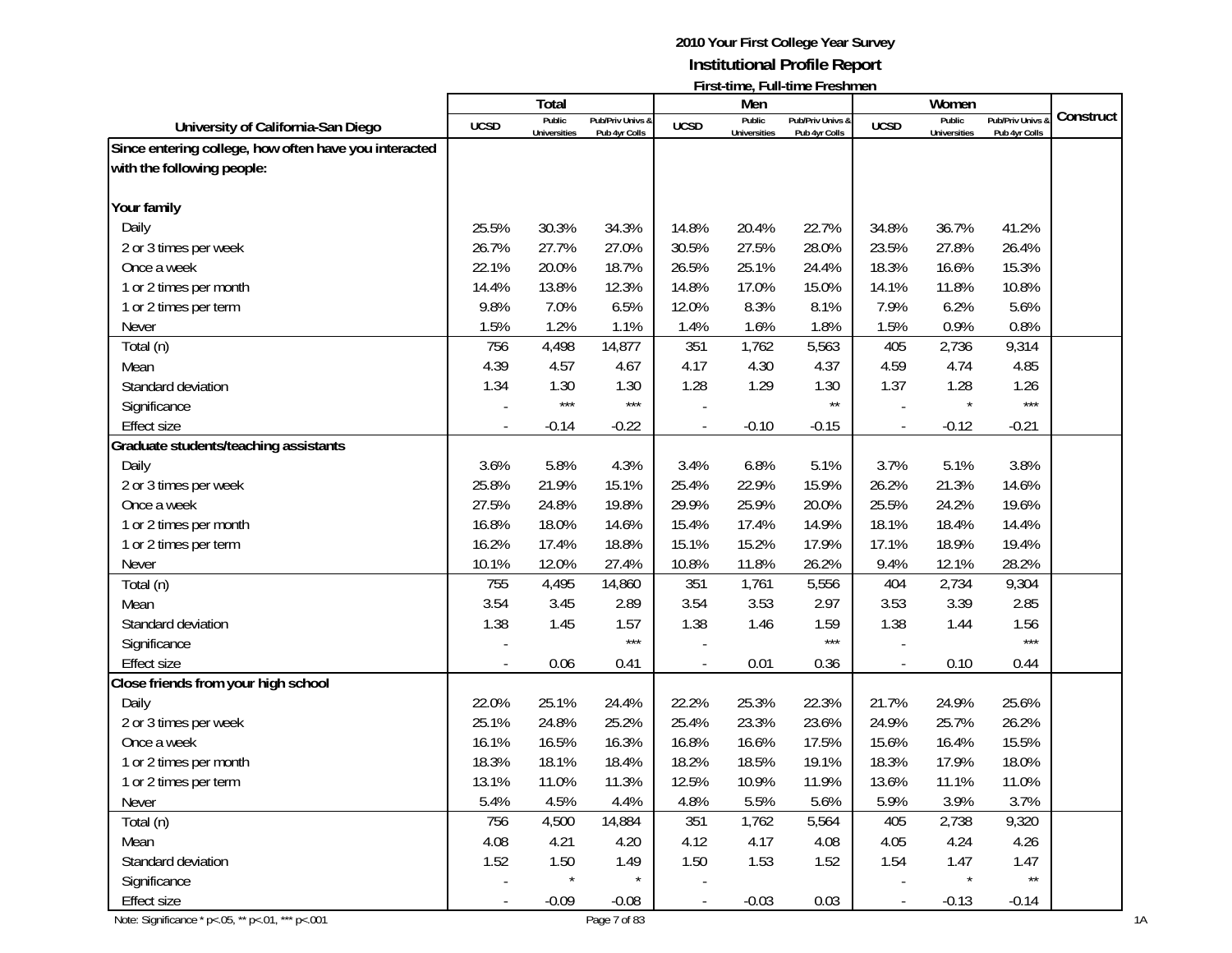# 2010 Your First College Year Survey
## Institutional Profile Report
### First-time, Full-time Freshmen

| University of California-San Diego | Total | | | Men | | | Women | | | Construct |
|---|---|---|---|---|---|---|---|---|---|---|
| | UCSD | Public Universities | Pub/Priv Univs & Pub 4yr Colls | UCSD | Public Universities | Pub/Priv Univs & Pub 4yr Colls | UCSD | Public Universities | Pub/Priv Univs & Pub 4yr Colls | |
| **Since entering college, how often have you interacted with the following people:** | | | | | | | | | | |
| **Your family** | | | | | | | | | | |
| Daily | 25.5% | 30.3% | 34.3% | 14.8% | 20.4% | 22.7% | 34.8% | 36.7% | 41.2% | |
| 2 or 3 times per week | 26.7% | 27.7% | 27.0% | 30.5% | 27.5% | 28.0% | 23.5% | 27.8% | 26.4% | |
| Once a week | 22.1% | 20.0% | 18.7% | 26.5% | 25.1% | 24.4% | 18.3% | 16.6% | 15.3% | |
| 1 or 2 times per month | 14.4% | 13.8% | 12.3% | 14.8% | 17.0% | 15.0% | 14.1% | 11.8% | 10.8% | |
| 1 or 2 times per term | 9.8% | 7.0% | 6.5% | 12.0% | 8.3% | 8.1% | 7.9% | 6.2% | 5.6% | |
| Never | 1.5% | 1.2% | 1.1% | 1.4% | 1.6% | 1.8% | 1.5% | 0.9% | 0.8% | |
| Total (n) | 756 | 4,498 | 14,877 | 351 | 1,762 | 5,563 | 405 | 2,736 | 9,314 | |
| Mean | 4.39 | 4.57 | 4.67 | 4.17 | 4.30 | 4.37 | 4.59 | 4.74 | 4.85 | |
| Standard deviation | 1.34 | 1.30 | 1.30 | 1.28 | 1.29 | 1.30 | 1.37 | 1.28 | 1.26 | |
| Significance | - | *** | *** | - | | ** | - | * | *** | |
| Effect size | - | -0.14 | -0.22 | - | -0.10 | -0.15 | - | -0.12 | -0.21 | |
| **Graduate students/teaching assistants** | | | | | | | | | | |
| Daily | 3.6% | 5.8% | 4.3% | 3.4% | 6.8% | 5.1% | 3.7% | 5.1% | 3.8% | |
| 2 or 3 times per week | 25.8% | 21.9% | 15.1% | 25.4% | 22.9% | 15.9% | 26.2% | 21.3% | 14.6% | |
| Once a week | 27.5% | 24.8% | 19.8% | 29.9% | 25.9% | 20.0% | 25.5% | 24.2% | 19.6% | |
| 1 or 2 times per month | 16.8% | 18.0% | 14.6% | 15.4% | 17.4% | 14.9% | 18.1% | 18.4% | 14.4% | |
| 1 or 2 times per term | 16.2% | 17.4% | 18.8% | 15.1% | 15.2% | 17.9% | 17.1% | 18.9% | 19.4% | |
| Never | 10.1% | 12.0% | 27.4% | 10.8% | 11.8% | 26.2% | 9.4% | 12.1% | 28.2% | |
| Total (n) | 755 | 4,495 | 14,860 | 351 | 1,761 | 5,556 | 404 | 2,734 | 9,304 | |
| Mean | 3.54 | 3.45 | 2.89 | 3.54 | 3.53 | 2.97 | 3.53 | 3.39 | 2.85 | |
| Standard deviation | 1.38 | 1.45 | 1.57 | 1.38 | 1.46 | 1.59 | 1.38 | 1.44 | 1.56 | |
| Significance | - | | *** | - | | *** | - | | *** | |
| Effect size | - | 0.06 | 0.41 | - | 0.01 | 0.36 | - | 0.10 | 0.44 | |
| **Close friends from your high school** | | | | | | | | | | |
| Daily | 22.0% | 25.1% | 24.4% | 22.2% | 25.3% | 22.3% | 21.7% | 24.9% | 25.6% | |
| 2 or 3 times per week | 25.1% | 24.8% | 25.2% | 25.4% | 23.3% | 23.6% | 24.9% | 25.7% | 26.2% | |
| Once a week | 16.1% | 16.5% | 16.3% | 16.8% | 16.6% | 17.5% | 15.6% | 16.4% | 15.5% | |
| 1 or 2 times per month | 18.3% | 18.1% | 18.4% | 18.2% | 18.5% | 19.1% | 18.3% | 17.9% | 18.0% | |
| 1 or 2 times per term | 13.1% | 11.0% | 11.3% | 12.5% | 10.9% | 11.9% | 13.6% | 11.1% | 11.0% | |
| Never | 5.4% | 4.5% | 4.4% | 4.8% | 5.5% | 5.6% | 5.9% | 3.9% | 3.7% | |
| Total (n) | 756 | 4,500 | 14,884 | 351 | 1,762 | 5,564 | 405 | 2,738 | 9,320 | |
| Mean | 4.08 | 4.21 | 4.20 | 4.12 | 4.17 | 4.08 | 4.05 | 4.24 | 4.26 | |
| Standard deviation | 1.52 | 1.50 | 1.49 | 1.50 | 1.53 | 1.52 | 1.54 | 1.47 | 1.47 | |
| Significance | - | * | * | - | | | - | * | ** | |
| Effect size | - | -0.09 | -0.08 | - | -0.03 | 0.03 | - | -0.13 | -0.14 | |

Note: Significance * p<.05, ** p<.01, *** p<.001

1A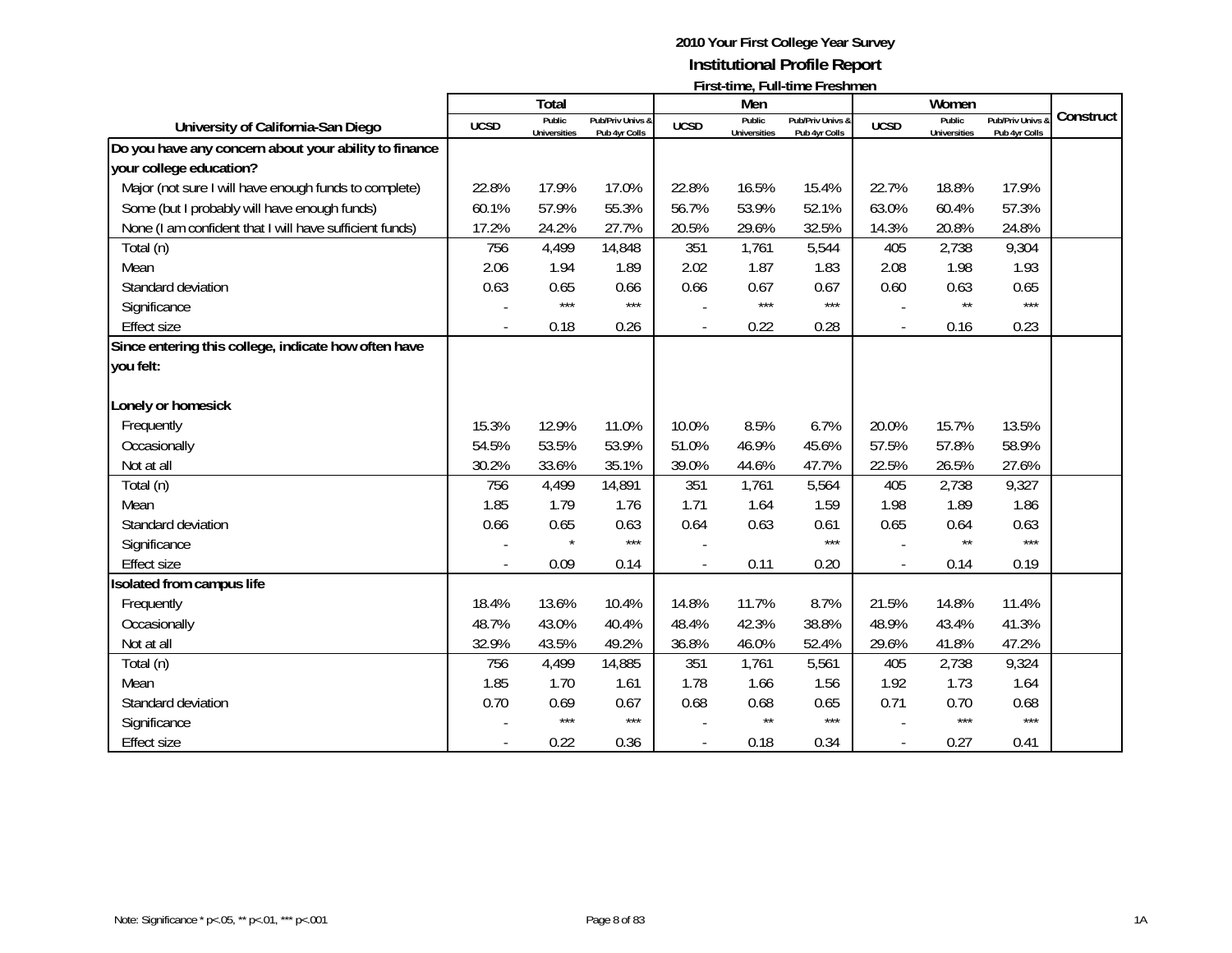**2010 Your First College Year Survey**
**Institutional Profile Report**
**First-time, Full-time Freshmen**

| University of California-San Diego | Total | | | Men | | | Women | | | Construct |
|---|---|---|---|---|---|---|---|---|---|---|
| | UCSD | Public Universities | Pub/Priv Univs & Pub 4yr Colls | UCSD | Public Universities | Pub/Priv Univs & Pub 4yr Colls | UCSD | Public Universities | Pub/Priv Univs & Pub 4yr Colls | |
| **Do you have any concern about your ability to finance your college education?** | | | | | | | | | | |
| Major (not sure I will have enough funds to complete) | 22.8% | 17.9% | 17.0% | 22.8% | 16.5% | 15.4% | 22.7% | 18.8% | 17.9% | |
| Some (but I probably will have enough funds) | 60.1% | 57.9% | 55.3% | 56.7% | 53.9% | 52.1% | 63.0% | 60.4% | 57.3% | |
| None (I am confident that I will have sufficient funds) | 17.2% | 24.2% | 27.7% | 20.5% | 29.6% | 32.5% | 14.3% | 20.8% | 24.8% | |
| Total (n) | 756 | 4,499 | 14,848 | 351 | 1,761 | 5,544 | 405 | 2,738 | 9,304 | |
| Mean | 2.06 | 1.94 | 1.89 | 2.02 | 1.87 | 1.83 | 2.08 | 1.98 | 1.93 | |
| Standard deviation | 0.63 | 0.65 | 0.66 | 0.66 | 0.67 | 0.67 | 0.60 | 0.63 | 0.65 | |
| Significance | - | *** | *** | - | *** | *** | - | ** | *** | |
| Effect size | - | 0.18 | 0.26 | - | 0.22 | 0.28 | - | 0.16 | 0.23 | |
| **Since entering this college, indicate how often have you felt:** | | | | | | | | | | |
| **Lonely or homesick** | | | | | | | | | | |
| Frequently | 15.3% | 12.9% | 11.0% | 10.0% | 8.5% | 6.7% | 20.0% | 15.7% | 13.5% | |
| Occasionally | 54.5% | 53.5% | 53.9% | 51.0% | 46.9% | 45.6% | 57.5% | 57.8% | 58.9% | |
| Not at all | 30.2% | 33.6% | 35.1% | 39.0% | 44.6% | 47.7% | 22.5% | 26.5% | 27.6% | |
| Total (n) | 756 | 4,499 | 14,891 | 351 | 1,761 | 5,564 | 405 | 2,738 | 9,327 | |
| Mean | 1.85 | 1.79 | 1.76 | 1.71 | 1.64 | 1.59 | 1.98 | 1.89 | 1.86 | |
| Standard deviation | 0.66 | 0.65 | 0.63 | 0.64 | 0.63 | 0.61 | 0.65 | 0.64 | 0.63 | |
| Significance | - | * | *** | - | | *** | - | ** | *** | |
| Effect size | - | 0.09 | 0.14 | - | 0.11 | 0.20 | - | 0.14 | 0.19 | |
| **Isolated from campus life** | | | | | | | | | | |
| Frequently | 18.4% | 13.6% | 10.4% | 14.8% | 11.7% | 8.7% | 21.5% | 14.8% | 11.4% | |
| Occasionally | 48.7% | 43.0% | 40.4% | 48.4% | 42.3% | 38.8% | 48.9% | 43.4% | 41.3% | |
| Not at all | 32.9% | 43.5% | 49.2% | 36.8% | 46.0% | 52.4% | 29.6% | 41.8% | 47.2% | |
| Total (n) | 756 | 4,499 | 14,885 | 351 | 1,761 | 5,561 | 405 | 2,738 | 9,324 | |
| Mean | 1.85 | 1.70 | 1.61 | 1.78 | 1.66 | 1.56 | 1.92 | 1.73 | 1.64 | |
| Standard deviation | 0.70 | 0.69 | 0.67 | 0.68 | 0.68 | 0.65 | 0.71 | 0.70 | 0.68 | |
| Significance | - | *** | *** | - | ** | *** | - | *** | *** | |
| Effect size | - | 0.22 | 0.36 | - | 0.18 | 0.34 | - | 0.27 | 0.41 | |

Note: Significance * p<.05, ** p<.01, *** p<.001

1A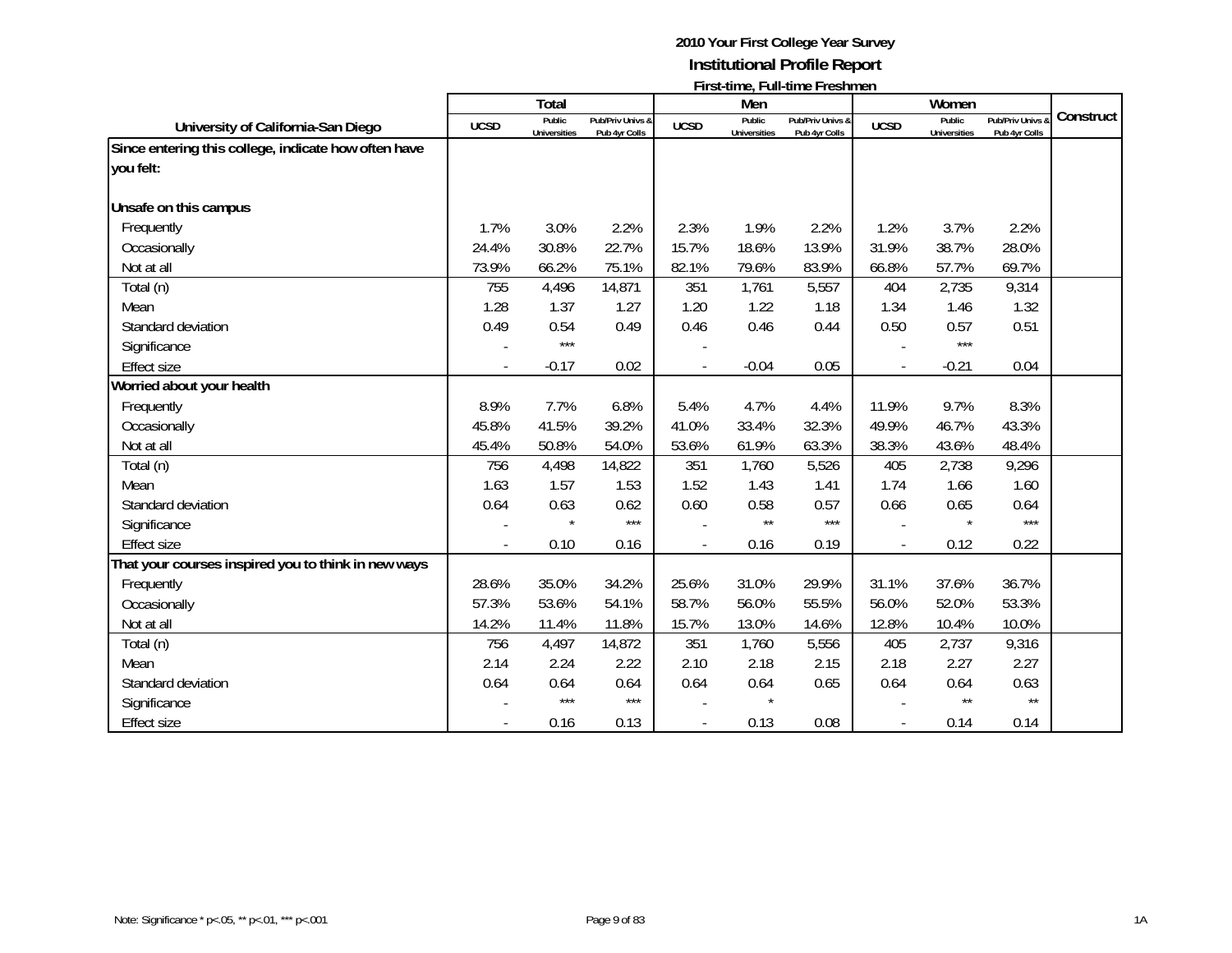# 2010 Your First College Year Survey
## Institutional Profile Report
### First-time, Full-time Freshmen

| University of California-San Diego | Total | | | Men | | | Women | | | Construct |
|---|---|---|---|---|---|---|---|---|---|---|
| | UCSD | Public Universities | Pub/Priv Univs & Pub 4yr Colls | UCSD | Public Universities | Pub/Priv Univs & Pub 4yr Colls | UCSD | Public Universities | Pub/Priv Univs & Pub 4yr Colls | |
| **Since entering this college, indicate how often have you felt:** | | | | | | | | | | |
| **Unsafe on this campus** | | | | | | | | | | |
| Frequently | 1.7% | 3.0% | 2.2% | 2.3% | 1.9% | 2.2% | 1.2% | 3.7% | 2.2% | |
| Occasionally | 24.4% | 30.8% | 22.7% | 15.7% | 18.6% | 13.9% | 31.9% | 38.7% | 28.0% | |
| Not at all | 73.9% | 66.2% | 75.1% | 82.1% | 79.6% | 83.9% | 66.8% | 57.7% | 69.7% | |
| Total (n) | 755 | 4,496 | 14,871 | 351 | 1,761 | 5,557 | 404 | 2,735 | 9,314 | |
| Mean | 1.28 | 1.37 | 1.27 | 1.20 | 1.22 | 1.18 | 1.34 | 1.46 | 1.32 | |
| Standard deviation | 0.49 | 0.54 | 0.49 | 0.46 | 0.46 | 0.44 | 0.50 | 0.57 | 0.51 | |
| Significance | - | *** | | - | | | - | *** | | |
| Effect size | - | -0.17 | 0.02 | - | -0.04 | 0.05 | - | -0.21 | 0.04 | |
| **Worried about your health** | | | | | | | | | | |
| Frequently | 8.9% | 7.7% | 6.8% | 5.4% | 4.7% | 4.4% | 11.9% | 9.7% | 8.3% | |
| Occasionally | 45.8% | 41.5% | 39.2% | 41.0% | 33.4% | 32.3% | 49.9% | 46.7% | 43.3% | |
| Not at all | 45.4% | 50.8% | 54.0% | 53.6% | 61.9% | 63.3% | 38.3% | 43.6% | 48.4% | |
| Total (n) | 756 | 4,498 | 14,822 | 351 | 1,760 | 5,526 | 405 | 2,738 | 9,296 | |
| Mean | 1.63 | 1.57 | 1.53 | 1.52 | 1.43 | 1.41 | 1.74 | 1.66 | 1.60 | |
| Standard deviation | 0.64 | 0.63 | 0.62 | 0.60 | 0.58 | 0.57 | 0.66 | 0.65 | 0.64 | |
| Significance | - | * | *** | - | ** | *** | - | * | *** | |
| Effect size | - | 0.10 | 0.16 | - | 0.16 | 0.19 | - | 0.12 | 0.22 | |
| **That your courses inspired you to think in new ways** | | | | | | | | | | |
| Frequently | 28.6% | 35.0% | 34.2% | 25.6% | 31.0% | 29.9% | 31.1% | 37.6% | 36.7% | |
| Occasionally | 57.3% | 53.6% | 54.1% | 58.7% | 56.0% | 55.5% | 56.0% | 52.0% | 53.3% | |
| Not at all | 14.2% | 11.4% | 11.8% | 15.7% | 13.0% | 14.6% | 12.8% | 10.4% | 10.0% | |
| Total (n) | 756 | 4,497 | 14,872 | 351 | 1,760 | 5,556 | 405 | 2,737 | 9,316 | |
| Mean | 2.14 | 2.24 | 2.22 | 2.10 | 2.18 | 2.15 | 2.18 | 2.27 | 2.27 | |
| Standard deviation | 0.64 | 0.64 | 0.64 | 0.64 | 0.64 | 0.65 | 0.64 | 0.64 | 0.63 | |
| Significance | - | *** | *** | - | * | | - | ** | ** | |
| Effect size | - | 0.16 | 0.13 | - | 0.13 | 0.08 | - | 0.14 | 0.14 | |

Note: Significance * p<.05, ** p<.01, *** p<.001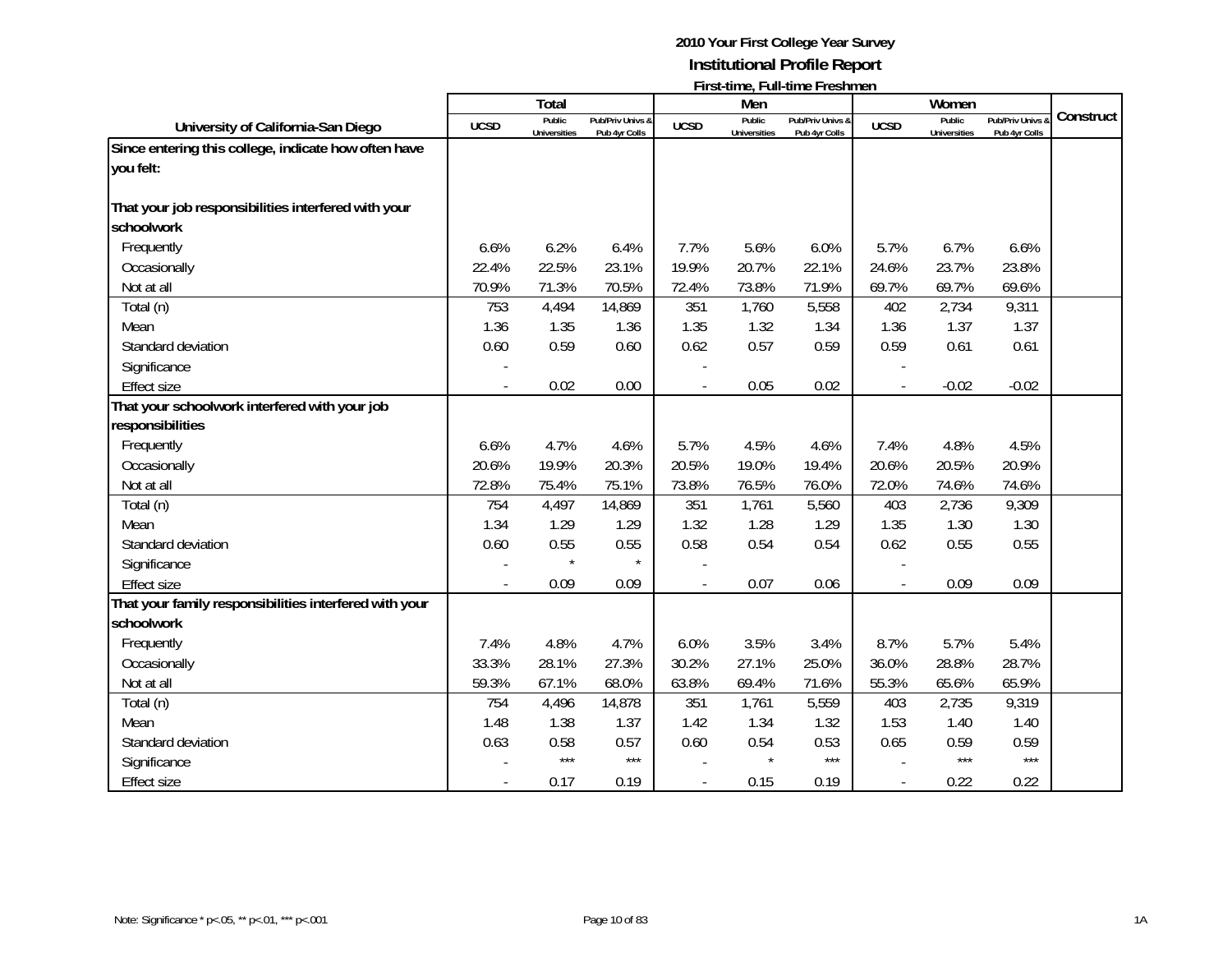**2010 Your First College Year Survey**
**Institutional Profile Report**
**First-time, Full-time Freshmen**

| University of California-San Diego | Total | | | Men | | | Women | | | Construct |
|---|---|---|---|---|---|---|---|---|---|---|
| | UCSD | Public Universities | Pub/Priv Univs & Pub 4yr Colls | UCSD | Public Universities | Pub/Priv Univs & Pub 4yr Colls | UCSD | Public Universities | Pub/Priv Univs & Pub 4yr Colls | |
| **Since entering this college, indicate how often have you felt:** | | | | | | | | | | |
| **That your job responsibilities interfered with your schoolwork** | | | | | | | | | | |
| Frequently | 6.6% | 6.2% | 6.4% | 7.7% | 5.6% | 6.0% | 5.7% | 6.7% | 6.6% | |
| Occasionally | 22.4% | 22.5% | 23.1% | 19.9% | 20.7% | 22.1% | 24.6% | 23.7% | 23.8% | |
| Not at all | 70.9% | 71.3% | 70.5% | 72.4% | 73.8% | 71.9% | 69.7% | 69.7% | 69.6% | |
| Total (n) | 753 | 4,494 | 14,869 | 351 | 1,760 | 5,558 | 402 | 2,734 | 9,311 | |
| Mean | 1.36 | 1.35 | 1.36 | 1.35 | 1.32 | 1.34 | 1.36 | 1.37 | 1.37 | |
| Standard deviation | 0.60 | 0.59 | 0.60 | 0.62 | 0.57 | 0.59 | 0.59 | 0.61 | 0.61 | |
| Significance | - | | | - | | | - | | | |
| Effect size | - | 0.02 | 0.00 | - | 0.05 | 0.02 | - | -0.02 | -0.02 | |
| **That your schoolwork interfered with your job responsibilities** | | | | | | | | | | |
| Frequently | 6.6% | 4.7% | 4.6% | 5.7% | 4.5% | 4.6% | 7.4% | 4.8% | 4.5% | |
| Occasionally | 20.6% | 19.9% | 20.3% | 20.5% | 19.0% | 19.4% | 20.6% | 20.5% | 20.9% | |
| Not at all | 72.8% | 75.4% | 75.1% | 73.8% | 76.5% | 76.0% | 72.0% | 74.6% | 74.6% | |
| Total (n) | 754 | 4,497 | 14,869 | 351 | 1,761 | 5,560 | 403 | 2,736 | 9,309 | |
| Mean | 1.34 | 1.29 | 1.29 | 1.32 | 1.28 | 1.29 | 1.35 | 1.30 | 1.30 | |
| Standard deviation | 0.60 | 0.55 | 0.55 | 0.58 | 0.54 | 0.54 | 0.62 | 0.55 | 0.55 | |
| Significance | - | * | * | - | | | - | | | |
| Effect size | - | 0.09 | 0.09 | - | 0.07 | 0.06 | - | 0.09 | 0.09 | |
| **That your family responsibilities interfered with your schoolwork** | | | | | | | | | | |
| Frequently | 7.4% | 4.8% | 4.7% | 6.0% | 3.5% | 3.4% | 8.7% | 5.7% | 5.4% | |
| Occasionally | 33.3% | 28.1% | 27.3% | 30.2% | 27.1% | 25.0% | 36.0% | 28.8% | 28.7% | |
| Not at all | 59.3% | 67.1% | 68.0% | 63.8% | 69.4% | 71.6% | 55.3% | 65.6% | 65.9% | |
| Total (n) | 754 | 4,496 | 14,878 | 351 | 1,761 | 5,559 | 403 | 2,735 | 9,319 | |
| Mean | 1.48 | 1.38 | 1.37 | 1.42 | 1.34 | 1.32 | 1.53 | 1.40 | 1.40 | |
| Standard deviation | 0.63 | 0.58 | 0.57 | 0.60 | 0.54 | 0.53 | 0.65 | 0.59 | 0.59 | |
| Significance | - | *** | *** | - | * | *** | - | *** | *** | |
| Effect size | - | 0.17 | 0.19 | - | 0.15 | 0.19 | - | 0.22 | 0.22 | |

Note: Significance * p<.05, ** p<.01, *** p<.001

1A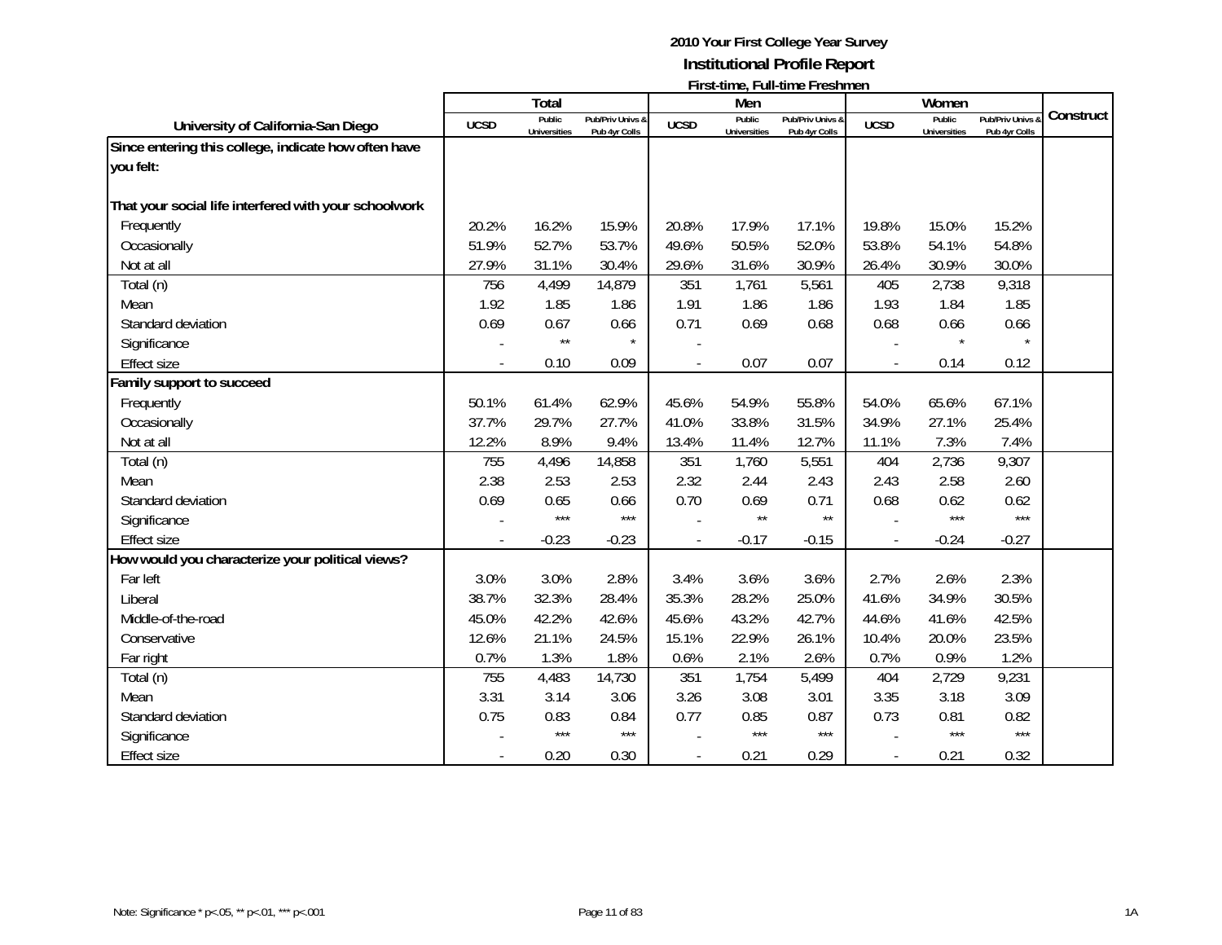# 2010 Your First College Year Survey

## Institutional Profile Report

### First-time, Full-time Freshmen

| University of California-San Diego | Total | | | Men | | | Women | | | Construct |
|---|---|---|---|---|---|---|---|---|---|---|
| | UCSD | Public Universities | Pub/Priv Univs & Pub 4yr Colls | UCSD | Public Universities | Pub/Priv Univs & Pub 4yr Colls | UCSD | Public Universities | Pub/Priv Univs & Pub 4yr Colls | |
| **Since entering this college, indicate how often have you felt:** | | | | | | | | | | |
| **That your social life interfered with your schoolwork** | | | | | | | | | | |
| Frequently | 20.2% | 16.2% | 15.9% | 20.8% | 17.9% | 17.1% | 19.8% | 15.0% | 15.2% | |
| Occasionally | 51.9% | 52.7% | 53.7% | 49.6% | 50.5% | 52.0% | 53.8% | 54.1% | 54.8% | |
| Not at all | 27.9% | 31.1% | 30.4% | 29.6% | 31.6% | 30.9% | 26.4% | 30.9% | 30.0% | |
| Total (n) | 756 | 4,499 | 14,879 | 351 | 1,761 | 5,561 | 405 | 2,738 | 9,318 | |
| Mean | 1.92 | 1.85 | 1.86 | 1.91 | 1.86 | 1.86 | 1.93 | 1.84 | 1.85 | |
| Standard deviation | 0.69 | 0.67 | 0.66 | 0.71 | 0.69 | 0.68 | 0.68 | 0.66 | 0.66 | |
| Significance | - | ** | * | - | | | - | * | * | |
| Effect size | - | 0.10 | 0.09 | - | 0.07 | 0.07 | - | 0.14 | 0.12 | |
| **Family support to succeed** | | | | | | | | | | |
| Frequently | 50.1% | 61.4% | 62.9% | 45.6% | 54.9% | 55.8% | 54.0% | 65.6% | 67.1% | |
| Occasionally | 37.7% | 29.7% | 27.7% | 41.0% | 33.8% | 31.5% | 34.9% | 27.1% | 25.4% | |
| Not at all | 12.2% | 8.9% | 9.4% | 13.4% | 11.4% | 12.7% | 11.1% | 7.3% | 7.4% | |
| Total (n) | 755 | 4,496 | 14,858 | 351 | 1,760 | 5,551 | 404 | 2,736 | 9,307 | |
| Mean | 2.38 | 2.53 | 2.53 | 2.32 | 2.44 | 2.43 | 2.43 | 2.58 | 2.60 | |
| Standard deviation | 0.69 | 0.65 | 0.66 | 0.70 | 0.69 | 0.71 | 0.68 | 0.62 | 0.62 | |
| Significance | - | *** | *** | - | ** | ** | - | *** | *** | |
| Effect size | - | -0.23 | -0.23 | - | -0.17 | -0.15 | - | -0.24 | -0.27 | |
| **How would you characterize your political views?** | | | | | | | | | | |
| Far left | 3.0% | 3.0% | 2.8% | 3.4% | 3.6% | 3.6% | 2.7% | 2.6% | 2.3% | |
| Liberal | 38.7% | 32.3% | 28.4% | 35.3% | 28.2% | 25.0% | 41.6% | 34.9% | 30.5% | |
| Middle-of-the-road | 45.0% | 42.2% | 42.6% | 45.6% | 43.2% | 42.7% | 44.6% | 41.6% | 42.5% | |
| Conservative | 12.6% | 21.1% | 24.5% | 15.1% | 22.9% | 26.1% | 10.4% | 20.0% | 23.5% | |
| Far right | 0.7% | 1.3% | 1.8% | 0.6% | 2.1% | 2.6% | 0.7% | 0.9% | 1.2% | |
| Total (n) | 755 | 4,483 | 14,730 | 351 | 1,754 | 5,499 | 404 | 2,729 | 9,231 | |
| Mean | 3.31 | 3.14 | 3.06 | 3.26 | 3.08 | 3.01 | 3.35 | 3.18 | 3.09 | |
| Standard deviation | 0.75 | 0.83 | 0.84 | 0.77 | 0.85 | 0.87 | 0.73 | 0.81 | 0.82 | |
| Significance | - | *** | *** | - | *** | *** | - | *** | *** | |
| Effect size | - | 0.20 | 0.30 | - | 0.21 | 0.29 | - | 0.21 | 0.32 | |

Note: Significance * p<.05, ** p<.01, *** p<.001

1A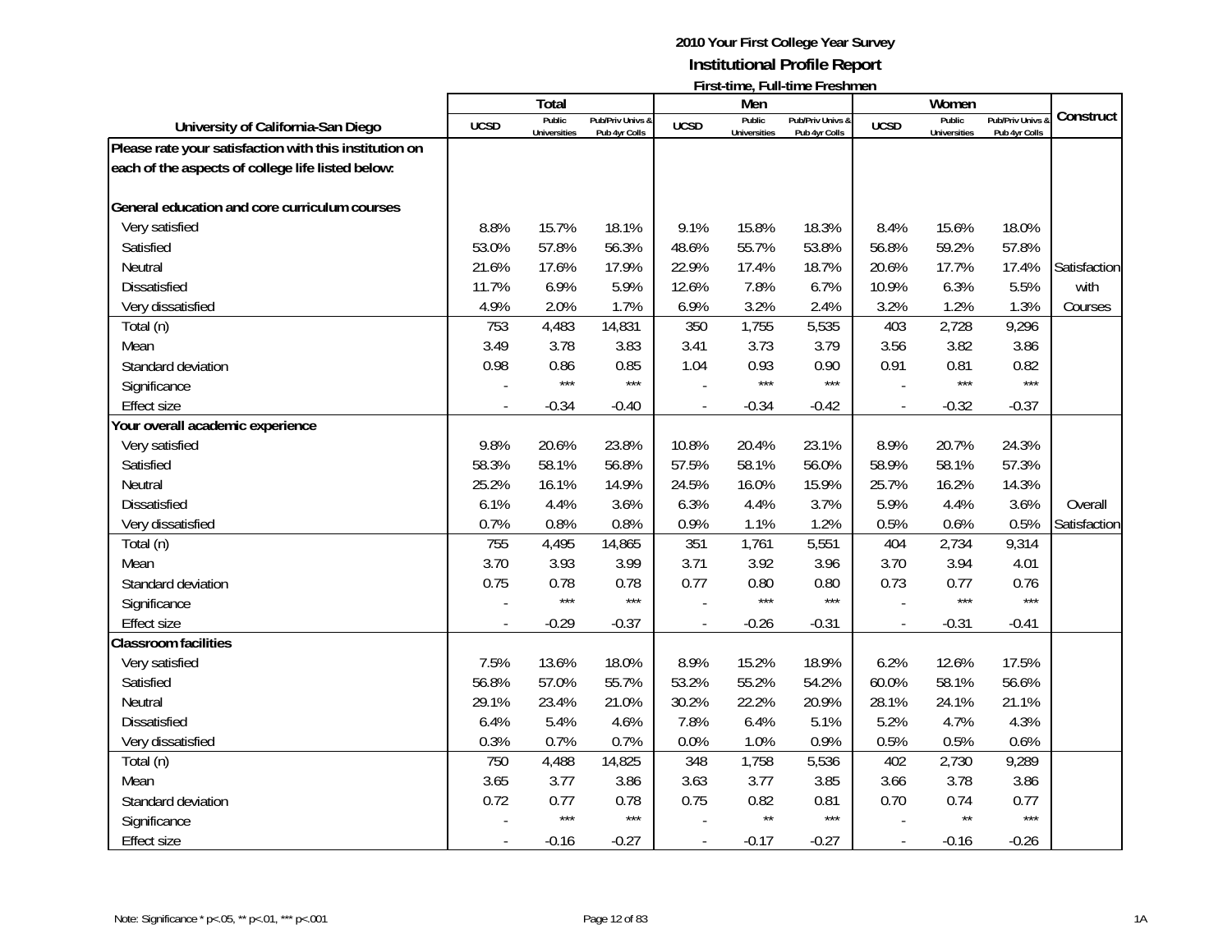**2010 Your First College Year Survey**
**Institutional Profile Report**
**First-time, Full-time Freshmen**

| University of California-San Diego | Total | | | Men | | | Women | | | Construct |
|---|---|---|---|---|---|---|---|---|---|---|
| | UCSD | Public Universities | Pub/Priv Univs & Pub 4yr Colls | UCSD | Public Universities | Pub/Priv Univs & Pub 4yr Colls | UCSD | Public Universities | Pub/Priv Univs & Pub 4yr Colls | |
| **Please rate your satisfaction with this institution on each of the aspects of college life listed below:** | | | | | | | | | | |
| **General education and core curriculum courses** | | | | | | | | | | |
| Very satisfied | 8.8% | 15.7% | 18.1% | 9.1% | 15.8% | 18.3% | 8.4% | 15.6% | 18.0% | |
| Satisfied | 53.0% | 57.8% | 56.3% | 48.6% | 55.7% | 53.8% | 56.8% | 59.2% | 57.8% | |
| Neutral | 21.6% | 17.6% | 17.9% | 22.9% | 17.4% | 18.7% | 20.6% | 17.7% | 17.4% | Satisfaction |
| Dissatisfied | 11.7% | 6.9% | 5.9% | 12.6% | 7.8% | 6.7% | 10.9% | 6.3% | 5.5% | with |
| Very dissatisfied | 4.9% | 2.0% | 1.7% | 6.9% | 3.2% | 2.4% | 3.2% | 1.2% | 1.3% | Courses |
| Total (n) | 753 | 4,483 | 14,831 | 350 | 1,755 | 5,535 | 403 | 2,728 | 9,296 | |
| Mean | 3.49 | 3.78 | 3.83 | 3.41 | 3.73 | 3.79 | 3.56 | 3.82 | 3.86 | |
| Standard deviation | 0.98 | 0.86 | 0.85 | 1.04 | 0.93 | 0.90 | 0.91 | 0.81 | 0.82 | |
| Significance | - | *** | *** | - | *** | *** | - | *** | *** | |
| Effect size | - | -0.34 | -0.40 | - | -0.34 | -0.42 | - | -0.32 | -0.37 | |
| **Your overall academic experience** | | | | | | | | | | |
| Very satisfied | 9.8% | 20.6% | 23.8% | 10.8% | 20.4% | 23.1% | 8.9% | 20.7% | 24.3% | |
| Satisfied | 58.3% | 58.1% | 56.8% | 57.5% | 58.1% | 56.0% | 58.9% | 58.1% | 57.3% | |
| Neutral | 25.2% | 16.1% | 14.9% | 24.5% | 16.0% | 15.9% | 25.7% | 16.2% | 14.3% | |
| Dissatisfied | 6.1% | 4.4% | 3.6% | 6.3% | 4.4% | 3.7% | 5.9% | 4.4% | 3.6% | Overall |
| Very dissatisfied | 0.7% | 0.8% | 0.8% | 0.9% | 1.1% | 1.2% | 0.5% | 0.6% | 0.5% | Satisfaction |
| Total (n) | 755 | 4,495 | 14,865 | 351 | 1,761 | 5,551 | 404 | 2,734 | 9,314 | |
| Mean | 3.70 | 3.93 | 3.99 | 3.71 | 3.92 | 3.96 | 3.70 | 3.94 | 4.01 | |
| Standard deviation | 0.75 | 0.78 | 0.78 | 0.77 | 0.80 | 0.80 | 0.73 | 0.77 | 0.76 | |
| Significance | - | *** | *** | - | *** | *** | - | *** | *** | |
| Effect size | - | -0.29 | -0.37 | - | -0.26 | -0.31 | - | -0.31 | -0.41 | |
| **Classroom facilities** | | | | | | | | | | |
| Very satisfied | 7.5% | 13.6% | 18.0% | 8.9% | 15.2% | 18.9% | 6.2% | 12.6% | 17.5% | |
| Satisfied | 56.8% | 57.0% | 55.7% | 53.2% | 55.2% | 54.2% | 60.0% | 58.1% | 56.6% | |
| Neutral | 29.1% | 23.4% | 21.0% | 30.2% | 22.2% | 20.9% | 28.1% | 24.1% | 21.1% | |
| Dissatisfied | 6.4% | 5.4% | 4.6% | 7.8% | 6.4% | 5.1% | 5.2% | 4.7% | 4.3% | |
| Very dissatisfied | 0.3% | 0.7% | 0.7% | 0.0% | 1.0% | 0.9% | 0.5% | 0.5% | 0.6% | |
| Total (n) | 750 | 4,488 | 14,825 | 348 | 1,758 | 5,536 | 402 | 2,730 | 9,289 | |
| Mean | 3.65 | 3.77 | 3.86 | 3.63 | 3.77 | 3.85 | 3.66 | 3.78 | 3.86 | |
| Standard deviation | 0.72 | 0.77 | 0.78 | 0.75 | 0.82 | 0.81 | 0.70 | 0.74 | 0.77 | |
| Significance | - | *** | *** | - | ** | *** | - | ** | *** | |
| Effect size | - | -0.16 | -0.27 | - | -0.17 | -0.27 | - | -0.16 | -0.26 | |

Note: Significance * p<.05, ** p<.01, *** p<.001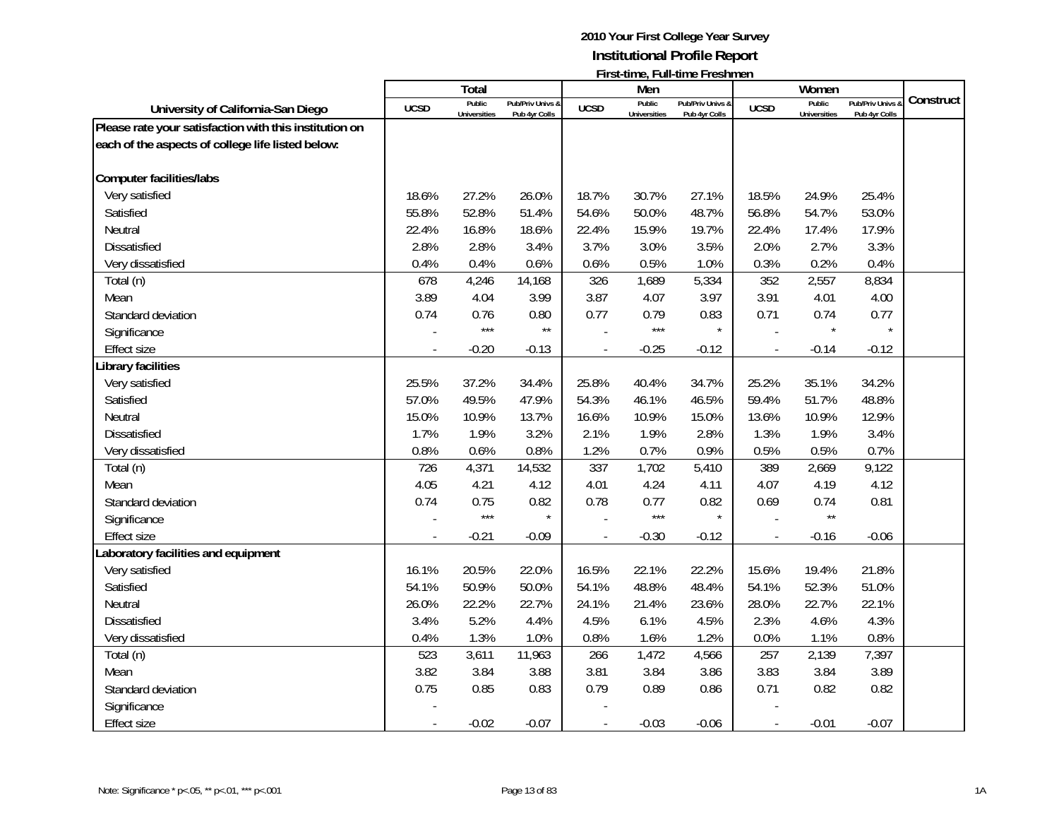**2010 Your First College Year Survey**
**Institutional Profile Report**
**First-time, Full-time Freshmen**

| University of California-San Diego | Total | | | Men | | | Women | | | Construct |
|---|---|---|---|---|---|---|---|---|---|---|
| | UCSD | Public Universities | Pub/Priv Univs & Pub 4yr Colls | UCSD | Public Universities | Pub/Priv Univs & Pub 4yr Colls | UCSD | Public Universities | Pub/Priv Univs & Pub 4yr Colls | |
| **Please rate your satisfaction with this institution on each of the aspects of college life listed below:** | | | | | | | | | | |
| **Computer facilities/labs** | | | | | | | | | | |
| Very satisfied | 18.6% | 27.2% | 26.0% | 18.7% | 30.7% | 27.1% | 18.5% | 24.9% | 25.4% | |
| Satisfied | 55.8% | 52.8% | 51.4% | 54.6% | 50.0% | 48.7% | 56.8% | 54.7% | 53.0% | |
| Neutral | 22.4% | 16.8% | 18.6% | 22.4% | 15.9% | 19.7% | 22.4% | 17.4% | 17.9% | |
| Dissatisfied | 2.8% | 2.8% | 3.4% | 3.7% | 3.0% | 3.5% | 2.0% | 2.7% | 3.3% | |
| Very dissatisfied | 0.4% | 0.4% | 0.6% | 0.6% | 0.5% | 1.0% | 0.3% | 0.2% | 0.4% | |
| Total (n) | 678 | 4,246 | 14,168 | 326 | 1,689 | 5,334 | 352 | 2,557 | 8,834 | |
| Mean | 3.89 | 4.04 | 3.99 | 3.87 | 4.07 | 3.97 | 3.91 | 4.01 | 4.00 | |
| Standard deviation | 0.74 | 0.76 | 0.80 | 0.77 | 0.79 | 0.83 | 0.71 | 0.74 | 0.77 | |
| Significance | - | *** | ** | - | *** | * | - | * | * | |
| Effect size | - | -0.20 | -0.13 | - | -0.25 | -0.12 | - | -0.14 | -0.12 | |
| **Library facilities** | | | | | | | | | | |
| Very satisfied | 25.5% | 37.2% | 34.4% | 25.8% | 40.4% | 34.7% | 25.2% | 35.1% | 34.2% | |
| Satisfied | 57.0% | 49.5% | 47.9% | 54.3% | 46.1% | 46.5% | 59.4% | 51.7% | 48.8% | |
| Neutral | 15.0% | 10.9% | 13.7% | 16.6% | 10.9% | 15.0% | 13.6% | 10.9% | 12.9% | |
| Dissatisfied | 1.7% | 1.9% | 3.2% | 2.1% | 1.9% | 2.8% | 1.3% | 1.9% | 3.4% | |
| Very dissatisfied | 0.8% | 0.6% | 0.8% | 1.2% | 0.7% | 0.9% | 0.5% | 0.5% | 0.7% | |
| Total (n) | 726 | 4,371 | 14,532 | 337 | 1,702 | 5,410 | 389 | 2,669 | 9,122 | |
| Mean | 4.05 | 4.21 | 4.12 | 4.01 | 4.24 | 4.11 | 4.07 | 4.19 | 4.12 | |
| Standard deviation | 0.74 | 0.75 | 0.82 | 0.78 | 0.77 | 0.82 | 0.69 | 0.74 | 0.81 | |
| Significance | - | *** | * | - | *** | * | - | ** | | |
| Effect size | - | -0.21 | -0.09 | - | -0.30 | -0.12 | - | -0.16 | -0.06 | |
| **Laboratory facilities and equipment** | | | | | | | | | | |
| Very satisfied | 16.1% | 20.5% | 22.0% | 16.5% | 22.1% | 22.2% | 15.6% | 19.4% | 21.8% | |
| Satisfied | 54.1% | 50.9% | 50.0% | 54.1% | 48.8% | 48.4% | 54.1% | 52.3% | 51.0% | |
| Neutral | 26.0% | 22.2% | 22.7% | 24.1% | 21.4% | 23.6% | 28.0% | 22.7% | 22.1% | |
| Dissatisfied | 3.4% | 5.2% | 4.4% | 4.5% | 6.1% | 4.5% | 2.3% | 4.6% | 4.3% | |
| Very dissatisfied | 0.4% | 1.3% | 1.0% | 0.8% | 1.6% | 1.2% | 0.0% | 1.1% | 0.8% | |
| Total (n) | 523 | 3,611 | 11,963 | 266 | 1,472 | 4,566 | 257 | 2,139 | 7,397 | |
| Mean | 3.82 | 3.84 | 3.88 | 3.81 | 3.84 | 3.86 | 3.83 | 3.84 | 3.89 | |
| Standard deviation | 0.75 | 0.85 | 0.83 | 0.79 | 0.89 | 0.86 | 0.71 | 0.82 | 0.82 | |
| Significance | - | | | - | | | - | | | |
| Effect size | - | -0.02 | -0.07 | - | -0.03 | -0.06 | - | -0.01 | -0.07 | |

Note: Significance * p<.05, ** p<.01, *** p<.001

1A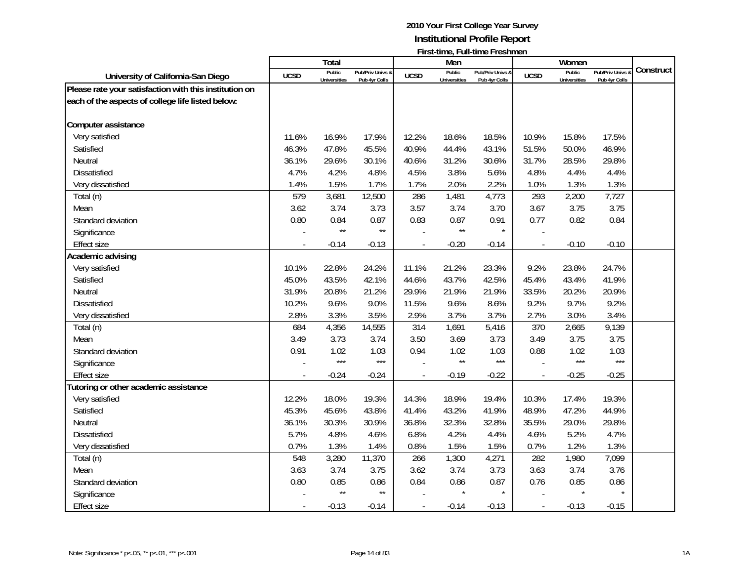# 2010 Your First College Year Survey

## Institutional Profile Report

### First-time, Full-time Freshmen

| University of California-San Diego | Total | | | Men | | | Women | | | Construct |
|---|---|---|---|---|---|---|---|---|---|---|
| | UCSD | Public Universities | Pub/Priv Univs & Pub 4yr Colls | UCSD | Public Universities | Pub/Priv Univs & Pub 4yr Colls | UCSD | Public Universities | Pub/Priv Univs & Pub 4yr Colls | |
| **Please rate your satisfaction with this institution on each of the aspects of college life listed below:** | | | | | | | | | | |
| **Computer assistance** | | | | | | | | | | |
| Very satisfied | 11.6% | 16.9% | 17.9% | 12.2% | 18.6% | 18.5% | 10.9% | 15.8% | 17.5% | |
| Satisfied | 46.3% | 47.8% | 45.5% | 40.9% | 44.4% | 43.1% | 51.5% | 50.0% | 46.9% | |
| Neutral | 36.1% | 29.6% | 30.1% | 40.6% | 31.2% | 30.6% | 31.7% | 28.5% | 29.8% | |
| Dissatisfied | 4.7% | 4.2% | 4.8% | 4.5% | 3.8% | 5.6% | 4.8% | 4.4% | 4.4% | |
| Very dissatisfied | 1.4% | 1.5% | 1.7% | 1.7% | 2.0% | 2.2% | 1.0% | 1.3% | 1.3% | |
| Total (n) | 579 | 3,681 | 12,500 | 286 | 1,481 | 4,773 | 293 | 2,200 | 7,727 | |
| Mean | 3.62 | 3.74 | 3.73 | 3.57 | 3.74 | 3.70 | 3.67 | 3.75 | 3.75 | |
| Standard deviation | 0.80 | 0.84 | 0.87 | 0.83 | 0.87 | 0.91 | 0.77 | 0.82 | 0.84 | |
| Significance | - | ** | ** | - | ** | * | - | | | |
| Effect size | - | -0.14 | -0.13 | - | -0.20 | -0.14 | - | -0.10 | -0.10 | |
| **Academic advising** | | | | | | | | | | |
| Very satisfied | 10.1% | 22.8% | 24.2% | 11.1% | 21.2% | 23.3% | 9.2% | 23.8% | 24.7% | |
| Satisfied | 45.0% | 43.5% | 42.1% | 44.6% | 43.7% | 42.5% | 45.4% | 43.4% | 41.9% | |
| Neutral | 31.9% | 20.8% | 21.2% | 29.9% | 21.9% | 21.9% | 33.5% | 20.2% | 20.9% | |
| Dissatisfied | 10.2% | 9.6% | 9.0% | 11.5% | 9.6% | 8.6% | 9.2% | 9.7% | 9.2% | |
| Very dissatisfied | 2.8% | 3.3% | 3.5% | 2.9% | 3.7% | 3.7% | 2.7% | 3.0% | 3.4% | |
| Total (n) | 684 | 4,356 | 14,555 | 314 | 1,691 | 5,416 | 370 | 2,665 | 9,139 | |
| Mean | 3.49 | 3.73 | 3.74 | 3.50 | 3.69 | 3.73 | 3.49 | 3.75 | 3.75 | |
| Standard deviation | 0.91 | 1.02 | 1.03 | 0.94 | 1.02 | 1.03 | 0.88 | 1.02 | 1.03 | |
| Significance | - | *** | *** | - | ** | *** | - | *** | *** | |
| Effect size | - | -0.24 | -0.24 | - | -0.19 | -0.22 | - | -0.25 | -0.25 | |
| **Tutoring or other academic assistance** | | | | | | | | | | |
| Very satisfied | 12.2% | 18.0% | 19.3% | 14.3% | 18.9% | 19.4% | 10.3% | 17.4% | 19.3% | |
| Satisfied | 45.3% | 45.6% | 43.8% | 41.4% | 43.2% | 41.9% | 48.9% | 47.2% | 44.9% | |
| Neutral | 36.1% | 30.3% | 30.9% | 36.8% | 32.3% | 32.8% | 35.5% | 29.0% | 29.8% | |
| Dissatisfied | 5.7% | 4.8% | 4.6% | 6.8% | 4.2% | 4.4% | 4.6% | 5.2% | 4.7% | |
| Very dissatisfied | 0.7% | 1.3% | 1.4% | 0.8% | 1.5% | 1.5% | 0.7% | 1.2% | 1.3% | |
| Total (n) | 548 | 3,280 | 11,370 | 266 | 1,300 | 4,271 | 282 | 1,980 | 7,099 | |
| Mean | 3.63 | 3.74 | 3.75 | 3.62 | 3.74 | 3.73 | 3.63 | 3.74 | 3.76 | |
| Standard deviation | 0.80 | 0.85 | 0.86 | 0.84 | 0.86 | 0.87 | 0.76 | 0.85 | 0.86 | |
| Significance | - | ** | ** | - | * | * | - | * | * | |
| Effect size | - | -0.13 | -0.14 | - | -0.14 | -0.13 | - | -0.13 | -0.15 | |

Note: Significance * p<.05, ** p<.01, *** p<.001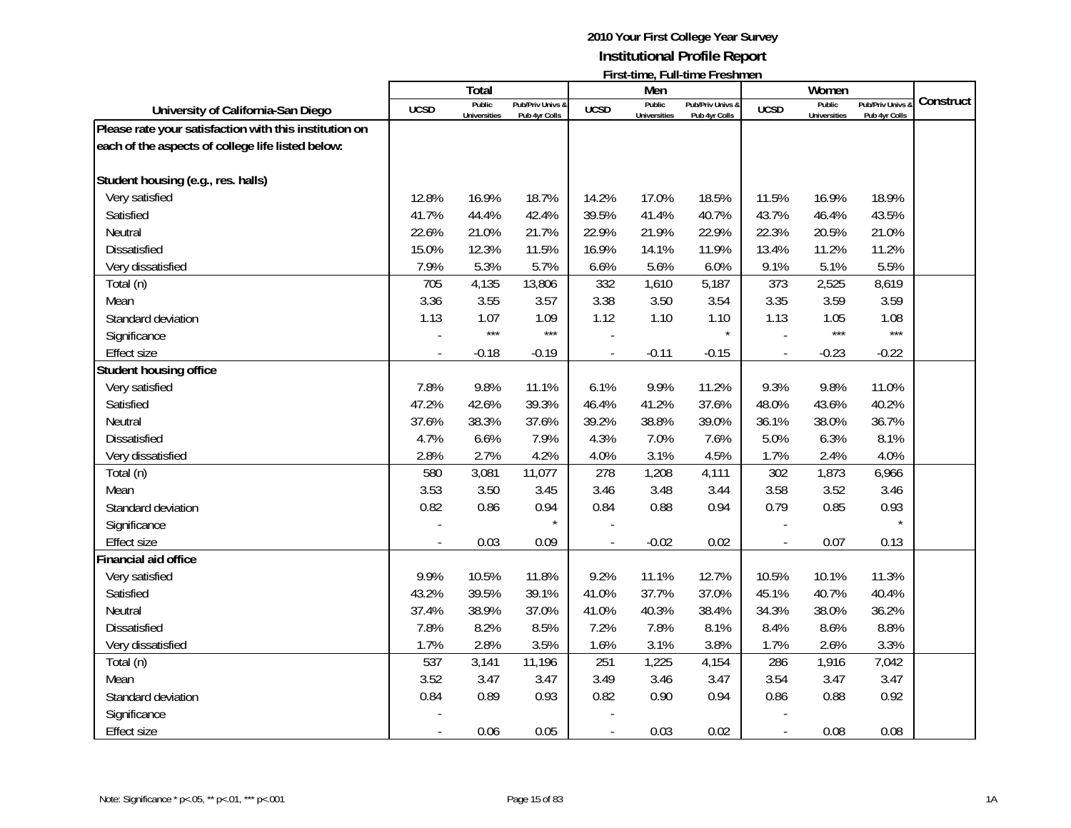# 2010 Your First College Year Survey

## Institutional Profile Report

### First-time, Full-time Freshmen

| University of California-San Diego | Total | | | Men | | | Women | | | Construct |
|---|---|---|---|---|---|---|---|---|---|---|
| | UCSD | Public Universities | Pub/Priv Univs & Pub 4yr Colls | UCSD | Public Universities | Pub/Priv Univs & Pub 4yr Colls | UCSD | Public Universities | Pub/Priv Univs & Pub 4yr Colls | |
| **Please rate your satisfaction with this institution on each of the aspects of college life listed below:** | | | | | | | | | | |
| **Student housing (e.g., res. halls)** | | | | | | | | | | |
| Very satisfied | 12.8% | 16.9% | 18.7% | 14.2% | 17.0% | 18.5% | 11.5% | 16.9% | 18.9% | |
| Satisfied | 41.7% | 44.4% | 42.4% | 39.5% | 41.4% | 40.7% | 43.7% | 46.4% | 43.5% | |
| Neutral | 22.6% | 21.0% | 21.7% | 22.9% | 21.9% | 22.9% | 22.3% | 20.5% | 21.0% | |
| Dissatisfied | 15.0% | 12.3% | 11.5% | 16.9% | 14.1% | 11.9% | 13.4% | 11.2% | 11.2% | |
| Very dissatisfied | 7.9% | 5.3% | 5.7% | 6.6% | 5.6% | 6.0% | 9.1% | 5.1% | 5.5% | |
| Total (n) | 705 | 4,135 | 13,806 | 332 | 1,610 | 5,187 | 373 | 2,525 | 8,619 | |
| Mean | 3.36 | 3.55 | 3.57 | 3.38 | 3.50 | 3.54 | 3.35 | 3.59 | 3.59 | |
| Standard deviation | 1.13 | 1.07 | 1.09 | 1.12 | 1.10 | 1.10 | 1.13 | 1.05 | 1.08 | |
| Significance | - | *** | *** | - | | * | - | *** | *** | |
| Effect size | - | -0.18 | -0.19 | - | -0.11 | -0.15 | - | -0.23 | -0.22 | |
| **Student housing office** | | | | | | | | | | |
| Very satisfied | 7.8% | 9.8% | 11.1% | 6.1% | 9.9% | 11.2% | 9.3% | 9.8% | 11.0% | |
| Satisfied | 47.2% | 42.6% | 39.3% | 46.4% | 41.2% | 37.6% | 48.0% | 43.6% | 40.2% | |
| Neutral | 37.6% | 38.3% | 37.6% | 39.2% | 38.8% | 39.0% | 36.1% | 38.0% | 36.7% | |
| Dissatisfied | 4.7% | 6.6% | 7.9% | 4.3% | 7.0% | 7.6% | 5.0% | 6.3% | 8.1% | |
| Very dissatisfied | 2.8% | 2.7% | 4.2% | 4.0% | 3.1% | 4.5% | 1.7% | 2.4% | 4.0% | |
| Total (n) | 580 | 3,081 | 11,077 | 278 | 1,208 | 4,111 | 302 | 1,873 | 6,966 | |
| Mean | 3.53 | 3.50 | 3.45 | 3.46 | 3.48 | 3.44 | 3.58 | 3.52 | 3.46 | |
| Standard deviation | 0.82 | 0.86 | 0.94 | 0.84 | 0.88 | 0.94 | 0.79 | 0.85 | 0.93 | |
| Significance | - | | * | - | | | - | | * | |
| Effect size | - | 0.03 | 0.09 | - | -0.02 | 0.02 | - | 0.07 | 0.13 | |
| **Financial aid office** | | | | | | | | | | |
| Very satisfied | 9.9% | 10.5% | 11.8% | 9.2% | 11.1% | 12.7% | 10.5% | 10.1% | 11.3% | |
| Satisfied | 43.2% | 39.5% | 39.1% | 41.0% | 37.7% | 37.0% | 45.1% | 40.7% | 40.4% | |
| Neutral | 37.4% | 38.9% | 37.0% | 41.0% | 40.3% | 38.4% | 34.3% | 38.0% | 36.2% | |
| Dissatisfied | 7.8% | 8.2% | 8.5% | 7.2% | 7.8% | 8.1% | 8.4% | 8.6% | 8.8% | |
| Very dissatisfied | 1.7% | 2.8% | 3.5% | 1.6% | 3.1% | 3.8% | 1.7% | 2.6% | 3.3% | |
| Total (n) | 537 | 3,141 | 11,196 | 251 | 1,225 | 4,154 | 286 | 1,916 | 7,042 | |
| Mean | 3.52 | 3.47 | 3.47 | 3.49 | 3.46 | 3.47 | 3.54 | 3.47 | 3.47 | |
| Standard deviation | 0.84 | 0.89 | 0.93 | 0.82 | 0.90 | 0.94 | 0.86 | 0.88 | 0.92 | |
| Significance | - | | | - | | | - | | | |
| Effect size | - | 0.06 | 0.05 | - | 0.03 | 0.02 | - | 0.08 | 0.08 | |

Note: Significance * p<.05, ** p<.01, *** p<.001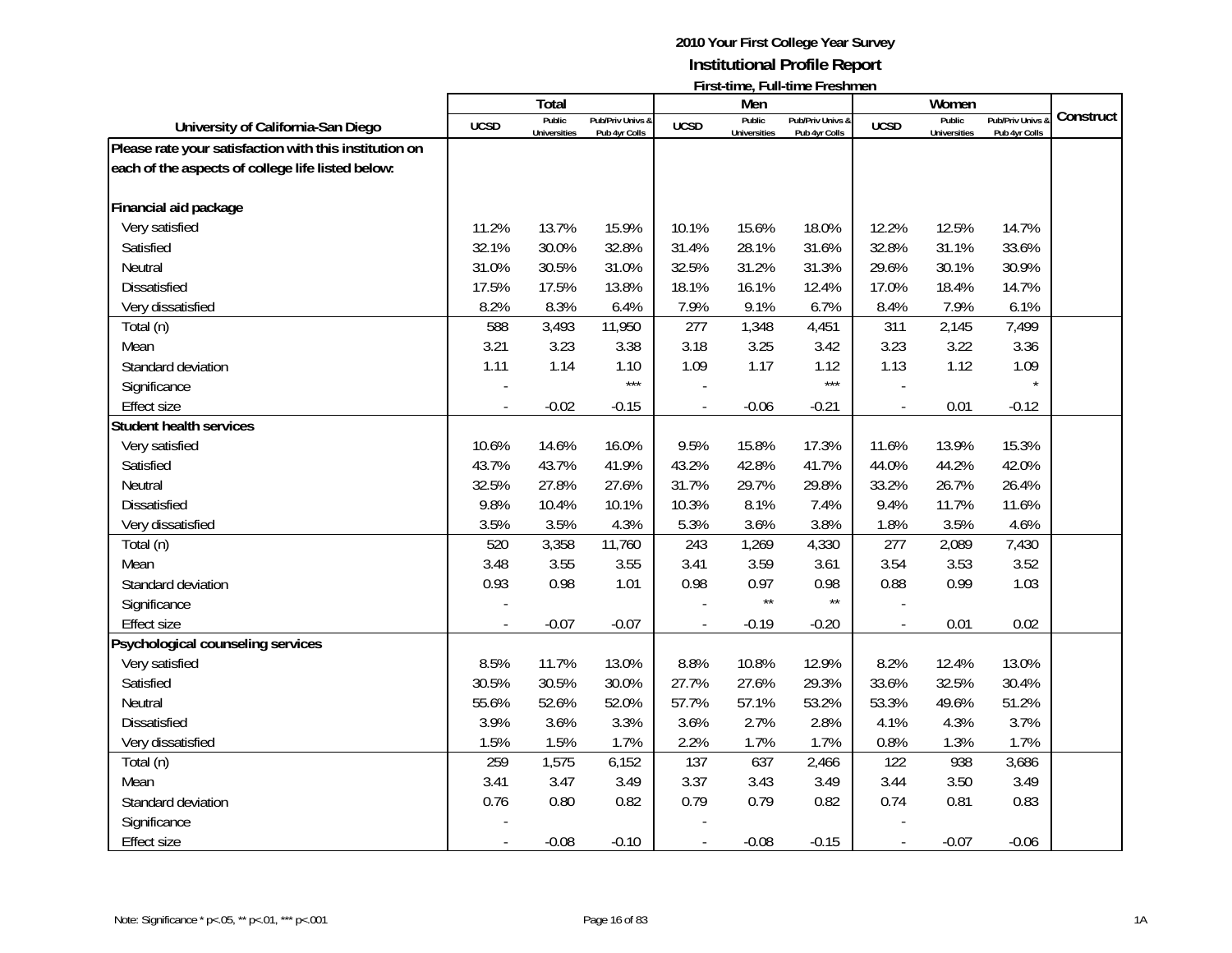**2010 Your First College Year Survey**
**Institutional Profile Report**
**First-time, Full-time Freshmen**

| University of California-San Diego | Total | | | Men | | | Women | | | Construct |
|---|---|---|---|---|---|---|---|---|---|---|
| | UCSD | Public Universities | Pub/Priv Univs & Pub 4yr Colls | UCSD | Public Universities | Pub/Priv Univs & Pub 4yr Colls | UCSD | Public Universities | Pub/Priv Univs & Pub 4yr Colls | |
| **Please rate your satisfaction with this institution on each of the aspects of college life listed below:** | | | | | | | | | | |
| **Financial aid package** | | | | | | | | | | |
| Very satisfied | 11.2% | 13.7% | 15.9% | 10.1% | 15.6% | 18.0% | 12.2% | 12.5% | 14.7% | |
| Satisfied | 32.1% | 30.0% | 32.8% | 31.4% | 28.1% | 31.6% | 32.8% | 31.1% | 33.6% | |
| Neutral | 31.0% | 30.5% | 31.0% | 32.5% | 31.2% | 31.3% | 29.6% | 30.1% | 30.9% | |
| Dissatisfied | 17.5% | 17.5% | 13.8% | 18.1% | 16.1% | 12.4% | 17.0% | 18.4% | 14.7% | |
| Very dissatisfied | 8.2% | 8.3% | 6.4% | 7.9% | 9.1% | 6.7% | 8.4% | 7.9% | 6.1% | |
| Total (n) | 588 | 3,493 | 11,950 | 277 | 1,348 | 4,451 | 311 | 2,145 | 7,499 | |
| Mean | 3.21 | 3.23 | 3.38 | 3.18 | 3.25 | 3.42 | 3.23 | 3.22 | 3.36 | |
| Standard deviation | 1.11 | 1.14 | 1.10 | 1.09 | 1.17 | 1.12 | 1.13 | 1.12 | 1.09 | |
| Significance | - | | *** | - | | *** | - | | * | |
| Effect size | - | -0.02 | -0.15 | - | -0.06 | -0.21 | - | 0.01 | -0.12 | |
| **Student health services** | | | | | | | | | | |
| Very satisfied | 10.6% | 14.6% | 16.0% | 9.5% | 15.8% | 17.3% | 11.6% | 13.9% | 15.3% | |
| Satisfied | 43.7% | 43.7% | 41.9% | 43.2% | 42.8% | 41.7% | 44.0% | 44.2% | 42.0% | |
| Neutral | 32.5% | 27.8% | 27.6% | 31.7% | 29.7% | 29.8% | 33.2% | 26.7% | 26.4% | |
| Dissatisfied | 9.8% | 10.4% | 10.1% | 10.3% | 8.1% | 7.4% | 9.4% | 11.7% | 11.6% | |
| Very dissatisfied | 3.5% | 3.5% | 4.3% | 5.3% | 3.6% | 3.8% | 1.8% | 3.5% | 4.6% | |
| Total (n) | 520 | 3,358 | 11,760 | 243 | 1,269 | 4,330 | 277 | 2,089 | 7,430 | |
| Mean | 3.48 | 3.55 | 3.55 | 3.41 | 3.59 | 3.61 | 3.54 | 3.53 | 3.52 | |
| Standard deviation | 0.93 | 0.98 | 1.01 | 0.98 | 0.97 | 0.98 | 0.88 | 0.99 | 1.03 | |
| Significance | - | | | - | ** | ** | - | | | |
| Effect size | - | -0.07 | -0.07 | - | -0.19 | -0.20 | - | 0.01 | 0.02 | |
| **Psychological counseling services** | | | | | | | | | | |
| Very satisfied | 8.5% | 11.7% | 13.0% | 8.8% | 10.8% | 12.9% | 8.2% | 12.4% | 13.0% | |
| Satisfied | 30.5% | 30.5% | 30.0% | 27.7% | 27.6% | 29.3% | 33.6% | 32.5% | 30.4% | |
| Neutral | 55.6% | 52.6% | 52.0% | 57.7% | 57.1% | 53.2% | 53.3% | 49.6% | 51.2% | |
| Dissatisfied | 3.9% | 3.6% | 3.3% | 3.6% | 2.7% | 2.8% | 4.1% | 4.3% | 3.7% | |
| Very dissatisfied | 1.5% | 1.5% | 1.7% | 2.2% | 1.7% | 1.7% | 0.8% | 1.3% | 1.7% | |
| Total (n) | 259 | 1,575 | 6,152 | 137 | 637 | 2,466 | 122 | 938 | 3,686 | |
| Mean | 3.41 | 3.47 | 3.49 | 3.37 | 3.43 | 3.49 | 3.44 | 3.50 | 3.49 | |
| Standard deviation | 0.76 | 0.80 | 0.82 | 0.79 | 0.79 | 0.82 | 0.74 | 0.81 | 0.83 | |
| Significance | - | | | - | | | - | | | |
| Effect size | - | -0.08 | -0.10 | - | -0.08 | -0.15 | - | -0.07 | -0.06 | |

Note: Significance * p<.05, ** p<.01, *** p<.001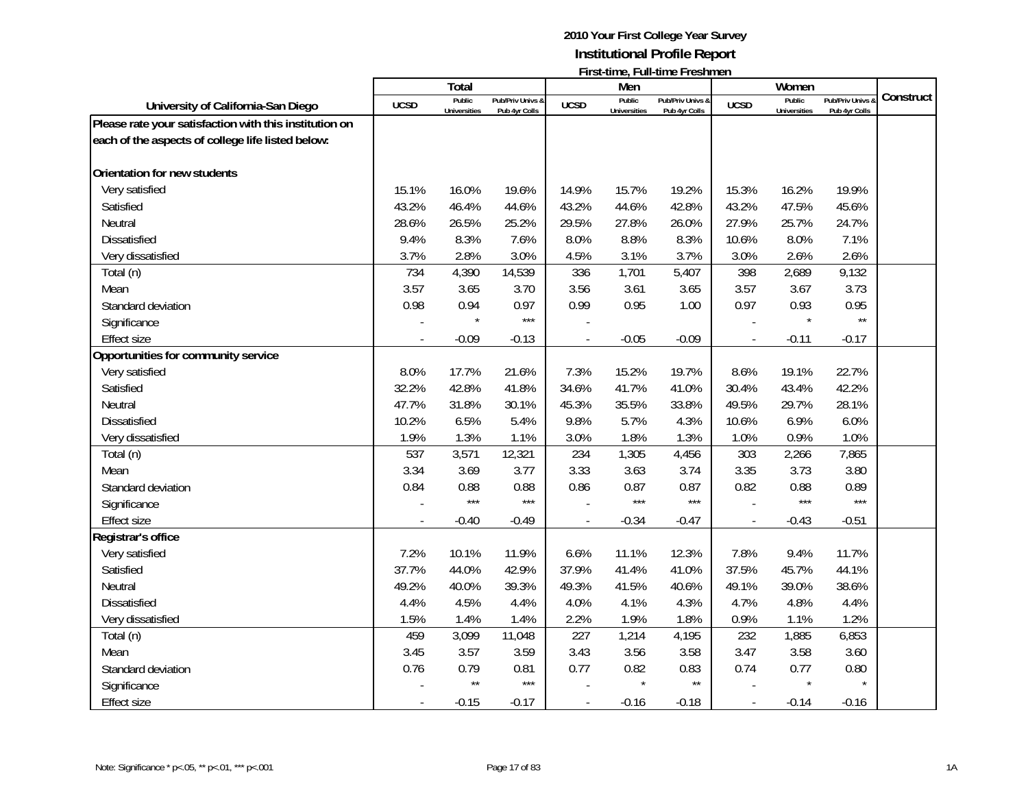**2010 Your First College Year Survey**
**Institutional Profile Report**
**First-time, Full-time Freshmen**

| University of California-San Diego | Total | | | Men | | | Women | | | Construct |
|---|---|---|---|---|---|---|---|---|---|---|
| | UCSD | Public Universities | Pub/Priv Univs & Pub 4yr Colls | UCSD | Public Universities | Pub/Priv Univs & Pub 4yr Colls | UCSD | Public Universities | Pub/Priv Univs & Pub 4yr Colls | |
| **Please rate your satisfaction with this institution on each of the aspects of college life listed below:** | | | | | | | | | | |
| **Orientation for new students** | | | | | | | | | | |
| Very satisfied | 15.1% | 16.0% | 19.6% | 14.9% | 15.7% | 19.2% | 15.3% | 16.2% | 19.9% | |
| Satisfied | 43.2% | 46.4% | 44.6% | 43.2% | 44.6% | 42.8% | 43.2% | 47.5% | 45.6% | |
| Neutral | 28.6% | 26.5% | 25.2% | 29.5% | 27.8% | 26.0% | 27.9% | 25.7% | 24.7% | |
| Dissatisfied | 9.4% | 8.3% | 7.6% | 8.0% | 8.8% | 8.3% | 10.6% | 8.0% | 7.1% | |
| Very dissatisfied | 3.7% | 2.8% | 3.0% | 4.5% | 3.1% | 3.7% | 3.0% | 2.6% | 2.6% | |
| Total (n) | 734 | 4,390 | 14,539 | 336 | 1,701 | 5,407 | 398 | 2,689 | 9,132 | |
| Mean | 3.57 | 3.65 | 3.70 | 3.56 | 3.61 | 3.65 | 3.57 | 3.67 | 3.73 | |
| Standard deviation | 0.98 | 0.94 | 0.97 | 0.99 | 0.95 | 1.00 | 0.97 | 0.93 | 0.95 | |
| Significance | - | * | *** | - | | | - | * | ** | |
| Effect size | - | -0.09 | -0.13 | - | -0.05 | -0.09 | - | -0.11 | -0.17 | |
| **Opportunities for community service** | | | | | | | | | | |
| Very satisfied | 8.0% | 17.7% | 21.6% | 7.3% | 15.2% | 19.7% | 8.6% | 19.1% | 22.7% | |
| Satisfied | 32.2% | 42.8% | 41.8% | 34.6% | 41.7% | 41.0% | 30.4% | 43.4% | 42.2% | |
| Neutral | 47.7% | 31.8% | 30.1% | 45.3% | 35.5% | 33.8% | 49.5% | 29.7% | 28.1% | |
| Dissatisfied | 10.2% | 6.5% | 5.4% | 9.8% | 5.7% | 4.3% | 10.6% | 6.9% | 6.0% | |
| Very dissatisfied | 1.9% | 1.3% | 1.1% | 3.0% | 1.8% | 1.3% | 1.0% | 0.9% | 1.0% | |
| Total (n) | 537 | 3,571 | 12,321 | 234 | 1,305 | 4,456 | 303 | 2,266 | 7,865 | |
| Mean | 3.34 | 3.69 | 3.77 | 3.33 | 3.63 | 3.74 | 3.35 | 3.73 | 3.80 | |
| Standard deviation | 0.84 | 0.88 | 0.88 | 0.86 | 0.87 | 0.87 | 0.82 | 0.88 | 0.89 | |
| Significance | - | *** | *** | - | *** | *** | - | *** | *** | |
| Effect size | - | -0.40 | -0.49 | - | -0.34 | -0.47 | - | -0.43 | -0.51 | |
| **Registrar's office** | | | | | | | | | | |
| Very satisfied | 7.2% | 10.1% | 11.9% | 6.6% | 11.1% | 12.3% | 7.8% | 9.4% | 11.7% | |
| Satisfied | 37.7% | 44.0% | 42.9% | 37.9% | 41.4% | 41.0% | 37.5% | 45.7% | 44.1% | |
| Neutral | 49.2% | 40.0% | 39.3% | 49.3% | 41.5% | 40.6% | 49.1% | 39.0% | 38.6% | |
| Dissatisfied | 4.4% | 4.5% | 4.4% | 4.0% | 4.1% | 4.3% | 4.7% | 4.8% | 4.4% | |
| Very dissatisfied | 1.5% | 1.4% | 1.4% | 2.2% | 1.9% | 1.8% | 0.9% | 1.1% | 1.2% | |
| Total (n) | 459 | 3,099 | 11,048 | 227 | 1,214 | 4,195 | 232 | 1,885 | 6,853 | |
| Mean | 3.45 | 3.57 | 3.59 | 3.43 | 3.56 | 3.58 | 3.47 | 3.58 | 3.60 | |
| Standard deviation | 0.76 | 0.79 | 0.81 | 0.77 | 0.82 | 0.83 | 0.74 | 0.77 | 0.80 | |
| Significance | - | ** | *** | - | * | ** | - | * | * | |
| Effect size | - | -0.15 | -0.17 | - | -0.16 | -0.18 | - | -0.14 | -0.16 | |

Note: Significance * p<.05, ** p<.01, *** p<.001

1A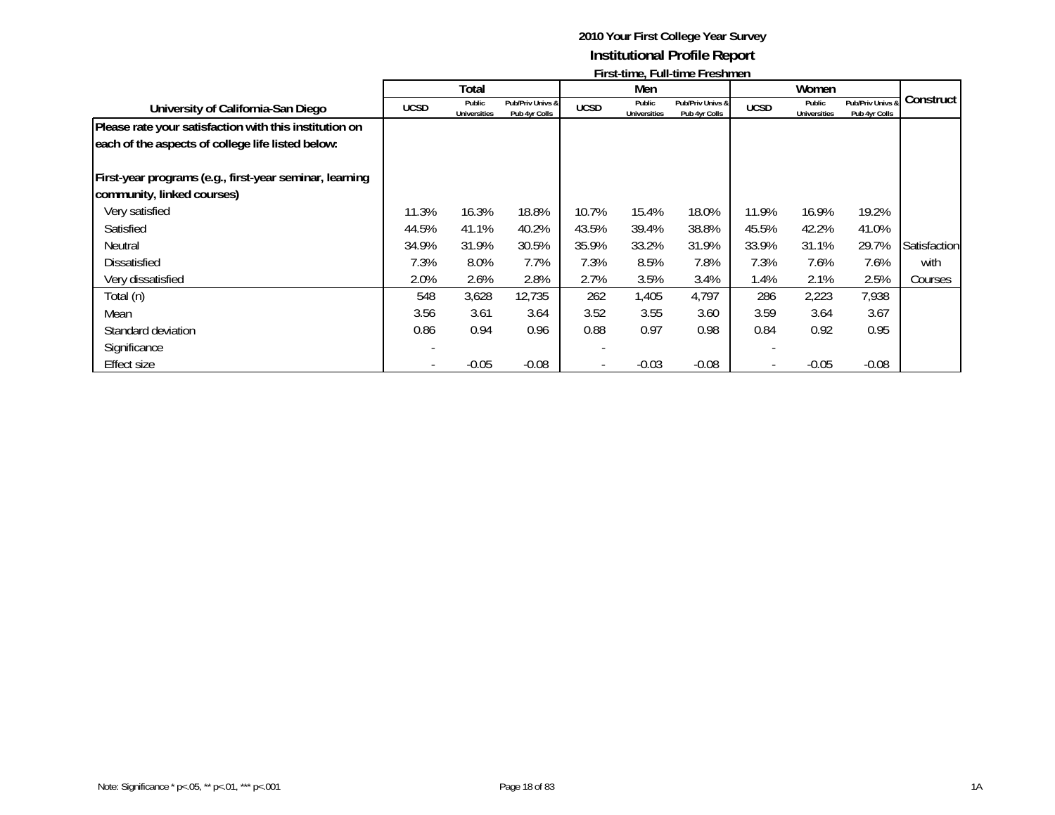# 2010 Your First College Year Survey

## Institutional Profile Report

### First-time, Full-time Freshmen

| University of California-San Diego | Total | | | Men | | | Women | | | Construct |
|---|---|---|---|---|---|---|---|---|---|---|
| | UCSD | Public Universities | Pub/Priv Univs & Pub 4yr Colls | UCSD | Public Universities | Pub/Priv Univs & Pub 4yr Colls | UCSD | Public Universities | Pub/Priv Univs & Pub 4yr Colls | |
| **Please rate your satisfaction with this institution on each of the aspects of college life listed below:** | | | | | | | | | | |
| **First-year programs (e.g., first-year seminar, learning community, linked courses)** | | | | | | | | | | |
| Very satisfied | 11.3% | 16.3% | 18.8% | 10.7% | 15.4% | 18.0% | 11.9% | 16.9% | 19.2% | |
| Satisfied | 44.5% | 41.1% | 40.2% | 43.5% | 39.4% | 38.8% | 45.5% | 42.2% | 41.0% | |
| Neutral | 34.9% | 31.9% | 30.5% | 35.9% | 33.2% | 31.9% | 33.9% | 31.1% | 29.7% | Satisfaction |
| Dissatisfied | 7.3% | 8.0% | 7.7% | 7.3% | 8.5% | 7.8% | 7.3% | 7.6% | 7.6% | with |
| Very dissatisfied | 2.0% | 2.6% | 2.8% | 2.7% | 3.5% | 3.4% | 1.4% | 2.1% | 2.5% | Courses |
| Total (n) | 548 | 3,628 | 12,735 | 262 | 1,405 | 4,797 | 286 | 2,223 | 7,938 | |
| Mean | 3.56 | 3.61 | 3.64 | 3.52 | 3.55 | 3.60 | 3.59 | 3.64 | 3.67 | |
| Standard deviation | 0.86 | 0.94 | 0.96 | 0.88 | 0.97 | 0.98 | 0.84 | 0.92 | 0.95 | |
| Significance | - | | | - | | | - | | | |
| Effect size | - | -0.05 | -0.08 | - | -0.03 | -0.08 | - | -0.05 | -0.08 | |

Note: Significance * p<.05, ** p<.01, *** p<.001

1A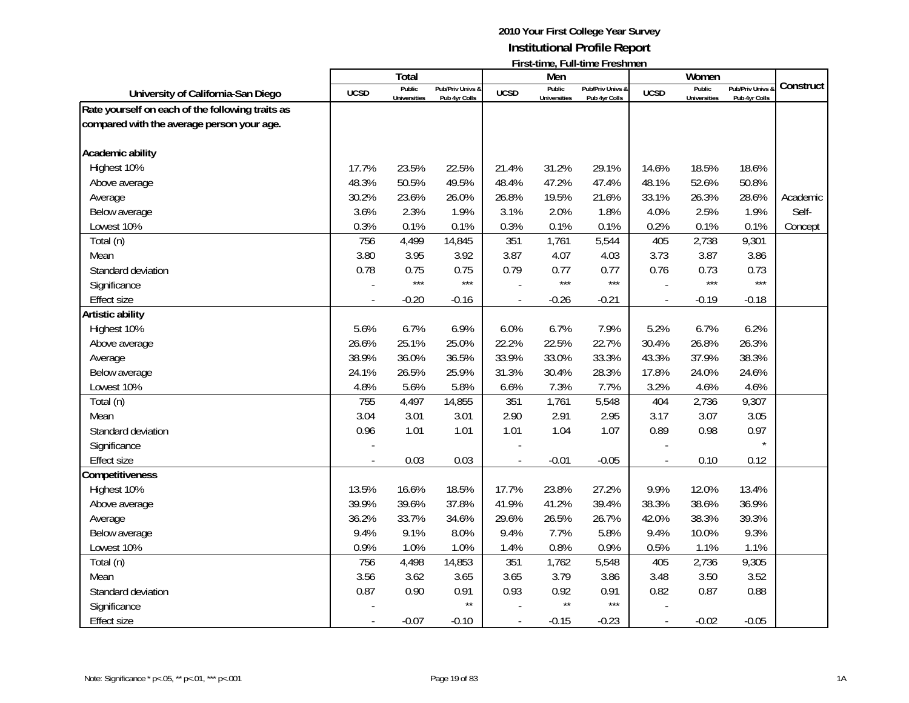# 2010 Your First College Year Survey

## Institutional Profile Report

### First-time, Full-time Freshmen

| University of California-San Diego | Total | | | Men | | | Women | | | Construct |
|---|---|---|---|---|---|---|---|---|---|---|
| | UCSD | Public Universities | Pub/Priv Univs & Pub 4yr Colls | UCSD | Public Universities | Pub/Priv Univs & Pub 4yr Colls | UCSD | Public Universities | Pub/Priv Univs & Pub 4yr Colls | |
| **Rate yourself on each of the following traits as compared with the average person your age.** | | | | | | | | | | |
| **Academic ability** | | | | | | | | | | |
| Highest 10% | 17.7% | 23.5% | 22.5% | 21.4% | 31.2% | 29.1% | 14.6% | 18.5% | 18.6% | |
| Above average | 48.3% | 50.5% | 49.5% | 48.4% | 47.2% | 47.4% | 48.1% | 52.6% | 50.8% | |
| Average | 30.2% | 23.6% | 26.0% | 26.8% | 19.5% | 21.6% | 33.1% | 26.3% | 28.6% | Academic |
| Below average | 3.6% | 2.3% | 1.9% | 3.1% | 2.0% | 1.8% | 4.0% | 2.5% | 1.9% | Self- |
| Lowest 10% | 0.3% | 0.1% | 0.1% | 0.3% | 0.1% | 0.1% | 0.2% | 0.1% | 0.1% | Concept |
| Total (n) | 756 | 4,499 | 14,845 | 351 | 1,761 | 5,544 | 405 | 2,738 | 9,301 | |
| Mean | 3.80 | 3.95 | 3.92 | 3.87 | 4.07 | 4.03 | 3.73 | 3.87 | 3.86 | |
| Standard deviation | 0.78 | 0.75 | 0.75 | 0.79 | 0.77 | 0.77 | 0.76 | 0.73 | 0.73 | |
| Significance | - | *** | *** | - | *** | *** | - | *** | *** | |
| Effect size | - | -0.20 | -0.16 | - | -0.26 | -0.21 | - | -0.19 | -0.18 | |
| **Artistic ability** | | | | | | | | | | |
| Highest 10% | 5.6% | 6.7% | 6.9% | 6.0% | 6.7% | 7.9% | 5.2% | 6.7% | 6.2% | |
| Above average | 26.6% | 25.1% | 25.0% | 22.2% | 22.5% | 22.7% | 30.4% | 26.8% | 26.3% | |
| Average | 38.9% | 36.0% | 36.5% | 33.9% | 33.0% | 33.3% | 43.3% | 37.9% | 38.3% | |
| Below average | 24.1% | 26.5% | 25.9% | 31.3% | 30.4% | 28.3% | 17.8% | 24.0% | 24.6% | |
| Lowest 10% | 4.8% | 5.6% | 5.8% | 6.6% | 7.3% | 7.7% | 3.2% | 4.6% | 4.6% | |
| Total (n) | 755 | 4,497 | 14,855 | 351 | 1,761 | 5,548 | 404 | 2,736 | 9,307 | |
| Mean | 3.04 | 3.01 | 3.01 | 2.90 | 2.91 | 2.95 | 3.17 | 3.07 | 3.05 | |
| Standard deviation | 0.96 | 1.01 | 1.01 | 1.01 | 1.04 | 1.07 | 0.89 | 0.98 | 0.97 | |
| Significance | - | | | - | | | - | | * | |
| Effect size | - | 0.03 | 0.03 | - | -0.01 | -0.05 | - | 0.10 | 0.12 | |
| **Competitiveness** | | | | | | | | | | |
| Highest 10% | 13.5% | 16.6% | 18.5% | 17.7% | 23.8% | 27.2% | 9.9% | 12.0% | 13.4% | |
| Above average | 39.9% | 39.6% | 37.8% | 41.9% | 41.2% | 39.4% | 38.3% | 38.6% | 36.9% | |
| Average | 36.2% | 33.7% | 34.6% | 29.6% | 26.5% | 26.7% | 42.0% | 38.3% | 39.3% | |
| Below average | 9.4% | 9.1% | 8.0% | 9.4% | 7.7% | 5.8% | 9.4% | 10.0% | 9.3% | |
| Lowest 10% | 0.9% | 1.0% | 1.0% | 1.4% | 0.8% | 0.9% | 0.5% | 1.1% | 1.1% | |
| Total (n) | 756 | 4,498 | 14,853 | 351 | 1,762 | 5,548 | 405 | 2,736 | 9,305 | |
| Mean | 3.56 | 3.62 | 3.65 | 3.65 | 3.79 | 3.86 | 3.48 | 3.50 | 3.52 | |
| Standard deviation | 0.87 | 0.90 | 0.91 | 0.93 | 0.92 | 0.91 | 0.82 | 0.87 | 0.88 | |
| Significance | - | | ** | - | ** | *** | - | | | |
| Effect size | - | -0.07 | -0.10 | - | -0.15 | -0.23 | - | -0.02 | -0.05 | |

Note: Significance * p<.05, ** p<.01, *** p<.001

1A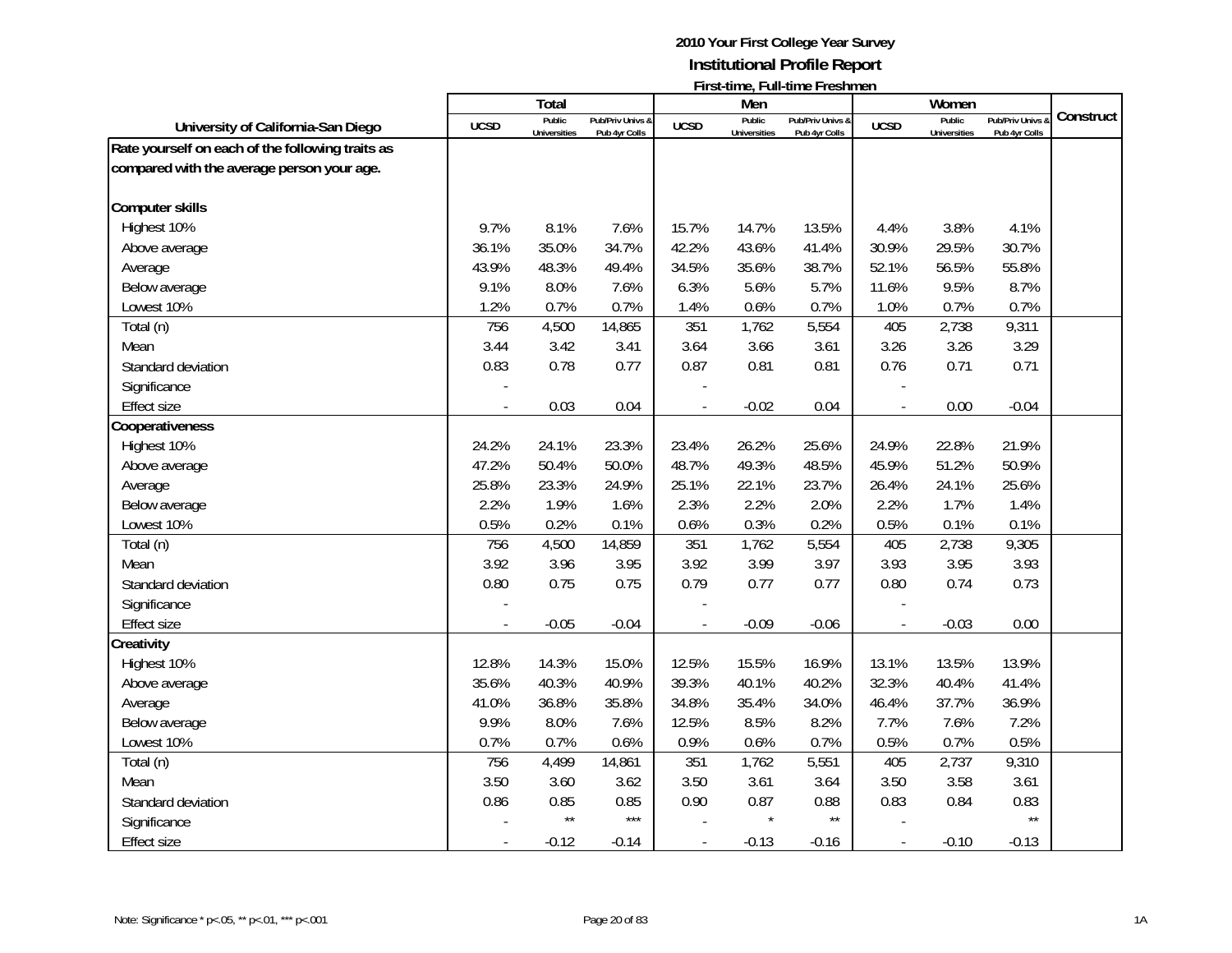**2010 Your First College Year Survey**
**Institutional Profile Report**
**First-time, Full-time Freshmen**

| University of California-San Diego | Total | | | Men | | | Women | | | Construct |
|---|---|---|---|---|---|---|---|---|---|---|
| | UCSD | Public Universities | Pub/Priv Univs & Pub 4yr Colls | UCSD | Public Universities | Pub/Priv Univs & Pub 4yr Colls | UCSD | Public Universities | Pub/Priv Univs & Pub 4yr Colls | |
| **Rate yourself on each of the following traits as compared with the average person your age.** | | | | | | | | | | |
| **Computer skills** | | | | | | | | | | |
| Highest 10% | 9.7% | 8.1% | 7.6% | 15.7% | 14.7% | 13.5% | 4.4% | 3.8% | 4.1% | |
| Above average | 36.1% | 35.0% | 34.7% | 42.2% | 43.6% | 41.4% | 30.9% | 29.5% | 30.7% | |
| Average | 43.9% | 48.3% | 49.4% | 34.5% | 35.6% | 38.7% | 52.1% | 56.5% | 55.8% | |
| Below average | 9.1% | 8.0% | 7.6% | 6.3% | 5.6% | 5.7% | 11.6% | 9.5% | 8.7% | |
| Lowest 10% | 1.2% | 0.7% | 0.7% | 1.4% | 0.6% | 0.7% | 1.0% | 0.7% | 0.7% | |
| Total (n) | 756 | 4,500 | 14,865 | 351 | 1,762 | 5,554 | 405 | 2,738 | 9,311 | |
| Mean | 3.44 | 3.42 | 3.41 | 3.64 | 3.66 | 3.61 | 3.26 | 3.26 | 3.29 | |
| Standard deviation | 0.83 | 0.78 | 0.77 | 0.87 | 0.81 | 0.81 | 0.76 | 0.71 | 0.71 | |
| Significance | - | | | - | | | - | | | |
| Effect size | - | 0.03 | 0.04 | - | -0.02 | 0.04 | - | 0.00 | -0.04 | |
| **Cooperativeness** | | | | | | | | | | |
| Highest 10% | 24.2% | 24.1% | 23.3% | 23.4% | 26.2% | 25.6% | 24.9% | 22.8% | 21.9% | |
| Above average | 47.2% | 50.4% | 50.0% | 48.7% | 49.3% | 48.5% | 45.9% | 51.2% | 50.9% | |
| Average | 25.8% | 23.3% | 24.9% | 25.1% | 22.1% | 23.7% | 26.4% | 24.1% | 25.6% | |
| Below average | 2.2% | 1.9% | 1.6% | 2.3% | 2.2% | 2.0% | 2.2% | 1.7% | 1.4% | |
| Lowest 10% | 0.5% | 0.2% | 0.1% | 0.6% | 0.3% | 0.2% | 0.5% | 0.1% | 0.1% | |
| Total (n) | 756 | 4,500 | 14,859 | 351 | 1,762 | 5,554 | 405 | 2,738 | 9,305 | |
| Mean | 3.92 | 3.96 | 3.95 | 3.92 | 3.99 | 3.97 | 3.93 | 3.95 | 3.93 | |
| Standard deviation | 0.80 | 0.75 | 0.75 | 0.79 | 0.77 | 0.77 | 0.80 | 0.74 | 0.73 | |
| Significance | - | | | - | | | - | | | |
| Effect size | - | -0.05 | -0.04 | - | -0.09 | -0.06 | - | -0.03 | 0.00 | |
| **Creativity** | | | | | | | | | | |
| Highest 10% | 12.8% | 14.3% | 15.0% | 12.5% | 15.5% | 16.9% | 13.1% | 13.5% | 13.9% | |
| Above average | 35.6% | 40.3% | 40.9% | 39.3% | 40.1% | 40.2% | 32.3% | 40.4% | 41.4% | |
| Average | 41.0% | 36.8% | 35.8% | 34.8% | 35.4% | 34.0% | 46.4% | 37.7% | 36.9% | |
| Below average | 9.9% | 8.0% | 7.6% | 12.5% | 8.5% | 8.2% | 7.7% | 7.6% | 7.2% | |
| Lowest 10% | 0.7% | 0.7% | 0.6% | 0.9% | 0.6% | 0.7% | 0.5% | 0.7% | 0.5% | |
| Total (n) | 756 | 4,499 | 14,861 | 351 | 1,762 | 5,551 | 405 | 2,737 | 9,310 | |
| Mean | 3.50 | 3.60 | 3.62 | 3.50 | 3.61 | 3.64 | 3.50 | 3.58 | 3.61 | |
| Standard deviation | 0.86 | 0.85 | 0.85 | 0.90 | 0.87 | 0.88 | 0.83 | 0.84 | 0.83 | |
| Significance | - | ** | *** | - | * | ** | - | | ** | |
| Effect size | - | -0.12 | -0.14 | - | -0.13 | -0.16 | - | -0.10 | -0.13 | |

Note: Significance * p<.05, ** p<.01, *** p<.001

1A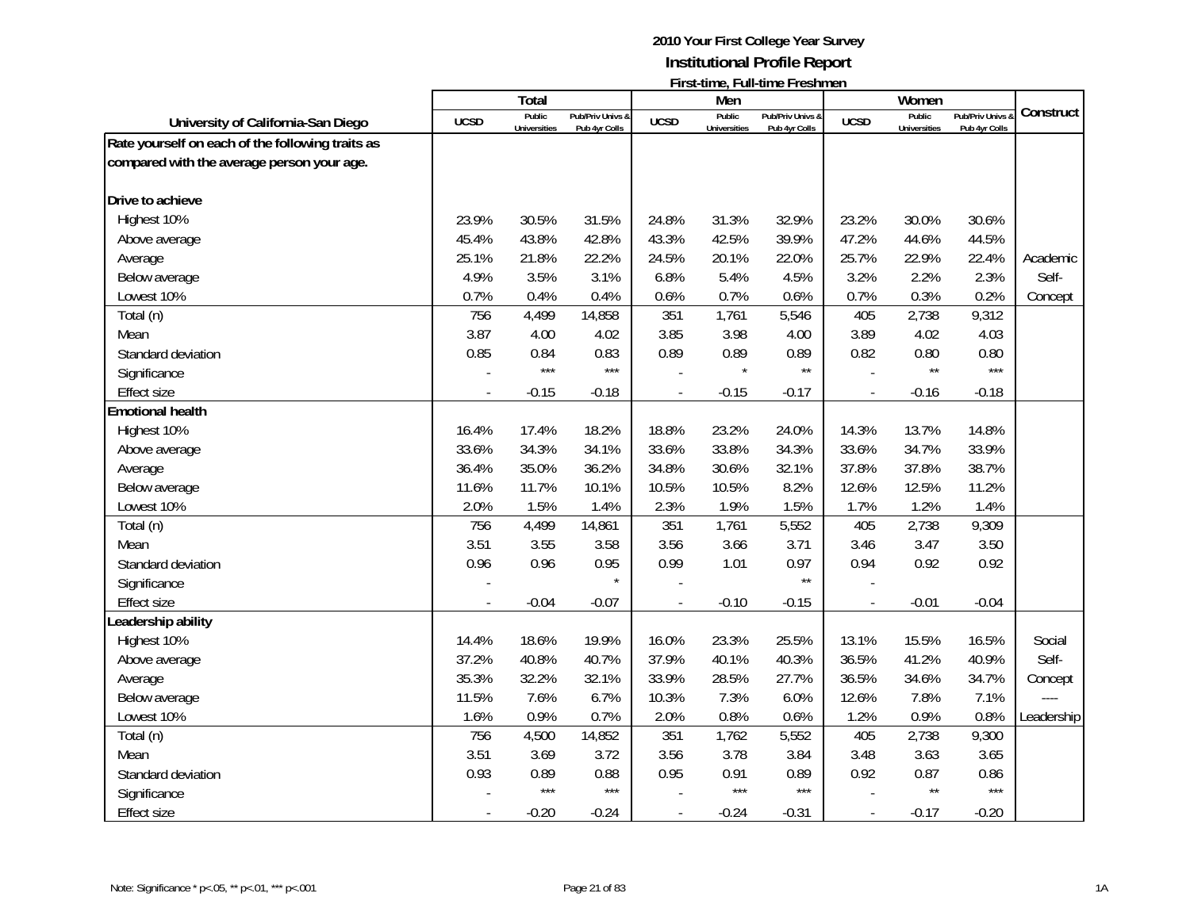# 2010 Your First College Year Survey
## Institutional Profile Report
### First-time, Full-time Freshmen

| University of California-San Diego | Total | | | Men | | | Women | | | Construct |
|---|---|---|---|---|---|---|---|---|---|---|
| | UCSD | Public Universities | Pub/Priv Univs & Pub 4yr Colls | UCSD | Public Universities | Pub/Priv Univs & Pub 4yr Colls | UCSD | Public Universities | Pub/Priv Univs & Pub 4yr Colls | |
| **Rate yourself on each of the following traits as compared with the average person your age.** | | | | | | | | | | |
| **Drive to achieve** | | | | | | | | | | |
| Highest 10% | 23.9% | 30.5% | 31.5% | 24.8% | 31.3% | 32.9% | 23.2% | 30.0% | 30.6% | |
| Above average | 45.4% | 43.8% | 42.8% | 43.3% | 42.5% | 39.9% | 47.2% | 44.6% | 44.5% | |
| Average | 25.1% | 21.8% | 22.2% | 24.5% | 20.1% | 22.0% | 25.7% | 22.9% | 22.4% | Academic |
| Below average | 4.9% | 3.5% | 3.1% | 6.8% | 5.4% | 4.5% | 3.2% | 2.2% | 2.3% | Self- |
| Lowest 10% | 0.7% | 0.4% | 0.4% | 0.6% | 0.7% | 0.6% | 0.7% | 0.3% | 0.2% | Concept |
| Total (n) | 756 | 4,499 | 14,858 | 351 | 1,761 | 5,546 | 405 | 2,738 | 9,312 | |
| Mean | 3.87 | 4.00 | 4.02 | 3.85 | 3.98 | 4.00 | 3.89 | 4.02 | 4.03 | |
| Standard deviation | 0.85 | 0.84 | 0.83 | 0.89 | 0.89 | 0.89 | 0.82 | 0.80 | 0.80 | |
| Significance | - | *** | *** | - | * | ** | - | ** | *** | |
| Effect size | - | -0.15 | -0.18 | - | -0.15 | -0.17 | - | -0.16 | -0.18 | |
| **Emotional health** | | | | | | | | | | |
| Highest 10% | 16.4% | 17.4% | 18.2% | 18.8% | 23.2% | 24.0% | 14.3% | 13.7% | 14.8% | |
| Above average | 33.6% | 34.3% | 34.1% | 33.6% | 33.8% | 34.3% | 33.6% | 34.7% | 33.9% | |
| Average | 36.4% | 35.0% | 36.2% | 34.8% | 30.6% | 32.1% | 37.8% | 37.8% | 38.7% | |
| Below average | 11.6% | 11.7% | 10.1% | 10.5% | 10.5% | 8.2% | 12.6% | 12.5% | 11.2% | |
| Lowest 10% | 2.0% | 1.5% | 1.4% | 2.3% | 1.9% | 1.5% | 1.7% | 1.2% | 1.4% | |
| Total (n) | 756 | 4,499 | 14,861 | 351 | 1,761 | 5,552 | 405 | 2,738 | 9,309 | |
| Mean | 3.51 | 3.55 | 3.58 | 3.56 | 3.66 | 3.71 | 3.46 | 3.47 | 3.50 | |
| Standard deviation | 0.96 | 0.96 | 0.95 | 0.99 | 1.01 | 0.97 | 0.94 | 0.92 | 0.92 | |
| Significance | - | | * | - | | ** | - | | | |
| Effect size | - | -0.04 | -0.07 | - | -0.10 | -0.15 | - | -0.01 | -0.04 | |
| **Leadership ability** | | | | | | | | | | |
| Highest 10% | 14.4% | 18.6% | 19.9% | 16.0% | 23.3% | 25.5% | 13.1% | 15.5% | 16.5% | Social |
| Above average | 37.2% | 40.8% | 40.7% | 37.9% | 40.1% | 40.3% | 36.5% | 41.2% | 40.9% | Self- |
| Average | 35.3% | 32.2% | 32.1% | 33.9% | 28.5% | 27.7% | 36.5% | 34.6% | 34.7% | Concept |
| Below average | 11.5% | 7.6% | 6.7% | 10.3% | 7.3% | 6.0% | 12.6% | 7.8% | 7.1% | ---- |
| Lowest 10% | 1.6% | 0.9% | 0.7% | 2.0% | 0.8% | 0.6% | 1.2% | 0.9% | 0.8% | Leadership |
| Total (n) | 756 | 4,500 | 14,852 | 351 | 1,762 | 5,552 | 405 | 2,738 | 9,300 | |
| Mean | 3.51 | 3.69 | 3.72 | 3.56 | 3.78 | 3.84 | 3.48 | 3.63 | 3.65 | |
| Standard deviation | 0.93 | 0.89 | 0.88 | 0.95 | 0.91 | 0.89 | 0.92 | 0.87 | 0.86 | |
| Significance | - | *** | *** | - | *** | *** | - | ** | *** | |
| Effect size | - | -0.20 | -0.24 | - | -0.24 | -0.31 | - | -0.17 | -0.20 | |

Note: Significance * p<.05, ** p<.01, *** p<.001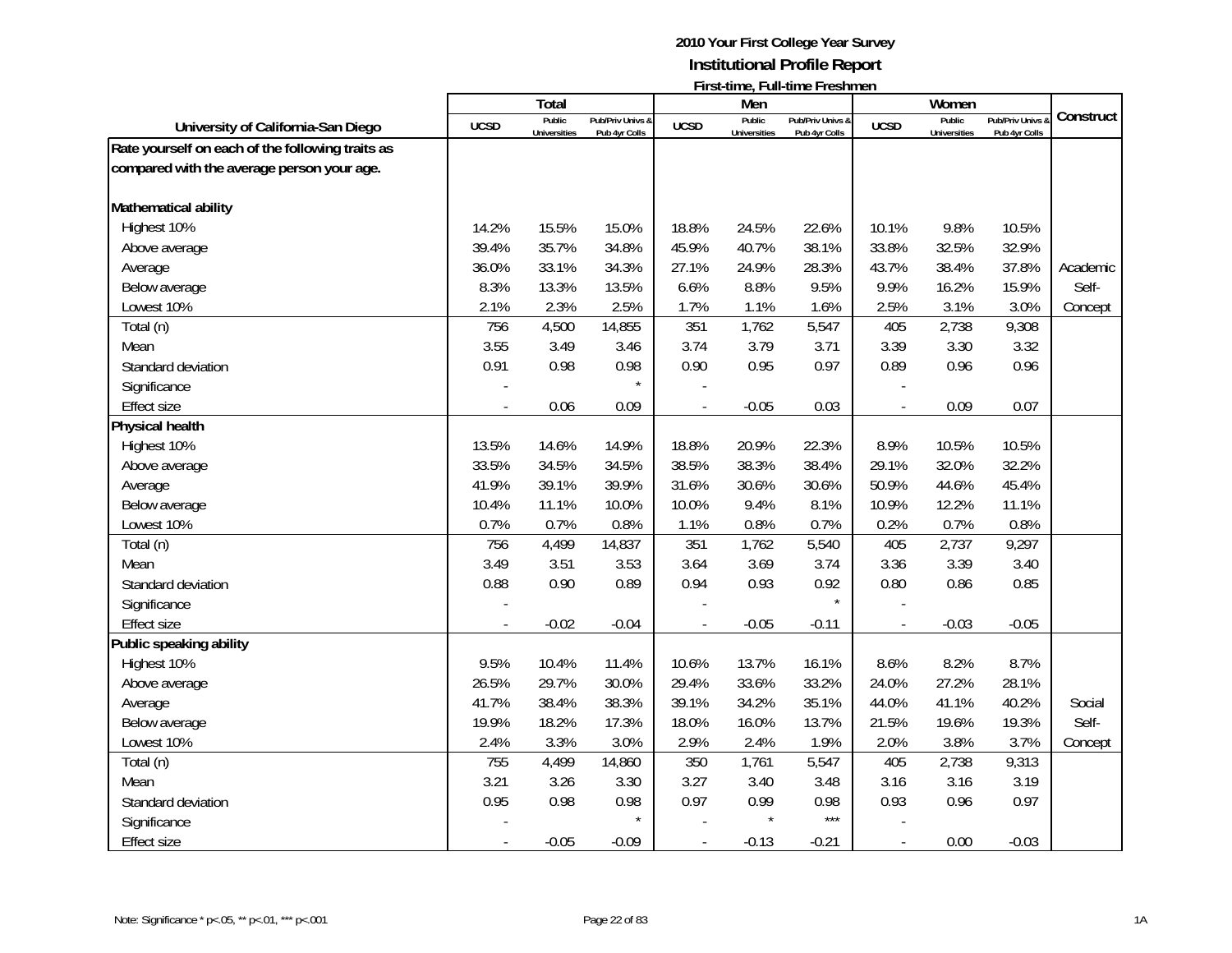**2010 Your First College Year Survey**

**Institutional Profile Report**

**First-time, Full-time Freshmen**

| University of California-San Diego | Total | | | Men | | | Women | | | Construct |
|---|---|---|---|---|---|---|---|---|---|---|
| | UCSD | Public Universities | Pub/Priv Univs & Pub 4yr Colls | UCSD | Public Universities | Pub/Priv Univs & Pub 4yr Colls | UCSD | Public Universities | Pub/Priv Univs & Pub 4yr Colls | |
| **Rate yourself on each of the following traits as compared with the average person your age.** | | | | | | | | | | |
| **Mathematical ability** | | | | | | | | | | |
| Highest 10% | 14.2% | 15.5% | 15.0% | 18.8% | 24.5% | 22.6% | 10.1% | 9.8% | 10.5% | |
| Above average | 39.4% | 35.7% | 34.8% | 45.9% | 40.7% | 38.1% | 33.8% | 32.5% | 32.9% | |
| Average | 36.0% | 33.1% | 34.3% | 27.1% | 24.9% | 28.3% | 43.7% | 38.4% | 37.8% | Academic |
| Below average | 8.3% | 13.3% | 13.5% | 6.6% | 8.8% | 9.5% | 9.9% | 16.2% | 15.9% | Self- |
| Lowest 10% | 2.1% | 2.3% | 2.5% | 1.7% | 1.1% | 1.6% | 2.5% | 3.1% | 3.0% | Concept |
| Total (n) | 756 | 4,500 | 14,855 | 351 | 1,762 | 5,547 | 405 | 2,738 | 9,308 | |
| Mean | 3.55 | 3.49 | 3.46 | 3.74 | 3.79 | 3.71 | 3.39 | 3.30 | 3.32 | |
| Standard deviation | 0.91 | 0.98 | 0.98 | 0.90 | 0.95 | 0.97 | 0.89 | 0.96 | 0.96 | |
| Significance | - | | * | - | | | - | | | |
| Effect size | - | 0.06 | 0.09 | - | -0.05 | 0.03 | - | 0.09 | 0.07 | |
| **Physical health** | | | | | | | | | | |
| Highest 10% | 13.5% | 14.6% | 14.9% | 18.8% | 20.9% | 22.3% | 8.9% | 10.5% | 10.5% | |
| Above average | 33.5% | 34.5% | 34.5% | 38.5% | 38.3% | 38.4% | 29.1% | 32.0% | 32.2% | |
| Average | 41.9% | 39.1% | 39.9% | 31.6% | 30.6% | 30.6% | 50.9% | 44.6% | 45.4% | |
| Below average | 10.4% | 11.1% | 10.0% | 10.0% | 9.4% | 8.1% | 10.9% | 12.2% | 11.1% | |
| Lowest 10% | 0.7% | 0.7% | 0.8% | 1.1% | 0.8% | 0.7% | 0.2% | 0.7% | 0.8% | |
| Total (n) | 756 | 4,499 | 14,837 | 351 | 1,762 | 5,540 | 405 | 2,737 | 9,297 | |
| Mean | 3.49 | 3.51 | 3.53 | 3.64 | 3.69 | 3.74 | 3.36 | 3.39 | 3.40 | |
| Standard deviation | 0.88 | 0.90 | 0.89 | 0.94 | 0.93 | 0.92 | 0.80 | 0.86 | 0.85 | |
| Significance | - | | | - | | * | - | | | |
| Effect size | - | -0.02 | -0.04 | - | -0.05 | -0.11 | - | -0.03 | -0.05 | |
| **Public speaking ability** | | | | | | | | | | |
| Highest 10% | 9.5% | 10.4% | 11.4% | 10.6% | 13.7% | 16.1% | 8.6% | 8.2% | 8.7% | |
| Above average | 26.5% | 29.7% | 30.0% | 29.4% | 33.6% | 33.2% | 24.0% | 27.2% | 28.1% | |
| Average | 41.7% | 38.4% | 38.3% | 39.1% | 34.2% | 35.1% | 44.0% | 41.1% | 40.2% | Social |
| Below average | 19.9% | 18.2% | 17.3% | 18.0% | 16.0% | 13.7% | 21.5% | 19.6% | 19.3% | Self- |
| Lowest 10% | 2.4% | 3.3% | 3.0% | 2.9% | 2.4% | 1.9% | 2.0% | 3.8% | 3.7% | Concept |
| Total (n) | 755 | 4,499 | 14,860 | 350 | 1,761 | 5,547 | 405 | 2,738 | 9,313 | |
| Mean | 3.21 | 3.26 | 3.30 | 3.27 | 3.40 | 3.48 | 3.16 | 3.16 | 3.19 | |
| Standard deviation | 0.95 | 0.98 | 0.98 | 0.97 | 0.99 | 0.98 | 0.93 | 0.96 | 0.97 | |
| Significance | - | | * | - | * | *** | - | | | |
| Effect size | - | -0.05 | -0.09 | - | -0.13 | -0.21 | - | 0.00 | -0.03 | |

Note: Significance * p<.05, ** p<.01, *** p<.001

1A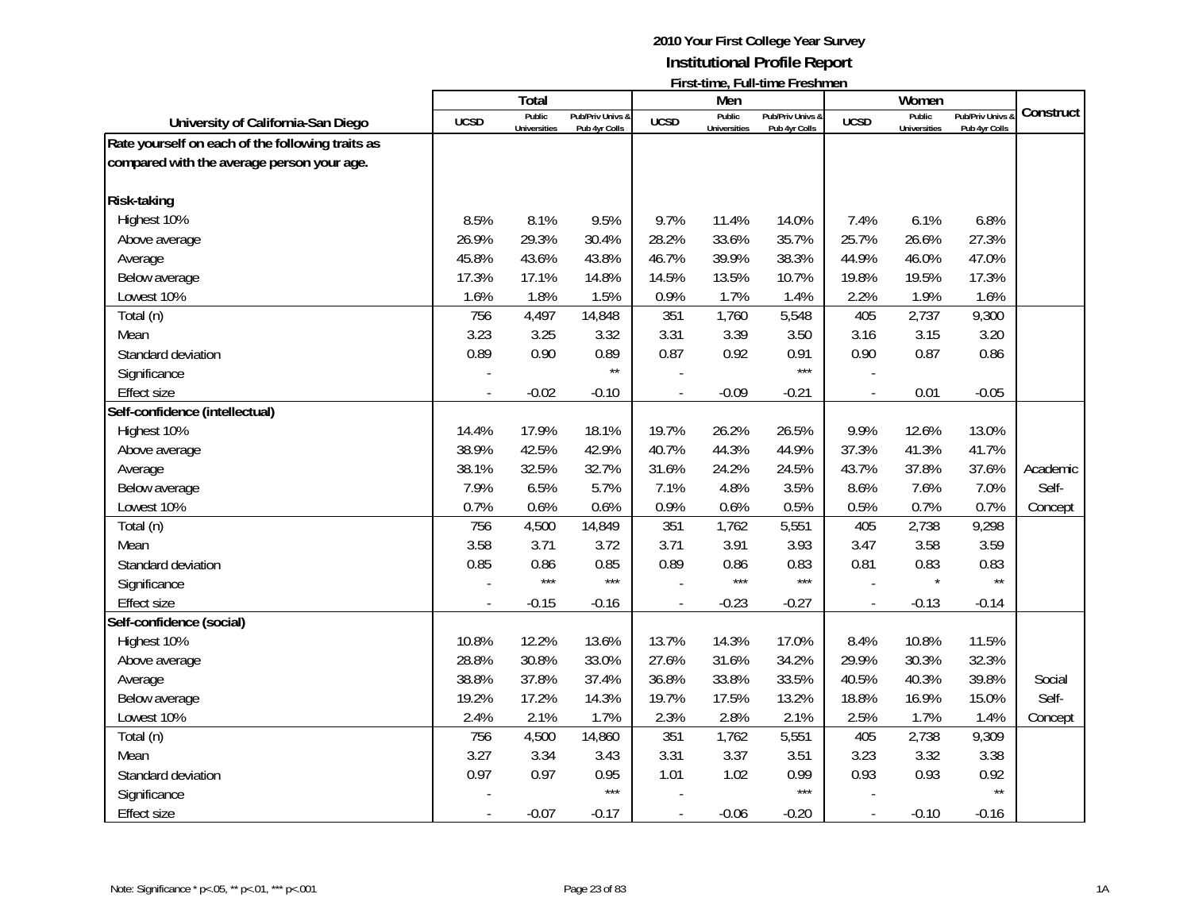**2010 Your First College Year Survey**
**Institutional Profile Report**
**First-time, Full-time Freshmen**

| University of California-San Diego | Total | | | Men | | | Women | | | Construct |
|---|---|---|---|---|---|---|---|---|---|---|
| | UCSD | Public Universities | Pub/Priv Univs & Pub 4yr Colls | UCSD | Public Universities | Pub/Priv Univs & Pub 4yr Colls | UCSD | Public Universities | Pub/Priv Univs & Pub 4yr Colls | |
| **Rate yourself on each of the following traits as compared with the average person your age.** | | | | | | | | | | |
| **Risk-taking** | | | | | | | | | | |
| Highest 10% | 8.5% | 8.1% | 9.5% | 9.7% | 11.4% | 14.0% | 7.4% | 6.1% | 6.8% | |
| Above average | 26.9% | 29.3% | 30.4% | 28.2% | 33.6% | 35.7% | 25.7% | 26.6% | 27.3% | |
| Average | 45.8% | 43.6% | 43.8% | 46.7% | 39.9% | 38.3% | 44.9% | 46.0% | 47.0% | |
| Below average | 17.3% | 17.1% | 14.8% | 14.5% | 13.5% | 10.7% | 19.8% | 19.5% | 17.3% | |
| Lowest 10% | 1.6% | 1.8% | 1.5% | 0.9% | 1.7% | 1.4% | 2.2% | 1.9% | 1.6% | |
| Total (n) | 756 | 4,497 | 14,848 | 351 | 1,760 | 5,548 | 405 | 2,737 | 9,300 | |
| Mean | 3.23 | 3.25 | 3.32 | 3.31 | 3.39 | 3.50 | 3.16 | 3.15 | 3.20 | |
| Standard deviation | 0.89 | 0.90 | 0.89 | 0.87 | 0.92 | 0.91 | 0.90 | 0.87 | 0.86 | |
| Significance | - | | ** | - | | *** | - | | | |
| Effect size | - | -0.02 | -0.10 | - | -0.09 | -0.21 | - | 0.01 | -0.05 | |
| **Self-confidence (intellectual)** | | | | | | | | | | |
| Highest 10% | 14.4% | 17.9% | 18.1% | 19.7% | 26.2% | 26.5% | 9.9% | 12.6% | 13.0% | |
| Above average | 38.9% | 42.5% | 42.9% | 40.7% | 44.3% | 44.9% | 37.3% | 41.3% | 41.7% | |
| Average | 38.1% | 32.5% | 32.7% | 31.6% | 24.2% | 24.5% | 43.7% | 37.8% | 37.6% | Academic |
| Below average | 7.9% | 6.5% | 5.7% | 7.1% | 4.8% | 3.5% | 8.6% | 7.6% | 7.0% | Self- |
| Lowest 10% | 0.7% | 0.6% | 0.6% | 0.9% | 0.6% | 0.5% | 0.5% | 0.7% | 0.7% | Concept |
| Total (n) | 756 | 4,500 | 14,849 | 351 | 1,762 | 5,551 | 405 | 2,738 | 9,298 | |
| Mean | 3.58 | 3.71 | 3.72 | 3.71 | 3.91 | 3.93 | 3.47 | 3.58 | 3.59 | |
| Standard deviation | 0.85 | 0.86 | 0.85 | 0.89 | 0.86 | 0.83 | 0.81 | 0.83 | 0.83 | |
| Significance | - | *** | *** | - | *** | *** | - | * | ** | |
| Effect size | - | -0.15 | -0.16 | - | -0.23 | -0.27 | - | -0.13 | -0.14 | |
| **Self-confidence (social)** | | | | | | | | | | |
| Highest 10% | 10.8% | 12.2% | 13.6% | 13.7% | 14.3% | 17.0% | 8.4% | 10.8% | 11.5% | |
| Above average | 28.8% | 30.8% | 33.0% | 27.6% | 31.6% | 34.2% | 29.9% | 30.3% | 32.3% | |
| Average | 38.8% | 37.8% | 37.4% | 36.8% | 33.8% | 33.5% | 40.5% | 40.3% | 39.8% | Social |
| Below average | 19.2% | 17.2% | 14.3% | 19.7% | 17.5% | 13.2% | 18.8% | 16.9% | 15.0% | Self- |
| Lowest 10% | 2.4% | 2.1% | 1.7% | 2.3% | 2.8% | 2.1% | 2.5% | 1.7% | 1.4% | Concept |
| Total (n) | 756 | 4,500 | 14,860 | 351 | 1,762 | 5,551 | 405 | 2,738 | 9,309 | |
| Mean | 3.27 | 3.34 | 3.43 | 3.31 | 3.37 | 3.51 | 3.23 | 3.32 | 3.38 | |
| Standard deviation | 0.97 | 0.97 | 0.95 | 1.01 | 1.02 | 0.99 | 0.93 | 0.93 | 0.92 | |
| Significance | - | | *** | - | | *** | - | | ** | |
| Effect size | - | -0.07 | -0.17 | - | -0.06 | -0.20 | - | -0.10 | -0.16 | |

Note: Significance * p<.05, ** p<.01, *** p<.001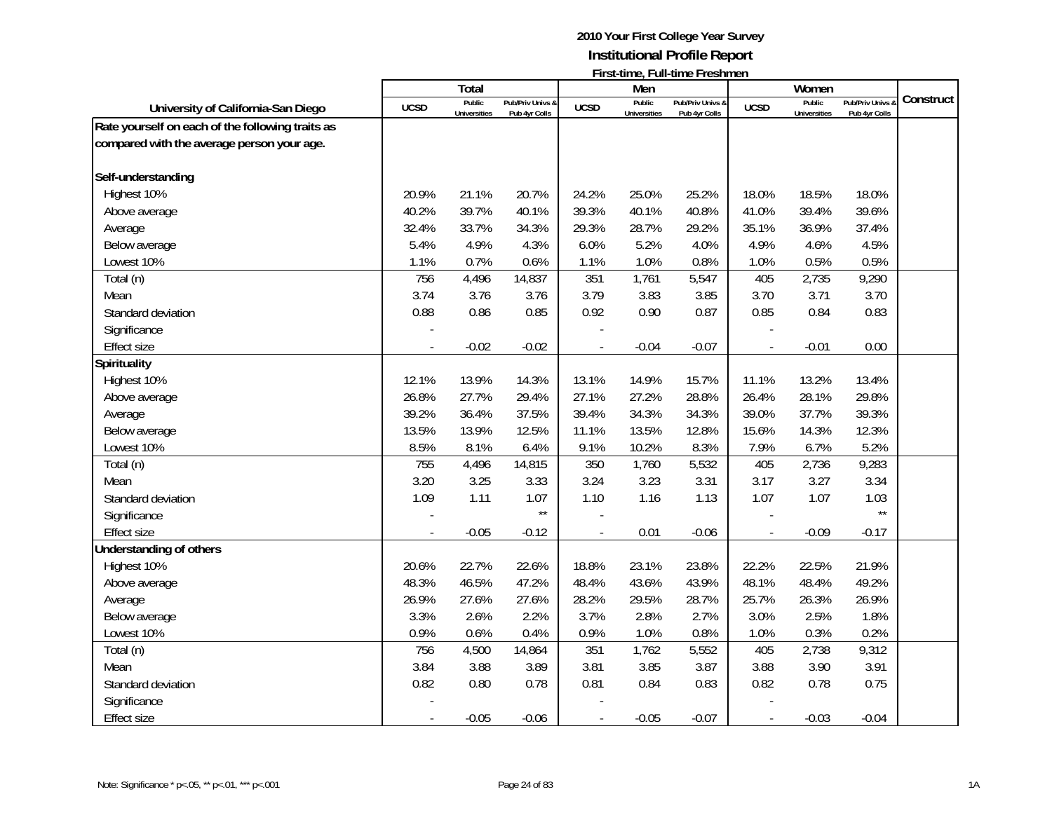**2010 Your First College Year Survey**
**Institutional Profile Report**
**First-time, Full-time Freshmen**

| University of California-San Diego | Total | | | Men | | | Women | | | Construct |
|---|---|---|---|---|---|---|---|---|---|---|
| | UCSD | Public Universities | Pub/Priv Univs & Pub 4yr Colls | UCSD | Public Universities | Pub/Priv Univs & Pub 4yr Colls | UCSD | Public Universities | Pub/Priv Univs & Pub 4yr Colls | |
| **Rate yourself on each of the following traits as compared with the average person your age.** | | | | | | | | | | |
| **Self-understanding** | | | | | | | | | | |
| Highest 10% | 20.9% | 21.1% | 20.7% | 24.2% | 25.0% | 25.2% | 18.0% | 18.5% | 18.0% | |
| Above average | 40.2% | 39.7% | 40.1% | 39.3% | 40.1% | 40.8% | 41.0% | 39.4% | 39.6% | |
| Average | 32.4% | 33.7% | 34.3% | 29.3% | 28.7% | 29.2% | 35.1% | 36.9% | 37.4% | |
| Below average | 5.4% | 4.9% | 4.3% | 6.0% | 5.2% | 4.0% | 4.9% | 4.6% | 4.5% | |
| Lowest 10% | 1.1% | 0.7% | 0.6% | 1.1% | 1.0% | 0.8% | 1.0% | 0.5% | 0.5% | |
| Total (n) | 756 | 4,496 | 14,837 | 351 | 1,761 | 5,547 | 405 | 2,735 | 9,290 | |
| Mean | 3.74 | 3.76 | 3.76 | 3.79 | 3.83 | 3.85 | 3.70 | 3.71 | 3.70 | |
| Standard deviation | 0.88 | 0.86 | 0.85 | 0.92 | 0.90 | 0.87 | 0.85 | 0.84 | 0.83 | |
| Significance | - | | | - | | | - | | | |
| Effect size | - | -0.02 | -0.02 | - | -0.04 | -0.07 | - | -0.01 | 0.00 | |
| **Spirituality** | | | | | | | | | | |
| Highest 10% | 12.1% | 13.9% | 14.3% | 13.1% | 14.9% | 15.7% | 11.1% | 13.2% | 13.4% | |
| Above average | 26.8% | 27.7% | 29.4% | 27.1% | 27.2% | 28.8% | 26.4% | 28.1% | 29.8% | |
| Average | 39.2% | 36.4% | 37.5% | 39.4% | 34.3% | 34.3% | 39.0% | 37.7% | 39.3% | |
| Below average | 13.5% | 13.9% | 12.5% | 11.1% | 13.5% | 12.8% | 15.6% | 14.3% | 12.3% | |
| Lowest 10% | 8.5% | 8.1% | 6.4% | 9.1% | 10.2% | 8.3% | 7.9% | 6.7% | 5.2% | |
| Total (n) | 755 | 4,496 | 14,815 | 350 | 1,760 | 5,532 | 405 | 2,736 | 9,283 | |
| Mean | 3.20 | 3.25 | 3.33 | 3.24 | 3.23 | 3.31 | 3.17 | 3.27 | 3.34 | |
| Standard deviation | 1.09 | 1.11 | 1.07 | 1.10 | 1.16 | 1.13 | 1.07 | 1.07 | 1.03 | |
| Significance | - | | ** | - | | | - | | ** | |
| Effect size | - | -0.05 | -0.12 | - | 0.01 | -0.06 | - | -0.09 | -0.17 | |
| **Understanding of others** | | | | | | | | | | |
| Highest 10% | 20.6% | 22.7% | 22.6% | 18.8% | 23.1% | 23.8% | 22.2% | 22.5% | 21.9% | |
| Above average | 48.3% | 46.5% | 47.2% | 48.4% | 43.6% | 43.9% | 48.1% | 48.4% | 49.2% | |
| Average | 26.9% | 27.6% | 27.6% | 28.2% | 29.5% | 28.7% | 25.7% | 26.3% | 26.9% | |
| Below average | 3.3% | 2.6% | 2.2% | 3.7% | 2.8% | 2.7% | 3.0% | 2.5% | 1.8% | |
| Lowest 10% | 0.9% | 0.6% | 0.4% | 0.9% | 1.0% | 0.8% | 1.0% | 0.3% | 0.2% | |
| Total (n) | 756 | 4,500 | 14,864 | 351 | 1,762 | 5,552 | 405 | 2,738 | 9,312 | |
| Mean | 3.84 | 3.88 | 3.89 | 3.81 | 3.85 | 3.87 | 3.88 | 3.90 | 3.91 | |
| Standard deviation | 0.82 | 0.80 | 0.78 | 0.81 | 0.84 | 0.83 | 0.82 | 0.78 | 0.75 | |
| Significance | - | | | - | | | - | | | |
| Effect size | - | -0.05 | -0.06 | - | -0.05 | -0.07 | - | -0.03 | -0.04 | |

Note: Significance * p<.05, ** p<.01, *** p<.001

1A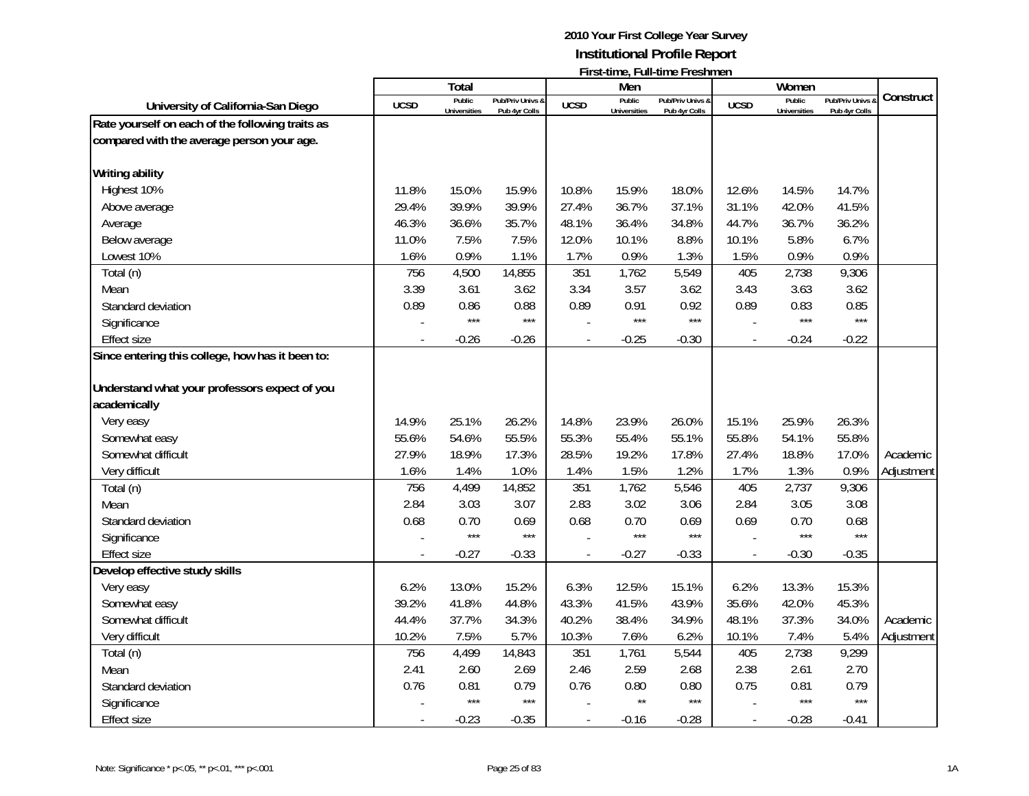# 2010 Your First College Year Survey

## Institutional Profile Report

### First-time, Full-time Freshmen

| University of California-San Diego | Total | | | Men | | | Women | | | Construct |
|---|---|---|---|---|---|---|---|---|---|---|
| | UCSD | Public Universities | Pub/Priv Univs & Pub 4yr Colls | UCSD | Public Universities | Pub/Priv Univs & Pub 4yr Colls | UCSD | Public Universities | Pub/Priv Univs & Pub 4yr Colls | |
| **Rate yourself on each of the following traits as compared with the average person your age.** | | | | | | | | | | |
| **Writing ability** | | | | | | | | | | |
| Highest 10% | 11.8% | 15.0% | 15.9% | 10.8% | 15.9% | 18.0% | 12.6% | 14.5% | 14.7% | |
| Above average | 29.4% | 39.9% | 39.9% | 27.4% | 36.7% | 37.1% | 31.1% | 42.0% | 41.5% | |
| Average | 46.3% | 36.6% | 35.7% | 48.1% | 36.4% | 34.8% | 44.7% | 36.7% | 36.2% | |
| Below average | 11.0% | 7.5% | 7.5% | 12.0% | 10.1% | 8.8% | 10.1% | 5.8% | 6.7% | |
| Lowest 10% | 1.6% | 0.9% | 1.1% | 1.7% | 0.9% | 1.3% | 1.5% | 0.9% | 0.9% | |
| Total (n) | 756 | 4,500 | 14,855 | 351 | 1,762 | 5,549 | 405 | 2,738 | 9,306 | |
| Mean | 3.39 | 3.61 | 3.62 | 3.34 | 3.57 | 3.62 | 3.43 | 3.63 | 3.62 | |
| Standard deviation | 0.89 | 0.86 | 0.88 | 0.89 | 0.91 | 0.92 | 0.89 | 0.83 | 0.85 | |
| Significance | - | *** | *** | - | *** | *** | - | *** | *** | |
| Effect size | - | -0.26 | -0.26 | - | -0.25 | -0.30 | - | -0.24 | -0.22 | |
| **Since entering this college, how has it been to:** | | | | | | | | | | |
| **Understand what your professors expect of you academically** | | | | | | | | | | |
| Very easy | 14.9% | 25.1% | 26.2% | 14.8% | 23.9% | 26.0% | 15.1% | 25.9% | 26.3% | |
| Somewhat easy | 55.6% | 54.6% | 55.5% | 55.3% | 55.4% | 55.1% | 55.8% | 54.1% | 55.8% | |
| Somewhat difficult | 27.9% | 18.9% | 17.3% | 28.5% | 19.2% | 17.8% | 27.4% | 18.8% | 17.0% | Academic |
| Very difficult | 1.6% | 1.4% | 1.0% | 1.4% | 1.5% | 1.2% | 1.7% | 1.3% | 0.9% | Adjustment |
| Total (n) | 756 | 4,499 | 14,852 | 351 | 1,762 | 5,546 | 405 | 2,737 | 9,306 | |
| Mean | 2.84 | 3.03 | 3.07 | 2.83 | 3.02 | 3.06 | 2.84 | 3.05 | 3.08 | |
| Standard deviation | 0.68 | 0.70 | 0.69 | 0.68 | 0.70 | 0.69 | 0.69 | 0.70 | 0.68 | |
| Significance | - | *** | *** | - | *** | *** | - | *** | *** | |
| Effect size | - | -0.27 | -0.33 | - | -0.27 | -0.33 | - | -0.30 | -0.35 | |
| **Develop effective study skills** | | | | | | | | | | |
| Very easy | 6.2% | 13.0% | 15.2% | 6.3% | 12.5% | 15.1% | 6.2% | 13.3% | 15.3% | |
| Somewhat easy | 39.2% | 41.8% | 44.8% | 43.3% | 41.5% | 43.9% | 35.6% | 42.0% | 45.3% | |
| Somewhat difficult | 44.4% | 37.7% | 34.3% | 40.2% | 38.4% | 34.9% | 48.1% | 37.3% | 34.0% | Academic |
| Very difficult | 10.2% | 7.5% | 5.7% | 10.3% | 7.6% | 6.2% | 10.1% | 7.4% | 5.4% | Adjustment |
| Total (n) | 756 | 4,499 | 14,843 | 351 | 1,761 | 5,544 | 405 | 2,738 | 9,299 | |
| Mean | 2.41 | 2.60 | 2.69 | 2.46 | 2.59 | 2.68 | 2.38 | 2.61 | 2.70 | |
| Standard deviation | 0.76 | 0.81 | 0.79 | 0.76 | 0.80 | 0.80 | 0.75 | 0.81 | 0.79 | |
| Significance | - | *** | *** | - | ** | *** | - | *** | *** | |
| Effect size | - | -0.23 | -0.35 | - | -0.16 | -0.28 | - | -0.28 | -0.41 | |

Note: Significance * p<.05, ** p<.01, *** p<.001

1A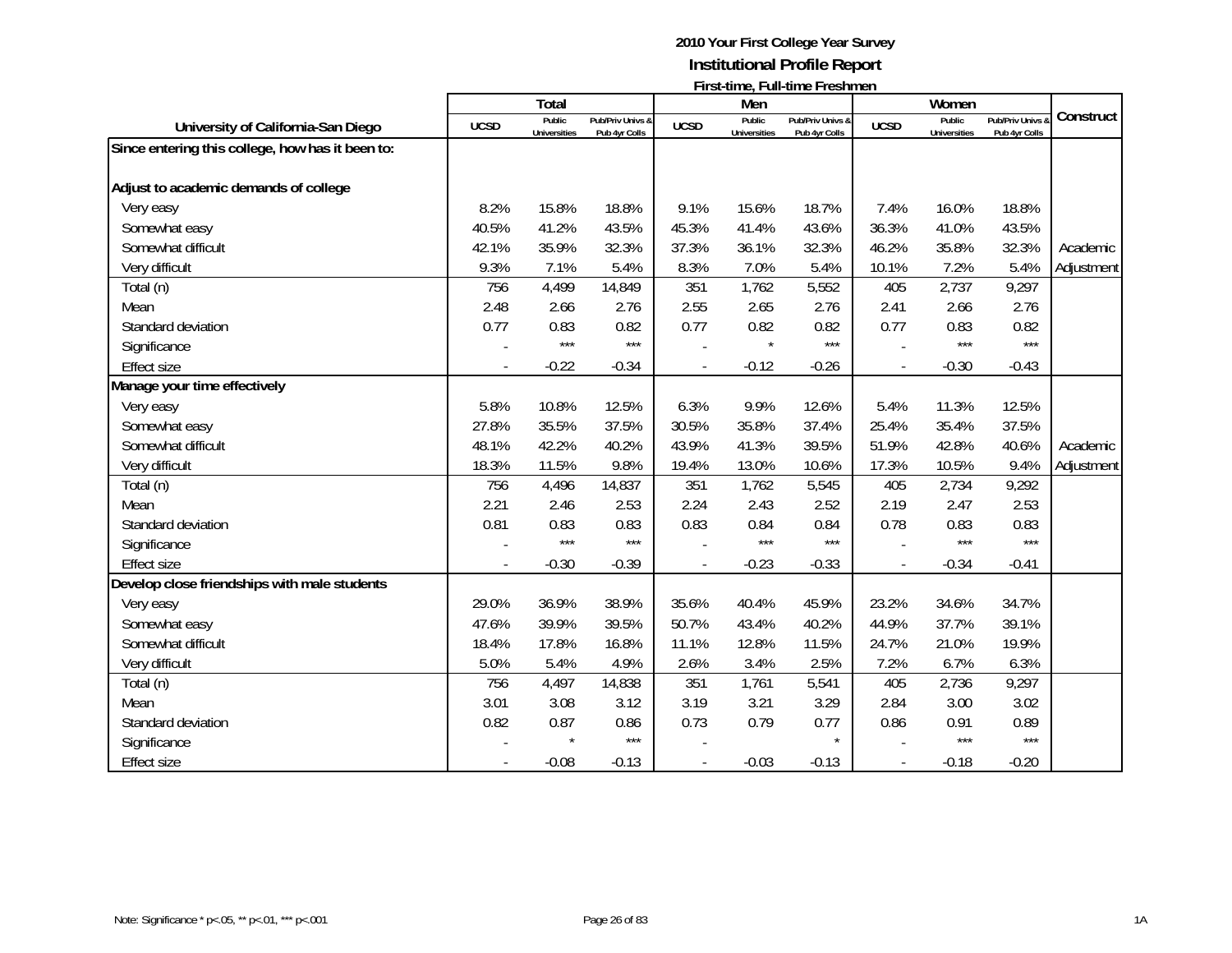## 2010 Your First College Year Survey

## Institutional Profile Report

### First-time, Full-time Freshmen

| University of California-San Diego | Total | | | Men | | | Women | | | Construct |
|---|---|---|---|---|---|---|---|---|---|---|
| | UCSD | Public Universities | Pub/Priv Univs & Pub 4yr Colls | UCSD | Public Universities | Pub/Priv Univs & Pub 4yr Colls | UCSD | Public Universities | Pub/Priv Univs & Pub 4yr Colls | |
| **Since entering this college, how has it been to:** | | | | | | | | | | |
| **Adjust to academic demands of college** | | | | | | | | | | |
| Very easy | 8.2% | 15.8% | 18.8% | 9.1% | 15.6% | 18.7% | 7.4% | 16.0% | 18.8% | |
| Somewhat easy | 40.5% | 41.2% | 43.5% | 45.3% | 41.4% | 43.6% | 36.3% | 41.0% | 43.5% | |
| Somewhat difficult | 42.1% | 35.9% | 32.3% | 37.3% | 36.1% | 32.3% | 46.2% | 35.8% | 32.3% | Academic |
| Very difficult | 9.3% | 7.1% | 5.4% | 8.3% | 7.0% | 5.4% | 10.1% | 7.2% | 5.4% | Adjustment |
| Total (n) | 756 | 4,499 | 14,849 | 351 | 1,762 | 5,552 | 405 | 2,737 | 9,297 | |
| Mean | 2.48 | 2.66 | 2.76 | 2.55 | 2.65 | 2.76 | 2.41 | 2.66 | 2.76 | |
| Standard deviation | 0.77 | 0.83 | 0.82 | 0.77 | 0.82 | 0.82 | 0.77 | 0.83 | 0.82 | |
| Significance | - | *** | *** | - | * | *** | - | *** | *** | |
| Effect size | - | -0.22 | -0.34 | - | -0.12 | -0.26 | - | -0.30 | -0.43 | |
| **Manage your time effectively** | | | | | | | | | | |
| Very easy | 5.8% | 10.8% | 12.5% | 6.3% | 9.9% | 12.6% | 5.4% | 11.3% | 12.5% | |
| Somewhat easy | 27.8% | 35.5% | 37.5% | 30.5% | 35.8% | 37.4% | 25.4% | 35.4% | 37.5% | |
| Somewhat difficult | 48.1% | 42.2% | 40.2% | 43.9% | 41.3% | 39.5% | 51.9% | 42.8% | 40.6% | Academic |
| Very difficult | 18.3% | 11.5% | 9.8% | 19.4% | 13.0% | 10.6% | 17.3% | 10.5% | 9.4% | Adjustment |
| Total (n) | 756 | 4,496 | 14,837 | 351 | 1,762 | 5,545 | 405 | 2,734 | 9,292 | |
| Mean | 2.21 | 2.46 | 2.53 | 2.24 | 2.43 | 2.52 | 2.19 | 2.47 | 2.53 | |
| Standard deviation | 0.81 | 0.83 | 0.83 | 0.83 | 0.84 | 0.84 | 0.78 | 0.83 | 0.83 | |
| Significance | - | *** | *** | - | *** | *** | - | *** | *** | |
| Effect size | - | -0.30 | -0.39 | - | -0.23 | -0.33 | - | -0.34 | -0.41 | |
| **Develop close friendships with male students** | | | | | | | | | | |
| Very easy | 29.0% | 36.9% | 38.9% | 35.6% | 40.4% | 45.9% | 23.2% | 34.6% | 34.7% | |
| Somewhat easy | 47.6% | 39.9% | 39.5% | 50.7% | 43.4% | 40.2% | 44.9% | 37.7% | 39.1% | |
| Somewhat difficult | 18.4% | 17.8% | 16.8% | 11.1% | 12.8% | 11.5% | 24.7% | 21.0% | 19.9% | |
| Very difficult | 5.0% | 5.4% | 4.9% | 2.6% | 3.4% | 2.5% | 7.2% | 6.7% | 6.3% | |
| Total (n) | 756 | 4,497 | 14,838 | 351 | 1,761 | 5,541 | 405 | 2,736 | 9,297 | |
| Mean | 3.01 | 3.08 | 3.12 | 3.19 | 3.21 | 3.29 | 2.84 | 3.00 | 3.02 | |
| Standard deviation | 0.82 | 0.87 | 0.86 | 0.73 | 0.79 | 0.77 | 0.86 | 0.91 | 0.89 | |
| Significance | - | * | *** | - | | * | - | *** | *** | |
| Effect size | - | -0.08 | -0.13 | - | -0.03 | -0.13 | - | -0.18 | -0.20 | |

Note: Significance * p<.05, ** p<.01, *** p<.001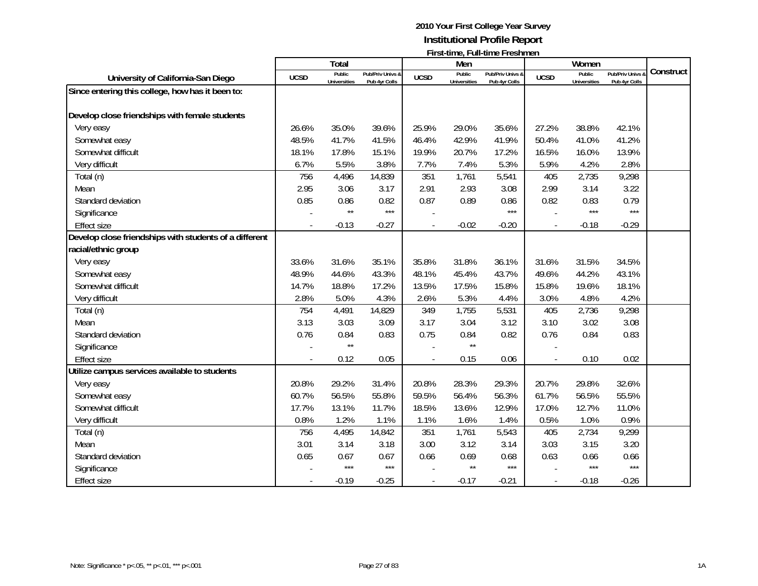# 2010 Your First College Year Survey

## Institutional Profile Report

### First-time, Full-time Freshmen

| University of California-San Diego | Total | | | Men | | | Women | | | Construct |
|---|---|---|---|---|---|---|---|---|---|---|
| | UCSD | Public Universities | Pub/Priv Univs & Pub 4yr Colls | UCSD | Public Universities | Pub/Priv Univs & Pub 4yr Colls | UCSD | Public Universities | Pub/Priv Univs & Pub 4yr Colls | |
| **Since entering this college, how has it been to:** | | | | | | | | | | |
| **Develop close friendships with female students** | | | | | | | | | | |
| Very easy | 26.6% | 35.0% | 39.6% | 25.9% | 29.0% | 35.6% | 27.2% | 38.8% | 42.1% | |
| Somewhat easy | 48.5% | 41.7% | 41.5% | 46.4% | 42.9% | 41.9% | 50.4% | 41.0% | 41.2% | |
| Somewhat difficult | 18.1% | 17.8% | 15.1% | 19.9% | 20.7% | 17.2% | 16.5% | 16.0% | 13.9% | |
| Very difficult | 6.7% | 5.5% | 3.8% | 7.7% | 7.4% | 5.3% | 5.9% | 4.2% | 2.8% | |
| Total (n) | 756 | 4,496 | 14,839 | 351 | 1,761 | 5,541 | 405 | 2,735 | 9,298 | |
| Mean | 2.95 | 3.06 | 3.17 | 2.91 | 2.93 | 3.08 | 2.99 | 3.14 | 3.22 | |
| Standard deviation | 0.85 | 0.86 | 0.82 | 0.87 | 0.89 | 0.86 | 0.82 | 0.83 | 0.79 | |
| Significance | - | ** | *** | - | | *** | - | *** | *** | |
| Effect size | - | -0.13 | -0.27 | - | -0.02 | -0.20 | - | -0.18 | -0.29 | |
| **Develop close friendships with students of a different racial/ethnic group** | | | | | | | | | | |
| Very easy | 33.6% | 31.6% | 35.1% | 35.8% | 31.8% | 36.1% | 31.6% | 31.5% | 34.5% | |
| Somewhat easy | 48.9% | 44.6% | 43.3% | 48.1% | 45.4% | 43.7% | 49.6% | 44.2% | 43.1% | |
| Somewhat difficult | 14.7% | 18.8% | 17.2% | 13.5% | 17.5% | 15.8% | 15.8% | 19.6% | 18.1% | |
| Very difficult | 2.8% | 5.0% | 4.3% | 2.6% | 5.3% | 4.4% | 3.0% | 4.8% | 4.2% | |
| Total (n) | 754 | 4,491 | 14,829 | 349 | 1,755 | 5,531 | 405 | 2,736 | 9,298 | |
| Mean | 3.13 | 3.03 | 3.09 | 3.17 | 3.04 | 3.12 | 3.10 | 3.02 | 3.08 | |
| Standard deviation | 0.76 | 0.84 | 0.83 | 0.75 | 0.84 | 0.82 | 0.76 | 0.84 | 0.83 | |
| Significance | - | ** | | - | ** | | - | | | |
| Effect size | - | 0.12 | 0.05 | - | 0.15 | 0.06 | - | 0.10 | 0.02 | |
| **Utilize campus services available to students** | | | | | | | | | | |
| Very easy | 20.8% | 29.2% | 31.4% | 20.8% | 28.3% | 29.3% | 20.7% | 29.8% | 32.6% | |
| Somewhat easy | 60.7% | 56.5% | 55.8% | 59.5% | 56.4% | 56.3% | 61.7% | 56.5% | 55.5% | |
| Somewhat difficult | 17.7% | 13.1% | 11.7% | 18.5% | 13.6% | 12.9% | 17.0% | 12.7% | 11.0% | |
| Very difficult | 0.8% | 1.2% | 1.1% | 1.1% | 1.6% | 1.4% | 0.5% | 1.0% | 0.9% | |
| Total (n) | 756 | 4,495 | 14,842 | 351 | 1,761 | 5,543 | 405 | 2,734 | 9,299 | |
| Mean | 3.01 | 3.14 | 3.18 | 3.00 | 3.12 | 3.14 | 3.03 | 3.15 | 3.20 | |
| Standard deviation | 0.65 | 0.67 | 0.67 | 0.66 | 0.69 | 0.68 | 0.63 | 0.66 | 0.66 | |
| Significance | - | *** | *** | - | ** | *** | - | *** | *** | |
| Effect size | - | -0.19 | -0.25 | - | -0.17 | -0.21 | - | -0.18 | -0.26 | |

Note: Significance * p<.05, ** p<.01, *** p<.001

1A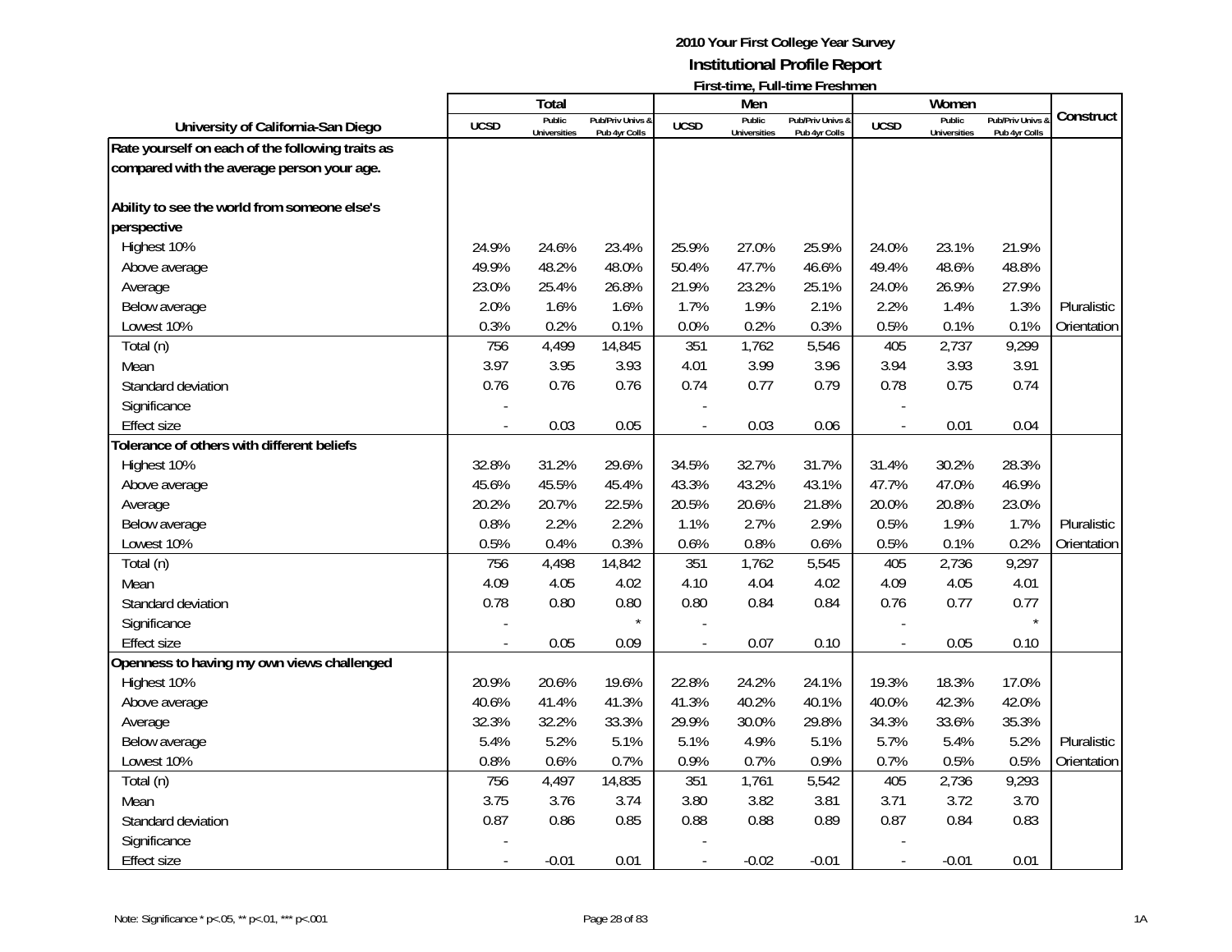**2010 Your First College Year Survey**
**Institutional Profile Report**
**First-time, Full-time Freshmen**

| University of California-San Diego | Total | | | Men | | | Women | | | Construct |
|---|---|---|---|---|---|---|---|---|---|---|
| | UCSD | Public Universities | Pub/Priv Univs & Pub 4yr Colls | UCSD | Public Universities | Pub/Priv Univs & Pub 4yr Colls | UCSD | Public Universities | Pub/Priv Univs & Pub 4yr Colls | |
| **Rate yourself on each of the following traits as compared with the average person your age.** | | | | | | | | | | |
| **Ability to see the world from someone else's perspective** | | | | | | | | | | |
| Highest 10% | 24.9% | 24.6% | 23.4% | 25.9% | 27.0% | 25.9% | 24.0% | 23.1% | 21.9% | |
| Above average | 49.9% | 48.2% | 48.0% | 50.4% | 47.7% | 46.6% | 49.4% | 48.6% | 48.8% | |
| Average | 23.0% | 25.4% | 26.8% | 21.9% | 23.2% | 25.1% | 24.0% | 26.9% | 27.9% | |
| Below average | 2.0% | 1.6% | 1.6% | 1.7% | 1.9% | 2.1% | 2.2% | 1.4% | 1.3% | Pluralistic |
| Lowest 10% | 0.3% | 0.2% | 0.1% | 0.0% | 0.2% | 0.3% | 0.5% | 0.1% | 0.1% | Orientation |
| Total (n) | 756 | 4,499 | 14,845 | 351 | 1,762 | 5,546 | 405 | 2,737 | 9,299 | |
| Mean | 3.97 | 3.95 | 3.93 | 4.01 | 3.99 | 3.96 | 3.94 | 3.93 | 3.91 | |
| Standard deviation | 0.76 | 0.76 | 0.76 | 0.74 | 0.77 | 0.79 | 0.78 | 0.75 | 0.74 | |
| Significance | - | | | - | | | - | | | |
| Effect size | - | 0.03 | 0.05 | - | 0.03 | 0.06 | - | 0.01 | 0.04 | |
| **Tolerance of others with different beliefs** | | | | | | | | | | |
| Highest 10% | 32.8% | 31.2% | 29.6% | 34.5% | 32.7% | 31.7% | 31.4% | 30.2% | 28.3% | |
| Above average | 45.6% | 45.5% | 45.4% | 43.3% | 43.2% | 43.1% | 47.7% | 47.0% | 46.9% | |
| Average | 20.2% | 20.7% | 22.5% | 20.5% | 20.6% | 21.8% | 20.0% | 20.8% | 23.0% | |
| Below average | 0.8% | 2.2% | 2.2% | 1.1% | 2.7% | 2.9% | 0.5% | 1.9% | 1.7% | Pluralistic |
| Lowest 10% | 0.5% | 0.4% | 0.3% | 0.6% | 0.8% | 0.6% | 0.5% | 0.1% | 0.2% | Orientation |
| Total (n) | 756 | 4,498 | 14,842 | 351 | 1,762 | 5,545 | 405 | 2,736 | 9,297 | |
| Mean | 4.09 | 4.05 | 4.02 | 4.10 | 4.04 | 4.02 | 4.09 | 4.05 | 4.01 | |
| Standard deviation | 0.78 | 0.80 | 0.80 | 0.80 | 0.84 | 0.84 | 0.76 | 0.77 | 0.77 | |
| Significance | - | | * | - | | | - | | * | |
| Effect size | - | 0.05 | 0.09 | - | 0.07 | 0.10 | - | 0.05 | 0.10 | |
| **Openness to having my own views challenged** | | | | | | | | | | |
| Highest 10% | 20.9% | 20.6% | 19.6% | 22.8% | 24.2% | 24.1% | 19.3% | 18.3% | 17.0% | |
| Above average | 40.6% | 41.4% | 41.3% | 41.3% | 40.2% | 40.1% | 40.0% | 42.3% | 42.0% | |
| Average | 32.3% | 32.2% | 33.3% | 29.9% | 30.0% | 29.8% | 34.3% | 33.6% | 35.3% | |
| Below average | 5.4% | 5.2% | 5.1% | 5.1% | 4.9% | 5.1% | 5.7% | 5.4% | 5.2% | Pluralistic |
| Lowest 10% | 0.8% | 0.6% | 0.7% | 0.9% | 0.7% | 0.9% | 0.7% | 0.5% | 0.5% | Orientation |
| Total (n) | 756 | 4,497 | 14,835 | 351 | 1,761 | 5,542 | 405 | 2,736 | 9,293 | |
| Mean | 3.75 | 3.76 | 3.74 | 3.80 | 3.82 | 3.81 | 3.71 | 3.72 | 3.70 | |
| Standard deviation | 0.87 | 0.86 | 0.85 | 0.88 | 0.88 | 0.89 | 0.87 | 0.84 | 0.83 | |
| Significance | - | | | - | | | - | | | |
| Effect size | - | -0.01 | 0.01 | - | -0.02 | -0.01 | - | -0.01 | 0.01 | |

Note: Significance * $p<.05$, ** $p<.01$, *** $p<.001$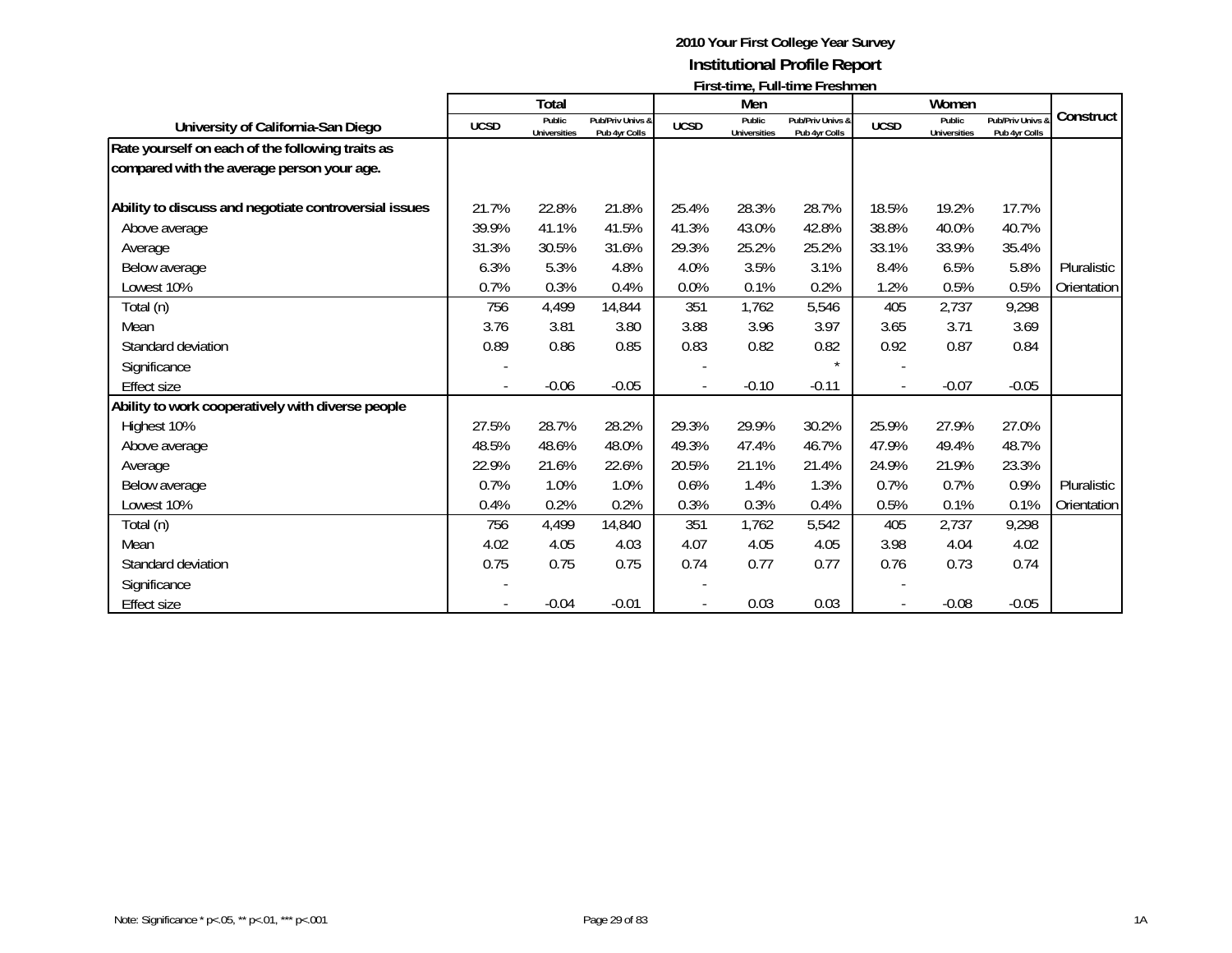2010 Your First College Year Survey
**Institutional Profile Report**
**First-time, Full-time Freshmen**

| University of California-San Diego | Total | | | Men | | | Women | | | Construct |
|---|---|---|---|---|---|---|---|---|---|---|
| | UCSD | Public Universities | Pub/Priv Univs & Pub 4yr Colls | UCSD | Public Universities | Pub/Priv Univs & Pub 4yr Colls | UCSD | Public Universities | Pub/Priv Univs & Pub 4yr Colls | |
| **Rate yourself on each of the following traits as compared with the average person your age.** | | | | | | | | | | |
| **Ability to discuss and negotiate controversial issues** | 21.7% | 22.8% | 21.8% | 25.4% | 28.3% | 28.7% | 18.5% | 19.2% | 17.7% | |
| Above average | 39.9% | 41.1% | 41.5% | 41.3% | 43.0% | 42.8% | 38.8% | 40.0% | 40.7% | |
| Average | 31.3% | 30.5% | 31.6% | 29.3% | 25.2% | 25.2% | 33.1% | 33.9% | 35.4% | |
| Below average | 6.3% | 5.3% | 4.8% | 4.0% | 3.5% | 3.1% | 8.4% | 6.5% | 5.8% | Pluralistic |
| Lowest 10% | 0.7% | 0.3% | 0.4% | 0.0% | 0.1% | 0.2% | 1.2% | 0.5% | 0.5% | Orientation |
| Total (n) | 756 | 4,499 | 14,844 | 351 | 1,762 | 5,546 | 405 | 2,737 | 9,298 | |
| Mean | 3.76 | 3.81 | 3.80 | 3.88 | 3.96 | 3.97 | 3.65 | 3.71 | 3.69 | |
| Standard deviation | 0.89 | 0.86 | 0.85 | 0.83 | 0.82 | 0.82 | 0.92 | 0.87 | 0.84 | |
| Significance | - | | | - | | * | - | | | |
| Effect size | - | -0.06 | -0.05 | - | -0.10 | -0.11 | - | -0.07 | -0.05 | |
| **Ability to work cooperatively with diverse people** | | | | | | | | | | |
| Highest 10% | 27.5% | 28.7% | 28.2% | 29.3% | 29.9% | 30.2% | 25.9% | 27.9% | 27.0% | |
| Above average | 48.5% | 48.6% | 48.0% | 49.3% | 47.4% | 46.7% | 47.9% | 49.4% | 48.7% | |
| Average | 22.9% | 21.6% | 22.6% | 20.5% | 21.1% | 21.4% | 24.9% | 21.9% | 23.3% | |
| Below average | 0.7% | 1.0% | 1.0% | 0.6% | 1.4% | 1.3% | 0.7% | 0.7% | 0.9% | Pluralistic |
| Lowest 10% | 0.4% | 0.2% | 0.2% | 0.3% | 0.3% | 0.4% | 0.5% | 0.1% | 0.1% | Orientation |
| Total (n) | 756 | 4,499 | 14,840 | 351 | 1,762 | 5,542 | 405 | 2,737 | 9,298 | |
| Mean | 4.02 | 4.05 | 4.03 | 4.07 | 4.05 | 4.05 | 3.98 | 4.04 | 4.02 | |
| Standard deviation | 0.75 | 0.75 | 0.75 | 0.74 | 0.77 | 0.77 | 0.76 | 0.73 | 0.74 | |
| Significance | - | | | - | | | - | | | |
| Effect size | - | -0.04 | -0.01 | - | 0.03 | 0.03 | - | -0.08 | -0.05 | |

Note: Significance * p<.05, ** p<.01, *** p<.001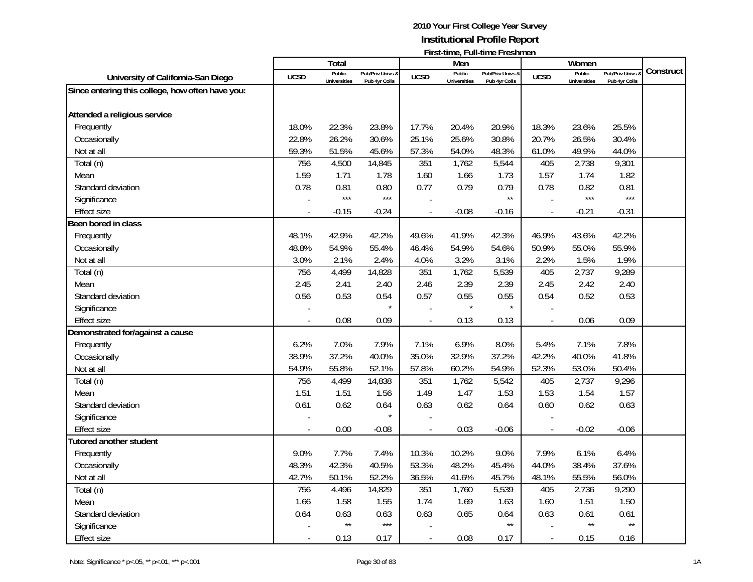# 2010 Your First College Year Survey
## Institutional Profile Report
### First-time, Full-time Freshmen

| University of California-San Diego | Total | | | Men | | | Women | | | Construct |
|---|---|---|---|---|---|---|---|---|---|---|
| | UCSD | Public Universities | Pub/Priv Univs & Pub 4yr Colls | UCSD | Public Universities | Pub/Priv Univs & Pub 4yr Colls | UCSD | Public Universities | Pub/Priv Univs & Pub 4yr Colls | |
| **Since entering this college, how often have you:** | | | | | | | | | | |
| **Attended a religious service** | | | | | | | | | | |
| Frequently | 18.0% | 22.3% | 23.8% | 17.7% | 20.4% | 20.9% | 18.3% | 23.6% | 25.5% | |
| Occasionally | 22.8% | 26.2% | 30.6% | 25.1% | 25.6% | 30.8% | 20.7% | 26.5% | 30.4% | |
| Not at all | 59.3% | 51.5% | 45.6% | 57.3% | 54.0% | 48.3% | 61.0% | 49.9% | 44.0% | |
| Total (n) | 756 | 4,500 | 14,845 | 351 | 1,762 | 5,544 | 405 | 2,738 | 9,301 | |
| Mean | 1.59 | 1.71 | 1.78 | 1.60 | 1.66 | 1.73 | 1.57 | 1.74 | 1.82 | |
| Standard deviation | 0.78 | 0.81 | 0.80 | 0.77 | 0.79 | 0.79 | 0.78 | 0.82 | 0.81 | |
| Significance | - | *** | *** | - | | ** | - | *** | *** | |
| Effect size | - | -0.15 | -0.24 | - | -0.08 | -0.16 | - | -0.21 | -0.31 | |
| **Been bored in class** | | | | | | | | | | |
| Frequently | 48.1% | 42.9% | 42.2% | 49.6% | 41.9% | 42.3% | 46.9% | 43.6% | 42.2% | |
| Occasionally | 48.8% | 54.9% | 55.4% | 46.4% | 54.9% | 54.6% | 50.9% | 55.0% | 55.9% | |
| Not at all | 3.0% | 2.1% | 2.4% | 4.0% | 3.2% | 3.1% | 2.2% | 1.5% | 1.9% | |
| Total (n) | 756 | 4,499 | 14,828 | 351 | 1,762 | 5,539 | 405 | 2,737 | 9,289 | |
| Mean | 2.45 | 2.41 | 2.40 | 2.46 | 2.39 | 2.39 | 2.45 | 2.42 | 2.40 | |
| Standard deviation | 0.56 | 0.53 | 0.54 | 0.57 | 0.55 | 0.55 | 0.54 | 0.52 | 0.53 | |
| Significance | - | | * | - | * | * | - | | | |
| Effect size | - | 0.08 | 0.09 | - | 0.13 | 0.13 | - | 0.06 | 0.09 | |
| **Demonstrated for/against a cause** | | | | | | | | | | |
| Frequently | 6.2% | 7.0% | 7.9% | 7.1% | 6.9% | 8.0% | 5.4% | 7.1% | 7.8% | |
| Occasionally | 38.9% | 37.2% | 40.0% | 35.0% | 32.9% | 37.2% | 42.2% | 40.0% | 41.8% | |
| Not at all | 54.9% | 55.8% | 52.1% | 57.8% | 60.2% | 54.9% | 52.3% | 53.0% | 50.4% | |
| Total (n) | 756 | 4,499 | 14,838 | 351 | 1,762 | 5,542 | 405 | 2,737 | 9,296 | |
| Mean | 1.51 | 1.51 | 1.56 | 1.49 | 1.47 | 1.53 | 1.53 | 1.54 | 1.57 | |
| Standard deviation | 0.61 | 0.62 | 0.64 | 0.63 | 0.62 | 0.64 | 0.60 | 0.62 | 0.63 | |
| Significance | - | | * | - | | | - | | | |
| Effect size | - | 0.00 | -0.08 | - | 0.03 | -0.06 | - | -0.02 | -0.06 | |
| **Tutored another student** | | | | | | | | | | |
| Frequently | 9.0% | 7.7% | 7.4% | 10.3% | 10.2% | 9.0% | 7.9% | 6.1% | 6.4% | |
| Occasionally | 48.3% | 42.3% | 40.5% | 53.3% | 48.2% | 45.4% | 44.0% | 38.4% | 37.6% | |
| Not at all | 42.7% | 50.1% | 52.2% | 36.5% | 41.6% | 45.7% | 48.1% | 55.5% | 56.0% | |
| Total (n) | 756 | 4,496 | 14,829 | 351 | 1,760 | 5,539 | 405 | 2,736 | 9,290 | |
| Mean | 1.66 | 1.58 | 1.55 | 1.74 | 1.69 | 1.63 | 1.60 | 1.51 | 1.50 | |
| Standard deviation | 0.64 | 0.63 | 0.63 | 0.63 | 0.65 | 0.64 | 0.63 | 0.61 | 0.61 | |
| Significance | - | ** | *** | - | | ** | - | ** | ** | |
| Effect size | - | 0.13 | 0.17 | - | 0.08 | 0.17 | - | 0.15 | 0.16 | |

Note: Significance * p<.05, ** p<.01, *** p<.001

1A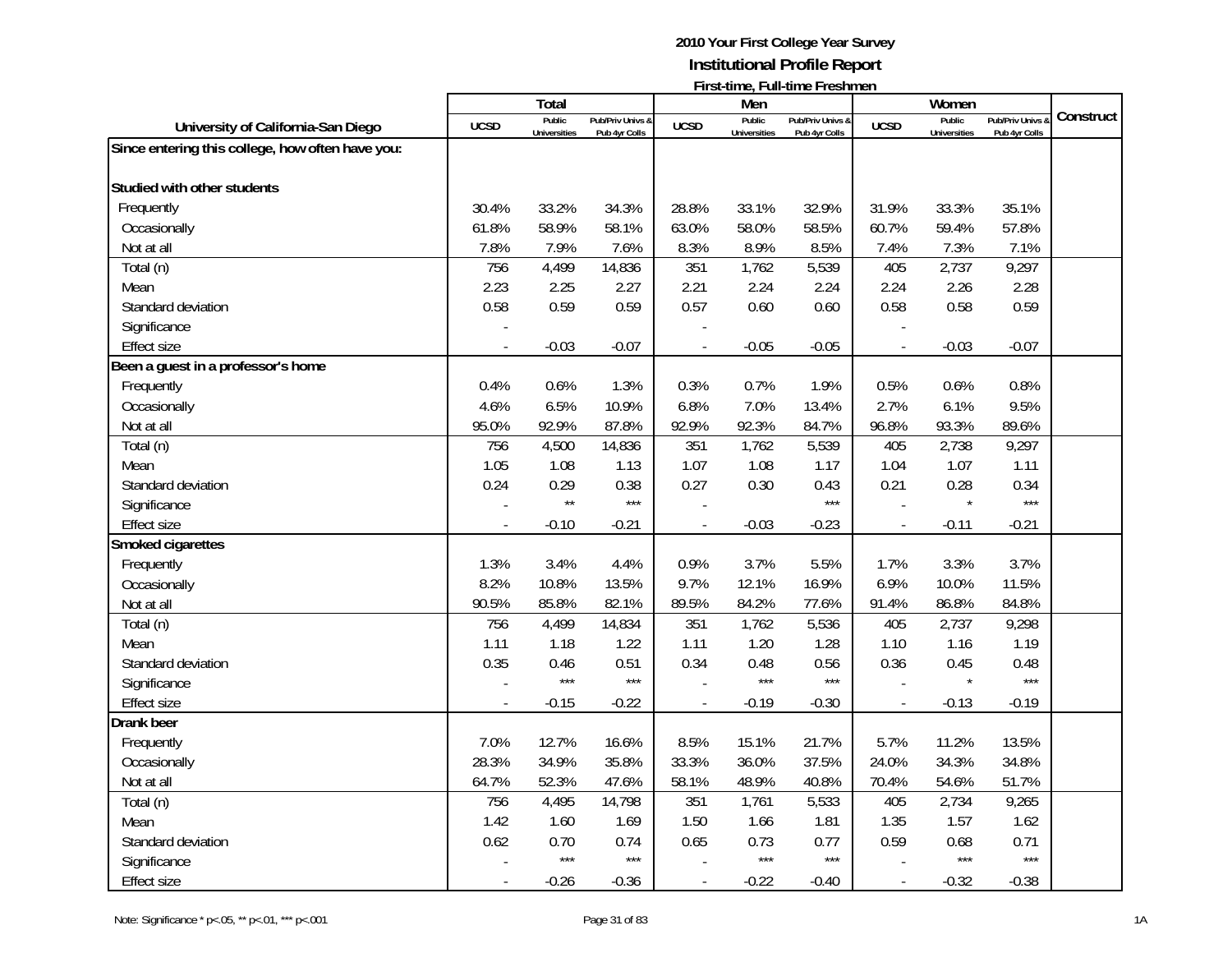# 2010 Your First College Year Survey

## Institutional Profile Report

### First-time, Full-time Freshmen

| University of California-San Diego | Total | | | Men | | | Women | | | Construct |
|---|---|---|---|---|---|---|---|---|---|---|
| | UCSD | Public Universities | Pub/Priv Univs & Pub 4yr Colls | UCSD | Public Universities | Pub/Priv Univs & Pub 4yr Colls | UCSD | Public Universities | Pub/Priv Univs & Pub 4yr Colls | |
| **Since entering this college, how often have you:** | | | | | | | | | | |
| **Studied with other students** | | | | | | | | | | |
| Frequently | 30.4% | 33.2% | 34.3% | 28.8% | 33.1% | 32.9% | 31.9% | 33.3% | 35.1% | |
| Occasionally | 61.8% | 58.9% | 58.1% | 63.0% | 58.0% | 58.5% | 60.7% | 59.4% | 57.8% | |
| Not at all | 7.8% | 7.9% | 7.6% | 8.3% | 8.9% | 8.5% | 7.4% | 7.3% | 7.1% | |
| Total (n) | 756 | 4,499 | 14,836 | 351 | 1,762 | 5,539 | 405 | 2,737 | 9,297 | |
| Mean | 2.23 | 2.25 | 2.27 | 2.21 | 2.24 | 2.24 | 2.24 | 2.26 | 2.28 | |
| Standard deviation | 0.58 | 0.59 | 0.59 | 0.57 | 0.60 | 0.60 | 0.58 | 0.58 | 0.59 | |
| Significance | - | | | - | | | - | | | |
| Effect size | - | -0.03 | -0.07 | - | -0.05 | -0.05 | - | -0.03 | -0.07 | |
| **Been a guest in a professor's home** | | | | | | | | | | |
| Frequently | 0.4% | 0.6% | 1.3% | 0.3% | 0.7% | 1.9% | 0.5% | 0.6% | 0.8% | |
| Occasionally | 4.6% | 6.5% | 10.9% | 6.8% | 7.0% | 13.4% | 2.7% | 6.1% | 9.5% | |
| Not at all | 95.0% | 92.9% | 87.8% | 92.9% | 92.3% | 84.7% | 96.8% | 93.3% | 89.6% | |
| Total (n) | 756 | 4,500 | 14,836 | 351 | 1,762 | 5,539 | 405 | 2,738 | 9,297 | |
| Mean | 1.05 | 1.08 | 1.13 | 1.07 | 1.08 | 1.17 | 1.04 | 1.07 | 1.11 | |
| Standard deviation | 0.24 | 0.29 | 0.38 | 0.27 | 0.30 | 0.43 | 0.21 | 0.28 | 0.34 | |
| Significance | - | ** | *** | - | | *** | - | * | *** | |
| Effect size | - | -0.10 | -0.21 | - | -0.03 | -0.23 | - | -0.11 | -0.21 | |
| **Smoked cigarettes** | | | | | | | | | | |
| Frequently | 1.3% | 3.4% | 4.4% | 0.9% | 3.7% | 5.5% | 1.7% | 3.3% | 3.7% | |
| Occasionally | 8.2% | 10.8% | 13.5% | 9.7% | 12.1% | 16.9% | 6.9% | 10.0% | 11.5% | |
| Not at all | 90.5% | 85.8% | 82.1% | 89.5% | 84.2% | 77.6% | 91.4% | 86.8% | 84.8% | |
| Total (n) | 756 | 4,499 | 14,834 | 351 | 1,762 | 5,536 | 405 | 2,737 | 9,298 | |
| Mean | 1.11 | 1.18 | 1.22 | 1.11 | 1.20 | 1.28 | 1.10 | 1.16 | 1.19 | |
| Standard deviation | 0.35 | 0.46 | 0.51 | 0.34 | 0.48 | 0.56 | 0.36 | 0.45 | 0.48 | |
| Significance | - | *** | *** | - | *** | *** | - | * | *** | |
| Effect size | - | -0.15 | -0.22 | - | -0.19 | -0.30 | - | -0.13 | -0.19 | |
| **Drank beer** | | | | | | | | | | |
| Frequently | 7.0% | 12.7% | 16.6% | 8.5% | 15.1% | 21.7% | 5.7% | 11.2% | 13.5% | |
| Occasionally | 28.3% | 34.9% | 35.8% | 33.3% | 36.0% | 37.5% | 24.0% | 34.3% | 34.8% | |
| Not at all | 64.7% | 52.3% | 47.6% | 58.1% | 48.9% | 40.8% | 70.4% | 54.6% | 51.7% | |
| Total (n) | 756 | 4,495 | 14,798 | 351 | 1,761 | 5,533 | 405 | 2,734 | 9,265 | |
| Mean | 1.42 | 1.60 | 1.69 | 1.50 | 1.66 | 1.81 | 1.35 | 1.57 | 1.62 | |
| Standard deviation | 0.62 | 0.70 | 0.74 | 0.65 | 0.73 | 0.77 | 0.59 | 0.68 | 0.71 | |
| Significance | - | *** | *** | - | *** | *** | - | *** | *** | |
| Effect size | - | -0.26 | -0.36 | - | -0.22 | -0.40 | - | -0.32 | -0.38 | |

Note: Significance * p<.05, ** p<.01, *** p<.001

1A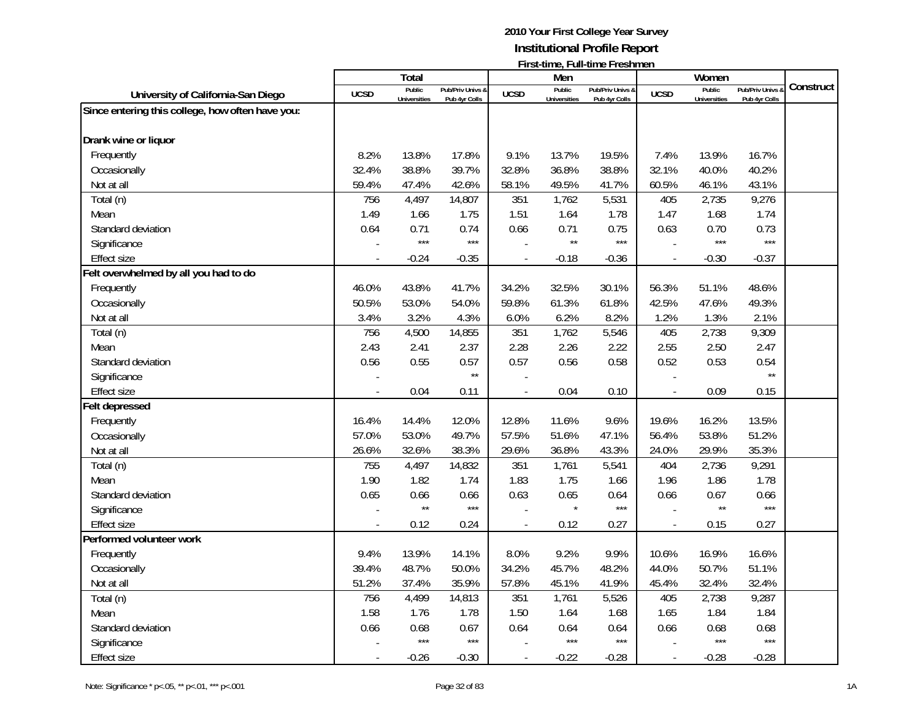**2010 Your First College Year Survey**
**Institutional Profile Report**
**First-time, Full-time Freshmen**

| University of California-San Diego | Total | | | Men | | | Women | | | Construct |
|---|---|---|---|---|---|---|---|---|---|---|
| | UCSD | Public Universities | Pub/Priv Univs & Pub 4yr Colls | UCSD | Public Universities | Pub/Priv Univs & Pub 4yr Colls | UCSD | Public Universities | Pub/Priv Univs & Pub 4yr Colls | |
| **Since entering this college, how often have you:** | | | | | | | | | | |
| **Drank wine or liquor** | | | | | | | | | | |
| Frequently | 8.2% | 13.8% | 17.8% | 9.1% | 13.7% | 19.5% | 7.4% | 13.9% | 16.7% | |
| Occasionally | 32.4% | 38.8% | 39.7% | 32.8% | 36.8% | 38.8% | 32.1% | 40.0% | 40.2% | |
| Not at all | 59.4% | 47.4% | 42.6% | 58.1% | 49.5% | 41.7% | 60.5% | 46.1% | 43.1% | |
| Total (n) | 756 | 4,497 | 14,807 | 351 | 1,762 | 5,531 | 405 | 2,735 | 9,276 | |
| Mean | 1.49 | 1.66 | 1.75 | 1.51 | 1.64 | 1.78 | 1.47 | 1.68 | 1.74 | |
| Standard deviation | 0.64 | 0.71 | 0.74 | 0.66 | 0.71 | 0.75 | 0.63 | 0.70 | 0.73 | |
| Significance | - | *** | *** | - | ** | *** | - | *** | *** | |
| Effect size | - | -0.24 | -0.35 | - | -0.18 | -0.36 | - | -0.30 | -0.37 | |
| **Felt overwhelmed by all you had to do** | | | | | | | | | | |
| Frequently | 46.0% | 43.8% | 41.7% | 34.2% | 32.5% | 30.1% | 56.3% | 51.1% | 48.6% | |
| Occasionally | 50.5% | 53.0% | 54.0% | 59.8% | 61.3% | 61.8% | 42.5% | 47.6% | 49.3% | |
| Not at all | 3.4% | 3.2% | 4.3% | 6.0% | 6.2% | 8.2% | 1.2% | 1.3% | 2.1% | |
| Total (n) | 756 | 4,500 | 14,855 | 351 | 1,762 | 5,546 | 405 | 2,738 | 9,309 | |
| Mean | 2.43 | 2.41 | 2.37 | 2.28 | 2.26 | 2.22 | 2.55 | 2.50 | 2.47 | |
| Standard deviation | 0.56 | 0.55 | 0.57 | 0.57 | 0.56 | 0.58 | 0.52 | 0.53 | 0.54 | |
| Significance | - | | ** | - | | | - | | ** | |
| Effect size | - | 0.04 | 0.11 | - | 0.04 | 0.10 | - | 0.09 | 0.15 | |
| **Felt depressed** | | | | | | | | | | |
| Frequently | 16.4% | 14.4% | 12.0% | 12.8% | 11.6% | 9.6% | 19.6% | 16.2% | 13.5% | |
| Occasionally | 57.0% | 53.0% | 49.7% | 57.5% | 51.6% | 47.1% | 56.4% | 53.8% | 51.2% | |
| Not at all | 26.6% | 32.6% | 38.3% | 29.6% | 36.8% | 43.3% | 24.0% | 29.9% | 35.3% | |
| Total (n) | 755 | 4,497 | 14,832 | 351 | 1,761 | 5,541 | 404 | 2,736 | 9,291 | |
| Mean | 1.90 | 1.82 | 1.74 | 1.83 | 1.75 | 1.66 | 1.96 | 1.86 | 1.78 | |
| Standard deviation | 0.65 | 0.66 | 0.66 | 0.63 | 0.65 | 0.64 | 0.66 | 0.67 | 0.66 | |
| Significance | - | ** | *** | - | * | *** | - | ** | *** | |
| Effect size | - | 0.12 | 0.24 | - | 0.12 | 0.27 | - | 0.15 | 0.27 | |
| **Performed volunteer work** | | | | | | | | | | |
| Frequently | 9.4% | 13.9% | 14.1% | 8.0% | 9.2% | 9.9% | 10.6% | 16.9% | 16.6% | |
| Occasionally | 39.4% | 48.7% | 50.0% | 34.2% | 45.7% | 48.2% | 44.0% | 50.7% | 51.1% | |
| Not at all | 51.2% | 37.4% | 35.9% | 57.8% | 45.1% | 41.9% | 45.4% | 32.4% | 32.4% | |
| Total (n) | 756 | 4,499 | 14,813 | 351 | 1,761 | 5,526 | 405 | 2,738 | 9,287 | |
| Mean | 1.58 | 1.76 | 1.78 | 1.50 | 1.64 | 1.68 | 1.65 | 1.84 | 1.84 | |
| Standard deviation | 0.66 | 0.68 | 0.67 | 0.64 | 0.64 | 0.64 | 0.66 | 0.68 | 0.68 | |
| Significance | - | *** | *** | - | *** | *** | - | *** | *** | |
| Effect size | - | -0.26 | -0.30 | - | -0.22 | -0.28 | - | -0.28 | -0.28 | |

Note: Significance * p<.05, ** p<.01, *** p<.001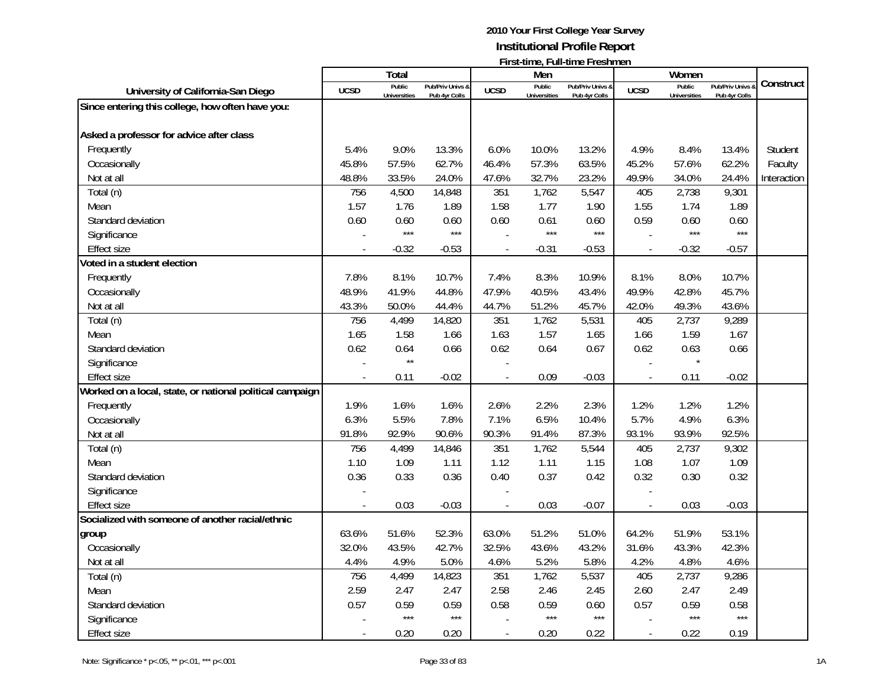**2010 Your First College Year Survey**
**Institutional Profile Report**
**First-time, Full-time Freshmen**

| University of California-San Diego | Total | | | Men | | | Women | | | Construct |
|---|---|---|---|---|---|---|---|---|---|---|
| | UCSD | Public Universities | Pub/Priv Univs & Pub 4yr Colls | UCSD | Public Universities | Pub/Priv Univs & Pub 4yr Colls | UCSD | Public Universities | Pub/Priv Univs & Pub 4yr Colls | |
| **Since entering this college, how often have you:** | | | | | | | | | | |
| **Asked a professor for advice after class** | | | | | | | | | | |
| Frequently | 5.4% | 9.0% | 13.3% | 6.0% | 10.0% | 13.2% | 4.9% | 8.4% | 13.4% | Student |
| Occasionally | 45.8% | 57.5% | 62.7% | 46.4% | 57.3% | 63.5% | 45.2% | 57.6% | 62.2% | Faculty |
| Not at all | 48.8% | 33.5% | 24.0% | 47.6% | 32.7% | 23.2% | 49.9% | 34.0% | 24.4% | Interaction |
| Total (n) | 756 | 4,500 | 14,848 | 351 | 1,762 | 5,547 | 405 | 2,738 | 9,301 | |
| Mean | 1.57 | 1.76 | 1.89 | 1.58 | 1.77 | 1.90 | 1.55 | 1.74 | 1.89 | |
| Standard deviation | 0.60 | 0.60 | 0.60 | 0.60 | 0.61 | 0.60 | 0.59 | 0.60 | 0.60 | |
| Significance | - | *** | *** | - | *** | *** | - | *** | *** | |
| Effect size | - | -0.32 | -0.53 | - | -0.31 | -0.53 | - | -0.32 | -0.57 | |
| **Voted in a student election** | | | | | | | | | | |
| Frequently | 7.8% | 8.1% | 10.7% | 7.4% | 8.3% | 10.9% | 8.1% | 8.0% | 10.7% | |
| Occasionally | 48.9% | 41.9% | 44.8% | 47.9% | 40.5% | 43.4% | 49.9% | 42.8% | 45.7% | |
| Not at all | 43.3% | 50.0% | 44.4% | 44.7% | 51.2% | 45.7% | 42.0% | 49.3% | 43.6% | |
| Total (n) | 756 | 4,499 | 14,820 | 351 | 1,762 | 5,531 | 405 | 2,737 | 9,289 | |
| Mean | 1.65 | 1.58 | 1.66 | 1.63 | 1.57 | 1.65 | 1.66 | 1.59 | 1.67 | |
| Standard deviation | 0.62 | 0.64 | 0.66 | 0.62 | 0.64 | 0.67 | 0.62 | 0.63 | 0.66 | |
| Significance | - | ** | | - | | | - | * | | |
| Effect size | - | 0.11 | -0.02 | - | 0.09 | -0.03 | - | 0.11 | -0.02 | |
| **Worked on a local, state, or national political campaign** | | | | | | | | | | |
| Frequently | 1.9% | 1.6% | 1.6% | 2.6% | 2.2% | 2.3% | 1.2% | 1.2% | 1.2% | |
| Occasionally | 6.3% | 5.5% | 7.8% | 7.1% | 6.5% | 10.4% | 5.7% | 4.9% | 6.3% | |
| Not at all | 91.8% | 92.9% | 90.6% | 90.3% | 91.4% | 87.3% | 93.1% | 93.9% | 92.5% | |
| Total (n) | 756 | 4,499 | 14,846 | 351 | 1,762 | 5,544 | 405 | 2,737 | 9,302 | |
| Mean | 1.10 | 1.09 | 1.11 | 1.12 | 1.11 | 1.15 | 1.08 | 1.07 | 1.09 | |
| Standard deviation | 0.36 | 0.33 | 0.36 | 0.40 | 0.37 | 0.42 | 0.32 | 0.30 | 0.32 | |
| Significance | - | | | - | | | - | | | |
| Effect size | - | 0.03 | -0.03 | - | 0.03 | -0.07 | - | 0.03 | -0.03 | |
| **Socialized with someone of another racial/ethnic group** | | | | | | | | | | |
| Frequently | 63.6% | 51.6% | 52.3% | 63.0% | 51.2% | 51.0% | 64.2% | 51.9% | 53.1% | |
| Occasionally | 32.0% | 43.5% | 42.7% | 32.5% | 43.6% | 43.2% | 31.6% | 43.3% | 42.3% | |
| Not at all | 4.4% | 4.9% | 5.0% | 4.6% | 5.2% | 5.8% | 4.2% | 4.8% | 4.6% | |
| Total (n) | 756 | 4,499 | 14,823 | 351 | 1,762 | 5,537 | 405 | 2,737 | 9,286 | |
| Mean | 2.59 | 2.47 | 2.47 | 2.58 | 2.46 | 2.45 | 2.60 | 2.47 | 2.49 | |
| Standard deviation | 0.57 | 0.59 | 0.59 | 0.58 | 0.59 | 0.60 | 0.57 | 0.59 | 0.58 | |
| Significance | - | *** | *** | - | *** | *** | - | *** | *** | |
| Effect size | - | 0.20 | 0.20 | - | 0.20 | 0.22 | - | 0.22 | 0.19 | |

Note: Significance * p<.05, ** p<.01, *** p<.001

1A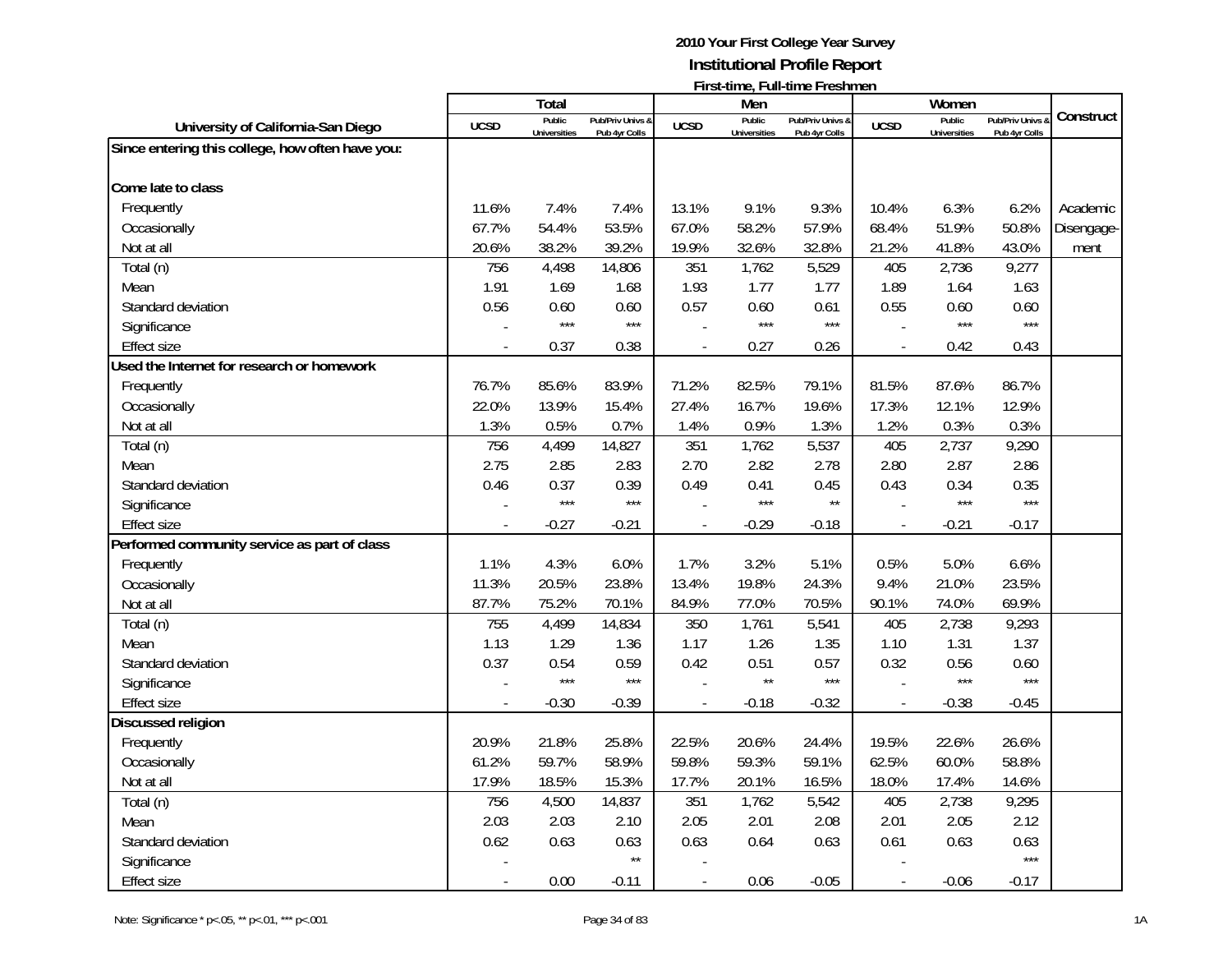**2010 Your First College Year Survey**
**Institutional Profile Report**
**First-time, Full-time Freshmen**

| University of California-San Diego | Total | | | Men | | | Women | | | Construct |
|---|---|---|---|---|---|---|---|---|---|---|
| | UCSD | Public Universities | Pub/Priv Univs & Pub 4yr Colls | UCSD | Public Universities | Pub/Priv Univs & Pub 4yr Colls | UCSD | Public Universities | Pub/Priv Univs & Pub 4yr Colls | |
| **Since entering this college, how often have you:** | | | | | | | | | | |
| **Come late to class** | | | | | | | | | | |
| Frequently | 11.6% | 7.4% | 7.4% | 13.1% | 9.1% | 9.3% | 10.4% | 6.3% | 6.2% | Academic Disengagement |
| Occasionally | 67.7% | 54.4% | 53.5% | 67.0% | 58.2% | 57.9% | 68.4% | 51.9% | 50.8% | |
| Not at all | 20.6% | 38.2% | 39.2% | 19.9% | 32.6% | 32.8% | 21.2% | 41.8% | 43.0% | |
| Total (n) | 756 | 4,498 | 14,806 | 351 | 1,762 | 5,529 | 405 | 2,736 | 9,277 | |
| Mean | 1.91 | 1.69 | 1.68 | 1.93 | 1.77 | 1.77 | 1.89 | 1.64 | 1.63 | |
| Standard deviation | 0.56 | 0.60 | 0.60 | 0.57 | 0.60 | 0.61 | 0.55 | 0.60 | 0.60 | |
| Significance | - | *** | *** | - | *** | *** | - | *** | *** | |
| Effect size | - | 0.37 | 0.38 | - | 0.27 | 0.26 | - | 0.42 | 0.43 | |
| **Used the Internet for research or homework** | | | | | | | | | | |
| Frequently | 76.7% | 85.6% | 83.9% | 71.2% | 82.5% | 79.1% | 81.5% | 87.6% | 86.7% | |
| Occasionally | 22.0% | 13.9% | 15.4% | 27.4% | 16.7% | 19.6% | 17.3% | 12.1% | 12.9% | |
| Not at all | 1.3% | 0.5% | 0.7% | 1.4% | 0.9% | 1.3% | 1.2% | 0.3% | 0.3% | |
| Total (n) | 756 | 4,499 | 14,827 | 351 | 1,762 | 5,537 | 405 | 2,737 | 9,290 | |
| Mean | 2.75 | 2.85 | 2.83 | 2.70 | 2.82 | 2.78 | 2.80 | 2.87 | 2.86 | |
| Standard deviation | 0.46 | 0.37 | 0.39 | 0.49 | 0.41 | 0.45 | 0.43 | 0.34 | 0.35 | |
| Significance | - | *** | *** | - | *** | ** | - | *** | *** | |
| Effect size | - | -0.27 | -0.21 | - | -0.29 | -0.18 | - | -0.21 | -0.17 | |
| **Performed community service as part of class** | | | | | | | | | | |
| Frequently | 1.1% | 4.3% | 6.0% | 1.7% | 3.2% | 5.1% | 0.5% | 5.0% | 6.6% | |
| Occasionally | 11.3% | 20.5% | 23.8% | 13.4% | 19.8% | 24.3% | 9.4% | 21.0% | 23.5% | |
| Not at all | 87.7% | 75.2% | 70.1% | 84.9% | 77.0% | 70.5% | 90.1% | 74.0% | 69.9% | |
| Total (n) | 755 | 4,499 | 14,834 | 350 | 1,761 | 5,541 | 405 | 2,738 | 9,293 | |
| Mean | 1.13 | 1.29 | 1.36 | 1.17 | 1.26 | 1.35 | 1.10 | 1.31 | 1.37 | |
| Standard deviation | 0.37 | 0.54 | 0.59 | 0.42 | 0.51 | 0.57 | 0.32 | 0.56 | 0.60 | |
| Significance | - | *** | *** | - | ** | *** | - | *** | *** | |
| Effect size | - | -0.30 | -0.39 | - | -0.18 | -0.32 | - | -0.38 | -0.45 | |
| **Discussed religion** | | | | | | | | | | |
| Frequently | 20.9% | 21.8% | 25.8% | 22.5% | 20.6% | 24.4% | 19.5% | 22.6% | 26.6% | |
| Occasionally | 61.2% | 59.7% | 58.9% | 59.8% | 59.3% | 59.1% | 62.5% | 60.0% | 58.8% | |
| Not at all | 17.9% | 18.5% | 15.3% | 17.7% | 20.1% | 16.5% | 18.0% | 17.4% | 14.6% | |
| Total (n) | 756 | 4,500 | 14,837 | 351 | 1,762 | 5,542 | 405 | 2,738 | 9,295 | |
| Mean | 2.03 | 2.03 | 2.10 | 2.05 | 2.01 | 2.08 | 2.01 | 2.05 | 2.12 | |
| Standard deviation | 0.62 | 0.63 | 0.63 | 0.63 | 0.64 | 0.63 | 0.61 | 0.63 | 0.63 | |
| Significance | - | | ** | - | | | - | | *** | |
| Effect size | - | 0.00 | -0.11 | - | 0.06 | -0.05 | - | -0.06 | -0.17 | |

Note: Significance * p<.05, ** p<.01, *** p<.001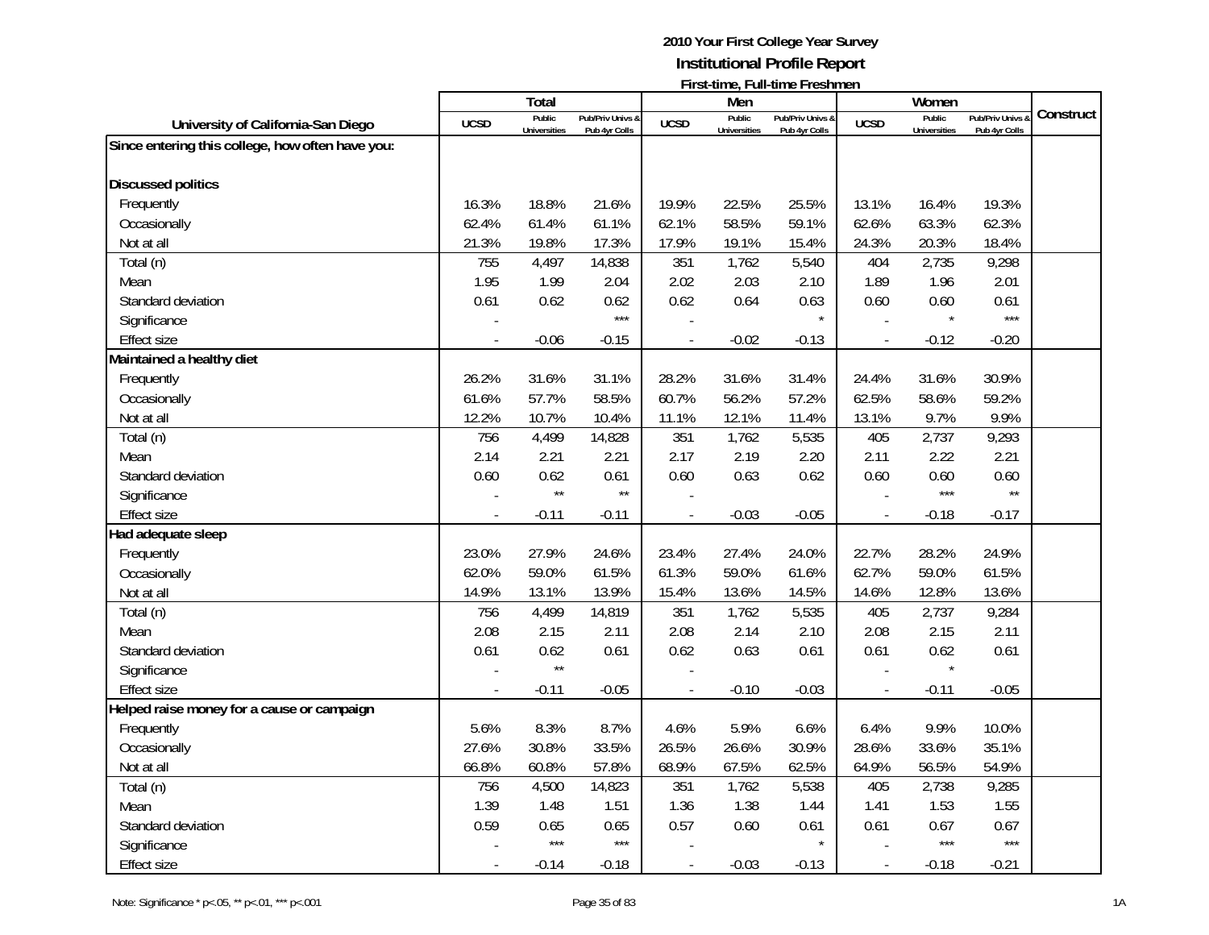# 2010 Your First College Year Survey

## Institutional Profile Report

### First-time, Full-time Freshmen

| University of California-San Diego | Total | | | Men | | | Women | | | Construct |
|---|---|---|---|---|---|---|---|---|---|---|
| | UCSD | Public Universities | Pub/Priv Univs & Pub 4yr Colls | UCSD | Public Universities | Pub/Priv Univs & Pub 4yr Colls | UCSD | Public Universities | Pub/Priv Univs & Pub 4yr Colls | |
| **Since entering this college, how often have you:** | | | | | | | | | | |
| **Discussed politics** | | | | | | | | | | |
| Frequently | 16.3% | 18.8% | 21.6% | 19.9% | 22.5% | 25.5% | 13.1% | 16.4% | 19.3% | |
| Occasionally | 62.4% | 61.4% | 61.1% | 62.1% | 58.5% | 59.1% | 62.6% | 63.3% | 62.3% | |
| Not at all | 21.3% | 19.8% | 17.3% | 17.9% | 19.1% | 15.4% | 24.3% | 20.3% | 18.4% | |
| Total (n) | 755 | 4,497 | 14,838 | 351 | 1,762 | 5,540 | 404 | 2,735 | 9,298 | |
| Mean | 1.95 | 1.99 | 2.04 | 2.02 | 2.03 | 2.10 | 1.89 | 1.96 | 2.01 | |
| Standard deviation | 0.61 | 0.62 | 0.62 | 0.62 | 0.64 | 0.63 | 0.60 | 0.60 | 0.61 | |
| Significance | - | | *** | - | | * | - | * | *** | |
| Effect size | - | -0.06 | -0.15 | - | -0.02 | -0.13 | - | -0.12 | -0.20 | |
| **Maintained a healthy diet** | | | | | | | | | | |
| Frequently | 26.2% | 31.6% | 31.1% | 28.2% | 31.6% | 31.4% | 24.4% | 31.6% | 30.9% | |
| Occasionally | 61.6% | 57.7% | 58.5% | 60.7% | 56.2% | 57.2% | 62.5% | 58.6% | 59.2% | |
| Not at all | 12.2% | 10.7% | 10.4% | 11.1% | 12.1% | 11.4% | 13.1% | 9.7% | 9.9% | |
| Total (n) | 756 | 4,499 | 14,828 | 351 | 1,762 | 5,535 | 405 | 2,737 | 9,293 | |
| Mean | 2.14 | 2.21 | 2.21 | 2.17 | 2.19 | 2.20 | 2.11 | 2.22 | 2.21 | |
| Standard deviation | 0.60 | 0.62 | 0.61 | 0.60 | 0.63 | 0.62 | 0.60 | 0.60 | 0.60 | |
| Significance | - | ** | ** | - | | | - | *** | ** | |
| Effect size | - | -0.11 | -0.11 | - | -0.03 | -0.05 | - | -0.18 | -0.17 | |
| **Had adequate sleep** | | | | | | | | | | |
| Frequently | 23.0% | 27.9% | 24.6% | 23.4% | 27.4% | 24.0% | 22.7% | 28.2% | 24.9% | |
| Occasionally | 62.0% | 59.0% | 61.5% | 61.3% | 59.0% | 61.6% | 62.7% | 59.0% | 61.5% | |
| Not at all | 14.9% | 13.1% | 13.9% | 15.4% | 13.6% | 14.5% | 14.6% | 12.8% | 13.6% | |
| Total (n) | 756 | 4,499 | 14,819 | 351 | 1,762 | 5,535 | 405 | 2,737 | 9,284 | |
| Mean | 2.08 | 2.15 | 2.11 | 2.08 | 2.14 | 2.10 | 2.08 | 2.15 | 2.11 | |
| Standard deviation | 0.61 | 0.62 | 0.61 | 0.62 | 0.63 | 0.61 | 0.61 | 0.62 | 0.61 | |
| Significance | - | ** | | - | | | - | * | | |
| Effect size | - | -0.11 | -0.05 | - | -0.10 | -0.03 | - | -0.11 | -0.05 | |
| **Helped raise money for a cause or campaign** | | | | | | | | | | |
| Frequently | 5.6% | 8.3% | 8.7% | 4.6% | 5.9% | 6.6% | 6.4% | 9.9% | 10.0% | |
| Occasionally | 27.6% | 30.8% | 33.5% | 26.5% | 26.6% | 30.9% | 28.6% | 33.6% | 35.1% | |
| Not at all | 66.8% | 60.8% | 57.8% | 68.9% | 67.5% | 62.5% | 64.9% | 56.5% | 54.9% | |
| Total (n) | 756 | 4,500 | 14,823 | 351 | 1,762 | 5,538 | 405 | 2,738 | 9,285 | |
| Mean | 1.39 | 1.48 | 1.51 | 1.36 | 1.38 | 1.44 | 1.41 | 1.53 | 1.55 | |
| Standard deviation | 0.59 | 0.65 | 0.65 | 0.57 | 0.60 | 0.61 | 0.61 | 0.67 | 0.67 | |
| Significance | - | *** | *** | - | | * | - | *** | *** | |
| Effect size | - | -0.14 | -0.18 | - | -0.03 | -0.13 | - | -0.18 | -0.21 | |

Note: Significance * p<.05, ** p<.01, *** p<.001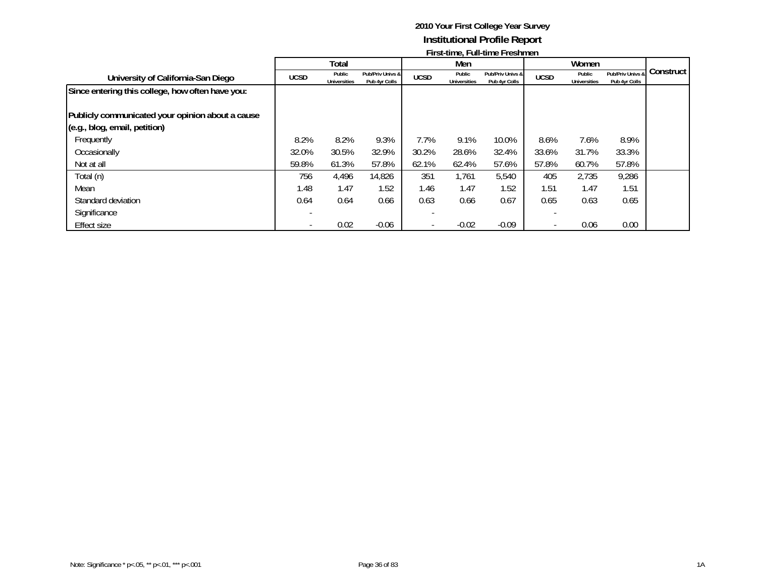**2010 Your First College Year Survey**

**Institutional Profile Report**

**First-time, Full-time Freshmen**

| University of California-San Diego | Total | | | Men | | | Women | | | Construct |
|---|---|---|---|---|---|---|---|---|---|---|
| | UCSD | Public Universities | Pub/Priv Univs & Pub 4yr Colls | UCSD | Public Universities | Pub/Priv Univs & Pub 4yr Colls | UCSD | Public Universities | Pub/Priv Univs & Pub 4yr Colls | |
| **Since entering this college, how often have you:** | | | | | | | | | | |
| **Publicly communicated your opinion about a cause (e.g., blog, email, petition)** | | | | | | | | | | |
| Frequently | 8.2% | 8.2% | 9.3% | 7.7% | 9.1% | 10.0% | 8.6% | 7.6% | 8.9% | |
| Occasionally | 32.0% | 30.5% | 32.9% | 30.2% | 28.6% | 32.4% | 33.6% | 31.7% | 33.3% | |
| Not at all | 59.8% | 61.3% | 57.8% | 62.1% | 62.4% | 57.6% | 57.8% | 60.7% | 57.8% | |
| Total (n) | 756 | 4,496 | 14,826 | 351 | 1,761 | 5,540 | 405 | 2,735 | 9,286 | |
| Mean | 1.48 | 1.47 | 1.52 | 1.46 | 1.47 | 1.52 | 1.51 | 1.47 | 1.51 | |
| Standard deviation | 0.64 | 0.64 | 0.66 | 0.63 | 0.66 | 0.67 | 0.65 | 0.63 | 0.65 | |
| Significance | - | | | - | | | - | | | |
| Effect size | - | 0.02 | -0.06 | - | -0.02 | -0.09 | - | 0.06 | 0.00 | |

Note: Significance * p<.05, ** p<.01, *** p<.001

1A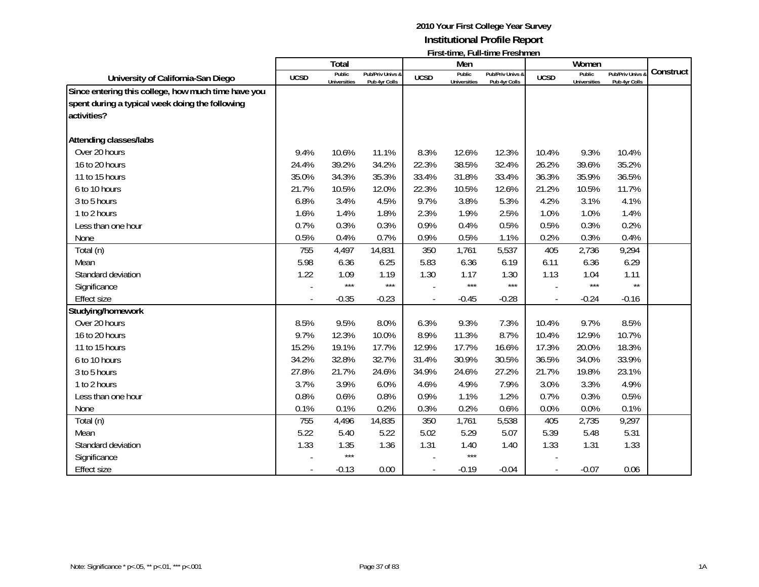# 2010 Your First College Year Survey

## Institutional Profile Report

### First-time, Full-time Freshmen

| University of California-San Diego | Total | | | Men | | | Women | | | Construct |
|---|---|---|---|---|---|---|---|---|---|---|
| | UCSD | Public Universities | Pub/Priv Univs & Pub 4yr Colls | UCSD | Public Universities | Pub/Priv Univs & Pub 4yr Colls | UCSD | Public Universities | Pub/Priv Univs & Pub 4yr Colls | |
| **Since entering this college, how much time have you spent during a typical week doing the following activities?** | | | | | | | | | | |
| **Attending classes/labs** | | | | | | | | | | |
| Over 20 hours | 9.4% | 10.6% | 11.1% | 8.3% | 12.6% | 12.3% | 10.4% | 9.3% | 10.4% | |
| 16 to 20 hours | 24.4% | 39.2% | 34.2% | 22.3% | 38.5% | 32.4% | 26.2% | 39.6% | 35.2% | |
| 11 to 15 hours | 35.0% | 34.3% | 35.3% | 33.4% | 31.8% | 33.4% | 36.3% | 35.9% | 36.5% | |
| 6 to 10 hours | 21.7% | 10.5% | 12.0% | 22.3% | 10.5% | 12.6% | 21.2% | 10.5% | 11.7% | |
| 3 to 5 hours | 6.8% | 3.4% | 4.5% | 9.7% | 3.8% | 5.3% | 4.2% | 3.1% | 4.1% | |
| 1 to 2 hours | 1.6% | 1.4% | 1.8% | 2.3% | 1.9% | 2.5% | 1.0% | 1.0% | 1.4% | |
| Less than one hour | 0.7% | 0.3% | 0.3% | 0.9% | 0.4% | 0.5% | 0.5% | 0.3% | 0.2% | |
| None | 0.5% | 0.4% | 0.7% | 0.9% | 0.5% | 1.1% | 0.2% | 0.3% | 0.4% | |
| Total (n) | 755 | 4,497 | 14,831 | 350 | 1,761 | 5,537 | 405 | 2,736 | 9,294 | |
| Mean | 5.98 | 6.36 | 6.25 | 5.83 | 6.36 | 6.19 | 6.11 | 6.36 | 6.29 | |
| Standard deviation | 1.22 | 1.09 | 1.19 | 1.30 | 1.17 | 1.30 | 1.13 | 1.04 | 1.11 | |
| Significance | - | *** | *** | - | *** | *** | - | *** | ** | |
| Effect size | - | -0.35 | -0.23 | - | -0.45 | -0.28 | - | -0.24 | -0.16 | |
| **Studying/homework** | | | | | | | | | | |
| Over 20 hours | 8.5% | 9.5% | 8.0% | 6.3% | 9.3% | 7.3% | 10.4% | 9.7% | 8.5% | |
| 16 to 20 hours | 9.7% | 12.3% | 10.0% | 8.9% | 11.3% | 8.7% | 10.4% | 12.9% | 10.7% | |
| 11 to 15 hours | 15.2% | 19.1% | 17.7% | 12.9% | 17.7% | 16.6% | 17.3% | 20.0% | 18.3% | |
| 6 to 10 hours | 34.2% | 32.8% | 32.7% | 31.4% | 30.9% | 30.5% | 36.5% | 34.0% | 33.9% | |
| 3 to 5 hours | 27.8% | 21.7% | 24.6% | 34.9% | 24.6% | 27.2% | 21.7% | 19.8% | 23.1% | |
| 1 to 2 hours | 3.7% | 3.9% | 6.0% | 4.6% | 4.9% | 7.9% | 3.0% | 3.3% | 4.9% | |
| Less than one hour | 0.8% | 0.6% | 0.8% | 0.9% | 1.1% | 1.2% | 0.7% | 0.3% | 0.5% | |
| None | 0.1% | 0.1% | 0.2% | 0.3% | 0.2% | 0.6% | 0.0% | 0.0% | 0.1% | |
| Total (n) | 755 | 4,496 | 14,835 | 350 | 1,761 | 5,538 | 405 | 2,735 | 9,297 | |
| Mean | 5.22 | 5.40 | 5.22 | 5.02 | 5.29 | 5.07 | 5.39 | 5.48 | 5.31 | |
| Standard deviation | 1.33 | 1.35 | 1.36 | 1.31 | 1.40 | 1.40 | 1.33 | 1.31 | 1.33 | |
| Significance | - | *** | | - | *** | | - | | | |
| Effect size | - | -0.13 | 0.00 | - | -0.19 | -0.04 | - | -0.07 | 0.06 | |

Note: Significance * p<.05, ** p<.01, *** p<.001

1A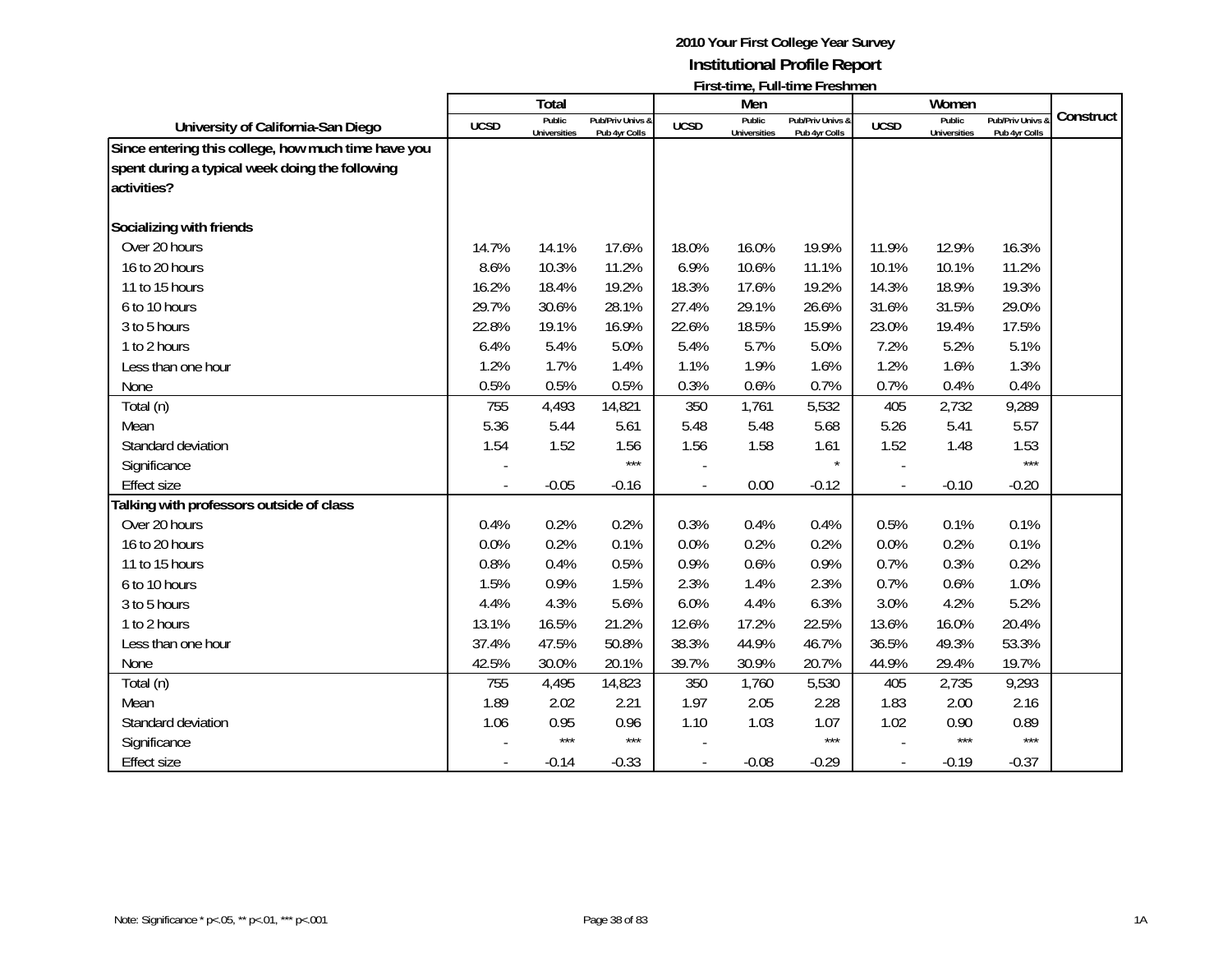**2010 Your First College Year Survey**
**Institutional Profile Report**
**First-time, Full-time Freshmen**

| University of California-San Diego | Total | | | Men | | | Women | | | Construct |
|---|---|---|---|---|---|---|---|---|---|---|
| | UCSD | Public Universities | Pub/Priv Univs & Pub 4yr Colls | UCSD | Public Universities | Pub/Priv Univs & Pub 4yr Colls | UCSD | Public Universities | Pub/Priv Univs & Pub 4yr Colls | |
| **Since entering this college, how much time have you spent during a typical week doing the following activities?** | | | | | | | | | | |
| **Socializing with friends** | | | | | | | | | | |
| Over 20 hours | 14.7% | 14.1% | 17.6% | 18.0% | 16.0% | 19.9% | 11.9% | 12.9% | 16.3% | |
| 16 to 20 hours | 8.6% | 10.3% | 11.2% | 6.9% | 10.6% | 11.1% | 10.1% | 10.1% | 11.2% | |
| 11 to 15 hours | 16.2% | 18.4% | 19.2% | 18.3% | 17.6% | 19.2% | 14.3% | 18.9% | 19.3% | |
| 6 to 10 hours | 29.7% | 30.6% | 28.1% | 27.4% | 29.1% | 26.6% | 31.6% | 31.5% | 29.0% | |
| 3 to 5 hours | 22.8% | 19.1% | 16.9% | 22.6% | 18.5% | 15.9% | 23.0% | 19.4% | 17.5% | |
| 1 to 2 hours | 6.4% | 5.4% | 5.0% | 5.4% | 5.7% | 5.0% | 7.2% | 5.2% | 5.1% | |
| Less than one hour | 1.2% | 1.7% | 1.4% | 1.1% | 1.9% | 1.6% | 1.2% | 1.6% | 1.3% | |
| None | 0.5% | 0.5% | 0.5% | 0.3% | 0.6% | 0.7% | 0.7% | 0.4% | 0.4% | |
| Total (n) | 755 | 4,493 | 14,821 | 350 | 1,761 | 5,532 | 405 | 2,732 | 9,289 | |
| Mean | 5.36 | 5.44 | 5.61 | 5.48 | 5.48 | 5.68 | 5.26 | 5.41 | 5.57 | |
| Standard deviation | 1.54 | 1.52 | 1.56 | 1.56 | 1.58 | 1.61 | 1.52 | 1.48 | 1.53 | |
| Significance | - | | *** | - | | * | - | | *** | |
| Effect size | - | -0.05 | -0.16 | - | 0.00 | -0.12 | - | -0.10 | -0.20 | |
| **Talking with professors outside of class** | | | | | | | | | | |
| Over 20 hours | 0.4% | 0.2% | 0.2% | 0.3% | 0.4% | 0.4% | 0.5% | 0.1% | 0.1% | |
| 16 to 20 hours | 0.0% | 0.2% | 0.1% | 0.0% | 0.2% | 0.2% | 0.0% | 0.2% | 0.1% | |
| 11 to 15 hours | 0.8% | 0.4% | 0.5% | 0.9% | 0.6% | 0.9% | 0.7% | 0.3% | 0.2% | |
| 6 to 10 hours | 1.5% | 0.9% | 1.5% | 2.3% | 1.4% | 2.3% | 0.7% | 0.6% | 1.0% | |
| 3 to 5 hours | 4.4% | 4.3% | 5.6% | 6.0% | 4.4% | 6.3% | 3.0% | 4.2% | 5.2% | |
| 1 to 2 hours | 13.1% | 16.5% | 21.2% | 12.6% | 17.2% | 22.5% | 13.6% | 16.0% | 20.4% | |
| Less than one hour | 37.4% | 47.5% | 50.8% | 38.3% | 44.9% | 46.7% | 36.5% | 49.3% | 53.3% | |
| None | 42.5% | 30.0% | 20.1% | 39.7% | 30.9% | 20.7% | 44.9% | 29.4% | 19.7% | |
| Total (n) | 755 | 4,495 | 14,823 | 350 | 1,760 | 5,530 | 405 | 2,735 | 9,293 | |
| Mean | 1.89 | 2.02 | 2.21 | 1.97 | 2.05 | 2.28 | 1.83 | 2.00 | 2.16 | |
| Standard deviation | 1.06 | 0.95 | 0.96 | 1.10 | 1.03 | 1.07 | 1.02 | 0.90 | 0.89 | |
| Significance | - | *** | *** | - | | *** | - | *** | *** | |
| Effect size | - | -0.14 | -0.33 | - | -0.08 | -0.29 | - | -0.19 | -0.37 | |

Note: Significance * p<.05, ** p<.01, *** p<.001

1A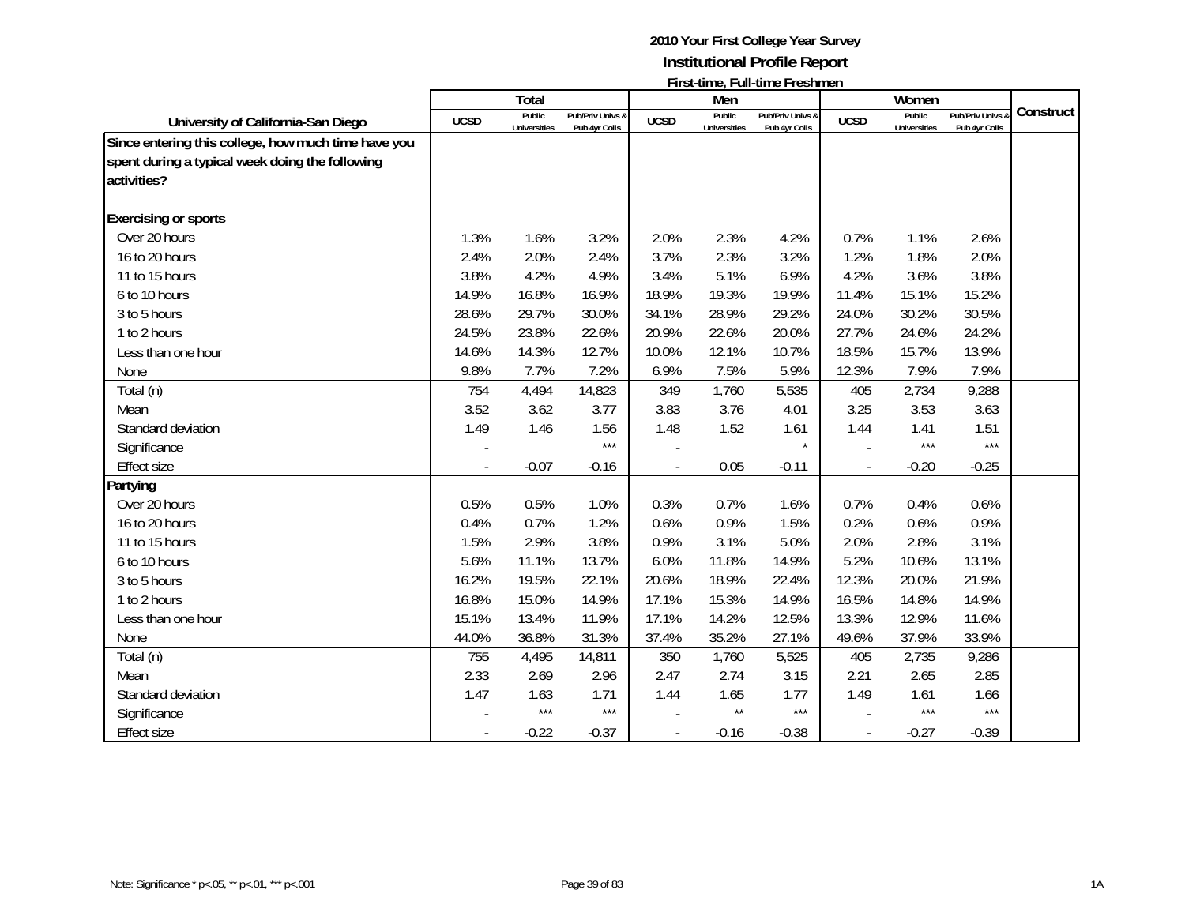# 2010 Your First College Year Survey
## Institutional Profile Report
### First-time, Full-time Freshmen

| University of California-San Diego | Total | | | Men | | | Women | | | Construct |
|---|---|---|---|---|---|---|---|---|---|---|
| | UCSD | Public Universities | Pub/Priv Univs & Pub 4yr Colls | UCSD | Public Universities | Pub/Priv Univs & Pub 4yr Colls | UCSD | Public Universities | Pub/Priv Univs & Pub 4yr Colls | |
| **Since entering this college, how much time have you spent during a typical week doing the following activities?** | | | | | | | | | | |
| **Exercising or sports** | | | | | | | | | | |
| Over 20 hours | 1.3% | 1.6% | 3.2% | 2.0% | 2.3% | 4.2% | 0.7% | 1.1% | 2.6% | |
| 16 to 20 hours | 2.4% | 2.0% | 2.4% | 3.7% | 2.3% | 3.2% | 1.2% | 1.8% | 2.0% | |
| 11 to 15 hours | 3.8% | 4.2% | 4.9% | 3.4% | 5.1% | 6.9% | 4.2% | 3.6% | 3.8% | |
| 6 to 10 hours | 14.9% | 16.8% | 16.9% | 18.9% | 19.3% | 19.9% | 11.4% | 15.1% | 15.2% | |
| 3 to 5 hours | 28.6% | 29.7% | 30.0% | 34.1% | 28.9% | 29.2% | 24.0% | 30.2% | 30.5% | |
| 1 to 2 hours | 24.5% | 23.8% | 22.6% | 20.9% | 22.6% | 20.0% | 27.7% | 24.6% | 24.2% | |
| Less than one hour | 14.6% | 14.3% | 12.7% | 10.0% | 12.1% | 10.7% | 18.5% | 15.7% | 13.9% | |
| None | 9.8% | 7.7% | 7.2% | 6.9% | 7.5% | 5.9% | 12.3% | 7.9% | 7.9% | |
| Total (n) | 754 | 4,494 | 14,823 | 349 | 1,760 | 5,535 | 405 | 2,734 | 9,288 | |
| Mean | 3.52 | 3.62 | 3.77 | 3.83 | 3.76 | 4.01 | 3.25 | 3.53 | 3.63 | |
| Standard deviation | 1.49 | 1.46 | 1.56 | 1.48 | 1.52 | 1.61 | 1.44 | 1.41 | 1.51 | |
| Significance | - | | *** | - | | * | - | *** | *** | |
| Effect size | - | -0.07 | -0.16 | - | 0.05 | -0.11 | - | -0.20 | -0.25 | |
| **Partying** | | | | | | | | | | |
| Over 20 hours | 0.5% | 0.5% | 1.0% | 0.3% | 0.7% | 1.6% | 0.7% | 0.4% | 0.6% | |
| 16 to 20 hours | 0.4% | 0.7% | 1.2% | 0.6% | 0.9% | 1.5% | 0.2% | 0.6% | 0.9% | |
| 11 to 15 hours | 1.5% | 2.9% | 3.8% | 0.9% | 3.1% | 5.0% | 2.0% | 2.8% | 3.1% | |
| 6 to 10 hours | 5.6% | 11.1% | 13.7% | 6.0% | 11.8% | 14.9% | 5.2% | 10.6% | 13.1% | |
| 3 to 5 hours | 16.2% | 19.5% | 22.1% | 20.6% | 18.9% | 22.4% | 12.3% | 20.0% | 21.9% | |
| 1 to 2 hours | 16.8% | 15.0% | 14.9% | 17.1% | 15.3% | 14.9% | 16.5% | 14.8% | 14.9% | |
| Less than one hour | 15.1% | 13.4% | 11.9% | 17.1% | 14.2% | 12.5% | 13.3% | 12.9% | 11.6% | |
| None | 44.0% | 36.8% | 31.3% | 37.4% | 35.2% | 27.1% | 49.6% | 37.9% | 33.9% | |
| Total (n) | 755 | 4,495 | 14,811 | 350 | 1,760 | 5,525 | 405 | 2,735 | 9,286 | |
| Mean | 2.33 | 2.69 | 2.96 | 2.47 | 2.74 | 3.15 | 2.21 | 2.65 | 2.85 | |
| Standard deviation | 1.47 | 1.63 | 1.71 | 1.44 | 1.65 | 1.77 | 1.49 | 1.61 | 1.66 | |
| Significance | - | *** | *** | - | ** | *** | - | *** | *** | |
| Effect size | - | -0.22 | -0.37 | - | -0.16 | -0.38 | - | -0.27 | -0.39 | |

Note: Significance * p<.05, ** p<.01, *** p<.001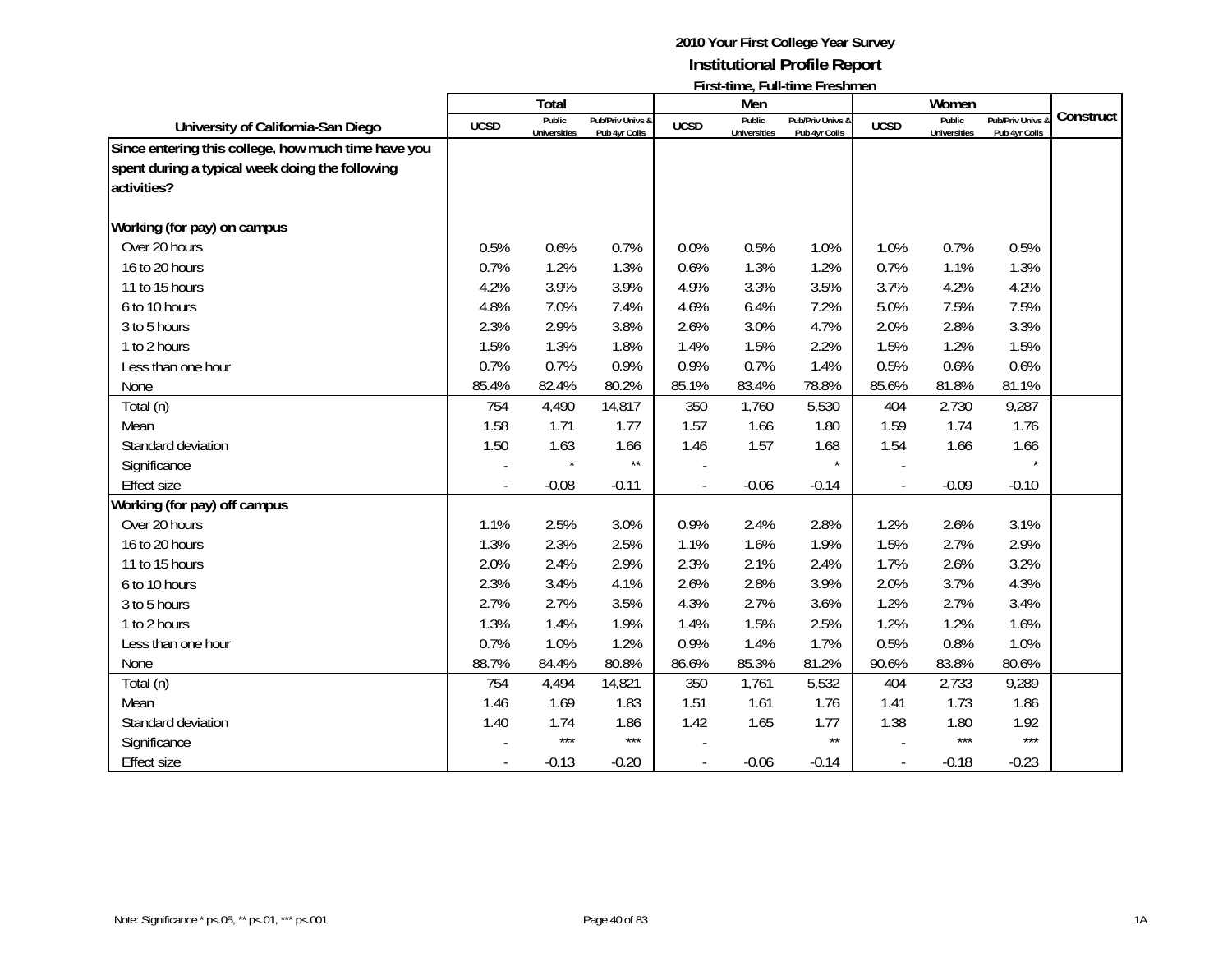# 2010 Your First College Year Survey
## Institutional Profile Report
### First-time, Full-time Freshmen

| University of California-San Diego | Total | | | Men | | | Women | | | Construct |
|---|---|---|---|---|---|---|---|---|---|---|
| | UCSD | Public Universities | Pub/Priv Univs & Pub 4yr Colls | UCSD | Public Universities | Pub/Priv Univs & Pub 4yr Colls | UCSD | Public Universities | Pub/Priv Univs & Pub 4yr Colls | |
| **Since entering this college, how much time have you spent during a typical week doing the following activities?** | | | | | | | | | | |
| **Working (for pay) on campus** | | | | | | | | | | |
| Over 20 hours | 0.5% | 0.6% | 0.7% | 0.0% | 0.5% | 1.0% | 1.0% | 0.7% | 0.5% | |
| 16 to 20 hours | 0.7% | 1.2% | 1.3% | 0.6% | 1.3% | 1.2% | 0.7% | 1.1% | 1.3% | |
| 11 to 15 hours | 4.2% | 3.9% | 3.9% | 4.9% | 3.3% | 3.5% | 3.7% | 4.2% | 4.2% | |
| 6 to 10 hours | 4.8% | 7.0% | 7.4% | 4.6% | 6.4% | 7.2% | 5.0% | 7.5% | 7.5% | |
| 3 to 5 hours | 2.3% | 2.9% | 3.8% | 2.6% | 3.0% | 4.7% | 2.0% | 2.8% | 3.3% | |
| 1 to 2 hours | 1.5% | 1.3% | 1.8% | 1.4% | 1.5% | 2.2% | 1.5% | 1.2% | 1.5% | |
| Less than one hour | 0.7% | 0.7% | 0.9% | 0.9% | 0.7% | 1.4% | 0.5% | 0.6% | 0.6% | |
| None | 85.4% | 82.4% | 80.2% | 85.1% | 83.4% | 78.8% | 85.6% | 81.8% | 81.1% | |
| Total (n) | 754 | 4,490 | 14,817 | 350 | 1,760 | 5,530 | 404 | 2,730 | 9,287 | |
| Mean | 1.58 | 1.71 | 1.77 | 1.57 | 1.66 | 1.80 | 1.59 | 1.74 | 1.76 | |
| Standard deviation | 1.50 | 1.63 | 1.66 | 1.46 | 1.57 | 1.68 | 1.54 | 1.66 | 1.66 | |
| Significance | - | * | ** | - | | * | - | | * | |
| Effect size | - | -0.08 | -0.11 | - | -0.06 | -0.14 | - | -0.09 | -0.10 | |
| **Working (for pay) off campus** | | | | | | | | | | |
| Over 20 hours | 1.1% | 2.5% | 3.0% | 0.9% | 2.4% | 2.8% | 1.2% | 2.6% | 3.1% | |
| 16 to 20 hours | 1.3% | 2.3% | 2.5% | 1.1% | 1.6% | 1.9% | 1.5% | 2.7% | 2.9% | |
| 11 to 15 hours | 2.0% | 2.4% | 2.9% | 2.3% | 2.1% | 2.4% | 1.7% | 2.6% | 3.2% | |
| 6 to 10 hours | 2.3% | 3.4% | 4.1% | 2.6% | 2.8% | 3.9% | 2.0% | 3.7% | 4.3% | |
| 3 to 5 hours | 2.7% | 2.7% | 3.5% | 4.3% | 2.7% | 3.6% | 1.2% | 2.7% | 3.4% | |
| 1 to 2 hours | 1.3% | 1.4% | 1.9% | 1.4% | 1.5% | 2.5% | 1.2% | 1.2% | 1.6% | |
| Less than one hour | 0.7% | 1.0% | 1.2% | 0.9% | 1.4% | 1.7% | 0.5% | 0.8% | 1.0% | |
| None | 88.7% | 84.4% | 80.8% | 86.6% | 85.3% | 81.2% | 90.6% | 83.8% | 80.6% | |
| Total (n) | 754 | 4,494 | 14,821 | 350 | 1,761 | 5,532 | 404 | 2,733 | 9,289 | |
| Mean | 1.46 | 1.69 | 1.83 | 1.51 | 1.61 | 1.76 | 1.41 | 1.73 | 1.86 | |
| Standard deviation | 1.40 | 1.74 | 1.86 | 1.42 | 1.65 | 1.77 | 1.38 | 1.80 | 1.92 | |
| Significance | - | *** | *** | - | | ** | - | *** | *** | |
| Effect size | - | -0.13 | -0.20 | - | -0.06 | -0.14 | - | -0.18 | -0.23 | |

Note: Significance * p<.05, ** p<.01, *** p<.001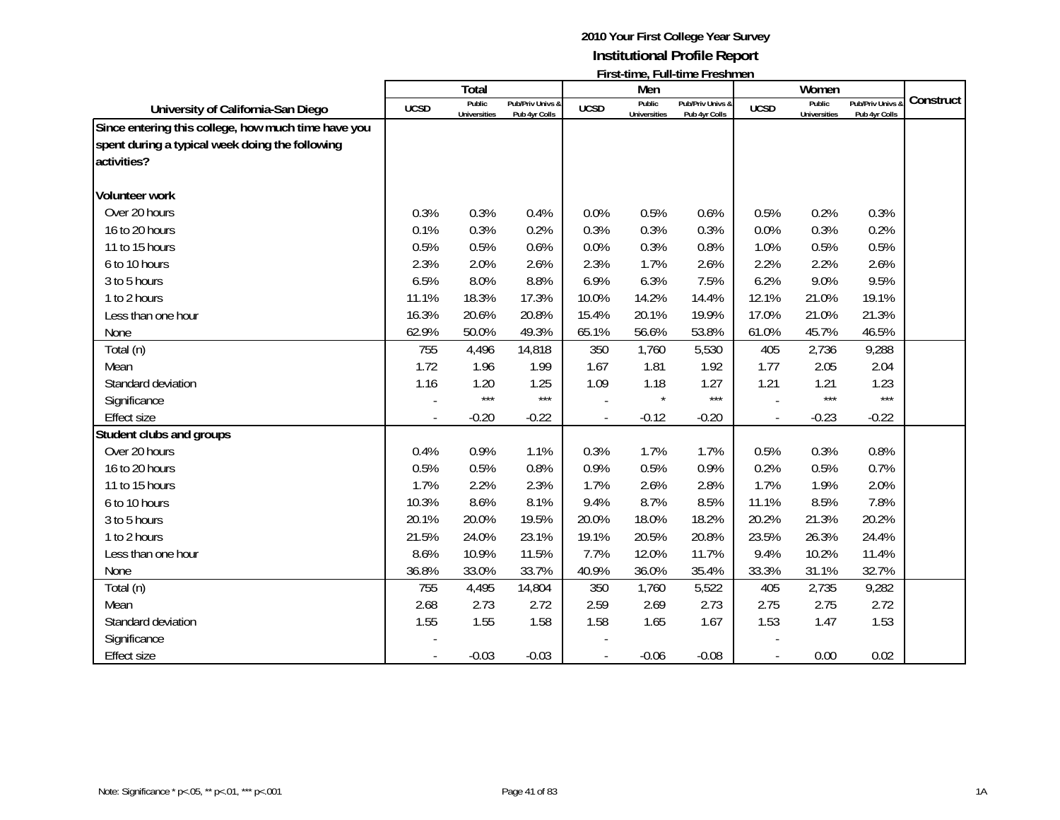**2010 Your First College Year Survey**
**Institutional Profile Report**
**First-time, Full-time Freshmen**

| University of California-San Diego | Total | | | Men | | | Women | | | Construct |
|---|---|---|---|---|---|---|---|---|---|---|
| | UCSD | Public Universities | Pub/Priv Univs & Pub 4yr Colls | UCSD | Public Universities | Pub/Priv Univs & Pub 4yr Colls | UCSD | Public Universities | Pub/Priv Univs & Pub 4yr Colls | |
| **Since entering this college, how much time have you spent during a typical week doing the following activities?** | | | | | | | | | | |
| **Volunteer work** | | | | | | | | | | |
| Over 20 hours | 0.3% | 0.3% | 0.4% | 0.0% | 0.5% | 0.6% | 0.5% | 0.2% | 0.3% | |
| 16 to 20 hours | 0.1% | 0.3% | 0.2% | 0.3% | 0.3% | 0.3% | 0.0% | 0.3% | 0.2% | |
| 11 to 15 hours | 0.5% | 0.5% | 0.6% | 0.0% | 0.3% | 0.8% | 1.0% | 0.5% | 0.5% | |
| 6 to 10 hours | 2.3% | 2.0% | 2.6% | 2.3% | 1.7% | 2.6% | 2.2% | 2.2% | 2.6% | |
| 3 to 5 hours | 6.5% | 8.0% | 8.8% | 6.9% | 6.3% | 7.5% | 6.2% | 9.0% | 9.5% | |
| 1 to 2 hours | 11.1% | 18.3% | 17.3% | 10.0% | 14.2% | 14.4% | 12.1% | 21.0% | 19.1% | |
| Less than one hour | 16.3% | 20.6% | 20.8% | 15.4% | 20.1% | 19.9% | 17.0% | 21.0% | 21.3% | |
| None | 62.9% | 50.0% | 49.3% | 65.1% | 56.6% | 53.8% | 61.0% | 45.7% | 46.5% | |
| Total (n) | 755 | 4,496 | 14,818 | 350 | 1,760 | 5,530 | 405 | 2,736 | 9,288 | |
| Mean | 1.72 | 1.96 | 1.99 | 1.67 | 1.81 | 1.92 | 1.77 | 2.05 | 2.04 | |
| Standard deviation | 1.16 | 1.20 | 1.25 | 1.09 | 1.18 | 1.27 | 1.21 | 1.21 | 1.23 | |
| Significance | - | *** | *** | - | * | *** | - | *** | *** | |
| Effect size | - | -0.20 | -0.22 | - | -0.12 | -0.20 | - | -0.23 | -0.22 | |
| **Student clubs and groups** | | | | | | | | | | |
| Over 20 hours | 0.4% | 0.9% | 1.1% | 0.3% | 1.7% | 1.7% | 0.5% | 0.3% | 0.8% | |
| 16 to 20 hours | 0.5% | 0.5% | 0.8% | 0.9% | 0.5% | 0.9% | 0.2% | 0.5% | 0.7% | |
| 11 to 15 hours | 1.7% | 2.2% | 2.3% | 1.7% | 2.6% | 2.8% | 1.7% | 1.9% | 2.0% | |
| 6 to 10 hours | 10.3% | 8.6% | 8.1% | 9.4% | 8.7% | 8.5% | 11.1% | 8.5% | 7.8% | |
| 3 to 5 hours | 20.1% | 20.0% | 19.5% | 20.0% | 18.0% | 18.2% | 20.2% | 21.3% | 20.2% | |
| 1 to 2 hours | 21.5% | 24.0% | 23.1% | 19.1% | 20.5% | 20.8% | 23.5% | 26.3% | 24.4% | |
| Less than one hour | 8.6% | 10.9% | 11.5% | 7.7% | 12.0% | 11.7% | 9.4% | 10.2% | 11.4% | |
| None | 36.8% | 33.0% | 33.7% | 40.9% | 36.0% | 35.4% | 33.3% | 31.1% | 32.7% | |
| Total (n) | 755 | 4,495 | 14,804 | 350 | 1,760 | 5,522 | 405 | 2,735 | 9,282 | |
| Mean | 2.68 | 2.73 | 2.72 | 2.59 | 2.69 | 2.73 | 2.75 | 2.75 | 2.72 | |
| Standard deviation | 1.55 | 1.55 | 1.58 | 1.58 | 1.65 | 1.67 | 1.53 | 1.47 | 1.53 | |
| Significance | - | | | - | | | - | | | |
| Effect size | - | -0.03 | -0.03 | - | -0.06 | -0.08 | - | 0.00 | 0.02 | |

Note: Significance * p<.05, ** p<.01, *** p<.001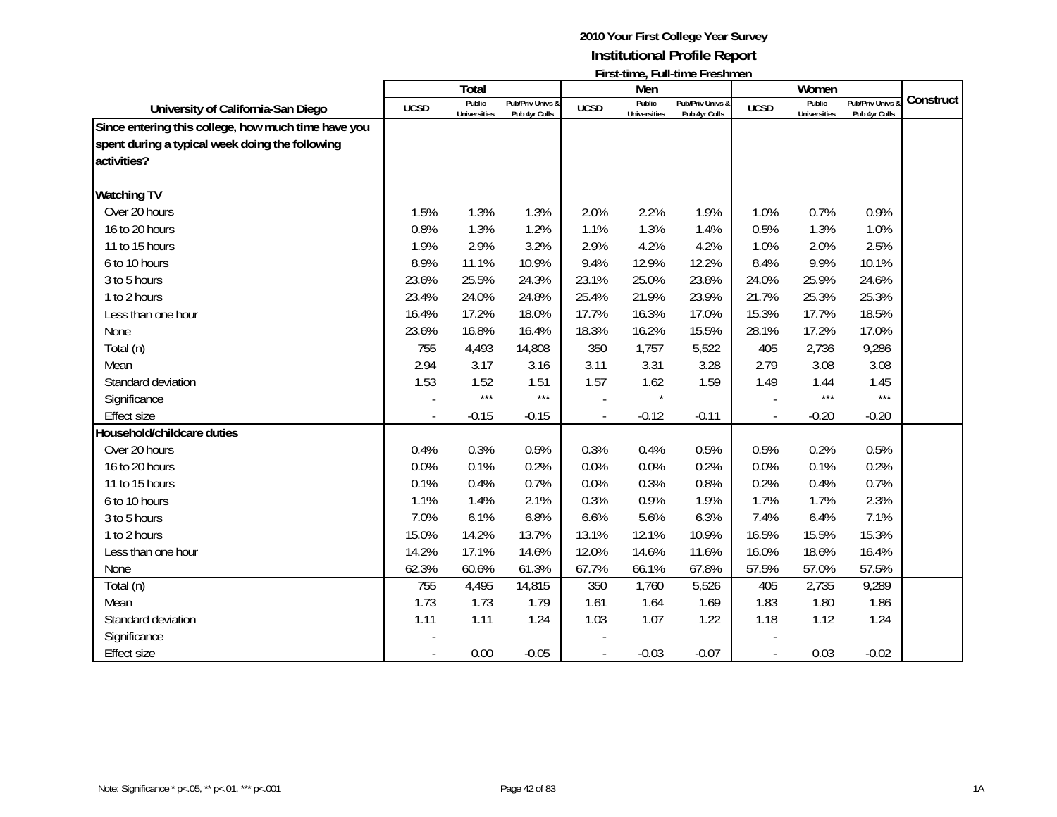**2010 Your First College Year Survey**
**Institutional Profile Report**
**First-time, Full-time Freshmen**

| University of California-San Diego | Total | | | Men | | | Women | | | Construct |
|---|---|---|---|---|---|---|---|---|---|---|
| | UCSD | Public Universities | Pub/Priv Univs & Pub 4yr Colls | UCSD | Public Universities | Pub/Priv Univs & Pub 4yr Colls | UCSD | Public Universities | Pub/Priv Univs & Pub 4yr Colls | |
| **Since entering this college, how much time have you spent during a typical week doing the following activities?** | | | | | | | | | | |
| **Watching TV** | | | | | | | | | | |
| Over 20 hours | 1.5% | 1.3% | 1.3% | 2.0% | 2.2% | 1.9% | 1.0% | 0.7% | 0.9% | |
| 16 to 20 hours | 0.8% | 1.3% | 1.2% | 1.1% | 1.3% | 1.4% | 0.5% | 1.3% | 1.0% | |
| 11 to 15 hours | 1.9% | 2.9% | 3.2% | 2.9% | 4.2% | 4.2% | 1.0% | 2.0% | 2.5% | |
| 6 to 10 hours | 8.9% | 11.1% | 10.9% | 9.4% | 12.9% | 12.2% | 8.4% | 9.9% | 10.1% | |
| 3 to 5 hours | 23.6% | 25.5% | 24.3% | 23.1% | 25.0% | 23.8% | 24.0% | 25.9% | 24.6% | |
| 1 to 2 hours | 23.4% | 24.0% | 24.8% | 25.4% | 21.9% | 23.9% | 21.7% | 25.3% | 25.3% | |
| Less than one hour | 16.4% | 17.2% | 18.0% | 17.7% | 16.3% | 17.0% | 15.3% | 17.7% | 18.5% | |
| None | 23.6% | 16.8% | 16.4% | 18.3% | 16.2% | 15.5% | 28.1% | 17.2% | 17.0% | |
| Total (n) | 755 | 4,493 | 14,808 | 350 | 1,757 | 5,522 | 405 | 2,736 | 9,286 | |
| Mean | 2.94 | 3.17 | 3.16 | 3.11 | 3.31 | 3.28 | 2.79 | 3.08 | 3.08 | |
| Standard deviation | 1.53 | 1.52 | 1.51 | 1.57 | 1.62 | 1.59 | 1.49 | 1.44 | 1.45 | |
| Significance | - | *** | *** | - | * | | - | *** | *** | |
| Effect size | - | -0.15 | -0.15 | - | -0.12 | -0.11 | - | -0.20 | -0.20 | |
| **Household/childcare duties** | | | | | | | | | | |
| Over 20 hours | 0.4% | 0.3% | 0.5% | 0.3% | 0.4% | 0.5% | 0.5% | 0.2% | 0.5% | |
| 16 to 20 hours | 0.0% | 0.1% | 0.2% | 0.0% | 0.0% | 0.2% | 0.0% | 0.1% | 0.2% | |
| 11 to 15 hours | 0.1% | 0.4% | 0.7% | 0.0% | 0.3% | 0.8% | 0.2% | 0.4% | 0.7% | |
| 6 to 10 hours | 1.1% | 1.4% | 2.1% | 0.3% | 0.9% | 1.9% | 1.7% | 1.7% | 2.3% | |
| 3 to 5 hours | 7.0% | 6.1% | 6.8% | 6.6% | 5.6% | 6.3% | 7.4% | 6.4% | 7.1% | |
| 1 to 2 hours | 15.0% | 14.2% | 13.7% | 13.1% | 12.1% | 10.9% | 16.5% | 15.5% | 15.3% | |
| Less than one hour | 14.2% | 17.1% | 14.6% | 12.0% | 14.6% | 11.6% | 16.0% | 18.6% | 16.4% | |
| None | 62.3% | 60.6% | 61.3% | 67.7% | 66.1% | 67.8% | 57.5% | 57.0% | 57.5% | |
| Total (n) | 755 | 4,495 | 14,815 | 350 | 1,760 | 5,526 | 405 | 2,735 | 9,289 | |
| Mean | 1.73 | 1.73 | 1.79 | 1.61 | 1.64 | 1.69 | 1.83 | 1.80 | 1.86 | |
| Standard deviation | 1.11 | 1.11 | 1.24 | 1.03 | 1.07 | 1.22 | 1.18 | 1.12 | 1.24 | |
| Significance | - | | | - | | | - | | | |
| Effect size | - | 0.00 | -0.05 | - | -0.03 | -0.07 | - | 0.03 | -0.02 | |

Note: Significance * p<.05, ** p<.01, *** p<.001

1A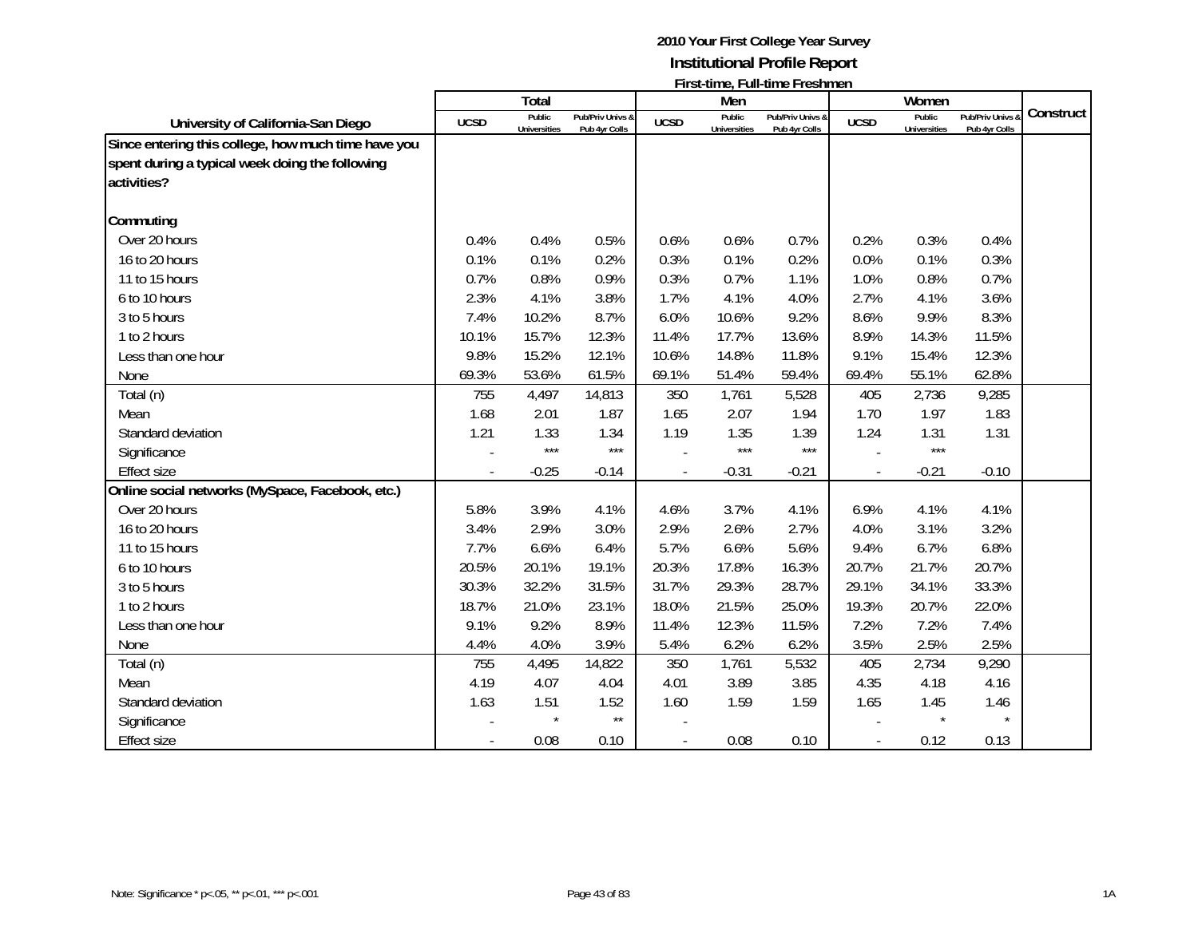**2010 Your First College Year Survey**
**Institutional Profile Report**
**First-time, Full-time Freshmen**

| University of California-San Diego | Total | | | Men | | | Women | | | Construct |
|---|---|---|---|---|---|---|---|---|---|---|
| | UCSD | Public Universities | Pub/Priv Univs & Pub 4yr Colls | UCSD | Public Universities | Pub/Priv Univs & Pub 4yr Colls | UCSD | Public Universities | Pub/Priv Univs & Pub 4yr Colls | |
| **Since entering this college, how much time have you spent during a typical week doing the following activities?** | | | | | | | | | | |
| **Commuting** | | | | | | | | | | |
| Over 20 hours | 0.4% | 0.4% | 0.5% | 0.6% | 0.6% | 0.7% | 0.2% | 0.3% | 0.4% | |
| 16 to 20 hours | 0.1% | 0.1% | 0.2% | 0.3% | 0.1% | 0.2% | 0.0% | 0.1% | 0.3% | |
| 11 to 15 hours | 0.7% | 0.8% | 0.9% | 0.3% | 0.7% | 1.1% | 1.0% | 0.8% | 0.7% | |
| 6 to 10 hours | 2.3% | 4.1% | 3.8% | 1.7% | 4.1% | 4.0% | 2.7% | 4.1% | 3.6% | |
| 3 to 5 hours | 7.4% | 10.2% | 8.7% | 6.0% | 10.6% | 9.2% | 8.6% | 9.9% | 8.3% | |
| 1 to 2 hours | 10.1% | 15.7% | 12.3% | 11.4% | 17.7% | 13.6% | 8.9% | 14.3% | 11.5% | |
| Less than one hour | 9.8% | 15.2% | 12.1% | 10.6% | 14.8% | 11.8% | 9.1% | 15.4% | 12.3% | |
| None | 69.3% | 53.6% | 61.5% | 69.1% | 51.4% | 59.4% | 69.4% | 55.1% | 62.8% | |
| Total (n) | 755 | 4,497 | 14,813 | 350 | 1,761 | 5,528 | 405 | 2,736 | 9,285 | |
| Mean | 1.68 | 2.01 | 1.87 | 1.65 | 2.07 | 1.94 | 1.70 | 1.97 | 1.83 | |
| Standard deviation | 1.21 | 1.33 | 1.34 | 1.19 | 1.35 | 1.39 | 1.24 | 1.31 | 1.31 | |
| Significance | - | *** | *** | - | *** | *** | - | *** | | |
| Effect size | - | -0.25 | -0.14 | - | -0.31 | -0.21 | - | -0.21 | -0.10 | |
| **Online social networks (MySpace, Facebook, etc.)** | | | | | | | | | | |
| Over 20 hours | 5.8% | 3.9% | 4.1% | 4.6% | 3.7% | 4.1% | 6.9% | 4.1% | 4.1% | |
| 16 to 20 hours | 3.4% | 2.9% | 3.0% | 2.9% | 2.6% | 2.7% | 4.0% | 3.1% | 3.2% | |
| 11 to 15 hours | 7.7% | 6.6% | 6.4% | 5.7% | 6.6% | 5.6% | 9.4% | 6.7% | 6.8% | |
| 6 to 10 hours | 20.5% | 20.1% | 19.1% | 20.3% | 17.8% | 16.3% | 20.7% | 21.7% | 20.7% | |
| 3 to 5 hours | 30.3% | 32.2% | 31.5% | 31.7% | 29.3% | 28.7% | 29.1% | 34.1% | 33.3% | |
| 1 to 2 hours | 18.7% | 21.0% | 23.1% | 18.0% | 21.5% | 25.0% | 19.3% | 20.7% | 22.0% | |
| Less than one hour | 9.1% | 9.2% | 8.9% | 11.4% | 12.3% | 11.5% | 7.2% | 7.2% | 7.4% | |
| None | 4.4% | 4.0% | 3.9% | 5.4% | 6.2% | 6.2% | 3.5% | 2.5% | 2.5% | |
| Total (n) | 755 | 4,495 | 14,822 | 350 | 1,761 | 5,532 | 405 | 2,734 | 9,290 | |
| Mean | 4.19 | 4.07 | 4.04 | 4.01 | 3.89 | 3.85 | 4.35 | 4.18 | 4.16 | |
| Standard deviation | 1.63 | 1.51 | 1.52 | 1.60 | 1.59 | 1.59 | 1.65 | 1.45 | 1.46 | |
| Significance | - | * | ** | - | | | - | * | * | |
| Effect size | - | 0.08 | 0.10 | - | 0.08 | 0.10 | - | 0.12 | 0.13 | |

Note: Significance * p<.05, ** p<.01, *** p<.001

1A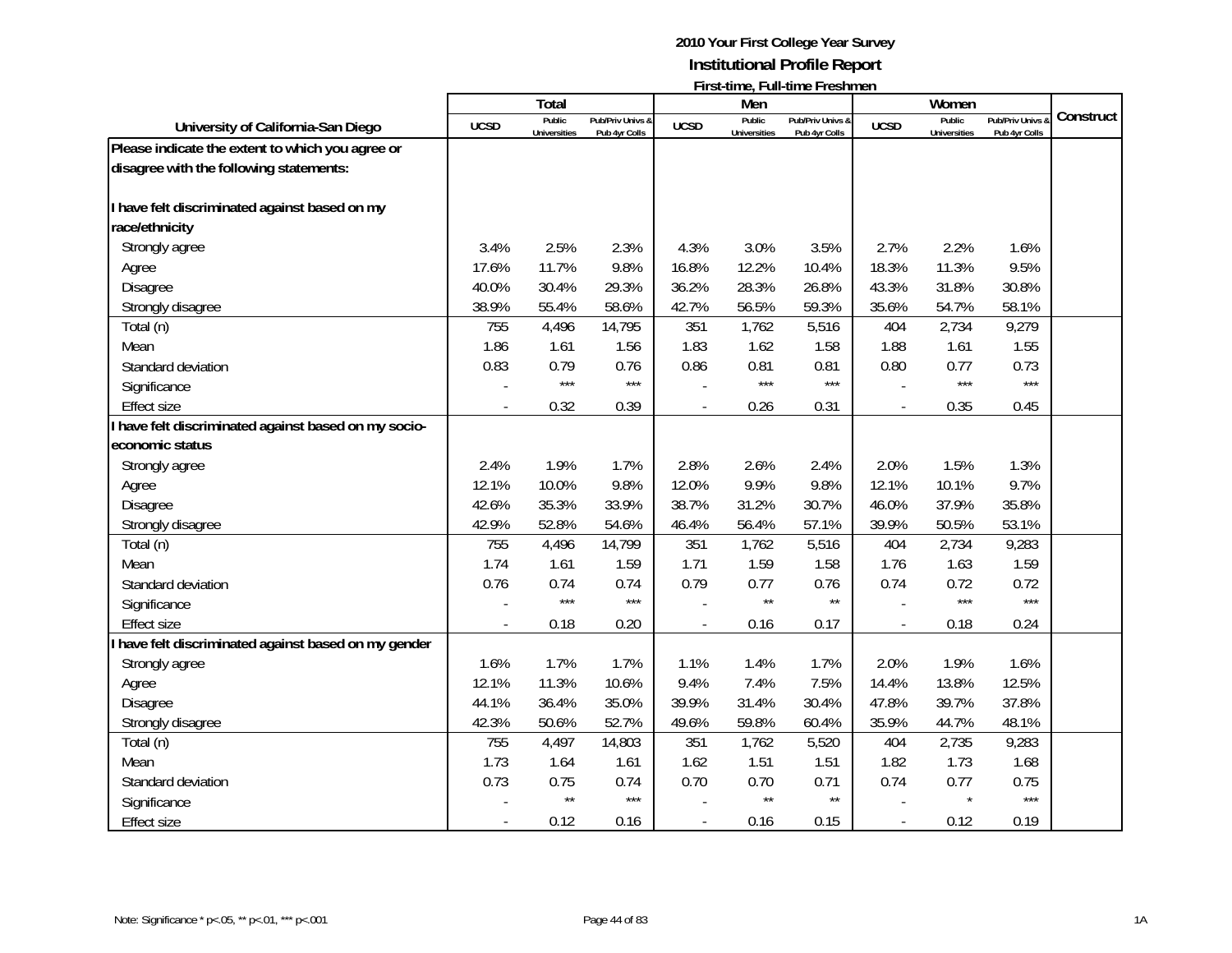**2010 Your First College Year Survey**
**Institutional Profile Report**
**First-time, Full-time Freshmen**

| University of California-San Diego | Total | | | Men | | | Women | | | Construct |
|---|---|---|---|---|---|---|---|---|---|---|
| | UCSD | Public Universities | Pub/Priv Univs & Pub 4yr Colls | UCSD | Public Universities | Pub/Priv Univs & Pub 4yr Colls | UCSD | Public Universities | Pub/Priv Univs & Pub 4yr Colls | |
| **Please indicate the extent to which you agree or disagree with the following statements:** | | | | | | | | | | |
| **I have felt discriminated against based on my race/ethnicity** | | | | | | | | | | |
| Strongly agree | 3.4% | 2.5% | 2.3% | 4.3% | 3.0% | 3.5% | 2.7% | 2.2% | 1.6% | |
| Agree | 17.6% | 11.7% | 9.8% | 16.8% | 12.2% | 10.4% | 18.3% | 11.3% | 9.5% | |
| Disagree | 40.0% | 30.4% | 29.3% | 36.2% | 28.3% | 26.8% | 43.3% | 31.8% | 30.8% | |
| Strongly disagree | 38.9% | 55.4% | 58.6% | 42.7% | 56.5% | 59.3% | 35.6% | 54.7% | 58.1% | |
| Total (n) | 755 | 4,496 | 14,795 | 351 | 1,762 | 5,516 | 404 | 2,734 | 9,279 | |
| Mean | 1.86 | 1.61 | 1.56 | 1.83 | 1.62 | 1.58 | 1.88 | 1.61 | 1.55 | |
| Standard deviation | 0.83 | 0.79 | 0.76 | 0.86 | 0.81 | 0.81 | 0.80 | 0.77 | 0.73 | |
| Significance | - | *** | *** | - | *** | *** | - | *** | *** | |
| Effect size | - | 0.32 | 0.39 | - | 0.26 | 0.31 | - | 0.35 | 0.45 | |
| **I have felt discriminated against based on my socio-economic status** | | | | | | | | | | |
| Strongly agree | 2.4% | 1.9% | 1.7% | 2.8% | 2.6% | 2.4% | 2.0% | 1.5% | 1.3% | |
| Agree | 12.1% | 10.0% | 9.8% | 12.0% | 9.9% | 9.8% | 12.1% | 10.1% | 9.7% | |
| Disagree | 42.6% | 35.3% | 33.9% | 38.7% | 31.2% | 30.7% | 46.0% | 37.9% | 35.8% | |
| Strongly disagree | 42.9% | 52.8% | 54.6% | 46.4% | 56.4% | 57.1% | 39.9% | 50.5% | 53.1% | |
| Total (n) | 755 | 4,496 | 14,799 | 351 | 1,762 | 5,516 | 404 | 2,734 | 9,283 | |
| Mean | 1.74 | 1.61 | 1.59 | 1.71 | 1.59 | 1.58 | 1.76 | 1.63 | 1.59 | |
| Standard deviation | 0.76 | 0.74 | 0.74 | 0.79 | 0.77 | 0.76 | 0.74 | 0.72 | 0.72 | |
| Significance | - | *** | *** | - | ** | ** | - | *** | *** | |
| Effect size | - | 0.18 | 0.20 | - | 0.16 | 0.17 | - | 0.18 | 0.24 | |
| **I have felt discriminated against based on my gender** | | | | | | | | | | |
| Strongly agree | 1.6% | 1.7% | 1.7% | 1.1% | 1.4% | 1.7% | 2.0% | 1.9% | 1.6% | |
| Agree | 12.1% | 11.3% | 10.6% | 9.4% | 7.4% | 7.5% | 14.4% | 13.8% | 12.5% | |
| Disagree | 44.1% | 36.4% | 35.0% | 39.9% | 31.4% | 30.4% | 47.8% | 39.7% | 37.8% | |
| Strongly disagree | 42.3% | 50.6% | 52.7% | 49.6% | 59.8% | 60.4% | 35.9% | 44.7% | 48.1% | |
| Total (n) | 755 | 4,497 | 14,803 | 351 | 1,762 | 5,520 | 404 | 2,735 | 9,283 | |
| Mean | 1.73 | 1.64 | 1.61 | 1.62 | 1.51 | 1.51 | 1.82 | 1.73 | 1.68 | |
| Standard deviation | 0.73 | 0.75 | 0.74 | 0.70 | 0.70 | 0.71 | 0.74 | 0.77 | 0.75 | |
| Significance | - | ** | *** | - | ** | ** | - | * | *** | |
| Effect size | - | 0.12 | 0.16 | - | 0.16 | 0.15 | - | 0.12 | 0.19 | |

Note: Significance * p<.05, ** p<.01, *** p<.001

1A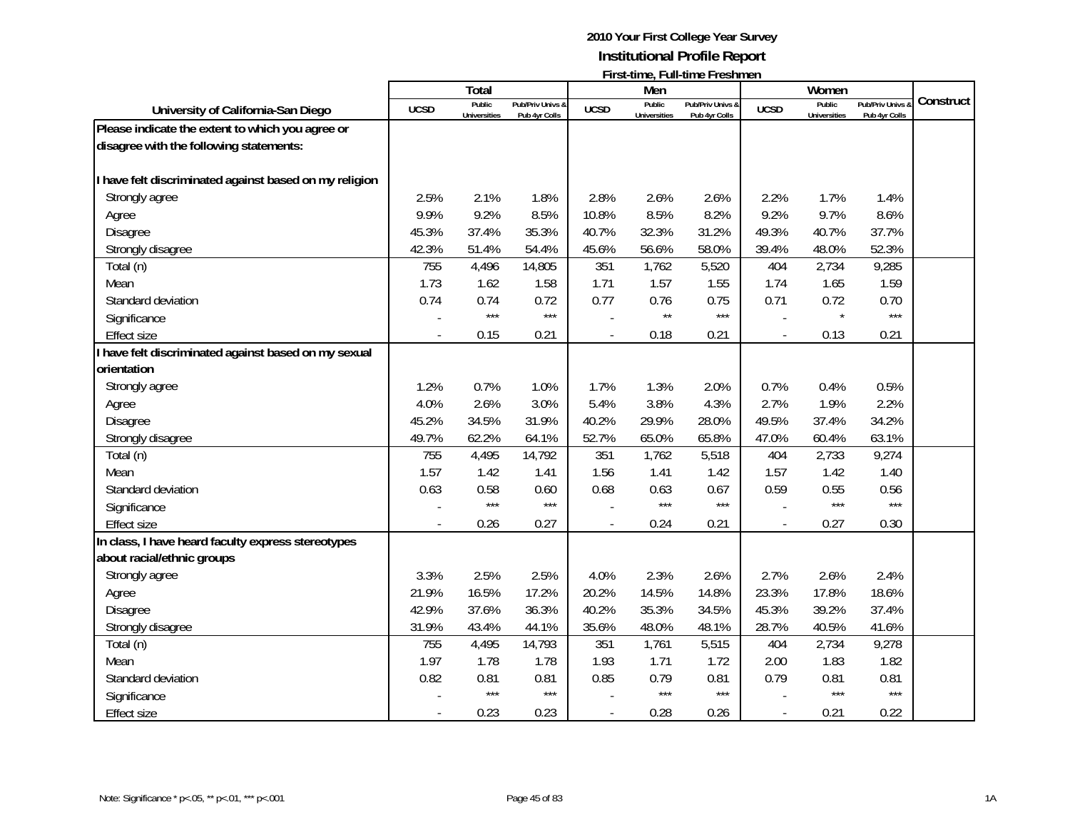**2010 Your First College Year Survey**
**Institutional Profile Report**
**First-time, Full-time Freshmen**

| University of California-San Diego | Total | | | Men | | | Women | | | Construct |
|---|---|---|---|---|---|---|---|---|---|---|
| | UCSD | Public Universities | Pub/Priv Univs & Pub 4yr Colls | UCSD | Public Universities | Pub/Priv Univs & Pub 4yr Colls | UCSD | Public Universities | Pub/Priv Univs & Pub 4yr Colls | |
| **Please indicate the extent to which you agree or disagree with the following statements:** | | | | | | | | | | |
| **I have felt discriminated against based on my religion** | | | | | | | | | | |
| Strongly agree | 2.5% | 2.1% | 1.8% | 2.8% | 2.6% | 2.6% | 2.2% | 1.7% | 1.4% | |
| Agree | 9.9% | 9.2% | 8.5% | 10.8% | 8.5% | 8.2% | 9.2% | 9.7% | 8.6% | |
| Disagree | 45.3% | 37.4% | 35.3% | 40.7% | 32.3% | 31.2% | 49.3% | 40.7% | 37.7% | |
| Strongly disagree | 42.3% | 51.4% | 54.4% | 45.6% | 56.6% | 58.0% | 39.4% | 48.0% | 52.3% | |
| Total (n) | 755 | 4,496 | 14,805 | 351 | 1,762 | 5,520 | 404 | 2,734 | 9,285 | |
| Mean | 1.73 | 1.62 | 1.58 | 1.71 | 1.57 | 1.55 | 1.74 | 1.65 | 1.59 | |
| Standard deviation | 0.74 | 0.74 | 0.72 | 0.77 | 0.76 | 0.75 | 0.71 | 0.72 | 0.70 | |
| Significance | - | *** | *** | - | ** | *** | - | * | *** | |
| Effect size | - | 0.15 | 0.21 | - | 0.18 | 0.21 | - | 0.13 | 0.21 | |
| **I have felt discriminated against based on my sexual orientation** | | | | | | | | | | |
| Strongly agree | 1.2% | 0.7% | 1.0% | 1.7% | 1.3% | 2.0% | 0.7% | 0.4% | 0.5% | |
| Agree | 4.0% | 2.6% | 3.0% | 5.4% | 3.8% | 4.3% | 2.7% | 1.9% | 2.2% | |
| Disagree | 45.2% | 34.5% | 31.9% | 40.2% | 29.9% | 28.0% | 49.5% | 37.4% | 34.2% | |
| Strongly disagree | 49.7% | 62.2% | 64.1% | 52.7% | 65.0% | 65.8% | 47.0% | 60.4% | 63.1% | |
| Total (n) | 755 | 4,495 | 14,792 | 351 | 1,762 | 5,518 | 404 | 2,733 | 9,274 | |
| Mean | 1.57 | 1.42 | 1.41 | 1.56 | 1.41 | 1.42 | 1.57 | 1.42 | 1.40 | |
| Standard deviation | 0.63 | 0.58 | 0.60 | 0.68 | 0.63 | 0.67 | 0.59 | 0.55 | 0.56 | |
| Significance | - | *** | *** | - | *** | *** | - | *** | *** | |
| Effect size | - | 0.26 | 0.27 | - | 0.24 | 0.21 | - | 0.27 | 0.30 | |
| **In class, I have heard faculty express stereotypes about racial/ethnic groups** | | | | | | | | | | |
| Strongly agree | 3.3% | 2.5% | 2.5% | 4.0% | 2.3% | 2.6% | 2.7% | 2.6% | 2.4% | |
| Agree | 21.9% | 16.5% | 17.2% | 20.2% | 14.5% | 14.8% | 23.3% | 17.8% | 18.6% | |
| Disagree | 42.9% | 37.6% | 36.3% | 40.2% | 35.3% | 34.5% | 45.3% | 39.2% | 37.4% | |
| Strongly disagree | 31.9% | 43.4% | 44.1% | 35.6% | 48.0% | 48.1% | 28.7% | 40.5% | 41.6% | |
| Total (n) | 755 | 4,495 | 14,793 | 351 | 1,761 | 5,515 | 404 | 2,734 | 9,278 | |
| Mean | 1.97 | 1.78 | 1.78 | 1.93 | 1.71 | 1.72 | 2.00 | 1.83 | 1.82 | |
| Standard deviation | 0.82 | 0.81 | 0.81 | 0.85 | 0.79 | 0.81 | 0.79 | 0.81 | 0.81 | |
| Significance | - | *** | *** | - | *** | *** | - | *** | *** | |
| Effect size | - | 0.23 | 0.23 | - | 0.28 | 0.26 | - | 0.21 | 0.22 | |

Note: Significance * p<.05, ** p<.01, *** p<.001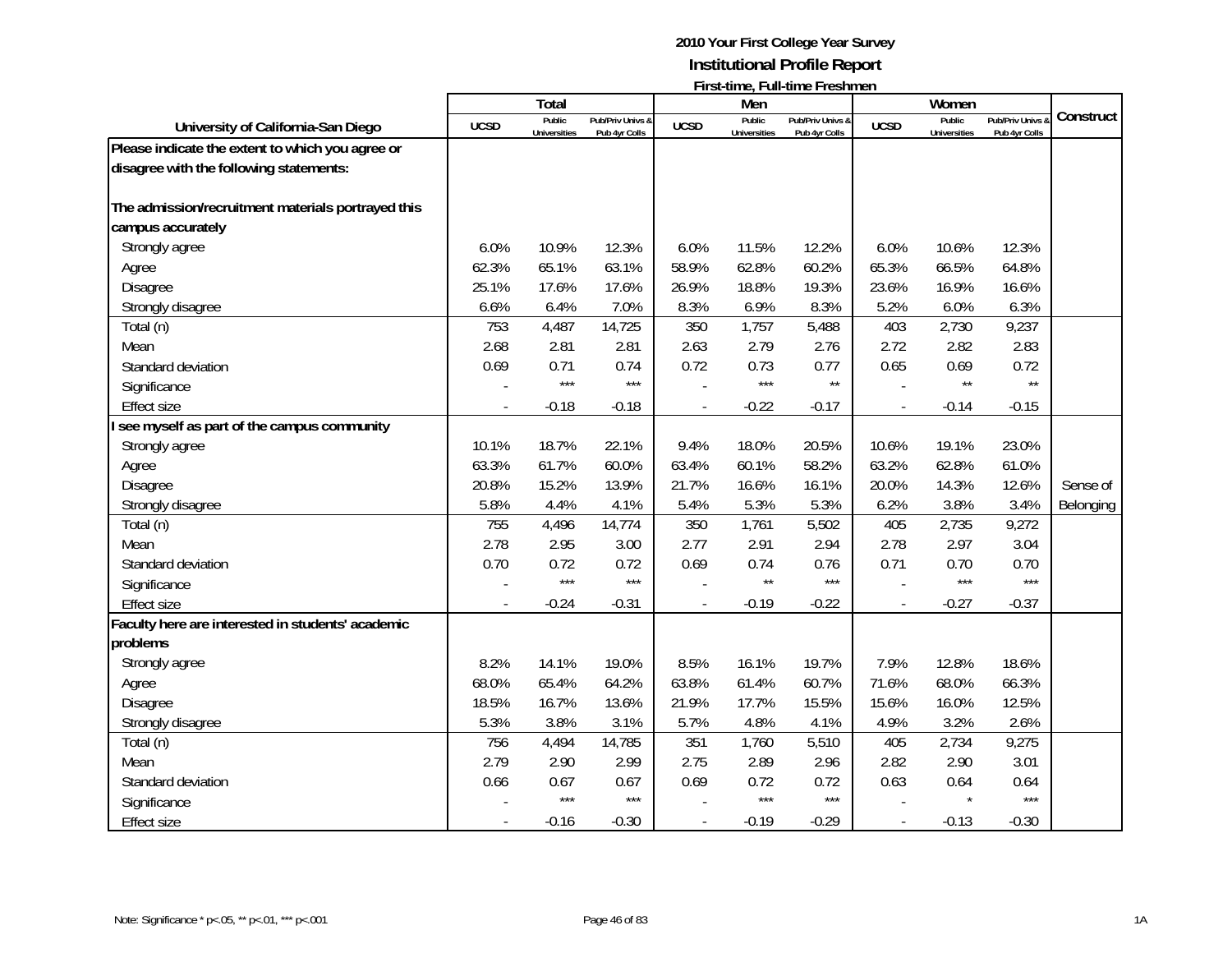# 2010 Your First College Year Survey
## Institutional Profile Report
### First-time, Full-time Freshmen

| University of California-San Diego | Total | | | Men | | | Women | | | Construct |
|---|---|---|---|---|---|---|---|---|---|---|
| | UCSD | Public Universities | Pub/Priv Univs & Pub 4yr Colls | UCSD | Public Universities | Pub/Priv Univs & Pub 4yr Colls | UCSD | Public Universities | Pub/Priv Univs & Pub 4yr Colls | |
| **Please indicate the extent to which you agree or disagree with the following statements:** | | | | | | | | | | |
| **The admission/recruitment materials portrayed this campus accurately** | | | | | | | | | | |
| Strongly agree | 6.0% | 10.9% | 12.3% | 6.0% | 11.5% | 12.2% | 6.0% | 10.6% | 12.3% | |
| Agree | 62.3% | 65.1% | 63.1% | 58.9% | 62.8% | 60.2% | 65.3% | 66.5% | 64.8% | |
| Disagree | 25.1% | 17.6% | 17.6% | 26.9% | 18.8% | 19.3% | 23.6% | 16.9% | 16.6% | |
| Strongly disagree | 6.6% | 6.4% | 7.0% | 8.3% | 6.9% | 8.3% | 5.2% | 6.0% | 6.3% | |
| Total (n) | 753 | 4,487 | 14,725 | 350 | 1,757 | 5,488 | 403 | 2,730 | 9,237 | |
| Mean | 2.68 | 2.81 | 2.81 | 2.63 | 2.79 | 2.76 | 2.72 | 2.82 | 2.83 | |
| Standard deviation | 0.69 | 0.71 | 0.74 | 0.72 | 0.73 | 0.77 | 0.65 | 0.69 | 0.72 | |
| Significance | - | *** | *** | - | *** | ** | - | ** | ** | |
| Effect size | - | -0.18 | -0.18 | - | -0.22 | -0.17 | - | -0.14 | -0.15 | |
| **I see myself as part of the campus community** | | | | | | | | | | |
| Strongly agree | 10.1% | 18.7% | 22.1% | 9.4% | 18.0% | 20.5% | 10.6% | 19.1% | 23.0% | |
| Agree | 63.3% | 61.7% | 60.0% | 63.4% | 60.1% | 58.2% | 63.2% | 62.8% | 61.0% | |
| Disagree | 20.8% | 15.2% | 13.9% | 21.7% | 16.6% | 16.1% | 20.0% | 14.3% | 12.6% | Sense of |
| Strongly disagree | 5.8% | 4.4% | 4.1% | 5.4% | 5.3% | 5.3% | 6.2% | 3.8% | 3.4% | Belonging |
| Total (n) | 755 | 4,496 | 14,774 | 350 | 1,761 | 5,502 | 405 | 2,735 | 9,272 | |
| Mean | 2.78 | 2.95 | 3.00 | 2.77 | 2.91 | 2.94 | 2.78 | 2.97 | 3.04 | |
| Standard deviation | 0.70 | 0.72 | 0.72 | 0.69 | 0.74 | 0.76 | 0.71 | 0.70 | 0.70 | |
| Significance | - | *** | *** | - | ** | *** | - | *** | *** | |
| Effect size | - | -0.24 | -0.31 | - | -0.19 | -0.22 | - | -0.27 | -0.37 | |
| **Faculty here are interested in students' academic problems** | | | | | | | | | | |
| Strongly agree | 8.2% | 14.1% | 19.0% | 8.5% | 16.1% | 19.7% | 7.9% | 12.8% | 18.6% | |
| Agree | 68.0% | 65.4% | 64.2% | 63.8% | 61.4% | 60.7% | 71.6% | 68.0% | 66.3% | |
| Disagree | 18.5% | 16.7% | 13.6% | 21.9% | 17.7% | 15.5% | 15.6% | 16.0% | 12.5% | |
| Strongly disagree | 5.3% | 3.8% | 3.1% | 5.7% | 4.8% | 4.1% | 4.9% | 3.2% | 2.6% | |
| Total (n) | 756 | 4,494 | 14,785 | 351 | 1,760 | 5,510 | 405 | 2,734 | 9,275 | |
| Mean | 2.79 | 2.90 | 2.99 | 2.75 | 2.89 | 2.96 | 2.82 | 2.90 | 3.01 | |
| Standard deviation | 0.66 | 0.67 | 0.67 | 0.69 | 0.72 | 0.72 | 0.63 | 0.64 | 0.64 | |
| Significance | - | *** | *** | - | *** | *** | - | * | *** | |
| Effect size | - | -0.16 | -0.30 | - | -0.19 | -0.29 | - | -0.13 | -0.30 | |

Note: Significance * p<.05, ** p<.01, *** p<.001

1A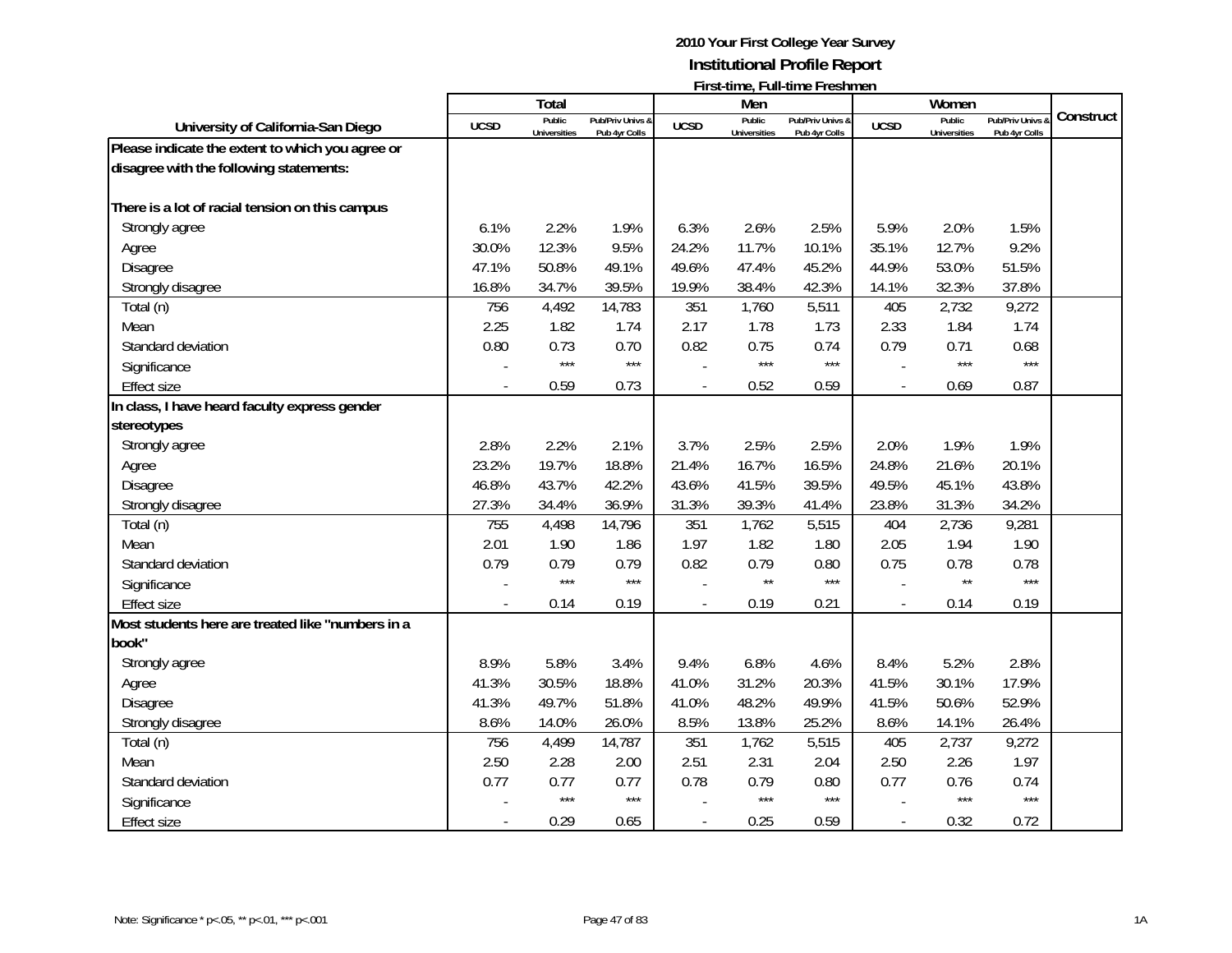**2010 Your First College Year Survey**

**Institutional Profile Report**

**First-time, Full-time Freshmen**

| University of California-San Diego | Total | | | Men | | | Women | | | Construct |
|---|---|---|---|---|---|---|---|---|---|---|
| | UCSD | Public Universities | Pub/Priv Univs & Pub 4yr Colls | UCSD | Public Universities | Pub/Priv Univs & Pub 4yr Colls | UCSD | Public Universities | Pub/Priv Univs & Pub 4yr Colls | |
| **Please indicate the extent to which you agree or disagree with the following statements:** | | | | | | | | | | |
| **There is a lot of racial tension on this campus** | | | | | | | | | | |
| Strongly agree | 6.1% | 2.2% | 1.9% | 6.3% | 2.6% | 2.5% | 5.9% | 2.0% | 1.5% | |
| Agree | 30.0% | 12.3% | 9.5% | 24.2% | 11.7% | 10.1% | 35.1% | 12.7% | 9.2% | |
| Disagree | 47.1% | 50.8% | 49.1% | 49.6% | 47.4% | 45.2% | 44.9% | 53.0% | 51.5% | |
| Strongly disagree | 16.8% | 34.7% | 39.5% | 19.9% | 38.4% | 42.3% | 14.1% | 32.3% | 37.8% | |
| Total (n) | 756 | 4,492 | 14,783 | 351 | 1,760 | 5,511 | 405 | 2,732 | 9,272 | |
| Mean | 2.25 | 1.82 | 1.74 | 2.17 | 1.78 | 1.73 | 2.33 | 1.84 | 1.74 | |
| Standard deviation | 0.80 | 0.73 | 0.70 | 0.82 | 0.75 | 0.74 | 0.79 | 0.71 | 0.68 | |
| Significance | - | *** | *** | - | *** | *** | - | *** | *** | |
| Effect size | - | 0.59 | 0.73 | - | 0.52 | 0.59 | - | 0.69 | 0.87 | |
| **In class, I have heard faculty express gender stereotypes** | | | | | | | | | | |
| Strongly agree | 2.8% | 2.2% | 2.1% | 3.7% | 2.5% | 2.5% | 2.0% | 1.9% | 1.9% | |
| Agree | 23.2% | 19.7% | 18.8% | 21.4% | 16.7% | 16.5% | 24.8% | 21.6% | 20.1% | |
| Disagree | 46.8% | 43.7% | 42.2% | 43.6% | 41.5% | 39.5% | 49.5% | 45.1% | 43.8% | |
| Strongly disagree | 27.3% | 34.4% | 36.9% | 31.3% | 39.3% | 41.4% | 23.8% | 31.3% | 34.2% | |
| Total (n) | 755 | 4,498 | 14,796 | 351 | 1,762 | 5,515 | 404 | 2,736 | 9,281 | |
| Mean | 2.01 | 1.90 | 1.86 | 1.97 | 1.82 | 1.80 | 2.05 | 1.94 | 1.90 | |
| Standard deviation | 0.79 | 0.79 | 0.79 | 0.82 | 0.79 | 0.80 | 0.75 | 0.78 | 0.78 | |
| Significance | - | *** | *** | - | ** | *** | - | ** | *** | |
| Effect size | - | 0.14 | 0.19 | - | 0.19 | 0.21 | - | 0.14 | 0.19 | |
| **Most students here are treated like "numbers in a book"** | | | | | | | | | | |
| Strongly agree | 8.9% | 5.8% | 3.4% | 9.4% | 6.8% | 4.6% | 8.4% | 5.2% | 2.8% | |
| Agree | 41.3% | 30.5% | 18.8% | 41.0% | 31.2% | 20.3% | 41.5% | 30.1% | 17.9% | |
| Disagree | 41.3% | 49.7% | 51.8% | 41.0% | 48.2% | 49.9% | 41.5% | 50.6% | 52.9% | |
| Strongly disagree | 8.6% | 14.0% | 26.0% | 8.5% | 13.8% | 25.2% | 8.6% | 14.1% | 26.4% | |
| Total (n) | 756 | 4,499 | 14,787 | 351 | 1,762 | 5,515 | 405 | 2,737 | 9,272 | |
| Mean | 2.50 | 2.28 | 2.00 | 2.51 | 2.31 | 2.04 | 2.50 | 2.26 | 1.97 | |
| Standard deviation | 0.77 | 0.77 | 0.77 | 0.78 | 0.79 | 0.80 | 0.77 | 0.76 | 0.74 | |
| Significance | - | *** | *** | - | *** | *** | - | *** | *** | |
| Effect size | - | 0.29 | 0.65 | - | 0.25 | 0.59 | - | 0.32 | 0.72 | |

Note: Significance * p<.05, ** p<.01, *** p<.001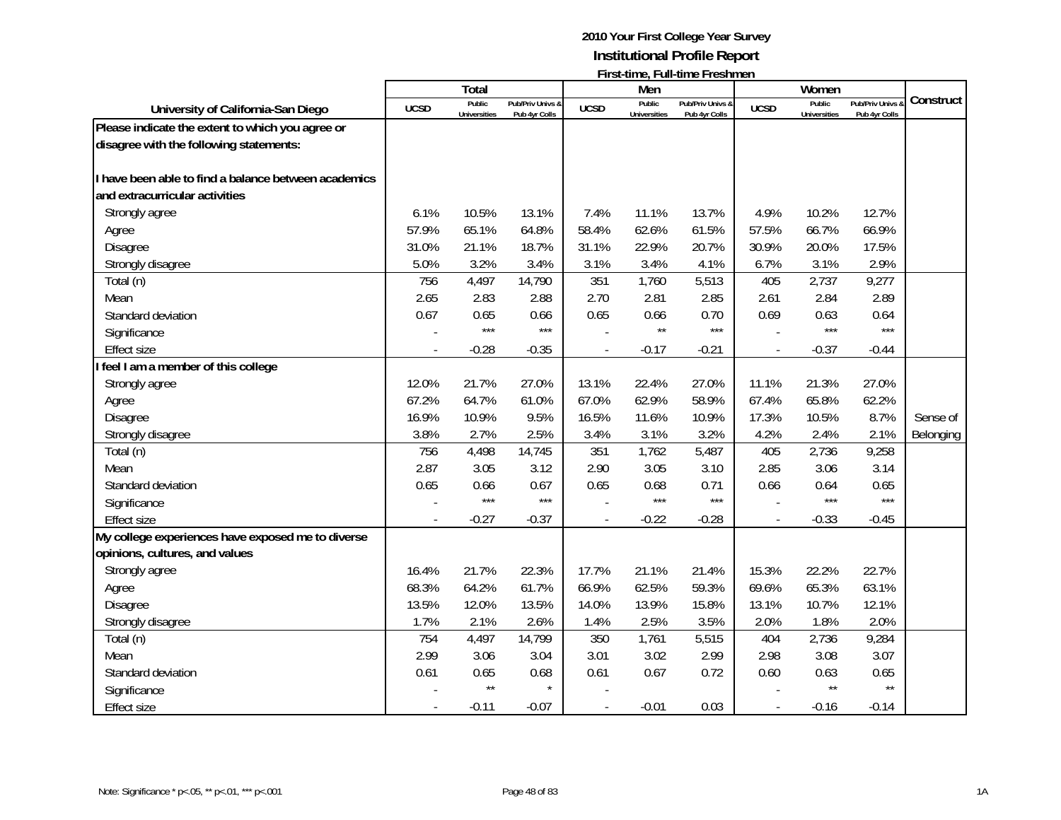# 2010 Your First College Year Survey
## Institutional Profile Report
### First-time, Full-time Freshmen

| University of California-San Diego | Total | | | Men | | | Women | | | Construct |
|---|---|---|---|---|---|---|---|---|---|---|
| | UCSD | Public Universities | Pub/Priv Univs & Pub 4yr Colls | UCSD | Public Universities | Pub/Priv Univs & Pub 4yr Colls | UCSD | Public Universities | Pub/Priv Univs & Pub 4yr Colls | |
| **Please indicate the extent to which you agree or disagree with the following statements:** | | | | | | | | | | |
| **I have been able to find a balance between academics and extracurricular activities** | | | | | | | | | | |
| Strongly agree | 6.1% | 10.5% | 13.1% | 7.4% | 11.1% | 13.7% | 4.9% | 10.2% | 12.7% | |
| Agree | 57.9% | 65.1% | 64.8% | 58.4% | 62.6% | 61.5% | 57.5% | 66.7% | 66.9% | |
| Disagree | 31.0% | 21.1% | 18.7% | 31.1% | 22.9% | 20.7% | 30.9% | 20.0% | 17.5% | |
| Strongly disagree | 5.0% | 3.2% | 3.4% | 3.1% | 3.4% | 4.1% | 6.7% | 3.1% | 2.9% | |
| Total (n) | 756 | 4,497 | 14,790 | 351 | 1,760 | 5,513 | 405 | 2,737 | 9,277 | |
| Mean | 2.65 | 2.83 | 2.88 | 2.70 | 2.81 | 2.85 | 2.61 | 2.84 | 2.89 | |
| Standard deviation | 0.67 | 0.65 | 0.66 | 0.65 | 0.66 | 0.70 | 0.69 | 0.63 | 0.64 | |
| Significance | - | *** | *** | - | ** | *** | - | *** | *** | |
| Effect size | - | -0.28 | -0.35 | - | -0.17 | -0.21 | - | -0.37 | -0.44 | |
| **I feel I am a member of this college** | | | | | | | | | | |
| Strongly agree | 12.0% | 21.7% | 27.0% | 13.1% | 22.4% | 27.0% | 11.1% | 21.3% | 27.0% | |
| Agree | 67.2% | 64.7% | 61.0% | 67.0% | 62.9% | 58.9% | 67.4% | 65.8% | 62.2% | |
| Disagree | 16.9% | 10.9% | 9.5% | 16.5% | 11.6% | 10.9% | 17.3% | 10.5% | 8.7% | Sense of |
| Strongly disagree | 3.8% | 2.7% | 2.5% | 3.4% | 3.1% | 3.2% | 4.2% | 2.4% | 2.1% | Belonging |
| Total (n) | 756 | 4,498 | 14,745 | 351 | 1,762 | 5,487 | 405 | 2,736 | 9,258 | |
| Mean | 2.87 | 3.05 | 3.12 | 2.90 | 3.05 | 3.10 | 2.85 | 3.06 | 3.14 | |
| Standard deviation | 0.65 | 0.66 | 0.67 | 0.65 | 0.68 | 0.71 | 0.66 | 0.64 | 0.65 | |
| Significance | - | *** | *** | - | *** | *** | - | *** | *** | |
| Effect size | - | -0.27 | -0.37 | - | -0.22 | -0.28 | - | -0.33 | -0.45 | |
| **My college experiences have exposed me to diverse opinions, cultures, and values** | | | | | | | | | | |
| Strongly agree | 16.4% | 21.7% | 22.3% | 17.7% | 21.1% | 21.4% | 15.3% | 22.2% | 22.7% | |
| Agree | 68.3% | 64.2% | 61.7% | 66.9% | 62.5% | 59.3% | 69.6% | 65.3% | 63.1% | |
| Disagree | 13.5% | 12.0% | 13.5% | 14.0% | 13.9% | 15.8% | 13.1% | 10.7% | 12.1% | |
| Strongly disagree | 1.7% | 2.1% | 2.6% | 1.4% | 2.5% | 3.5% | 2.0% | 1.8% | 2.0% | |
| Total (n) | 754 | 4,497 | 14,799 | 350 | 1,761 | 5,515 | 404 | 2,736 | 9,284 | |
| Mean | 2.99 | 3.06 | 3.04 | 3.01 | 3.02 | 2.99 | 2.98 | 3.08 | 3.07 | |
| Standard deviation | 0.61 | 0.65 | 0.68 | 0.61 | 0.67 | 0.72 | 0.60 | 0.63 | 0.65 | |
| Significance | - | ** | * | - | | | - | ** | ** | |
| Effect size | - | -0.11 | -0.07 | - | -0.01 | 0.03 | - | -0.16 | -0.14 | |

Note: Significance * p<.05, ** p<.01, *** p<.001

1A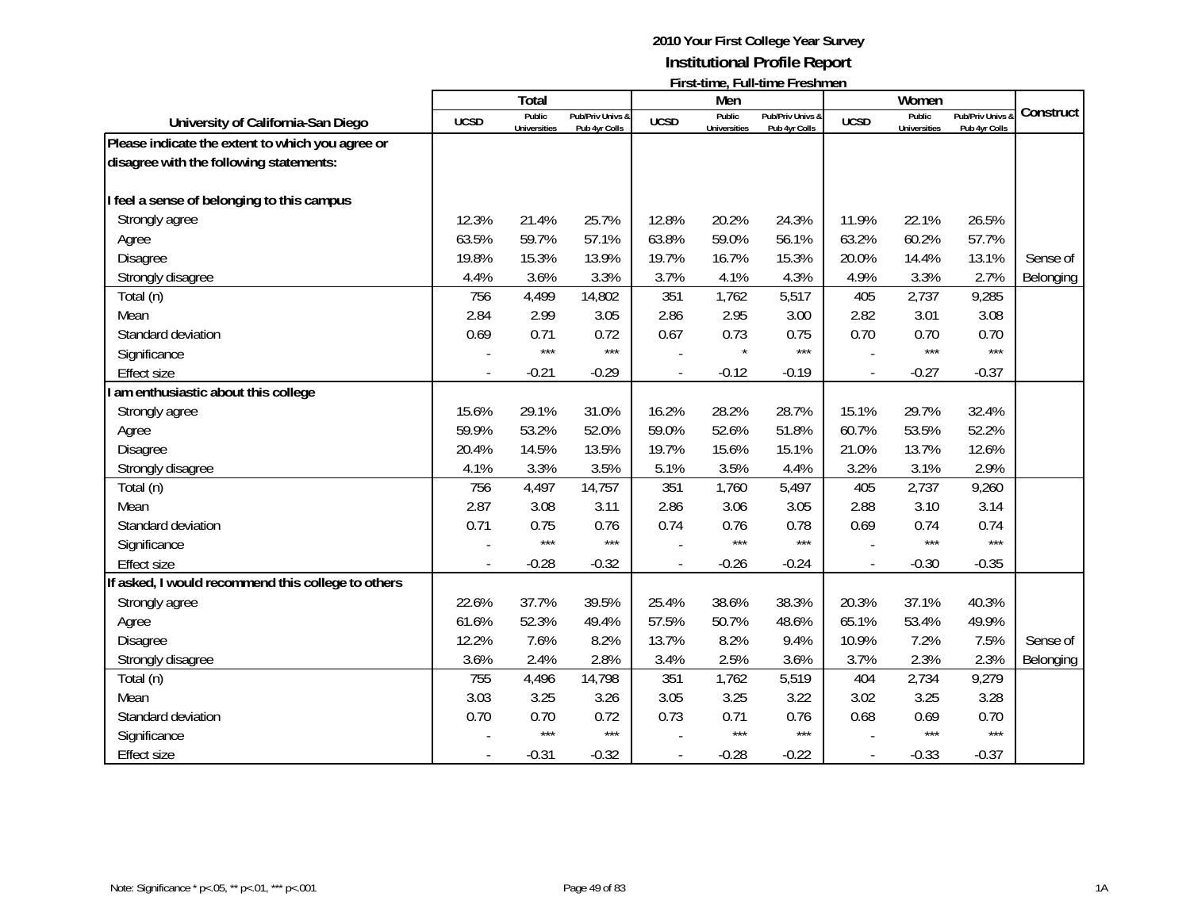**2010 Your First College Year Survey**

**Institutional Profile Report**

**First-time, Full-time Freshmen**

| University of California-San Diego | Total | | | Men | | | Women | | | Construct |
|---|---|---|---|---|---|---|---|---|---|---|
| | UCSD | Public Universities | Pub/Priv Univs & Pub 4yr Colls | UCSD | Public Universities | Pub/Priv Univs & Pub 4yr Colls | UCSD | Public Universities | Pub/Priv Univs & Pub 4yr Colls | |
| **Please indicate the extent to which you agree or disagree with the following statements:** | | | | | | | | | | |
| **I feel a sense of belonging to this campus** | | | | | | | | | | |
| Strongly agree | 12.3% | 21.4% | 25.7% | 12.8% | 20.2% | 24.3% | 11.9% | 22.1% | 26.5% | |
| Agree | 63.5% | 59.7% | 57.1% | 63.8% | 59.0% | 56.1% | 63.2% | 60.2% | 57.7% | |
| Disagree | 19.8% | 15.3% | 13.9% | 19.7% | 16.7% | 15.3% | 20.0% | 14.4% | 13.1% | Sense of |
| Strongly disagree | 4.4% | 3.6% | 3.3% | 3.7% | 4.1% | 4.3% | 4.9% | 3.3% | 2.7% | Belonging |
| Total (n) | 756 | 4,499 | 14,802 | 351 | 1,762 | 5,517 | 405 | 2,737 | 9,285 | |
| Mean | 2.84 | 2.99 | 3.05 | 2.86 | 2.95 | 3.00 | 2.82 | 3.01 | 3.08 | |
| Standard deviation | 0.69 | 0.71 | 0.72 | 0.67 | 0.73 | 0.75 | 0.70 | 0.70 | 0.70 | |
| Significance | - | *** | *** | - | * | *** | - | *** | *** | |
| Effect size | - | -0.21 | -0.29 | - | -0.12 | -0.19 | - | -0.27 | -0.37 | |
| **I am enthusiastic about this college** | | | | | | | | | | |
| Strongly agree | 15.6% | 29.1% | 31.0% | 16.2% | 28.2% | 28.7% | 15.1% | 29.7% | 32.4% | |
| Agree | 59.9% | 53.2% | 52.0% | 59.0% | 52.6% | 51.8% | 60.7% | 53.5% | 52.2% | |
| Disagree | 20.4% | 14.5% | 13.5% | 19.7% | 15.6% | 15.1% | 21.0% | 13.7% | 12.6% | |
| Strongly disagree | 4.1% | 3.3% | 3.5% | 5.1% | 3.5% | 4.4% | 3.2% | 3.1% | 2.9% | |
| Total (n) | 756 | 4,497 | 14,757 | 351 | 1,760 | 5,497 | 405 | 2,737 | 9,260 | |
| Mean | 2.87 | 3.08 | 3.11 | 2.86 | 3.06 | 3.05 | 2.88 | 3.10 | 3.14 | |
| Standard deviation | 0.71 | 0.75 | 0.76 | 0.74 | 0.76 | 0.78 | 0.69 | 0.74 | 0.74 | |
| Significance | - | *** | *** | - | *** | *** | - | *** | *** | |
| Effect size | - | -0.28 | -0.32 | - | -0.26 | -0.24 | - | -0.30 | -0.35 | |
| **If asked, I would recommend this college to others** | | | | | | | | | | |
| Strongly agree | 22.6% | 37.7% | 39.5% | 25.4% | 38.6% | 38.3% | 20.3% | 37.1% | 40.3% | |
| Agree | 61.6% | 52.3% | 49.4% | 57.5% | 50.7% | 48.6% | 65.1% | 53.4% | 49.9% | |
| Disagree | 12.2% | 7.6% | 8.2% | 13.7% | 8.2% | 9.4% | 10.9% | 7.2% | 7.5% | Sense of |
| Strongly disagree | 3.6% | 2.4% | 2.8% | 3.4% | 2.5% | 3.6% | 3.7% | 2.3% | 2.3% | Belonging |
| Total (n) | 755 | 4,496 | 14,798 | 351 | 1,762 | 5,519 | 404 | 2,734 | 9,279 | |
| Mean | 3.03 | 3.25 | 3.26 | 3.05 | 3.25 | 3.22 | 3.02 | 3.25 | 3.28 | |
| Standard deviation | 0.70 | 0.70 | 0.72 | 0.73 | 0.71 | 0.76 | 0.68 | 0.69 | 0.70 | |
| Significance | - | *** | *** | - | *** | *** | - | *** | *** | |
| Effect size | - | -0.31 | -0.32 | - | -0.28 | -0.22 | - | -0.33 | -0.37 | |

Note: Significance * p<.05, ** p<.01, *** p<.001

1A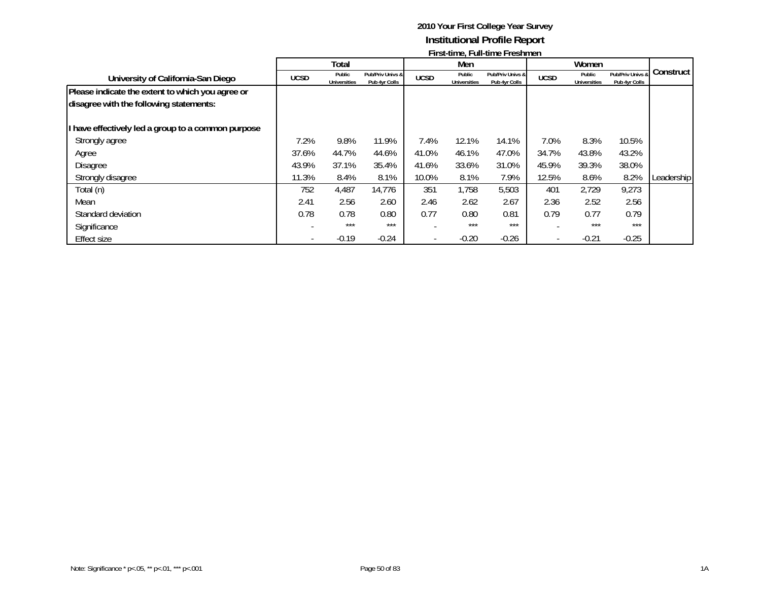**2010 Your First College Year Survey**
**Institutional Profile Report**
**First-time, Full-time Freshmen**

| University of California-San Diego | Total | | | Men | | | Women | | | Construct |
|---|---|---|---|---|---|---|---|---|---|---|
| | UCSD | Public Universities | Pub/Priv Univs & Pub 4yr Colls | UCSD | Public Universities | Pub/Priv Univs & Pub 4yr Colls | UCSD | Public Universities | Pub/Priv Univs & Pub 4yr Colls | |
| **Please indicate the extent to which you agree or disagree with the following statements:** | | | | | | | | | | |
| **I have effectively led a group to a common purpose** | | | | | | | | | | |
| Strongly agree | 7.2% | 9.8% | 11.9% | 7.4% | 12.1% | 14.1% | 7.0% | 8.3% | 10.5% | |
| Agree | 37.6% | 44.7% | 44.6% | 41.0% | 46.1% | 47.0% | 34.7% | 43.8% | 43.2% | |
| Disagree | 43.9% | 37.1% | 35.4% | 41.6% | 33.6% | 31.0% | 45.9% | 39.3% | 38.0% | |
| Strongly disagree | 11.3% | 8.4% | 8.1% | 10.0% | 8.1% | 7.9% | 12.5% | 8.6% | 8.2% | Leadership |
| Total (n) | 752 | 4,487 | 14,776 | 351 | 1,758 | 5,503 | 401 | 2,729 | 9,273 | |
| Mean | 2.41 | 2.56 | 2.60 | 2.46 | 2.62 | 2.67 | 2.36 | 2.52 | 2.56 | |
| Standard deviation | 0.78 | 0.78 | 0.80 | 0.77 | 0.80 | 0.81 | 0.79 | 0.77 | 0.79 | |
| Significance | - | *** | *** | - | *** | *** | - | *** | *** | |
| Effect size | - | -0.19 | -0.24 | - | -0.20 | -0.26 | - | -0.21 | -0.25 | |

Note: Significance * p<.05, ** p<.01, *** p<.001

1A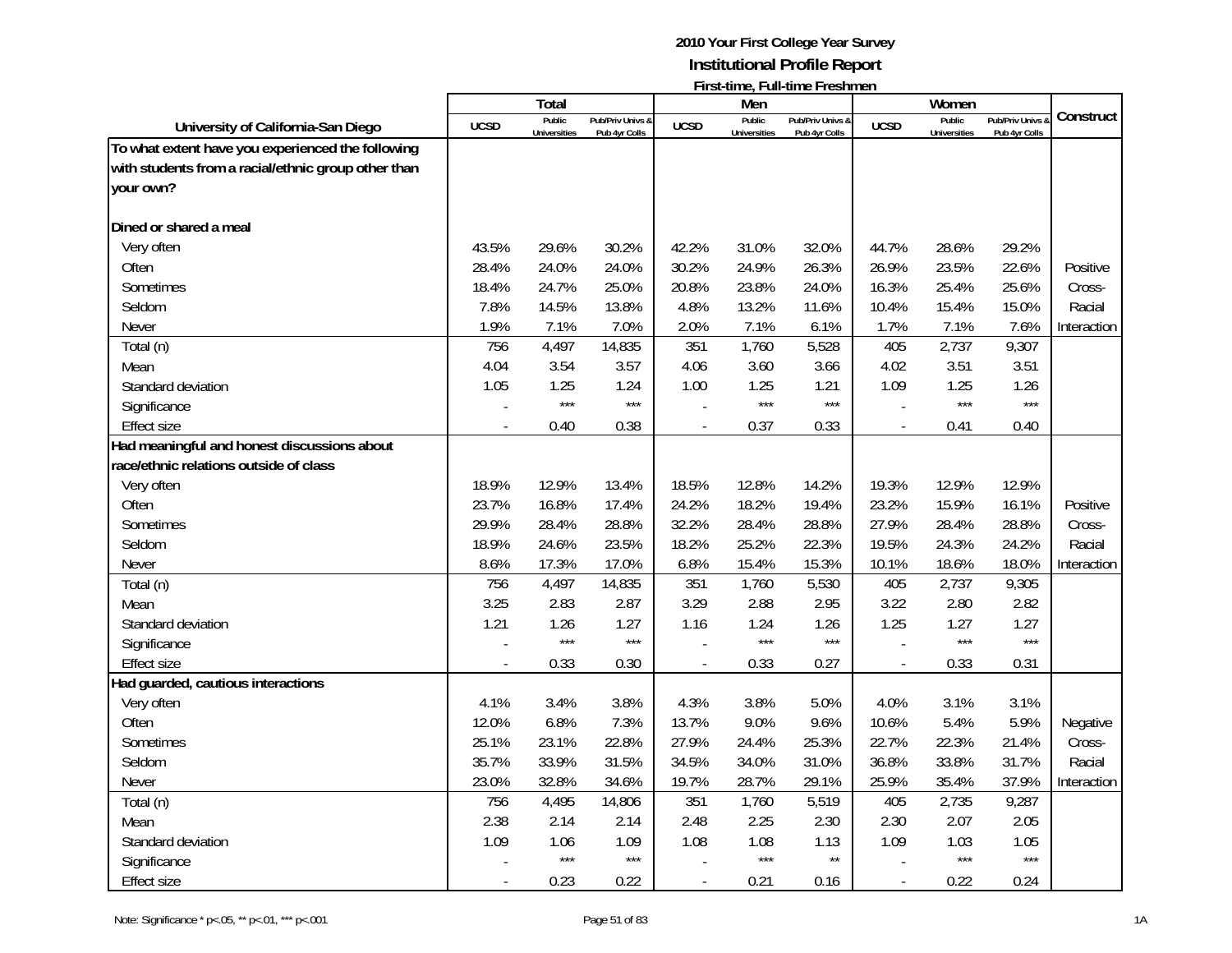# 2010 Your First College Year Survey

## Institutional Profile Report

### First-time, Full-time Freshmen

| University of California-San Diego | Total | | | Men | | | Women | | | Construct |
|---|---|---|---|---|---|---|---|---|---|---|
| | UCSD | Public Universities | Pub/Priv Univs & Pub 4yr Colls | UCSD | Public Universities | Pub/Priv Univs & Pub 4yr Colls | UCSD | Public Universities | Pub/Priv Univs & Pub 4yr Colls | |
| **To what extent have you experienced the following with students from a racial/ethnic group other than your own?** | | | | | | | | | | |
| **Dined or shared a meal** | | | | | | | | | | |
| Very often | 43.5% | 29.6% | 30.2% | 42.2% | 31.0% | 32.0% | 44.7% | 28.6% | 29.2% | |
| Often | 28.4% | 24.0% | 24.0% | 30.2% | 24.9% | 26.3% | 26.9% | 23.5% | 22.6% | Positive |
| Sometimes | 18.4% | 24.7% | 25.0% | 20.8% | 23.8% | 24.0% | 16.3% | 25.4% | 25.6% | Cross- |
| Seldom | 7.8% | 14.5% | 13.8% | 4.8% | 13.2% | 11.6% | 10.4% | 15.4% | 15.0% | Racial |
| Never | 1.9% | 7.1% | 7.0% | 2.0% | 7.1% | 6.1% | 1.7% | 7.1% | 7.6% | Interaction |
| Total (n) | 756 | 4,497 | 14,835 | 351 | 1,760 | 5,528 | 405 | 2,737 | 9,307 | |
| Mean | 4.04 | 3.54 | 3.57 | 4.06 | 3.60 | 3.66 | 4.02 | 3.51 | 3.51 | |
| Standard deviation | 1.05 | 1.25 | 1.24 | 1.00 | 1.25 | 1.21 | 1.09 | 1.25 | 1.26 | |
| Significance | - | *** | *** | - | *** | *** | - | *** | *** | |
| Effect size | - | 0.40 | 0.38 | - | 0.37 | 0.33 | - | 0.41 | 0.40 | |
| **Had meaningful and honest discussions about race/ethnic relations outside of class** | | | | | | | | | | |
| Very often | 18.9% | 12.9% | 13.4% | 18.5% | 12.8% | 14.2% | 19.3% | 12.9% | 12.9% | |
| Often | 23.7% | 16.8% | 17.4% | 24.2% | 18.2% | 19.4% | 23.2% | 15.9% | 16.1% | Positive |
| Sometimes | 29.9% | 28.4% | 28.8% | 32.2% | 28.4% | 28.8% | 27.9% | 28.4% | 28.8% | Cross- |
| Seldom | 18.9% | 24.6% | 23.5% | 18.2% | 25.2% | 22.3% | 19.5% | 24.3% | 24.2% | Racial |
| Never | 8.6% | 17.3% | 17.0% | 6.8% | 15.4% | 15.3% | 10.1% | 18.6% | 18.0% | Interaction |
| Total (n) | 756 | 4,497 | 14,835 | 351 | 1,760 | 5,530 | 405 | 2,737 | 9,305 | |
| Mean | 3.25 | 2.83 | 2.87 | 3.29 | 2.88 | 2.95 | 3.22 | 2.80 | 2.82 | |
| Standard deviation | 1.21 | 1.26 | 1.27 | 1.16 | 1.24 | 1.26 | 1.25 | 1.27 | 1.27 | |
| Significance | - | *** | *** | - | *** | *** | - | *** | *** | |
| Effect size | - | 0.33 | 0.30 | - | 0.33 | 0.27 | - | 0.33 | 0.31 | |
| **Had guarded, cautious interactions** | | | | | | | | | | |
| Very often | 4.1% | 3.4% | 3.8% | 4.3% | 3.8% | 5.0% | 4.0% | 3.1% | 3.1% | |
| Often | 12.0% | 6.8% | 7.3% | 13.7% | 9.0% | 9.6% | 10.6% | 5.4% | 5.9% | Negative |
| Sometimes | 25.1% | 23.1% | 22.8% | 27.9% | 24.4% | 25.3% | 22.7% | 22.3% | 21.4% | Cross- |
| Seldom | 35.7% | 33.9% | 31.5% | 34.5% | 34.0% | 31.0% | 36.8% | 33.8% | 31.7% | Racial |
| Never | 23.0% | 32.8% | 34.6% | 19.7% | 28.7% | 29.1% | 25.9% | 35.4% | 37.9% | Interaction |
| Total (n) | 756 | 4,495 | 14,806 | 351 | 1,760 | 5,519 | 405 | 2,735 | 9,287 | |
| Mean | 2.38 | 2.14 | 2.14 | 2.48 | 2.25 | 2.30 | 2.30 | 2.07 | 2.05 | |
| Standard deviation | 1.09 | 1.06 | 1.09 | 1.08 | 1.08 | 1.13 | 1.09 | 1.03 | 1.05 | |
| Significance | - | *** | *** | - | *** | ** | - | *** | *** | |
| Effect size | - | 0.23 | 0.22 | - | 0.21 | 0.16 | - | 0.22 | 0.24 | |

Note: Significance * p<.05, ** p<.01, *** p<.001

1A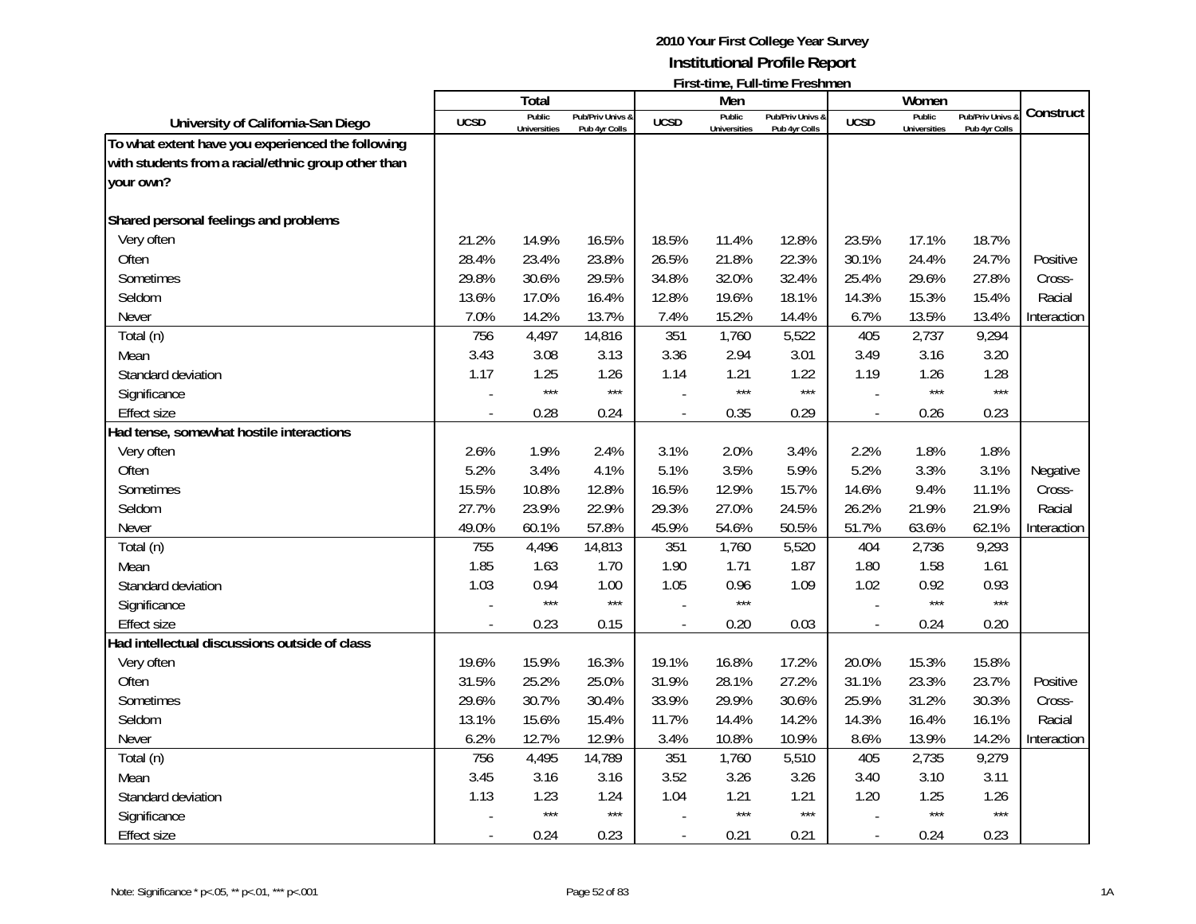## 2010 Your First College Year Survey

### Institutional Profile Report

#### First-time, Full-time Freshmen

| University of California-San Diego | Total | | | Men | | | Women | | | Construct |
|---|---|---|---|---|---|---|---|---|---|---|
| | UCSD | Public Universities | Pub/Priv Univs & Pub 4yr Colls | UCSD | Public Universities | Pub/Priv Univs & Pub 4yr Colls | UCSD | Public Universities | Pub/Priv Univs & Pub 4yr Colls | |
| **To what extent have you experienced the following with students from a racial/ethnic group other than your own?** | | | | | | | | | | |
| **Shared personal feelings and problems** | | | | | | | | | | |
| Very often | 21.2% | 14.9% | 16.5% | 18.5% | 11.4% | 12.8% | 23.5% | 17.1% | 18.7% | |
| Often | 28.4% | 23.4% | 23.8% | 26.5% | 21.8% | 22.3% | 30.1% | 24.4% | 24.7% | Positive |
| Sometimes | 29.8% | 30.6% | 29.5% | 34.8% | 32.0% | 32.4% | 25.4% | 29.6% | 27.8% | Cross- |
| Seldom | 13.6% | 17.0% | 16.4% | 12.8% | 19.6% | 18.1% | 14.3% | 15.3% | 15.4% | Racial |
| Never | 7.0% | 14.2% | 13.7% | 7.4% | 15.2% | 14.4% | 6.7% | 13.5% | 13.4% | Interaction |
| Total (n) | 756 | 4,497 | 14,816 | 351 | 1,760 | 5,522 | 405 | 2,737 | 9,294 | |
| Mean | 3.43 | 3.08 | 3.13 | 3.36 | 2.94 | 3.01 | 3.49 | 3.16 | 3.20 | |
| Standard deviation | 1.17 | 1.25 | 1.26 | 1.14 | 1.21 | 1.22 | 1.19 | 1.26 | 1.28 | |
| Significance | - | *** | *** | - | *** | *** | - | *** | *** | |
| Effect size | - | 0.28 | 0.24 | - | 0.35 | 0.29 | - | 0.26 | 0.23 | |
| **Had tense, somewhat hostile interactions** | | | | | | | | | | |
| Very often | 2.6% | 1.9% | 2.4% | 3.1% | 2.0% | 3.4% | 2.2% | 1.8% | 1.8% | |
| Often | 5.2% | 3.4% | 4.1% | 5.1% | 3.5% | 5.9% | 5.2% | 3.3% | 3.1% | Negative |
| Sometimes | 15.5% | 10.8% | 12.8% | 16.5% | 12.9% | 15.7% | 14.6% | 9.4% | 11.1% | Cross- |
| Seldom | 27.7% | 23.9% | 22.9% | 29.3% | 27.0% | 24.5% | 26.2% | 21.9% | 21.9% | Racial |
| Never | 49.0% | 60.1% | 57.8% | 45.9% | 54.6% | 50.5% | 51.7% | 63.6% | 62.1% | Interaction |
| Total (n) | 755 | 4,496 | 14,813 | 351 | 1,760 | 5,520 | 404 | 2,736 | 9,293 | |
| Mean | 1.85 | 1.63 | 1.70 | 1.90 | 1.71 | 1.87 | 1.80 | 1.58 | 1.61 | |
| Standard deviation | 1.03 | 0.94 | 1.00 | 1.05 | 0.96 | 1.09 | 1.02 | 0.92 | 0.93 | |
| Significance | - | *** | *** | - | *** | | - | *** | *** | |
| Effect size | - | 0.23 | 0.15 | - | 0.20 | 0.03 | - | 0.24 | 0.20 | |
| **Had intellectual discussions outside of class** | | | | | | | | | | |
| Very often | 19.6% | 15.9% | 16.3% | 19.1% | 16.8% | 17.2% | 20.0% | 15.3% | 15.8% | |
| Often | 31.5% | 25.2% | 25.0% | 31.9% | 28.1% | 27.2% | 31.1% | 23.3% | 23.7% | Positive |
| Sometimes | 29.6% | 30.7% | 30.4% | 33.9% | 29.9% | 30.6% | 25.9% | 31.2% | 30.3% | Cross- |
| Seldom | 13.1% | 15.6% | 15.4% | 11.7% | 14.4% | 14.2% | 14.3% | 16.4% | 16.1% | Racial |
| Never | 6.2% | 12.7% | 12.9% | 3.4% | 10.8% | 10.9% | 8.6% | 13.9% | 14.2% | Interaction |
| Total (n) | 756 | 4,495 | 14,789 | 351 | 1,760 | 5,510 | 405 | 2,735 | 9,279 | |
| Mean | 3.45 | 3.16 | 3.16 | 3.52 | 3.26 | 3.26 | 3.40 | 3.10 | 3.11 | |
| Standard deviation | 1.13 | 1.23 | 1.24 | 1.04 | 1.21 | 1.21 | 1.20 | 1.25 | 1.26 | |
| Significance | - | *** | *** | - | *** | *** | - | *** | *** | |
| Effect size | - | 0.24 | 0.23 | - | 0.21 | 0.21 | - | 0.24 | 0.23 | |

Note: Significance * p<.05, ** p<.01, *** p<.001

1A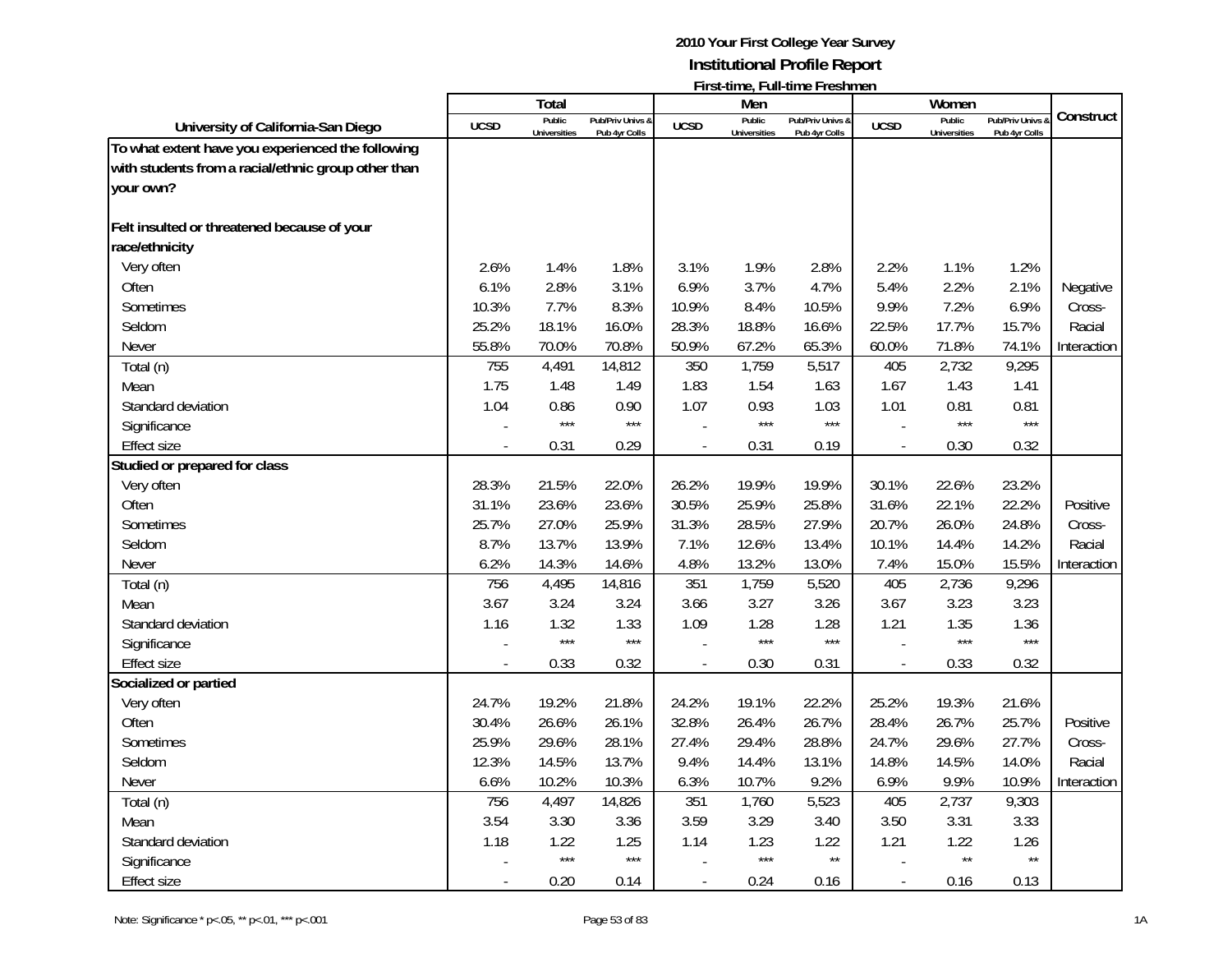# 2010 Your First College Year Survey

## Institutional Profile Report

### First-time, Full-time Freshmen

| University of California-San Diego | Total | | | Men | | | Women | | | Construct |
|---|---|---|---|---|---|---|---|---|---|---|
| | UCSD | Public Universities | Pub/Priv Univs & Pub 4yr Colls | UCSD | Public Universities | Pub/Priv Univs & Pub 4yr Colls | UCSD | Public Universities | Pub/Priv Univs & Pub 4yr Colls | |
| **To what extent have you experienced the following with students from a racial/ethnic group other than your own?** | | | | | | | | | | |
| **Felt insulted or threatened because of your race/ethnicity** | | | | | | | | | | |
| Very often | 2.6% | 1.4% | 1.8% | 3.1% | 1.9% | 2.8% | 2.2% | 1.1% | 1.2% | |
| Often | 6.1% | 2.8% | 3.1% | 6.9% | 3.7% | 4.7% | 5.4% | 2.2% | 2.1% | Negative |
| Sometimes | 10.3% | 7.7% | 8.3% | 10.9% | 8.4% | 10.5% | 9.9% | 7.2% | 6.9% | Cross- |
| Seldom | 25.2% | 18.1% | 16.0% | 28.3% | 18.8% | 16.6% | 22.5% | 17.7% | 15.7% | Racial |
| Never | 55.8% | 70.0% | 70.8% | 50.9% | 67.2% | 65.3% | 60.0% | 71.8% | 74.1% | Interaction |
| Total (n) | 755 | 4,491 | 14,812 | 350 | 1,759 | 5,517 | 405 | 2,732 | 9,295 | |
| Mean | 1.75 | 1.48 | 1.49 | 1.83 | 1.54 | 1.63 | 1.67 | 1.43 | 1.41 | |
| Standard deviation | 1.04 | 0.86 | 0.90 | 1.07 | 0.93 | 1.03 | 1.01 | 0.81 | 0.81 | |
| Significance | - | *** | *** | - | *** | *** | - | *** | *** | |
| Effect size | - | 0.31 | 0.29 | - | 0.31 | 0.19 | - | 0.30 | 0.32 | |
| **Studied or prepared for class** | | | | | | | | | | |
| Very often | 28.3% | 21.5% | 22.0% | 26.2% | 19.9% | 19.9% | 30.1% | 22.6% | 23.2% | |
| Often | 31.1% | 23.6% | 23.6% | 30.5% | 25.9% | 25.8% | 31.6% | 22.1% | 22.2% | Positive |
| Sometimes | 25.7% | 27.0% | 25.9% | 31.3% | 28.5% | 27.9% | 20.7% | 26.0% | 24.8% | Cross- |
| Seldom | 8.7% | 13.7% | 13.9% | 7.1% | 12.6% | 13.4% | 10.1% | 14.4% | 14.2% | Racial |
| Never | 6.2% | 14.3% | 14.6% | 4.8% | 13.2% | 13.0% | 7.4% | 15.0% | 15.5% | Interaction |
| Total (n) | 756 | 4,495 | 14,816 | 351 | 1,759 | 5,520 | 405 | 2,736 | 9,296 | |
| Mean | 3.67 | 3.24 | 3.24 | 3.66 | 3.27 | 3.26 | 3.67 | 3.23 | 3.23 | |
| Standard deviation | 1.16 | 1.32 | 1.33 | 1.09 | 1.28 | 1.28 | 1.21 | 1.35 | 1.36 | |
| Significance | - | *** | *** | - | *** | *** | - | *** | *** | |
| Effect size | - | 0.33 | 0.32 | - | 0.30 | 0.31 | - | 0.33 | 0.32 | |
| **Socialized or partied** | | | | | | | | | | |
| Very often | 24.7% | 19.2% | 21.8% | 24.2% | 19.1% | 22.2% | 25.2% | 19.3% | 21.6% | |
| Often | 30.4% | 26.6% | 26.1% | 32.8% | 26.4% | 26.7% | 28.4% | 26.7% | 25.7% | Positive |
| Sometimes | 25.9% | 29.6% | 28.1% | 27.4% | 29.4% | 28.8% | 24.7% | 29.6% | 27.7% | Cross- |
| Seldom | 12.3% | 14.5% | 13.7% | 9.4% | 14.4% | 13.1% | 14.8% | 14.5% | 14.0% | Racial |
| Never | 6.6% | 10.2% | 10.3% | 6.3% | 10.7% | 9.2% | 6.9% | 9.9% | 10.9% | Interaction |
| Total (n) | 756 | 4,497 | 14,826 | 351 | 1,760 | 5,523 | 405 | 2,737 | 9,303 | |
| Mean | 3.54 | 3.30 | 3.36 | 3.59 | 3.29 | 3.40 | 3.50 | 3.31 | 3.33 | |
| Standard deviation | 1.18 | 1.22 | 1.25 | 1.14 | 1.23 | 1.22 | 1.21 | 1.22 | 1.26 | |
| Significance | - | *** | *** | - | *** | ** | - | ** | ** | |
| Effect size | - | 0.20 | 0.14 | - | 0.24 | 0.16 | - | 0.16 | 0.13 | |

Note: Significance * p<.05, ** p<.01, *** p<.001

1A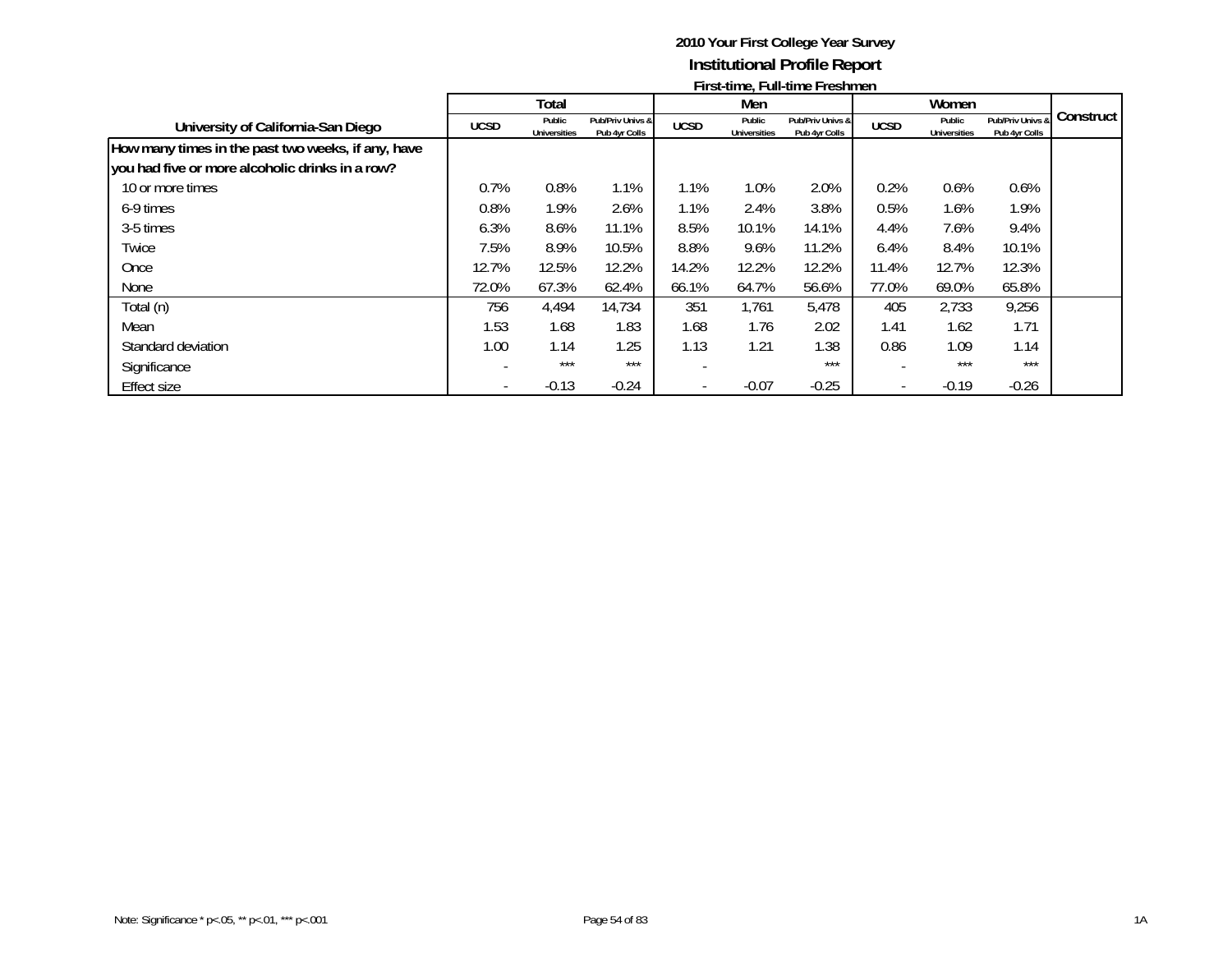# 2010 Your First College Year Survey

## Institutional Profile Report

### First-time, Full-time Freshmen

| University of California-San Diego | Total | | | Men | | | Women | | | Construct |
|---|---|---|---|---|---|---|---|---|---|---|
| | UCSD | Public Universities | Pub/Priv Univs & Pub 4yr Colls | UCSD | Public Universities | Pub/Priv Univs & Pub 4yr Colls | UCSD | Public Universities | Pub/Priv Univs & Pub 4yr Colls | |
| **How many times in the past two weeks, if any, have you had five or more alcoholic drinks in a row?** | | | | | | | | | | |
| 10 or more times | 0.7% | 0.8% | 1.1% | 1.1% | 1.0% | 2.0% | 0.2% | 0.6% | 0.6% | |
| 6-9 times | 0.8% | 1.9% | 2.6% | 1.1% | 2.4% | 3.8% | 0.5% | 1.6% | 1.9% | |
| 3-5 times | 6.3% | 8.6% | 11.1% | 8.5% | 10.1% | 14.1% | 4.4% | 7.6% | 9.4% | |
| Twice | 7.5% | 8.9% | 10.5% | 8.8% | 9.6% | 11.2% | 6.4% | 8.4% | 10.1% | |
| Once | 12.7% | 12.5% | 12.2% | 14.2% | 12.2% | 12.2% | 11.4% | 12.7% | 12.3% | |
| None | 72.0% | 67.3% | 62.4% | 66.1% | 64.7% | 56.6% | 77.0% | 69.0% | 65.8% | |
| Total (n) | 756 | 4,494 | 14,734 | 351 | 1,761 | 5,478 | 405 | 2,733 | 9,256 | |
| Mean | 1.53 | 1.68 | 1.83 | 1.68 | 1.76 | 2.02 | 1.41 | 1.62 | 1.71 | |
| Standard deviation | 1.00 | 1.14 | 1.25 | 1.13 | 1.21 | 1.38 | 0.86 | 1.09 | 1.14 | |
| Significance | - | *** | *** | - | | *** | - | *** | *** | |
| Effect size | - | -0.13 | -0.24 | - | -0.07 | -0.25 | - | -0.19 | -0.26 | |

Note: Significance * p<.05, ** p<.01, *** p<.001

1A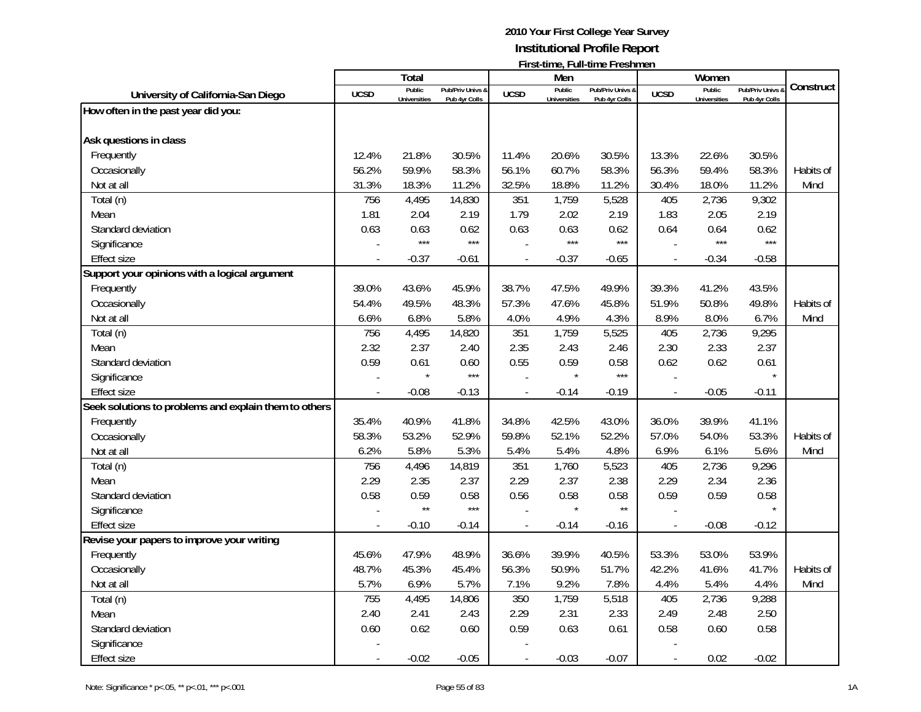# 2010 Your First College Year Survey

## Institutional Profile Report

### First-time, Full-time Freshmen

| University of California-San Diego | Total | | | Men | | | Women | | | Construct |
|---|---|---|---|---|---|---|---|---|---|---|
| | UCSD | Public Universities | Pub/Priv Univs & Pub 4yr Colls | UCSD | Public Universities | Pub/Priv Univs & Pub 4yr Colls | UCSD | Public Universities | Pub/Priv Univs & Pub 4yr Colls | |
| **How often in the past year did you:** | | | | | | | | | | |
| **Ask questions in class** | | | | | | | | | | |
| Frequently | 12.4% | 21.8% | 30.5% | 11.4% | 20.6% | 30.5% | 13.3% | 22.6% | 30.5% | |
| Occasionally | 56.2% | 59.9% | 58.3% | 56.1% | 60.7% | 58.3% | 56.3% | 59.4% | 58.3% | Habits of |
| Not at all | 31.3% | 18.3% | 11.2% | 32.5% | 18.8% | 11.2% | 30.4% | 18.0% | 11.2% | Mind |
| Total (n) | 756 | 4,495 | 14,830 | 351 | 1,759 | 5,528 | 405 | 2,736 | 9,302 | |
| Mean | 1.81 | 2.04 | 2.19 | 1.79 | 2.02 | 2.19 | 1.83 | 2.05 | 2.19 | |
| Standard deviation | 0.63 | 0.63 | 0.62 | 0.63 | 0.63 | 0.62 | 0.64 | 0.64 | 0.62 | |
| Significance | - | *** | *** | - | *** | *** | - | *** | *** | |
| Effect size | - | -0.37 | -0.61 | - | -0.37 | -0.65 | - | -0.34 | -0.58 | |
| **Support your opinions with a logical argument** | | | | | | | | | | |
| Frequently | 39.0% | 43.6% | 45.9% | 38.7% | 47.5% | 49.9% | 39.3% | 41.2% | 43.5% | |
| Occasionally | 54.4% | 49.5% | 48.3% | 57.3% | 47.6% | 45.8% | 51.9% | 50.8% | 49.8% | Habits of |
| Not at all | 6.6% | 6.8% | 5.8% | 4.0% | 4.9% | 4.3% | 8.9% | 8.0% | 6.7% | Mind |
| Total (n) | 756 | 4,495 | 14,820 | 351 | 1,759 | 5,525 | 405 | 2,736 | 9,295 | |
| Mean | 2.32 | 2.37 | 2.40 | 2.35 | 2.43 | 2.46 | 2.30 | 2.33 | 2.37 | |
| Standard deviation | 0.59 | 0.61 | 0.60 | 0.55 | 0.59 | 0.58 | 0.62 | 0.62 | 0.61 | |
| Significance | - | * | *** | - | * | *** | - | | * | |
| Effect size | - | -0.08 | -0.13 | - | -0.14 | -0.19 | - | -0.05 | -0.11 | |
| **Seek solutions to problems and explain them to others** | | | | | | | | | | |
| Frequently | 35.4% | 40.9% | 41.8% | 34.8% | 42.5% | 43.0% | 36.0% | 39.9% | 41.1% | |
| Occasionally | 58.3% | 53.2% | 52.9% | 59.8% | 52.1% | 52.2% | 57.0% | 54.0% | 53.3% | Habits of |
| Not at all | 6.2% | 5.8% | 5.3% | 5.4% | 5.4% | 4.8% | 6.9% | 6.1% | 5.6% | Mind |
| Total (n) | 756 | 4,496 | 14,819 | 351 | 1,760 | 5,523 | 405 | 2,736 | 9,296 | |
| Mean | 2.29 | 2.35 | 2.37 | 2.29 | 2.37 | 2.38 | 2.29 | 2.34 | 2.36 | |
| Standard deviation | 0.58 | 0.59 | 0.58 | 0.56 | 0.58 | 0.58 | 0.59 | 0.59 | 0.58 | |
| Significance | - | ** | *** | - | * | ** | - | | * | |
| Effect size | - | -0.10 | -0.14 | - | -0.14 | -0.16 | - | -0.08 | -0.12 | |
| **Revise your papers to improve your writing** | | | | | | | | | | |
| Frequently | 45.6% | 47.9% | 48.9% | 36.6% | 39.9% | 40.5% | 53.3% | 53.0% | 53.9% | |
| Occasionally | 48.7% | 45.3% | 45.4% | 56.3% | 50.9% | 51.7% | 42.2% | 41.6% | 41.7% | Habits of |
| Not at all | 5.7% | 6.9% | 5.7% | 7.1% | 9.2% | 7.8% | 4.4% | 5.4% | 4.4% | Mind |
| Total (n) | 755 | 4,495 | 14,806 | 350 | 1,759 | 5,518 | 405 | 2,736 | 9,288 | |
| Mean | 2.40 | 2.41 | 2.43 | 2.29 | 2.31 | 2.33 | 2.49 | 2.48 | 2.50 | |
| Standard deviation | 0.60 | 0.62 | 0.60 | 0.59 | 0.63 | 0.61 | 0.58 | 0.60 | 0.58 | |
| Significance | - | | | - | | | - | | | |
| Effect size | - | -0.02 | -0.05 | - | -0.03 | -0.07 | - | 0.02 | -0.02 | |

Note: Significance * p<.05, ** p<.01, *** p<.001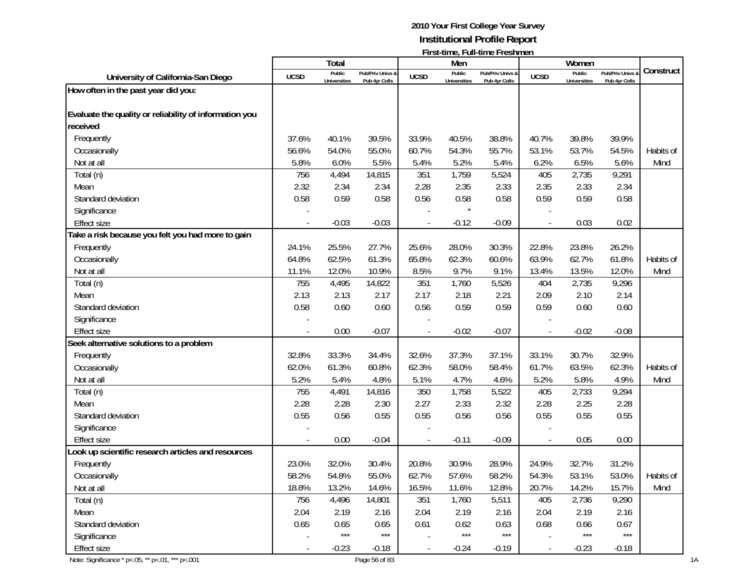**2010 Your First College Year Survey**
**Institutional Profile Report**
**First-time, Full-time Freshmen**

| University of California-San Diego | Total | | | Men | | | Women | | | Construct |
|---|---|---|---|---|---|---|---|---|---|---|
| | UCSD | Public Universities | Pub/Priv Univs & Pub 4yr Colls | UCSD | Public Universities | Pub/Priv Univs & Pub 4yr Colls | UCSD | Public Universities | Pub/Priv Univs & Pub 4yr Colls | |
| **How often in the past year did you:** | | | | | | | | | | |
| **Evaluate the quality or reliability of information you received** | | | | | | | | | | |
| Frequently | 37.6% | 40.1% | 39.5% | 33.9% | 40.5% | 38.8% | 40.7% | 39.8% | 39.9% | |
| Occasionally | 56.6% | 54.0% | 55.0% | 60.7% | 54.3% | 55.7% | 53.1% | 53.7% | 54.5% | Habits of |
| Not at all | 5.8% | 6.0% | 5.5% | 5.4% | 5.2% | 5.4% | 6.2% | 6.5% | 5.6% | Mind |
| Total (n) | 756 | 4,494 | 14,815 | 351 | 1,759 | 5,524 | 405 | 2,735 | 9,291 | |
| Mean | 2.32 | 2.34 | 2.34 | 2.28 | 2.35 | 2.33 | 2.35 | 2.33 | 2.34 | |
| Standard deviation | 0.58 | 0.59 | 0.58 | 0.56 | 0.58 | 0.58 | 0.59 | 0.59 | 0.58 | |
| Significance | - | | | - | * | | - | | | |
| Effect size | - | -0.03 | -0.03 | - | -0.12 | -0.09 | - | 0.03 | 0.02 | |
| **Take a risk because you felt you had more to gain** | | | | | | | | | | |
| Frequently | 24.1% | 25.5% | 27.7% | 25.6% | 28.0% | 30.3% | 22.8% | 23.8% | 26.2% | |
| Occasionally | 64.8% | 62.5% | 61.3% | 65.8% | 62.3% | 60.6% | 63.9% | 62.7% | 61.8% | Habits of |
| Not at all | 11.1% | 12.0% | 10.9% | 8.5% | 9.7% | 9.1% | 13.4% | 13.5% | 12.0% | Mind |
| Total (n) | 755 | 4,495 | 14,822 | 351 | 1,760 | 5,526 | 404 | 2,735 | 9,296 | |
| Mean | 2.13 | 2.13 | 2.17 | 2.17 | 2.18 | 2.21 | 2.09 | 2.10 | 2.14 | |
| Standard deviation | 0.58 | 0.60 | 0.60 | 0.56 | 0.59 | 0.59 | 0.59 | 0.60 | 0.60 | |
| Significance | - | | | - | | | - | | | |
| Effect size | - | 0.00 | -0.07 | - | -0.02 | -0.07 | - | -0.02 | -0.08 | |
| **Seek alternative solutions to a problem** | | | | | | | | | | |
| Frequently | 32.8% | 33.3% | 34.4% | 32.6% | 37.3% | 37.1% | 33.1% | 30.7% | 32.9% | |
| Occasionally | 62.0% | 61.3% | 60.8% | 62.3% | 58.0% | 58.4% | 61.7% | 63.5% | 62.3% | Habits of |
| Not at all | 5.2% | 5.4% | 4.8% | 5.1% | 4.7% | 4.6% | 5.2% | 5.8% | 4.9% | Mind |
| Total (n) | 755 | 4,491 | 14,816 | 350 | 1,758 | 5,522 | 405 | 2,733 | 9,294 | |
| Mean | 2.28 | 2.28 | 2.30 | 2.27 | 2.33 | 2.32 | 2.28 | 2.25 | 2.28 | |
| Standard deviation | 0.55 | 0.56 | 0.55 | 0.55 | 0.56 | 0.56 | 0.55 | 0.55 | 0.55 | |
| Significance | - | | | - | | | - | | | |
| Effect size | - | 0.00 | -0.04 | - | -0.11 | -0.09 | - | 0.05 | 0.00 | |
| **Look up scientific research articles and resources** | | | | | | | | | | |
| Frequently | 23.0% | 32.0% | 30.4% | 20.8% | 30.9% | 28.9% | 24.9% | 32.7% | 31.2% | |
| Occasionally | 58.2% | 54.8% | 55.0% | 62.7% | 57.6% | 58.2% | 54.3% | 53.1% | 53.0% | Habits of |
| Not at all | 18.8% | 13.2% | 14.6% | 16.5% | 11.6% | 12.8% | 20.7% | 14.2% | 15.7% | Mind |
| Total (n) | 756 | 4,496 | 14,801 | 351 | 1,760 | 5,511 | 405 | 2,736 | 9,290 | |
| Mean | 2.04 | 2.19 | 2.16 | 2.04 | 2.19 | 2.16 | 2.04 | 2.19 | 2.16 | |
| Standard deviation | 0.65 | 0.65 | 0.65 | 0.61 | 0.62 | 0.63 | 0.68 | 0.66 | 0.67 | |
| Significance | - | *** | *** | - | *** | *** | - | *** | *** | |
| Effect size | - | -0.23 | -0.18 | - | -0.24 | -0.19 | - | -0.23 | -0.18 | |

Note: Significance * p<.05, ** p<.01, *** p<.001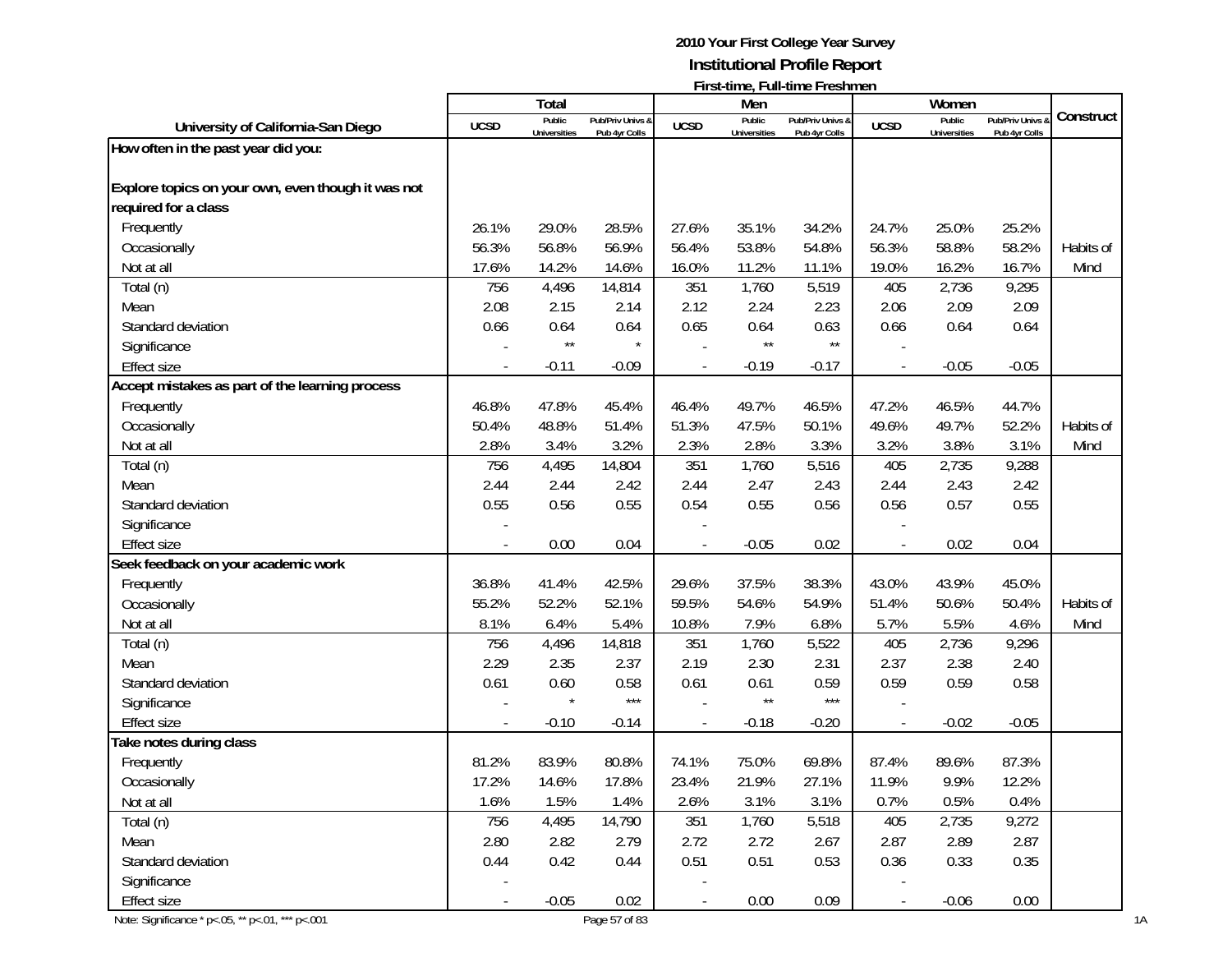# 2010 Your First College Year Survey
## Institutional Profile Report
### First-time, Full-time Freshmen

| University of California-San Diego | Total | | | Men | | | Women | | | Construct |
|---|---|---|---|---|---|---|---|---|---|---|
| | UCSD | Public Universities | Pub/Priv Univs & Pub 4yr Colls | UCSD | Public Universities | Pub/Priv Univs & Pub 4yr Colls | UCSD | Public Universities | Pub/Priv Univs & Pub 4yr Colls | |
| **How often in the past year did you:** | | | | | | | | | | |
| **Explore topics on your own, even though it was not required for a class** | | | | | | | | | | |
| Frequently | 26.1% | 29.0% | 28.5% | 27.6% | 35.1% | 34.2% | 24.7% | 25.0% | 25.2% | |
| Occasionally | 56.3% | 56.8% | 56.9% | 56.4% | 53.8% | 54.8% | 56.3% | 58.8% | 58.2% | Habits of |
| Not at all | 17.6% | 14.2% | 14.6% | 16.0% | 11.2% | 11.1% | 19.0% | 16.2% | 16.7% | Mind |
| Total (n) | 756 | 4,496 | 14,814 | 351 | 1,760 | 5,519 | 405 | 2,736 | 9,295 | |
| Mean | 2.08 | 2.15 | 2.14 | 2.12 | 2.24 | 2.23 | 2.06 | 2.09 | 2.09 | |
| Standard deviation | 0.66 | 0.64 | 0.64 | 0.65 | 0.64 | 0.63 | 0.66 | 0.64 | 0.64 | |
| Significance | - | ** | * | - | ** | ** | - | | | |
| Effect size | - | -0.11 | -0.09 | - | -0.19 | -0.17 | - | -0.05 | -0.05 | |
| **Accept mistakes as part of the learning process** | | | | | | | | | | |
| Frequently | 46.8% | 47.8% | 45.4% | 46.4% | 49.7% | 46.5% | 47.2% | 46.5% | 44.7% | |
| Occasionally | 50.4% | 48.8% | 51.4% | 51.3% | 47.5% | 50.1% | 49.6% | 49.7% | 52.2% | Habits of |
| Not at all | 2.8% | 3.4% | 3.2% | 2.3% | 2.8% | 3.3% | 3.2% | 3.8% | 3.1% | Mind |
| Total (n) | 756 | 4,495 | 14,804 | 351 | 1,760 | 5,516 | 405 | 2,735 | 9,288 | |
| Mean | 2.44 | 2.44 | 2.42 | 2.44 | 2.47 | 2.43 | 2.44 | 2.43 | 2.42 | |
| Standard deviation | 0.55 | 0.56 | 0.55 | 0.54 | 0.55 | 0.56 | 0.56 | 0.57 | 0.55 | |
| Significance | - | | | - | | | - | | | |
| Effect size | - | 0.00 | 0.04 | - | -0.05 | 0.02 | - | 0.02 | 0.04 | |
| **Seek feedback on your academic work** | | | | | | | | | | |
| Frequently | 36.8% | 41.4% | 42.5% | 29.6% | 37.5% | 38.3% | 43.0% | 43.9% | 45.0% | |
| Occasionally | 55.2% | 52.2% | 52.1% | 59.5% | 54.6% | 54.9% | 51.4% | 50.6% | 50.4% | Habits of |
| Not at all | 8.1% | 6.4% | 5.4% | 10.8% | 7.9% | 6.8% | 5.7% | 5.5% | 4.6% | Mind |
| Total (n) | 756 | 4,496 | 14,818 | 351 | 1,760 | 5,522 | 405 | 2,736 | 9,296 | |
| Mean | 2.29 | 2.35 | 2.37 | 2.19 | 2.30 | 2.31 | 2.37 | 2.38 | 2.40 | |
| Standard deviation | 0.61 | 0.60 | 0.58 | 0.61 | 0.61 | 0.59 | 0.59 | 0.59 | 0.58 | |
| Significance | - | * | *** | - | ** | *** | - | | | |
| Effect size | - | -0.10 | -0.14 | - | -0.18 | -0.20 | - | -0.02 | -0.05 | |
| **Take notes during class** | | | | | | | | | | |
| Frequently | 81.2% | 83.9% | 80.8% | 74.1% | 75.0% | 69.8% | 87.4% | 89.6% | 87.3% | |
| Occasionally | 17.2% | 14.6% | 17.8% | 23.4% | 21.9% | 27.1% | 11.9% | 9.9% | 12.2% | |
| Not at all | 1.6% | 1.5% | 1.4% | 2.6% | 3.1% | 3.1% | 0.7% | 0.5% | 0.4% | |
| Total (n) | 756 | 4,495 | 14,790 | 351 | 1,760 | 5,518 | 405 | 2,735 | 9,272 | |
| Mean | 2.80 | 2.82 | 2.79 | 2.72 | 2.72 | 2.67 | 2.87 | 2.89 | 2.87 | |
| Standard deviation | 0.44 | 0.42 | 0.44 | 0.51 | 0.51 | 0.53 | 0.36 | 0.33 | 0.35 | |
| Significance | - | | | - | | | - | | | |
| Effect size | - | -0.05 | 0.02 | - | 0.00 | 0.09 | - | -0.06 | 0.00 | |

Note: Significance * p<.05, ** p<.01, *** p<.001

1A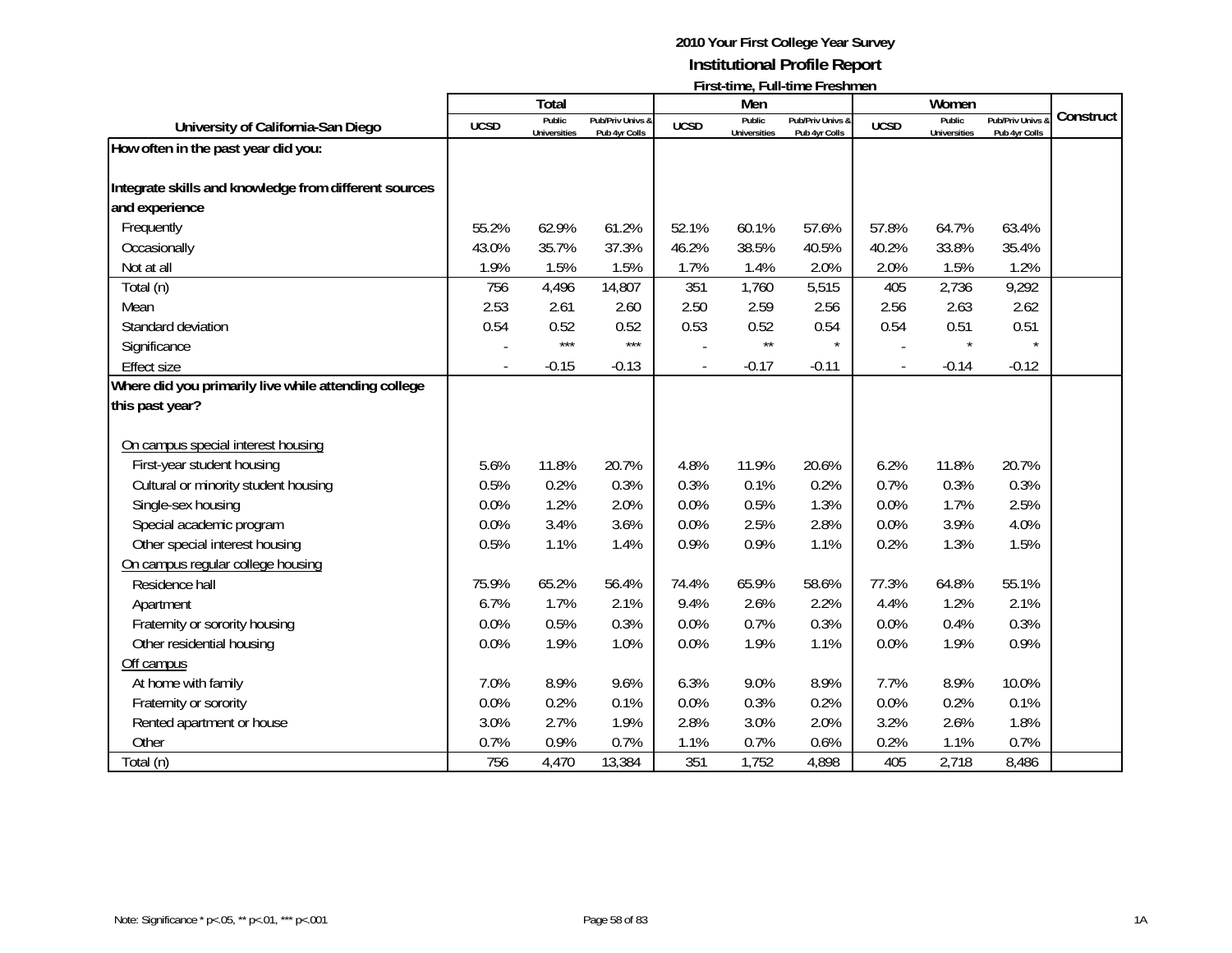# 2010 Your First College Year Survey

## Institutional Profile Report

### First-time, Full-time Freshmen

| University of California-San Diego | Total | | | Men | | | Women | | | Construct |
|---|---|---|---|---|---|---|---|---|---|---|
| | UCSD | Public Universities | Pub/Priv Univs & Pub 4yr Colls | UCSD | Public Universities | Pub/Priv Univs & Pub 4yr Colls | UCSD | Public Universities | Pub/Priv Univs & Pub 4yr Colls | |
| **How often in the past year did you:** | | | | | | | | | | |
| **Integrate skills and knowledge from different sources and experience** | | | | | | | | | | |
| Frequently | 55.2% | 62.9% | 61.2% | 52.1% | 60.1% | 57.6% | 57.8% | 64.7% | 63.4% | |
| Occasionally | 43.0% | 35.7% | 37.3% | 46.2% | 38.5% | 40.5% | 40.2% | 33.8% | 35.4% | |
| Not at all | 1.9% | 1.5% | 1.5% | 1.7% | 1.4% | 2.0% | 2.0% | 1.5% | 1.2% | |
| Total (n) | 756 | 4,496 | 14,807 | 351 | 1,760 | 5,515 | 405 | 2,736 | 9,292 | |
| Mean | 2.53 | 2.61 | 2.60 | 2.50 | 2.59 | 2.56 | 2.56 | 2.63 | 2.62 | |
| Standard deviation | 0.54 | 0.52 | 0.52 | 0.53 | 0.52 | 0.54 | 0.54 | 0.51 | 0.51 | |
| Significance | - | *** | *** | - | ** | * | - | * | * | |
| Effect size | - | -0.15 | -0.13 | - | -0.17 | -0.11 | - | -0.14 | -0.12 | |
| **Where did you primarily live while attending college this past year?** | | | | | | | | | | |
| On campus special interest housing | | | | | | | | | | |
| First-year student housing | 5.6% | 11.8% | 20.7% | 4.8% | 11.9% | 20.6% | 6.2% | 11.8% | 20.7% | |
| Cultural or minority student housing | 0.5% | 0.2% | 0.3% | 0.3% | 0.1% | 0.2% | 0.7% | 0.3% | 0.3% | |
| Single-sex housing | 0.0% | 1.2% | 2.0% | 0.0% | 0.5% | 1.3% | 0.0% | 1.7% | 2.5% | |
| Special academic program | 0.0% | 3.4% | 3.6% | 0.0% | 2.5% | 2.8% | 0.0% | 3.9% | 4.0% | |
| Other special interest housing | 0.5% | 1.1% | 1.4% | 0.9% | 0.9% | 1.1% | 0.2% | 1.3% | 1.5% | |
| On campus regular college housing | | | | | | | | | | |
| Residence hall | 75.9% | 65.2% | 56.4% | 74.4% | 65.9% | 58.6% | 77.3% | 64.8% | 55.1% | |
| Apartment | 6.7% | 1.7% | 2.1% | 9.4% | 2.6% | 2.2% | 4.4% | 1.2% | 2.1% | |
| Fraternity or sorority housing | 0.0% | 0.5% | 0.3% | 0.0% | 0.7% | 0.3% | 0.0% | 0.4% | 0.3% | |
| Other residential housing | 0.0% | 1.9% | 1.0% | 0.0% | 1.9% | 1.1% | 0.0% | 1.9% | 0.9% | |
| Off campus | | | | | | | | | | |
| At home with family | 7.0% | 8.9% | 9.6% | 6.3% | 9.0% | 8.9% | 7.7% | 8.9% | 10.0% | |
| Fraternity or sorority | 0.0% | 0.2% | 0.1% | 0.0% | 0.3% | 0.2% | 0.0% | 0.2% | 0.1% | |
| Rented apartment or house | 3.0% | 2.7% | 1.9% | 2.8% | 3.0% | 2.0% | 3.2% | 2.6% | 1.8% | |
| Other | 0.7% | 0.9% | 0.7% | 1.1% | 0.7% | 0.6% | 0.2% | 1.1% | 0.7% | |
| Total (n) | 756 | 4,470 | 13,384 | 351 | 1,752 | 4,898 | 405 | 2,718 | 8,486 | |

Note: Significance * p<.05, ** p<.01, *** p<.001

1A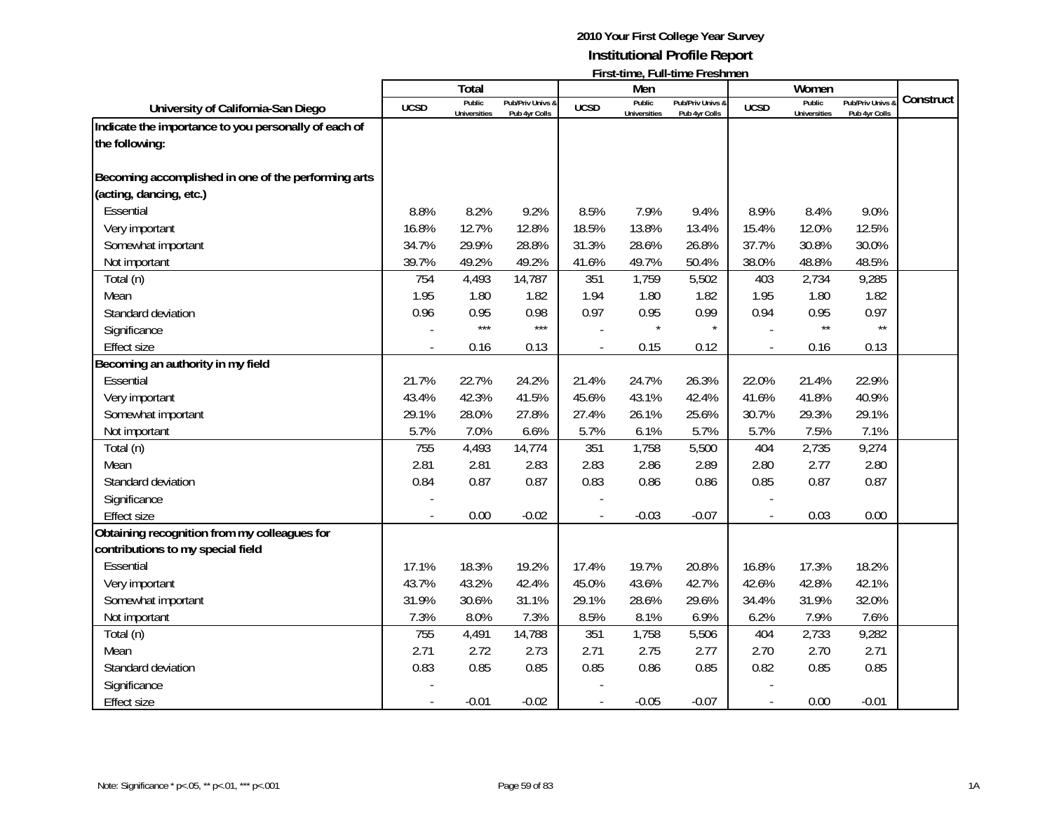# 2010 Your First College Year Survey

## Institutional Profile Report

### First-time, Full-time Freshmen

| University of California-San Diego | Total | | | Men | | | Women | | | Construct |
|---|---|---|---|---|---|---|---|---|---|---|
| | UCSD | Public Universities | Pub/Priv Univs & Pub 4yr Colls | UCSD | Public Universities | Pub/Priv Univs & Pub 4yr Colls | UCSD | Public Universities | Pub/Priv Univs & Pub 4yr Colls | |
| **Indicate the importance to you personally of each of the following:** | | | | | | | | | | |
| **Becoming accomplished in one of the performing arts (acting, dancing, etc.)** | | | | | | | | | | |
| Essential | 8.8% | 8.2% | 9.2% | 8.5% | 7.9% | 9.4% | 8.9% | 8.4% | 9.0% | |
| Very important | 16.8% | 12.7% | 12.8% | 18.5% | 13.8% | 13.4% | 15.4% | 12.0% | 12.5% | |
| Somewhat important | 34.7% | 29.9% | 28.8% | 31.3% | 28.6% | 26.8% | 37.7% | 30.8% | 30.0% | |
| Not important | 39.7% | 49.2% | 49.2% | 41.6% | 49.7% | 50.4% | 38.0% | 48.8% | 48.5% | |
| Total (n) | 754 | 4,493 | 14,787 | 351 | 1,759 | 5,502 | 403 | 2,734 | 9,285 | |
| Mean | 1.95 | 1.80 | 1.82 | 1.94 | 1.80 | 1.82 | 1.95 | 1.80 | 1.82 | |
| Standard deviation | 0.96 | 0.95 | 0.98 | 0.97 | 0.95 | 0.99 | 0.94 | 0.95 | 0.97 | |
| Significance | - | *** | *** | - | * | * | - | ** | ** | |
| Effect size | - | 0.16 | 0.13 | - | 0.15 | 0.12 | - | 0.16 | 0.13 | |
| **Becoming an authority in my field** | | | | | | | | | | |
| Essential | 21.7% | 22.7% | 24.2% | 21.4% | 24.7% | 26.3% | 22.0% | 21.4% | 22.9% | |
| Very important | 43.4% | 42.3% | 41.5% | 45.6% | 43.1% | 42.4% | 41.6% | 41.8% | 40.9% | |
| Somewhat important | 29.1% | 28.0% | 27.8% | 27.4% | 26.1% | 25.6% | 30.7% | 29.3% | 29.1% | |
| Not important | 5.7% | 7.0% | 6.6% | 5.7% | 6.1% | 5.7% | 5.7% | 7.5% | 7.1% | |
| Total (n) | 755 | 4,493 | 14,774 | 351 | 1,758 | 5,500 | 404 | 2,735 | 9,274 | |
| Mean | 2.81 | 2.81 | 2.83 | 2.83 | 2.86 | 2.89 | 2.80 | 2.77 | 2.80 | |
| Standard deviation | 0.84 | 0.87 | 0.87 | 0.83 | 0.86 | 0.86 | 0.85 | 0.87 | 0.87 | |
| Significance | - | | | - | | | - | | | |
| Effect size | - | 0.00 | -0.02 | - | -0.03 | -0.07 | - | 0.03 | 0.00 | |
| **Obtaining recognition from my colleagues for contributions to my special field** | | | | | | | | | | |
| Essential | 17.1% | 18.3% | 19.2% | 17.4% | 19.7% | 20.8% | 16.8% | 17.3% | 18.2% | |
| Very important | 43.7% | 43.2% | 42.4% | 45.0% | 43.6% | 42.7% | 42.6% | 42.8% | 42.1% | |
| Somewhat important | 31.9% | 30.6% | 31.1% | 29.1% | 28.6% | 29.6% | 34.4% | 31.9% | 32.0% | |
| Not important | 7.3% | 8.0% | 7.3% | 8.5% | 8.1% | 6.9% | 6.2% | 7.9% | 7.6% | |
| Total (n) | 755 | 4,491 | 14,788 | 351 | 1,758 | 5,506 | 404 | 2,733 | 9,282 | |
| Mean | 2.71 | 2.72 | 2.73 | 2.71 | 2.75 | 2.77 | 2.70 | 2.70 | 2.71 | |
| Standard deviation | 0.83 | 0.85 | 0.85 | 0.85 | 0.86 | 0.85 | 0.82 | 0.85 | 0.85 | |
| Significance | - | | | - | | | - | | | |
| Effect size | - | -0.01 | -0.02 | - | -0.05 | -0.07 | - | 0.00 | -0.01 | |

Note: Significance * p<.05, ** p<.01, *** p<.001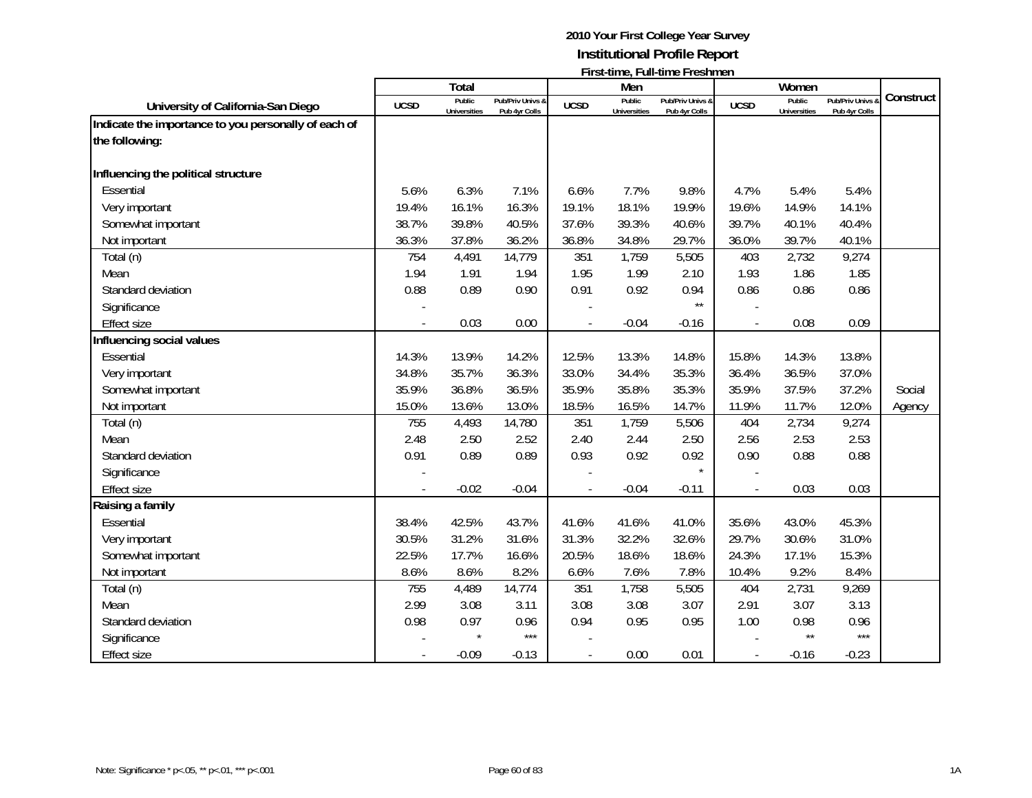# 2010 Your First College Year Survey

## Institutional Profile Report

### First-time, Full-time Freshmen

| University of California-San Diego | Total | | | Men | | | Women | | | Construct |
|---|---|---|---|---|---|---|---|---|---|---|
| | UCSD | Public Universities | Pub/Priv Univs & Pub 4yr Colls | UCSD | Public Universities | Pub/Priv Univs & Pub 4yr Colls | UCSD | Public Universities | Pub/Priv Univs & Pub 4yr Colls | |
| **Indicate the importance to you personally of each of the following:** | | | | | | | | | | |
| **Influencing the political structure** | | | | | | | | | | |
| Essential | 5.6% | 6.3% | 7.1% | 6.6% | 7.7% | 9.8% | 4.7% | 5.4% | 5.4% | |
| Very important | 19.4% | 16.1% | 16.3% | 19.1% | 18.1% | 19.9% | 19.6% | 14.9% | 14.1% | |
| Somewhat important | 38.7% | 39.8% | 40.5% | 37.6% | 39.3% | 40.6% | 39.7% | 40.1% | 40.4% | |
| Not important | 36.3% | 37.8% | 36.2% | 36.8% | 34.8% | 29.7% | 36.0% | 39.7% | 40.1% | |
| Total (n) | 754 | 4,491 | 14,779 | 351 | 1,759 | 5,505 | 403 | 2,732 | 9,274 | |
| Mean | 1.94 | 1.91 | 1.94 | 1.95 | 1.99 | 2.10 | 1.93 | 1.86 | 1.85 | |
| Standard deviation | 0.88 | 0.89 | 0.90 | 0.91 | 0.92 | 0.94 | 0.86 | 0.86 | 0.86 | |
| Significance | - | | | - | | ** | - | | | |
| Effect size | - | 0.03 | 0.00 | - | -0.04 | -0.16 | - | 0.08 | 0.09 | |
| **Influencing social values** | | | | | | | | | | |
| Essential | 14.3% | 13.9% | 14.2% | 12.5% | 13.3% | 14.8% | 15.8% | 14.3% | 13.8% | |
| Very important | 34.8% | 35.7% | 36.3% | 33.0% | 34.4% | 35.3% | 36.4% | 36.5% | 37.0% | |
| Somewhat important | 35.9% | 36.8% | 36.5% | 35.9% | 35.8% | 35.3% | 35.9% | 37.5% | 37.2% | Social |
| Not important | 15.0% | 13.6% | 13.0% | 18.5% | 16.5% | 14.7% | 11.9% | 11.7% | 12.0% | Agency |
| Total (n) | 755 | 4,493 | 14,780 | 351 | 1,759 | 5,506 | 404 | 2,734 | 9,274 | |
| Mean | 2.48 | 2.50 | 2.52 | 2.40 | 2.44 | 2.50 | 2.56 | 2.53 | 2.53 | |
| Standard deviation | 0.91 | 0.89 | 0.89 | 0.93 | 0.92 | 0.92 | 0.90 | 0.88 | 0.88 | |
| Significance | - | | | - | | * | - | | | |
| Effect size | - | -0.02 | -0.04 | - | -0.04 | -0.11 | - | 0.03 | 0.03 | |
| **Raising a family** | | | | | | | | | | |
| Essential | 38.4% | 42.5% | 43.7% | 41.6% | 41.6% | 41.0% | 35.6% | 43.0% | 45.3% | |
| Very important | 30.5% | 31.2% | 31.6% | 31.3% | 32.2% | 32.6% | 29.7% | 30.6% | 31.0% | |
| Somewhat important | 22.5% | 17.7% | 16.6% | 20.5% | 18.6% | 18.6% | 24.3% | 17.1% | 15.3% | |
| Not important | 8.6% | 8.6% | 8.2% | 6.6% | 7.6% | 7.8% | 10.4% | 9.2% | 8.4% | |
| Total (n) | 755 | 4,489 | 14,774 | 351 | 1,758 | 5,505 | 404 | 2,731 | 9,269 | |
| Mean | 2.99 | 3.08 | 3.11 | 3.08 | 3.08 | 3.07 | 2.91 | 3.07 | 3.13 | |
| Standard deviation | 0.98 | 0.97 | 0.96 | 0.94 | 0.95 | 0.95 | 1.00 | 0.98 | 0.96 | |
| Significance | - | * | *** | - | | | - | ** | *** | |
| Effect size | - | -0.09 | -0.13 | - | 0.00 | 0.01 | - | -0.16 | -0.23 | |

Note: Significance * p<.05, ** p<.01, *** p<.001

1A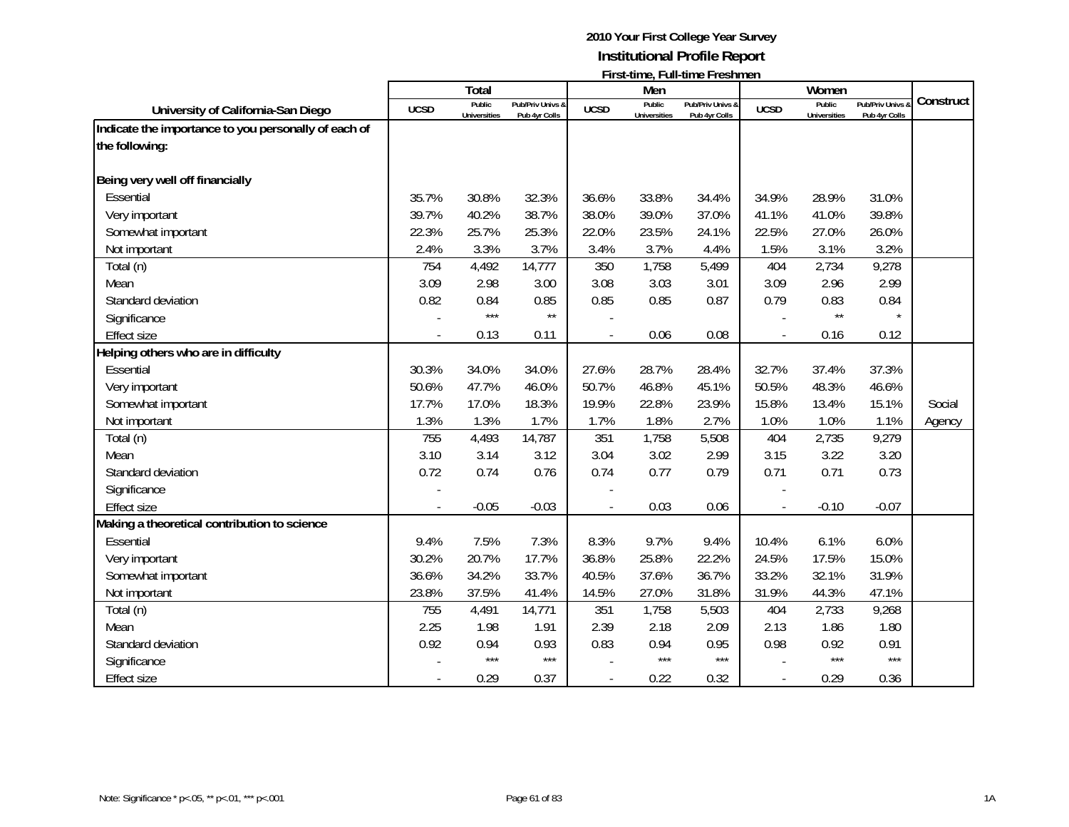**2010 Your First College Year Survey**
**Institutional Profile Report**
**First-time, Full-time Freshmen**

| University of California-San Diego | Total | | | Men | | | Women | | | Construct |
|---|---|---|---|---|---|---|---|---|---|---|
| | UCSD | Public Universities | Pub/Priv Univs & Pub 4yr Colls | UCSD | Public Universities | Pub/Priv Univs & Pub 4yr Colls | UCSD | Public Universities | Pub/Priv Univs & Pub 4yr Colls | |
| **Indicate the importance to you personally of each of the following:** | | | | | | | | | | |
| **Being very well off financially** | | | | | | | | | | |
| Essential | 35.7% | 30.8% | 32.3% | 36.6% | 33.8% | 34.4% | 34.9% | 28.9% | 31.0% | |
| Very important | 39.7% | 40.2% | 38.7% | 38.0% | 39.0% | 37.0% | 41.1% | 41.0% | 39.8% | |
| Somewhat important | 22.3% | 25.7% | 25.3% | 22.0% | 23.5% | 24.1% | 22.5% | 27.0% | 26.0% | |
| Not important | 2.4% | 3.3% | 3.7% | 3.4% | 3.7% | 4.4% | 1.5% | 3.1% | 3.2% | |
| Total (n) | 754 | 4,492 | 14,777 | 350 | 1,758 | 5,499 | 404 | 2,734 | 9,278 | |
| Mean | 3.09 | 2.98 | 3.00 | 3.08 | 3.03 | 3.01 | 3.09 | 2.96 | 2.99 | |
| Standard deviation | 0.82 | 0.84 | 0.85 | 0.85 | 0.85 | 0.87 | 0.79 | 0.83 | 0.84 | |
| Significance | - | *** | ** | - | | | - | ** | * | |
| Effect size | - | 0.13 | 0.11 | - | 0.06 | 0.08 | - | 0.16 | 0.12 | |
| **Helping others who are in difficulty** | | | | | | | | | | |
| Essential | 30.3% | 34.0% | 34.0% | 27.6% | 28.7% | 28.4% | 32.7% | 37.4% | 37.3% | |
| Very important | 50.6% | 47.7% | 46.0% | 50.7% | 46.8% | 45.1% | 50.5% | 48.3% | 46.6% | |
| Somewhat important | 17.7% | 17.0% | 18.3% | 19.9% | 22.8% | 23.9% | 15.8% | 13.4% | 15.1% | Social |
| Not important | 1.3% | 1.3% | 1.7% | 1.7% | 1.8% | 2.7% | 1.0% | 1.0% | 1.1% | Agency |
| Total (n) | 755 | 4,493 | 14,787 | 351 | 1,758 | 5,508 | 404 | 2,735 | 9,279 | |
| Mean | 3.10 | 3.14 | 3.12 | 3.04 | 3.02 | 2.99 | 3.15 | 3.22 | 3.20 | |
| Standard deviation | 0.72 | 0.74 | 0.76 | 0.74 | 0.77 | 0.79 | 0.71 | 0.71 | 0.73 | |
| Significance | - | | | - | | | - | | | |
| Effect size | - | -0.05 | -0.03 | - | 0.03 | 0.06 | - | -0.10 | -0.07 | |
| **Making a theoretical contribution to science** | | | | | | | | | | |
| Essential | 9.4% | 7.5% | 7.3% | 8.3% | 9.7% | 9.4% | 10.4% | 6.1% | 6.0% | |
| Very important | 30.2% | 20.7% | 17.7% | 36.8% | 25.8% | 22.2% | 24.5% | 17.5% | 15.0% | |
| Somewhat important | 36.6% | 34.2% | 33.7% | 40.5% | 37.6% | 36.7% | 33.2% | 32.1% | 31.9% | |
| Not important | 23.8% | 37.5% | 41.4% | 14.5% | 27.0% | 31.8% | 31.9% | 44.3% | 47.1% | |
| Total (n) | 755 | 4,491 | 14,771 | 351 | 1,758 | 5,503 | 404 | 2,733 | 9,268 | |
| Mean | 2.25 | 1.98 | 1.91 | 2.39 | 2.18 | 2.09 | 2.13 | 1.86 | 1.80 | |
| Standard deviation | 0.92 | 0.94 | 0.93 | 0.83 | 0.94 | 0.95 | 0.98 | 0.92 | 0.91 | |
| Significance | - | *** | *** | - | *** | *** | - | *** | *** | |
| Effect size | - | 0.29 | 0.37 | - | 0.22 | 0.32 | - | 0.29 | 0.36 | |

Note: Significance * p<.05, ** p<.01, *** p<.001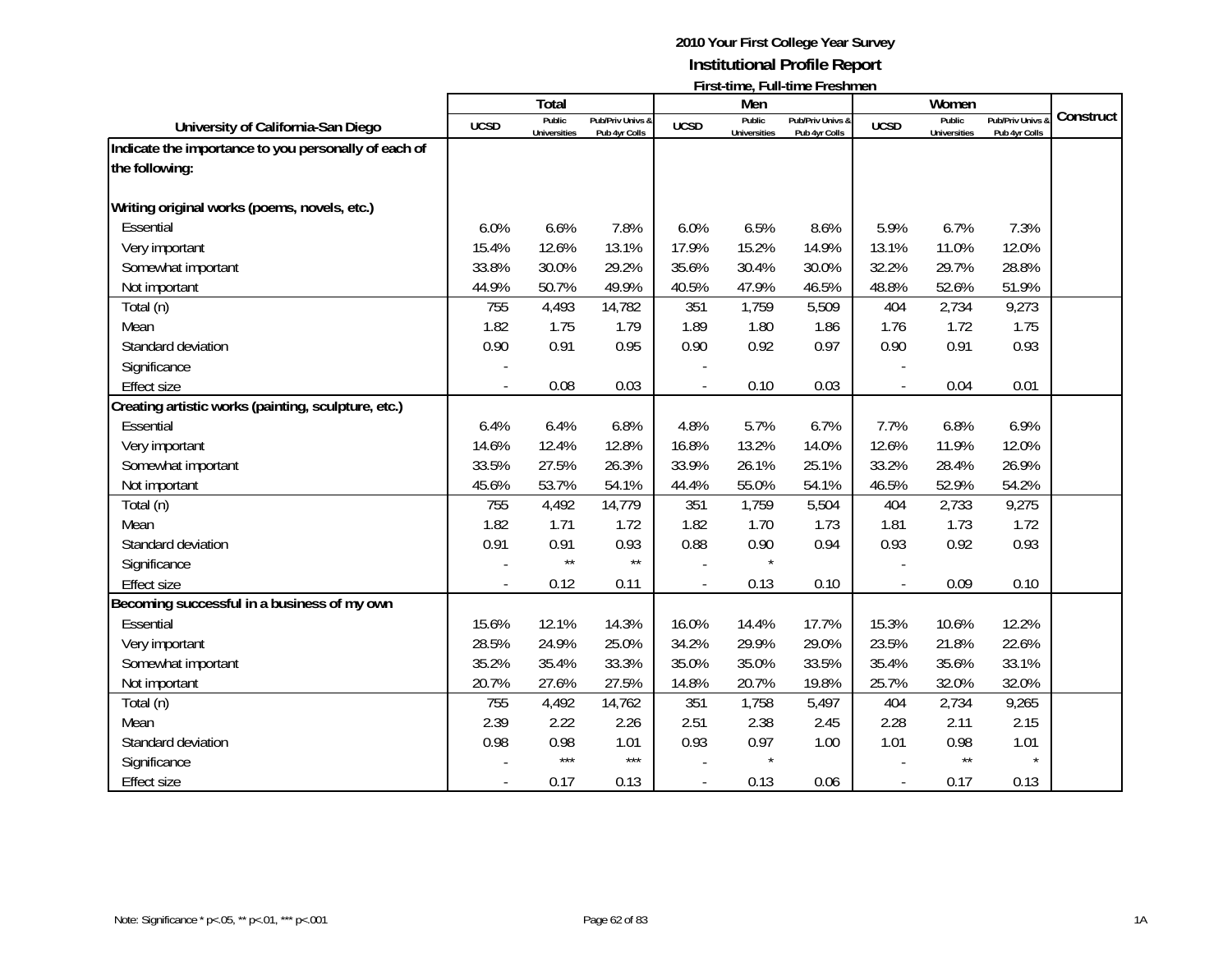# 2010 Your First College Year Survey

## Institutional Profile Report

### First-time, Full-time Freshmen

| University of California-San Diego | Total | | | Men | | | Women | | | Construct |
|---|---|---|---|---|---|---|---|---|---|---|
| | UCSD | Public Universities | Pub/Priv Univs & Pub 4yr Colls | UCSD | Public Universities | Pub/Priv Univs & Pub 4yr Colls | UCSD | Public Universities | Pub/Priv Univs & Pub 4yr Colls | |
| **Indicate the importance to you personally of each of the following:** | | | | | | | | | | |
| **Writing original works (poems, novels, etc.)** | | | | | | | | | | |
| Essential | 6.0% | 6.6% | 7.8% | 6.0% | 6.5% | 8.6% | 5.9% | 6.7% | 7.3% | |
| Very important | 15.4% | 12.6% | 13.1% | 17.9% | 15.2% | 14.9% | 13.1% | 11.0% | 12.0% | |
| Somewhat important | 33.8% | 30.0% | 29.2% | 35.6% | 30.4% | 30.0% | 32.2% | 29.7% | 28.8% | |
| Not important | 44.9% | 50.7% | 49.9% | 40.5% | 47.9% | 46.5% | 48.8% | 52.6% | 51.9% | |
| Total (n) | 755 | 4,493 | 14,782 | 351 | 1,759 | 5,509 | 404 | 2,734 | 9,273 | |
| Mean | 1.82 | 1.75 | 1.79 | 1.89 | 1.80 | 1.86 | 1.76 | 1.72 | 1.75 | |
| Standard deviation | 0.90 | 0.91 | 0.95 | 0.90 | 0.92 | 0.97 | 0.90 | 0.91 | 0.93 | |
| Significance | - | | | - | | | - | | | |
| Effect size | - | 0.08 | 0.03 | - | 0.10 | 0.03 | - | 0.04 | 0.01 | |
| **Creating artistic works (painting, sculpture, etc.)** | | | | | | | | | | |
| Essential | 6.4% | 6.4% | 6.8% | 4.8% | 5.7% | 6.7% | 7.7% | 6.8% | 6.9% | |
| Very important | 14.6% | 12.4% | 12.8% | 16.8% | 13.2% | 14.0% | 12.6% | 11.9% | 12.0% | |
| Somewhat important | 33.5% | 27.5% | 26.3% | 33.9% | 26.1% | 25.1% | 33.2% | 28.4% | 26.9% | |
| Not important | 45.6% | 53.7% | 54.1% | 44.4% | 55.0% | 54.1% | 46.5% | 52.9% | 54.2% | |
| Total (n) | 755 | 4,492 | 14,779 | 351 | 1,759 | 5,504 | 404 | 2,733 | 9,275 | |
| Mean | 1.82 | 1.71 | 1.72 | 1.82 | 1.70 | 1.73 | 1.81 | 1.73 | 1.72 | |
| Standard deviation | 0.91 | 0.91 | 0.93 | 0.88 | 0.90 | 0.94 | 0.93 | 0.92 | 0.93 | |
| Significance | - | ** | ** | - | * | | - | | | |
| Effect size | - | 0.12 | 0.11 | - | 0.13 | 0.10 | - | 0.09 | 0.10 | |
| **Becoming successful in a business of my own** | | | | | | | | | | |
| Essential | 15.6% | 12.1% | 14.3% | 16.0% | 14.4% | 17.7% | 15.3% | 10.6% | 12.2% | |
| Very important | 28.5% | 24.9% | 25.0% | 34.2% | 29.9% | 29.0% | 23.5% | 21.8% | 22.6% | |
| Somewhat important | 35.2% | 35.4% | 33.3% | 35.0% | 35.0% | 33.5% | 35.4% | 35.6% | 33.1% | |
| Not important | 20.7% | 27.6% | 27.5% | 14.8% | 20.7% | 19.8% | 25.7% | 32.0% | 32.0% | |
| Total (n) | 755 | 4,492 | 14,762 | 351 | 1,758 | 5,497 | 404 | 2,734 | 9,265 | |
| Mean | 2.39 | 2.22 | 2.26 | 2.51 | 2.38 | 2.45 | 2.28 | 2.11 | 2.15 | |
| Standard deviation | 0.98 | 0.98 | 1.01 | 0.93 | 0.97 | 1.00 | 1.01 | 0.98 | 1.01 | |
| Significance | - | *** | *** | - | * | | - | ** | * | |
| Effect size | - | 0.17 | 0.13 | - | 0.13 | 0.06 | - | 0.17 | 0.13 | |

Note: Significance * p<.05, ** p<.01, *** p<.001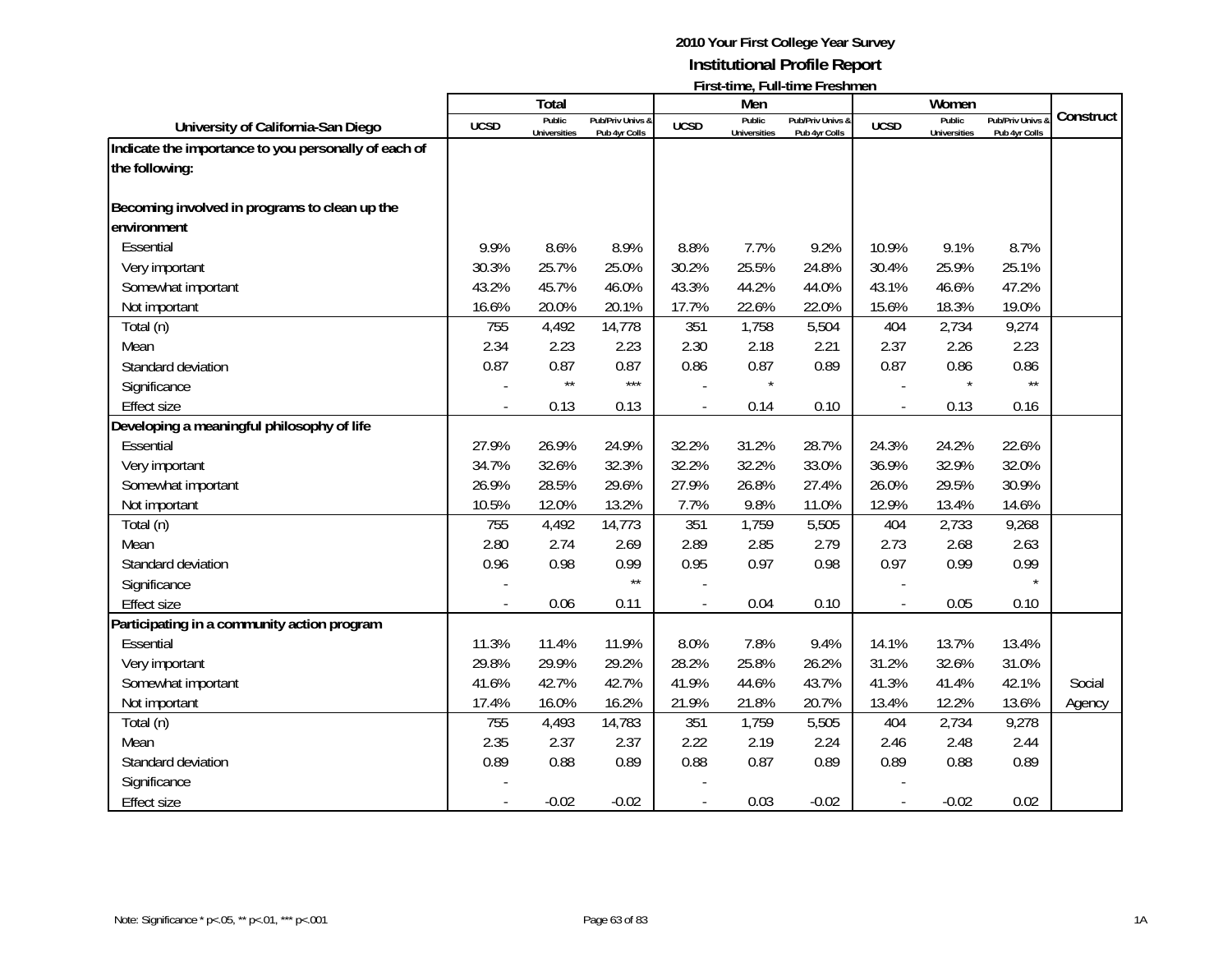**2010 Your First College Year Survey**
**Institutional Profile Report**
**First-time, Full-time Freshmen**

| University of California-San Diego | Total | | | Men | | | Women | | | Construct |
|---|---|---|---|---|---|---|---|---|---|---|
| | UCSD | Public Universities | Pub/Priv Univs & Pub 4yr Colls | UCSD | Public Universities | Pub/Priv Univs & Pub 4yr Colls | UCSD | Public Universities | Pub/Priv Univs & Pub 4yr Colls | |
| **Indicate the importance to you personally of each of the following:** | | | | | | | | | | |
| **Becoming involved in programs to clean up the environment** | | | | | | | | | | |
| Essential | 9.9% | 8.6% | 8.9% | 8.8% | 7.7% | 9.2% | 10.9% | 9.1% | 8.7% | |
| Very important | 30.3% | 25.7% | 25.0% | 30.2% | 25.5% | 24.8% | 30.4% | 25.9% | 25.1% | |
| Somewhat important | 43.2% | 45.7% | 46.0% | 43.3% | 44.2% | 44.0% | 43.1% | 46.6% | 47.2% | |
| Not important | 16.6% | 20.0% | 20.1% | 17.7% | 22.6% | 22.0% | 15.6% | 18.3% | 19.0% | |
| Total (n) | 755 | 4,492 | 14,778 | 351 | 1,758 | 5,504 | 404 | 2,734 | 9,274 | |
| Mean | 2.34 | 2.23 | 2.23 | 2.30 | 2.18 | 2.21 | 2.37 | 2.26 | 2.23 | |
| Standard deviation | 0.87 | 0.87 | 0.87 | 0.86 | 0.87 | 0.89 | 0.87 | 0.86 | 0.86 | |
| Significance | - | ** | *** | - | * | | - | * | ** | |
| Effect size | - | 0.13 | 0.13 | - | 0.14 | 0.10 | - | 0.13 | 0.16 | |
| **Developing a meaningful philosophy of life** | | | | | | | | | | |
| Essential | 27.9% | 26.9% | 24.9% | 32.2% | 31.2% | 28.7% | 24.3% | 24.2% | 22.6% | |
| Very important | 34.7% | 32.6% | 32.3% | 32.2% | 32.2% | 33.0% | 36.9% | 32.9% | 32.0% | |
| Somewhat important | 26.9% | 28.5% | 29.6% | 27.9% | 26.8% | 27.4% | 26.0% | 29.5% | 30.9% | |
| Not important | 10.5% | 12.0% | 13.2% | 7.7% | 9.8% | 11.0% | 12.9% | 13.4% | 14.6% | |
| Total (n) | 755 | 4,492 | 14,773 | 351 | 1,759 | 5,505 | 404 | 2,733 | 9,268 | |
| Mean | 2.80 | 2.74 | 2.69 | 2.89 | 2.85 | 2.79 | 2.73 | 2.68 | 2.63 | |
| Standard deviation | 0.96 | 0.98 | 0.99 | 0.95 | 0.97 | 0.98 | 0.97 | 0.99 | 0.99 | |
| Significance | - | | ** | - | | | - | | * | |
| Effect size | - | 0.06 | 0.11 | - | 0.04 | 0.10 | - | 0.05 | 0.10 | |
| **Participating in a community action program** | | | | | | | | | | |
| Essential | 11.3% | 11.4% | 11.9% | 8.0% | 7.8% | 9.4% | 14.1% | 13.7% | 13.4% | |
| Very important | 29.8% | 29.9% | 29.2% | 28.2% | 25.8% | 26.2% | 31.2% | 32.6% | 31.0% | |
| Somewhat important | 41.6% | 42.7% | 42.7% | 41.9% | 44.6% | 43.7% | 41.3% | 41.4% | 42.1% | Social |
| Not important | 17.4% | 16.0% | 16.2% | 21.9% | 21.8% | 20.7% | 13.4% | 12.2% | 13.6% | Agency |
| Total (n) | 755 | 4,493 | 14,783 | 351 | 1,759 | 5,505 | 404 | 2,734 | 9,278 | |
| Mean | 2.35 | 2.37 | 2.37 | 2.22 | 2.19 | 2.24 | 2.46 | 2.48 | 2.44 | |
| Standard deviation | 0.89 | 0.88 | 0.89 | 0.88 | 0.87 | 0.89 | 0.89 | 0.88 | 0.89 | |
| Significance | - | | | - | | | - | | | |
| Effect size | - | -0.02 | -0.02 | - | 0.03 | -0.02 | - | -0.02 | 0.02 | |

Note: Significance * p<.05, ** p<.01, *** p<.001

1A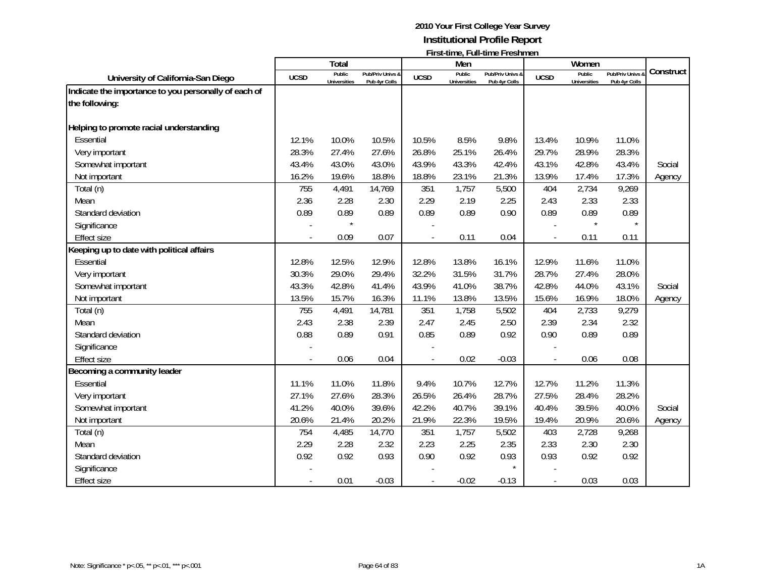# 2010 Your First College Year Survey

## Institutional Profile Report

### First-time, Full-time Freshmen

| University of California-San Diego | Total | | | Men | | | Women | | | Construct |
|---|---|---|---|---|---|---|---|---|---|---|
| | UCSD | Public Universities | Pub/Priv Univs & Pub 4yr Colls | UCSD | Public Universities | Pub/Priv Univs & Pub 4yr Colls | UCSD | Public Universities | Pub/Priv Univs & Pub 4yr Colls | |
| **Indicate the importance to you personally of each of the following:** | | | | | | | | | | |
| **Helping to promote racial understanding** | | | | | | | | | | |
| Essential | 12.1% | 10.0% | 10.5% | 10.5% | 8.5% | 9.8% | 13.4% | 10.9% | 11.0% | |
| Very important | 28.3% | 27.4% | 27.6% | 26.8% | 25.1% | 26.4% | 29.7% | 28.9% | 28.3% | |
| Somewhat important | 43.4% | 43.0% | 43.0% | 43.9% | 43.3% | 42.4% | 43.1% | 42.8% | 43.4% | Social |
| Not important | 16.2% | 19.6% | 18.8% | 18.8% | 23.1% | 21.3% | 13.9% | 17.4% | 17.3% | Agency |
| Total (n) | 755 | 4,491 | 14,769 | 351 | 1,757 | 5,500 | 404 | 2,734 | 9,269 | |
| Mean | 2.36 | 2.28 | 2.30 | 2.29 | 2.19 | 2.25 | 2.43 | 2.33 | 2.33 | |
| Standard deviation | 0.89 | 0.89 | 0.89 | 0.89 | 0.89 | 0.90 | 0.89 | 0.89 | 0.89 | |
| Significance | - | * | | - | | | - | * | * | |
| Effect size | - | 0.09 | 0.07 | - | 0.11 | 0.04 | - | 0.11 | 0.11 | |
| **Keeping up to date with political affairs** | | | | | | | | | | |
| Essential | 12.8% | 12.5% | 12.9% | 12.8% | 13.8% | 16.1% | 12.9% | 11.6% | 11.0% | |
| Very important | 30.3% | 29.0% | 29.4% | 32.2% | 31.5% | 31.7% | 28.7% | 27.4% | 28.0% | |
| Somewhat important | 43.3% | 42.8% | 41.4% | 43.9% | 41.0% | 38.7% | 42.8% | 44.0% | 43.1% | Social |
| Not important | 13.5% | 15.7% | 16.3% | 11.1% | 13.8% | 13.5% | 15.6% | 16.9% | 18.0% | Agency |
| Total (n) | 755 | 4,491 | 14,781 | 351 | 1,758 | 5,502 | 404 | 2,733 | 9,279 | |
| Mean | 2.43 | 2.38 | 2.39 | 2.47 | 2.45 | 2.50 | 2.39 | 2.34 | 2.32 | |
| Standard deviation | 0.88 | 0.89 | 0.91 | 0.85 | 0.89 | 0.92 | 0.90 | 0.89 | 0.89 | |
| Significance | - | | | - | | | - | | | |
| Effect size | - | 0.06 | 0.04 | - | 0.02 | -0.03 | - | 0.06 | 0.08 | |
| **Becoming a community leader** | | | | | | | | | | |
| Essential | 11.1% | 11.0% | 11.8% | 9.4% | 10.7% | 12.7% | 12.7% | 11.2% | 11.3% | |
| Very important | 27.1% | 27.6% | 28.3% | 26.5% | 26.4% | 28.7% | 27.5% | 28.4% | 28.2% | |
| Somewhat important | 41.2% | 40.0% | 39.6% | 42.2% | 40.7% | 39.1% | 40.4% | 39.5% | 40.0% | Social |
| Not important | 20.6% | 21.4% | 20.2% | 21.9% | 22.3% | 19.5% | 19.4% | 20.9% | 20.6% | Agency |
| Total (n) | 754 | 4,485 | 14,770 | 351 | 1,757 | 5,502 | 403 | 2,728 | 9,268 | |
| Mean | 2.29 | 2.28 | 2.32 | 2.23 | 2.25 | 2.35 | 2.33 | 2.30 | 2.30 | |
| Standard deviation | 0.92 | 0.92 | 0.93 | 0.90 | 0.92 | 0.93 | 0.93 | 0.92 | 0.92 | |
| Significance | - | | | - | | * | - | | | |
| Effect size | - | 0.01 | -0.03 | - | -0.02 | -0.13 | - | 0.03 | 0.03 | |

Note: Significance * p<.05, ** p<.01, *** p<.001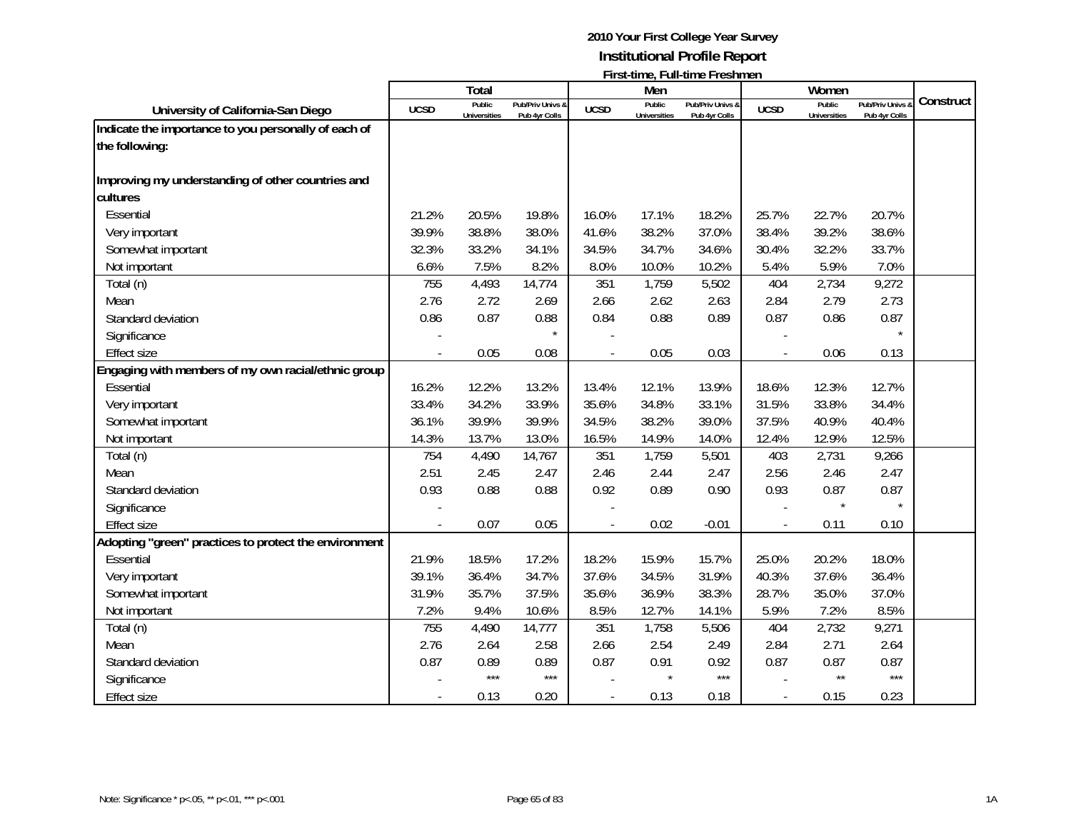**2010 Your First College Year Survey**
**Institutional Profile Report**
**First-time, Full-time Freshmen**

| University of California-San Diego | Total | | | Men | | | Women | | | Construct |
|---|---|---|---|---|---|---|---|---|---|---|
| | UCSD | Public Universities | Pub/Priv Univs & Pub 4yr Colls | UCSD | Public Universities | Pub/Priv Univs & Pub 4yr Colls | UCSD | Public Universities | Pub/Priv Univs & Pub 4yr Colls | |
| **Indicate the importance to you personally of each of the following:** | | | | | | | | | | |
| **Improving my understanding of other countries and cultures** | | | | | | | | | | |
| Essential | 21.2% | 20.5% | 19.8% | 16.0% | 17.1% | 18.2% | 25.7% | 22.7% | 20.7% | |
| Very important | 39.9% | 38.8% | 38.0% | 41.6% | 38.2% | 37.0% | 38.4% | 39.2% | 38.6% | |
| Somewhat important | 32.3% | 33.2% | 34.1% | 34.5% | 34.7% | 34.6% | 30.4% | 32.2% | 33.7% | |
| Not important | 6.6% | 7.5% | 8.2% | 8.0% | 10.0% | 10.2% | 5.4% | 5.9% | 7.0% | |
| Total (n) | 755 | 4,493 | 14,774 | 351 | 1,759 | 5,502 | 404 | 2,734 | 9,272 | |
| Mean | 2.76 | 2.72 | 2.69 | 2.66 | 2.62 | 2.63 | 2.84 | 2.79 | 2.73 | |
| Standard deviation | 0.86 | 0.87 | 0.88 | 0.84 | 0.88 | 0.89 | 0.87 | 0.86 | 0.87 | |
| Significance | - | | * | - | | | - | | * | |
| Effect size | - | 0.05 | 0.08 | - | 0.05 | 0.03 | - | 0.06 | 0.13 | |
| **Engaging with members of my own racial/ethnic group** | | | | | | | | | | |
| Essential | 16.2% | 12.2% | 13.2% | 13.4% | 12.1% | 13.9% | 18.6% | 12.3% | 12.7% | |
| Very important | 33.4% | 34.2% | 33.9% | 35.6% | 34.8% | 33.1% | 31.5% | 33.8% | 34.4% | |
| Somewhat important | 36.1% | 39.9% | 39.9% | 34.5% | 38.2% | 39.0% | 37.5% | 40.9% | 40.4% | |
| Not important | 14.3% | 13.7% | 13.0% | 16.5% | 14.9% | 14.0% | 12.4% | 12.9% | 12.5% | |
| Total (n) | 754 | 4,490 | 14,767 | 351 | 1,759 | 5,501 | 403 | 2,731 | 9,266 | |
| Mean | 2.51 | 2.45 | 2.47 | 2.46 | 2.44 | 2.47 | 2.56 | 2.46 | 2.47 | |
| Standard deviation | 0.93 | 0.88 | 0.88 | 0.92 | 0.89 | 0.90 | 0.93 | 0.87 | 0.87 | |
| Significance | - | | | - | | | - | * | * | |
| Effect size | - | 0.07 | 0.05 | - | 0.02 | -0.01 | - | 0.11 | 0.10 | |
| **Adopting "green" practices to protect the environment** | | | | | | | | | | |
| Essential | 21.9% | 18.5% | 17.2% | 18.2% | 15.9% | 15.7% | 25.0% | 20.2% | 18.0% | |
| Very important | 39.1% | 36.4% | 34.7% | 37.6% | 34.5% | 31.9% | 40.3% | 37.6% | 36.4% | |
| Somewhat important | 31.9% | 35.7% | 37.5% | 35.6% | 36.9% | 38.3% | 28.7% | 35.0% | 37.0% | |
| Not important | 7.2% | 9.4% | 10.6% | 8.5% | 12.7% | 14.1% | 5.9% | 7.2% | 8.5% | |
| Total (n) | 755 | 4,490 | 14,777 | 351 | 1,758 | 5,506 | 404 | 2,732 | 9,271 | |
| Mean | 2.76 | 2.64 | 2.58 | 2.66 | 2.54 | 2.49 | 2.84 | 2.71 | 2.64 | |
| Standard deviation | 0.87 | 0.89 | 0.89 | 0.87 | 0.91 | 0.92 | 0.87 | 0.87 | 0.87 | |
| Significance | - | *** | *** | - | * | *** | - | ** | *** | |
| Effect size | - | 0.13 | 0.20 | - | 0.13 | 0.18 | - | 0.15 | 0.23 | |

Note: Significance * p<.05, ** p<.01, *** p<.001

1A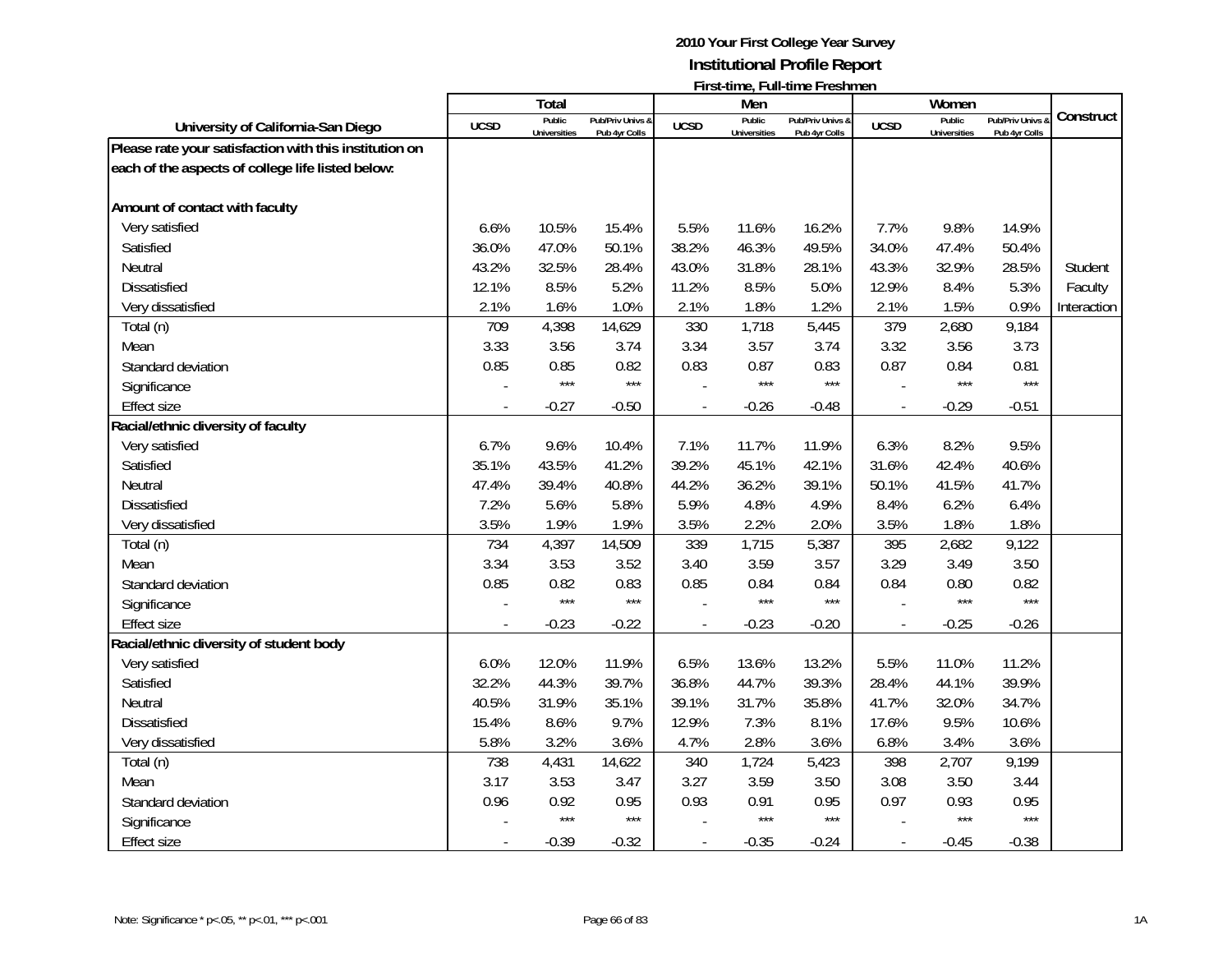**2010 Your First College Year Survey**
**Institutional Profile Report**
**First-time, Full-time Freshmen**

| University of California-San Diego | Total | | | Men | | | Women | | | Construct |
|---|---|---|---|---|---|---|---|---|---|---|
| | UCSD | Public Universities | Pub/Priv Univs & Pub 4yr Colls | UCSD | Public Universities | Pub/Priv Univs & Pub 4yr Colls | UCSD | Public Universities | Pub/Priv Univs & Pub 4yr Colls | |
| **Please rate your satisfaction with this institution on each of the aspects of college life listed below:** | | | | | | | | | | |
| **Amount of contact with faculty** | | | | | | | | | | |
| Very satisfied | 6.6% | 10.5% | 15.4% | 5.5% | 11.6% | 16.2% | 7.7% | 9.8% | 14.9% | |
| Satisfied | 36.0% | 47.0% | 50.1% | 38.2% | 46.3% | 49.5% | 34.0% | 47.4% | 50.4% | |
| Neutral | 43.2% | 32.5% | 28.4% | 43.0% | 31.8% | 28.1% | 43.3% | 32.9% | 28.5% | Student |
| Dissatisfied | 12.1% | 8.5% | 5.2% | 11.2% | 8.5% | 5.0% | 12.9% | 8.4% | 5.3% | Faculty |
| Very dissatisfied | 2.1% | 1.6% | 1.0% | 2.1% | 1.8% | 1.2% | 2.1% | 1.5% | 0.9% | Interaction |
| Total (n) | 709 | 4,398 | 14,629 | 330 | 1,718 | 5,445 | 379 | 2,680 | 9,184 | |
| Mean | 3.33 | 3.56 | 3.74 | 3.34 | 3.57 | 3.74 | 3.32 | 3.56 | 3.73 | |
| Standard deviation | 0.85 | 0.85 | 0.82 | 0.83 | 0.87 | 0.83 | 0.87 | 0.84 | 0.81 | |
| Significance | - | *** | *** | - | *** | *** | - | *** | *** | |
| Effect size | - | -0.27 | -0.50 | - | -0.26 | -0.48 | - | -0.29 | -0.51 | |
| **Racial/ethnic diversity of faculty** | | | | | | | | | | |
| Very satisfied | 6.7% | 9.6% | 10.4% | 7.1% | 11.7% | 11.9% | 6.3% | 8.2% | 9.5% | |
| Satisfied | 35.1% | 43.5% | 41.2% | 39.2% | 45.1% | 42.1% | 31.6% | 42.4% | 40.6% | |
| Neutral | 47.4% | 39.4% | 40.8% | 44.2% | 36.2% | 39.1% | 50.1% | 41.5% | 41.7% | |
| Dissatisfied | 7.2% | 5.6% | 5.8% | 5.9% | 4.8% | 4.9% | 8.4% | 6.2% | 6.4% | |
| Very dissatisfied | 3.5% | 1.9% | 1.9% | 3.5% | 2.2% | 2.0% | 3.5% | 1.8% | 1.8% | |
| Total (n) | 734 | 4,397 | 14,509 | 339 | 1,715 | 5,387 | 395 | 2,682 | 9,122 | |
| Mean | 3.34 | 3.53 | 3.52 | 3.40 | 3.59 | 3.57 | 3.29 | 3.49 | 3.50 | |
| Standard deviation | 0.85 | 0.82 | 0.83 | 0.85 | 0.84 | 0.84 | 0.84 | 0.80 | 0.82 | |
| Significance | - | *** | *** | - | *** | *** | - | *** | *** | |
| Effect size | - | -0.23 | -0.22 | - | -0.23 | -0.20 | - | -0.25 | -0.26 | |
| **Racial/ethnic diversity of student body** | | | | | | | | | | |
| Very satisfied | 6.0% | 12.0% | 11.9% | 6.5% | 13.6% | 13.2% | 5.5% | 11.0% | 11.2% | |
| Satisfied | 32.2% | 44.3% | 39.7% | 36.8% | 44.7% | 39.3% | 28.4% | 44.1% | 39.9% | |
| Neutral | 40.5% | 31.9% | 35.1% | 39.1% | 31.7% | 35.8% | 41.7% | 32.0% | 34.7% | |
| Dissatisfied | 15.4% | 8.6% | 9.7% | 12.9% | 7.3% | 8.1% | 17.6% | 9.5% | 10.6% | |
| Very dissatisfied | 5.8% | 3.2% | 3.6% | 4.7% | 2.8% | 3.6% | 6.8% | 3.4% | 3.6% | |
| Total (n) | 738 | 4,431 | 14,622 | 340 | 1,724 | 5,423 | 398 | 2,707 | 9,199 | |
| Mean | 3.17 | 3.53 | 3.47 | 3.27 | 3.59 | 3.50 | 3.08 | 3.50 | 3.44 | |
| Standard deviation | 0.96 | 0.92 | 0.95 | 0.93 | 0.91 | 0.95 | 0.97 | 0.93 | 0.95 | |
| Significance | - | *** | *** | - | *** | *** | - | *** | *** | |
| Effect size | - | -0.39 | -0.32 | - | -0.35 | -0.24 | - | -0.45 | -0.38 | |

Note: Significance * p<.05, ** p<.01, *** p<.001

1A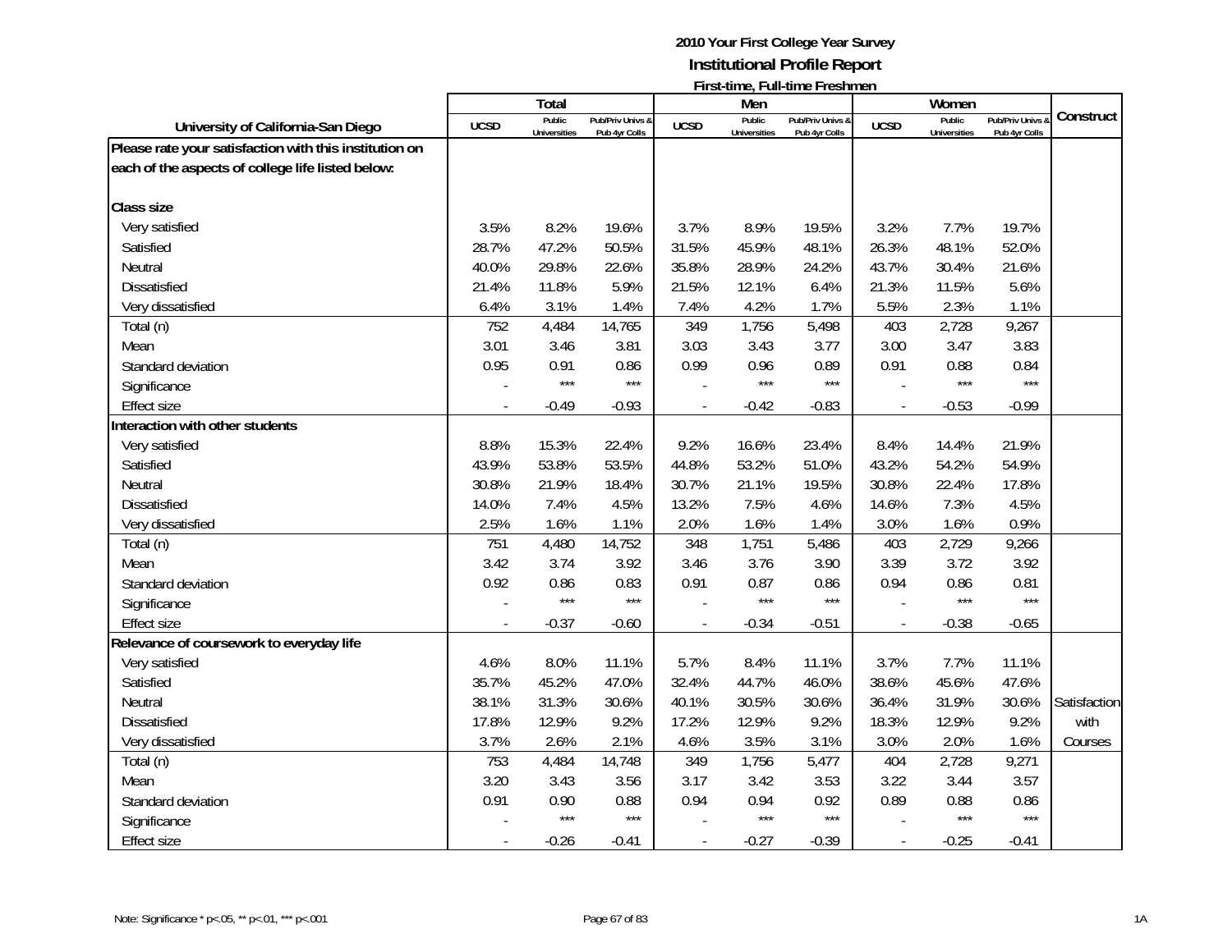**2010 Your First College Year Survey**

**Institutional Profile Report**

**First-time, Full-time Freshmen**

| University of California-San Diego | Total | | | Men | | | Women | | | Construct |
|---|---|---|---|---|---|---|---|---|---|---|
| | UCSD | Public Universities | Pub/Priv Univs & Pub 4yr Colls | UCSD | Public Universities | Pub/Priv Univs & Pub 4yr Colls | UCSD | Public Universities | Pub/Priv Univs & Pub 4yr Colls | |
| **Please rate your satisfaction with this institution on each of the aspects of college life listed below:** | | | | | | | | | | |
| **Class size** | | | | | | | | | | |
| Very satisfied | 3.5% | 8.2% | 19.6% | 3.7% | 8.9% | 19.5% | 3.2% | 7.7% | 19.7% | |
| Satisfied | 28.7% | 47.2% | 50.5% | 31.5% | 45.9% | 48.1% | 26.3% | 48.1% | 52.0% | |
| Neutral | 40.0% | 29.8% | 22.6% | 35.8% | 28.9% | 24.2% | 43.7% | 30.4% | 21.6% | |
| Dissatisfied | 21.4% | 11.8% | 5.9% | 21.5% | 12.1% | 6.4% | 21.3% | 11.5% | 5.6% | |
| Very dissatisfied | 6.4% | 3.1% | 1.4% | 7.4% | 4.2% | 1.7% | 5.5% | 2.3% | 1.1% | |
| Total (n) | 752 | 4,484 | 14,765 | 349 | 1,756 | 5,498 | 403 | 2,728 | 9,267 | |
| Mean | 3.01 | 3.46 | 3.81 | 3.03 | 3.43 | 3.77 | 3.00 | 3.47 | 3.83 | |
| Standard deviation | 0.95 | 0.91 | 0.86 | 0.99 | 0.96 | 0.89 | 0.91 | 0.88 | 0.84 | |
| Significance | - | *** | *** | - | *** | *** | - | *** | *** | |
| Effect size | - | -0.49 | -0.93 | - | -0.42 | -0.83 | - | -0.53 | -0.99 | |
| **Interaction with other students** | | | | | | | | | | |
| Very satisfied | 8.8% | 15.3% | 22.4% | 9.2% | 16.6% | 23.4% | 8.4% | 14.4% | 21.9% | |
| Satisfied | 43.9% | 53.8% | 53.5% | 44.8% | 53.2% | 51.0% | 43.2% | 54.2% | 54.9% | |
| Neutral | 30.8% | 21.9% | 18.4% | 30.7% | 21.1% | 19.5% | 30.8% | 22.4% | 17.8% | |
| Dissatisfied | 14.0% | 7.4% | 4.5% | 13.2% | 7.5% | 4.6% | 14.6% | 7.3% | 4.5% | |
| Very dissatisfied | 2.5% | 1.6% | 1.1% | 2.0% | 1.6% | 1.4% | 3.0% | 1.6% | 0.9% | |
| Total (n) | 751 | 4,480 | 14,752 | 348 | 1,751 | 5,486 | 403 | 2,729 | 9,266 | |
| Mean | 3.42 | 3.74 | 3.92 | 3.46 | 3.76 | 3.90 | 3.39 | 3.72 | 3.92 | |
| Standard deviation | 0.92 | 0.86 | 0.83 | 0.91 | 0.87 | 0.86 | 0.94 | 0.86 | 0.81 | |
| Significance | - | *** | *** | - | *** | *** | - | *** | *** | |
| Effect size | - | -0.37 | -0.60 | - | -0.34 | -0.51 | - | -0.38 | -0.65 | |
| **Relevance of coursework to everyday life** | | | | | | | | | | |
| Very satisfied | 4.6% | 8.0% | 11.1% | 5.7% | 8.4% | 11.1% | 3.7% | 7.7% | 11.1% | |
| Satisfied | 35.7% | 45.2% | 47.0% | 32.4% | 44.7% | 46.0% | 38.6% | 45.6% | 47.6% | |
| Neutral | 38.1% | 31.3% | 30.6% | 40.1% | 30.5% | 30.6% | 36.4% | 31.9% | 30.6% | Satisfaction with Courses |
| Dissatisfied | 17.8% | 12.9% | 9.2% | 17.2% | 12.9% | 9.2% | 18.3% | 12.9% | 9.2% | |
| Very dissatisfied | 3.7% | 2.6% | 2.1% | 4.6% | 3.5% | 3.1% | 3.0% | 2.0% | 1.6% | |
| Total (n) | 753 | 4,484 | 14,748 | 349 | 1,756 | 5,477 | 404 | 2,728 | 9,271 | |
| Mean | 3.20 | 3.43 | 3.56 | 3.17 | 3.42 | 3.53 | 3.22 | 3.44 | 3.57 | |
| Standard deviation | 0.91 | 0.90 | 0.88 | 0.94 | 0.94 | 0.92 | 0.89 | 0.88 | 0.86 | |
| Significance | - | *** | *** | - | *** | *** | - | *** | *** | |
| Effect size | - | -0.26 | -0.41 | - | -0.27 | -0.39 | - | -0.25 | -0.41 | |

Note: Significance * p<.05, ** p<.01, *** p<.001

1A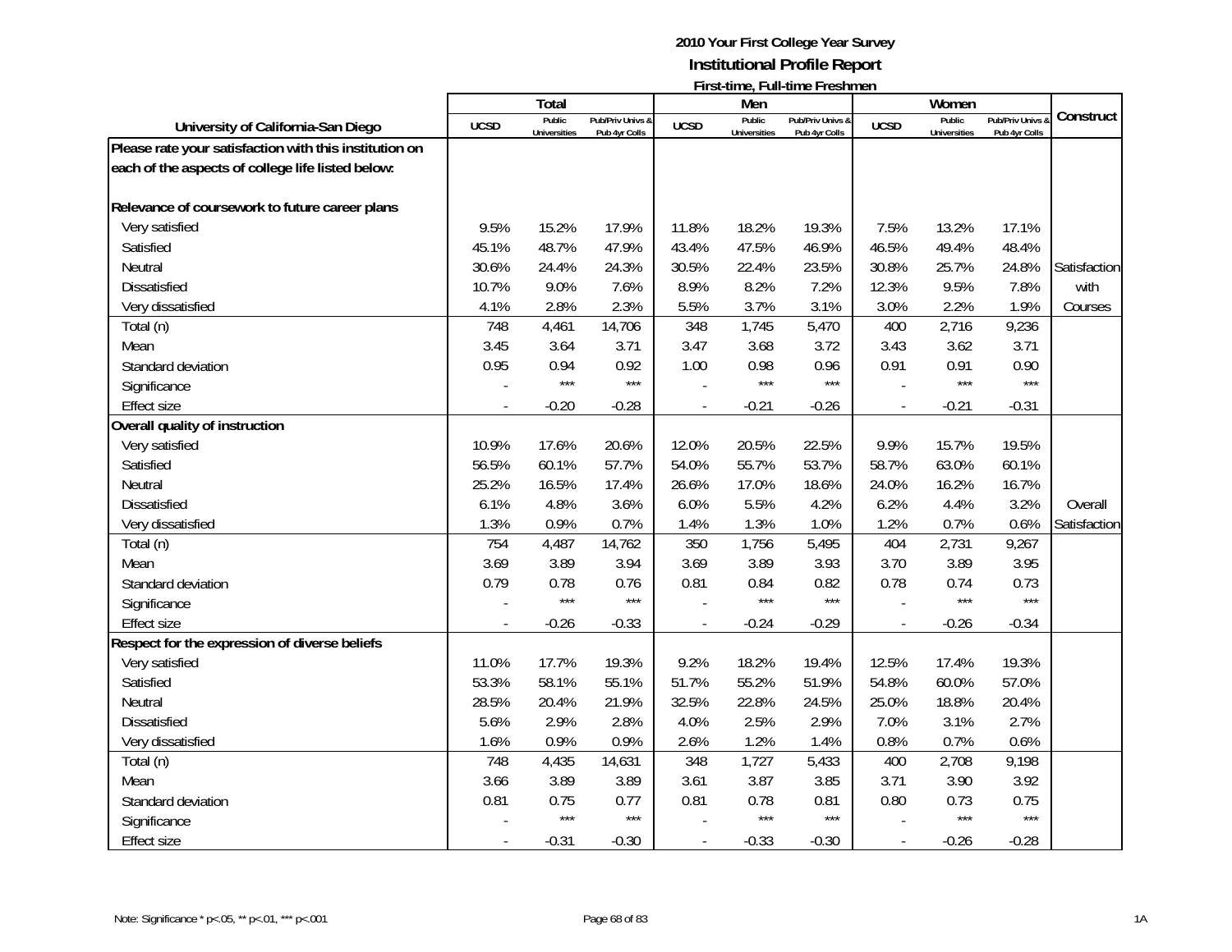**2010 Your First College Year Survey**
**Institutional Profile Report**
**First-time, Full-time Freshmen**

| University of California-San Diego | Total | | | Men | | | Women | | | Construct |
|---|---|---|---|---|---|---|---|---|---|---|
| | UCSD | Public Universities | Pub/Priv Univs & Pub 4yr Colls | UCSD | Public Universities | Pub/Priv Univs & Pub 4yr Colls | UCSD | Public Universities | Pub/Priv Univs & Pub 4yr Colls | |
| **Please rate your satisfaction with this institution on each of the aspects of college life listed below:** | | | | | | | | | | |
| **Relevance of coursework to future career plans** | | | | | | | | | | |
| Very satisfied | 9.5% | 15.2% | 17.9% | 11.8% | 18.2% | 19.3% | 7.5% | 13.2% | 17.1% | |
| Satisfied | 45.1% | 48.7% | 47.9% | 43.4% | 47.5% | 46.9% | 46.5% | 49.4% | 48.4% | |
| Neutral | 30.6% | 24.4% | 24.3% | 30.5% | 22.4% | 23.5% | 30.8% | 25.7% | 24.8% | Satisfaction |
| Dissatisfied | 10.7% | 9.0% | 7.6% | 8.9% | 8.2% | 7.2% | 12.3% | 9.5% | 7.8% | with |
| Very dissatisfied | 4.1% | 2.8% | 2.3% | 5.5% | 3.7% | 3.1% | 3.0% | 2.2% | 1.9% | Courses |
| Total (n) | 748 | 4,461 | 14,706 | 348 | 1,745 | 5,470 | 400 | 2,716 | 9,236 | |
| Mean | 3.45 | 3.64 | 3.71 | 3.47 | 3.68 | 3.72 | 3.43 | 3.62 | 3.71 | |
| Standard deviation | 0.95 | 0.94 | 0.92 | 1.00 | 0.98 | 0.96 | 0.91 | 0.91 | 0.90 | |
| Significance | - | *** | *** | - | *** | *** | - | *** | *** | |
| Effect size | - | -0.20 | -0.28 | - | -0.21 | -0.26 | - | -0.21 | -0.31 | |
| **Overall quality of instruction** | | | | | | | | | | |
| Very satisfied | 10.9% | 17.6% | 20.6% | 12.0% | 20.5% | 22.5% | 9.9% | 15.7% | 19.5% | |
| Satisfied | 56.5% | 60.1% | 57.7% | 54.0% | 55.7% | 53.7% | 58.7% | 63.0% | 60.1% | |
| Neutral | 25.2% | 16.5% | 17.4% | 26.6% | 17.0% | 18.6% | 24.0% | 16.2% | 16.7% | |
| Dissatisfied | 6.1% | 4.8% | 3.6% | 6.0% | 5.5% | 4.2% | 6.2% | 4.4% | 3.2% | Overall |
| Very dissatisfied | 1.3% | 0.9% | 0.7% | 1.4% | 1.3% | 1.0% | 1.2% | 0.7% | 0.6% | Satisfaction |
| Total (n) | 754 | 4,487 | 14,762 | 350 | 1,756 | 5,495 | 404 | 2,731 | 9,267 | |
| Mean | 3.69 | 3.89 | 3.94 | 3.69 | 3.89 | 3.93 | 3.70 | 3.89 | 3.95 | |
| Standard deviation | 0.79 | 0.78 | 0.76 | 0.81 | 0.84 | 0.82 | 0.78 | 0.74 | 0.73 | |
| Significance | - | *** | *** | - | *** | *** | - | *** | *** | |
| Effect size | - | -0.26 | -0.33 | - | -0.24 | -0.29 | - | -0.26 | -0.34 | |
| **Respect for the expression of diverse beliefs** | | | | | | | | | | |
| Very satisfied | 11.0% | 17.7% | 19.3% | 9.2% | 18.2% | 19.4% | 12.5% | 17.4% | 19.3% | |
| Satisfied | 53.3% | 58.1% | 55.1% | 51.7% | 55.2% | 51.9% | 54.8% | 60.0% | 57.0% | |
| Neutral | 28.5% | 20.4% | 21.9% | 32.5% | 22.8% | 24.5% | 25.0% | 18.8% | 20.4% | |
| Dissatisfied | 5.6% | 2.9% | 2.8% | 4.0% | 2.5% | 2.9% | 7.0% | 3.1% | 2.7% | |
| Very dissatisfied | 1.6% | 0.9% | 0.9% | 2.6% | 1.2% | 1.4% | 0.8% | 0.7% | 0.6% | |
| Total (n) | 748 | 4,435 | 14,631 | 348 | 1,727 | 5,433 | 400 | 2,708 | 9,198 | |
| Mean | 3.66 | 3.89 | 3.89 | 3.61 | 3.87 | 3.85 | 3.71 | 3.90 | 3.92 | |
| Standard deviation | 0.81 | 0.75 | 0.77 | 0.81 | 0.78 | 0.81 | 0.80 | 0.73 | 0.75 | |
| Significance | - | *** | *** | - | *** | *** | - | *** | *** | |
| Effect size | - | -0.31 | -0.30 | - | -0.33 | -0.30 | - | -0.26 | -0.28 | |

Note: Significance * p<.05, ** p<.01, *** p<.001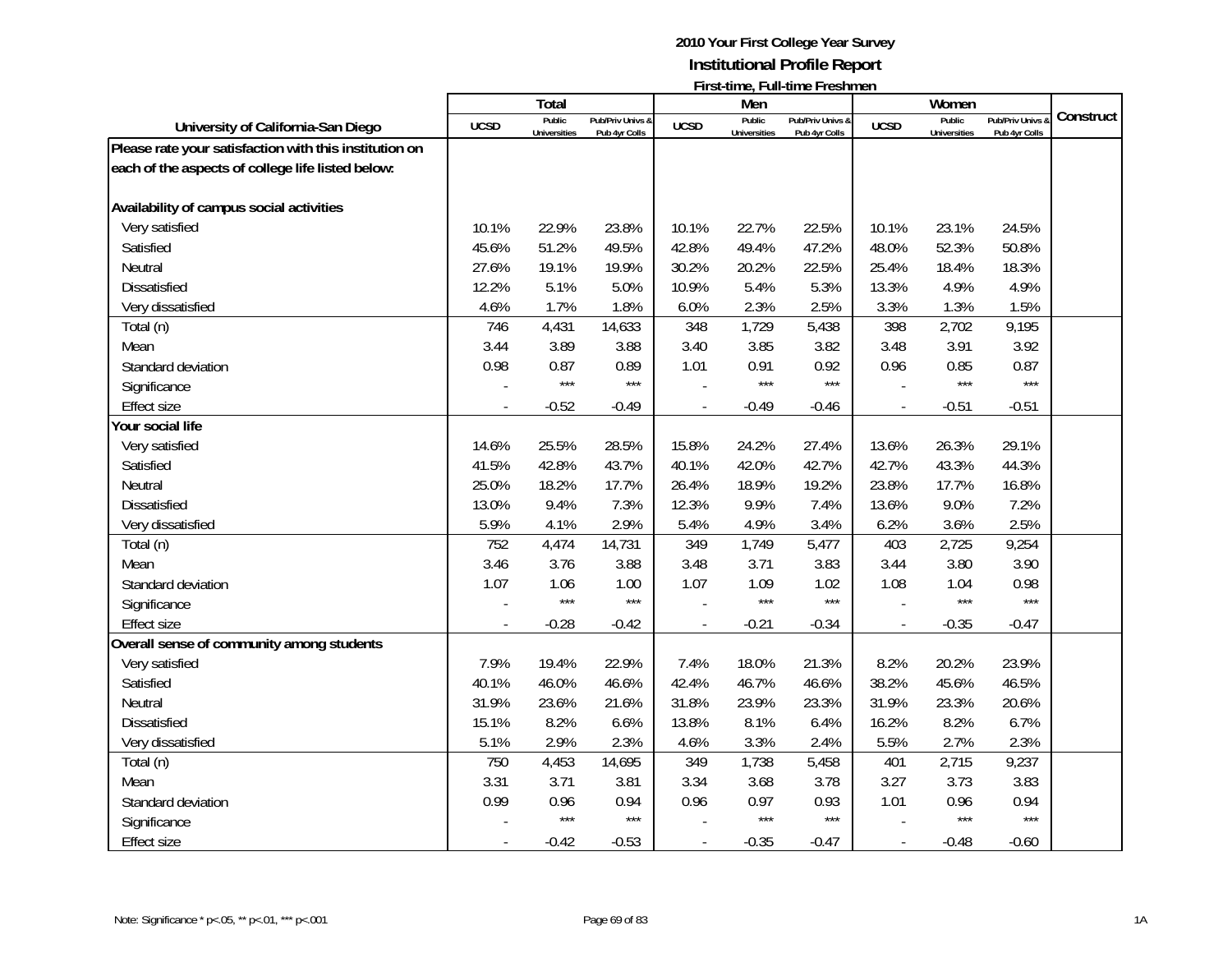# 2010 Your First College Year Survey

## Institutional Profile Report

### First-time, Full-time Freshmen

| University of California-San Diego | Total | | | Men | | | Women | | | Construct |
|---|---|---|---|---|---|---|---|---|---|---|
| | UCSD | Public Universities | Pub/Priv Univs & Pub 4yr Colls | UCSD | Public Universities | Pub/Priv Univs & Pub 4yr Colls | UCSD | Public Universities | Pub/Priv Univs & Pub 4yr Colls | |
| **Please rate your satisfaction with this institution on each of the aspects of college life listed below:** | | | | | | | | | | |
| **Availability of campus social activities** | | | | | | | | | | |
| Very satisfied | 10.1% | 22.9% | 23.8% | 10.1% | 22.7% | 22.5% | 10.1% | 23.1% | 24.5% | |
| Satisfied | 45.6% | 51.2% | 49.5% | 42.8% | 49.4% | 47.2% | 48.0% | 52.3% | 50.8% | |
| Neutral | 27.6% | 19.1% | 19.9% | 30.2% | 20.2% | 22.5% | 25.4% | 18.4% | 18.3% | |
| Dissatisfied | 12.2% | 5.1% | 5.0% | 10.9% | 5.4% | 5.3% | 13.3% | 4.9% | 4.9% | |
| Very dissatisfied | 4.6% | 1.7% | 1.8% | 6.0% | 2.3% | 2.5% | 3.3% | 1.3% | 1.5% | |
| Total (n) | 746 | 4,431 | 14,633 | 348 | 1,729 | 5,438 | 398 | 2,702 | 9,195 | |
| Mean | 3.44 | 3.89 | 3.88 | 3.40 | 3.85 | 3.82 | 3.48 | 3.91 | 3.92 | |
| Standard deviation | 0.98 | 0.87 | 0.89 | 1.01 | 0.91 | 0.92 | 0.96 | 0.85 | 0.87 | |
| Significance | - | *** | *** | - | *** | *** | - | *** | *** | |
| Effect size | - | -0.52 | -0.49 | - | -0.49 | -0.46 | - | -0.51 | -0.51 | |
| **Your social life** | | | | | | | | | | |
| Very satisfied | 14.6% | 25.5% | 28.5% | 15.8% | 24.2% | 27.4% | 13.6% | 26.3% | 29.1% | |
| Satisfied | 41.5% | 42.8% | 43.7% | 40.1% | 42.0% | 42.7% | 42.7% | 43.3% | 44.3% | |
| Neutral | 25.0% | 18.2% | 17.7% | 26.4% | 18.9% | 19.2% | 23.8% | 17.7% | 16.8% | |
| Dissatisfied | 13.0% | 9.4% | 7.3% | 12.3% | 9.9% | 7.4% | 13.6% | 9.0% | 7.2% | |
| Very dissatisfied | 5.9% | 4.1% | 2.9% | 5.4% | 4.9% | 3.4% | 6.2% | 3.6% | 2.5% | |
| Total (n) | 752 | 4,474 | 14,731 | 349 | 1,749 | 5,477 | 403 | 2,725 | 9,254 | |
| Mean | 3.46 | 3.76 | 3.88 | 3.48 | 3.71 | 3.83 | 3.44 | 3.80 | 3.90 | |
| Standard deviation | 1.07 | 1.06 | 1.00 | 1.07 | 1.09 | 1.02 | 1.08 | 1.04 | 0.98 | |
| Significance | - | *** | *** | - | *** | *** | - | *** | *** | |
| Effect size | - | -0.28 | -0.42 | - | -0.21 | -0.34 | - | -0.35 | -0.47 | |
| **Overall sense of community among students** | | | | | | | | | | |
| Very satisfied | 7.9% | 19.4% | 22.9% | 7.4% | 18.0% | 21.3% | 8.2% | 20.2% | 23.9% | |
| Satisfied | 40.1% | 46.0% | 46.6% | 42.4% | 46.7% | 46.6% | 38.2% | 45.6% | 46.5% | |
| Neutral | 31.9% | 23.6% | 21.6% | 31.8% | 23.9% | 23.3% | 31.9% | 23.3% | 20.6% | |
| Dissatisfied | 15.1% | 8.2% | 6.6% | 13.8% | 8.1% | 6.4% | 16.2% | 8.2% | 6.7% | |
| Very dissatisfied | 5.1% | 2.9% | 2.3% | 4.6% | 3.3% | 2.4% | 5.5% | 2.7% | 2.3% | |
| Total (n) | 750 | 4,453 | 14,695 | 349 | 1,738 | 5,458 | 401 | 2,715 | 9,237 | |
| Mean | 3.31 | 3.71 | 3.81 | 3.34 | 3.68 | 3.78 | 3.27 | 3.73 | 3.83 | |
| Standard deviation | 0.99 | 0.96 | 0.94 | 0.96 | 0.97 | 0.93 | 1.01 | 0.96 | 0.94 | |
| Significance | - | *** | *** | - | *** | *** | - | *** | *** | |
| Effect size | - | -0.42 | -0.53 | - | -0.35 | -0.47 | - | -0.48 | -0.60 | |

Note: Significance * p<.05, ** p<.01, *** p<.001

1A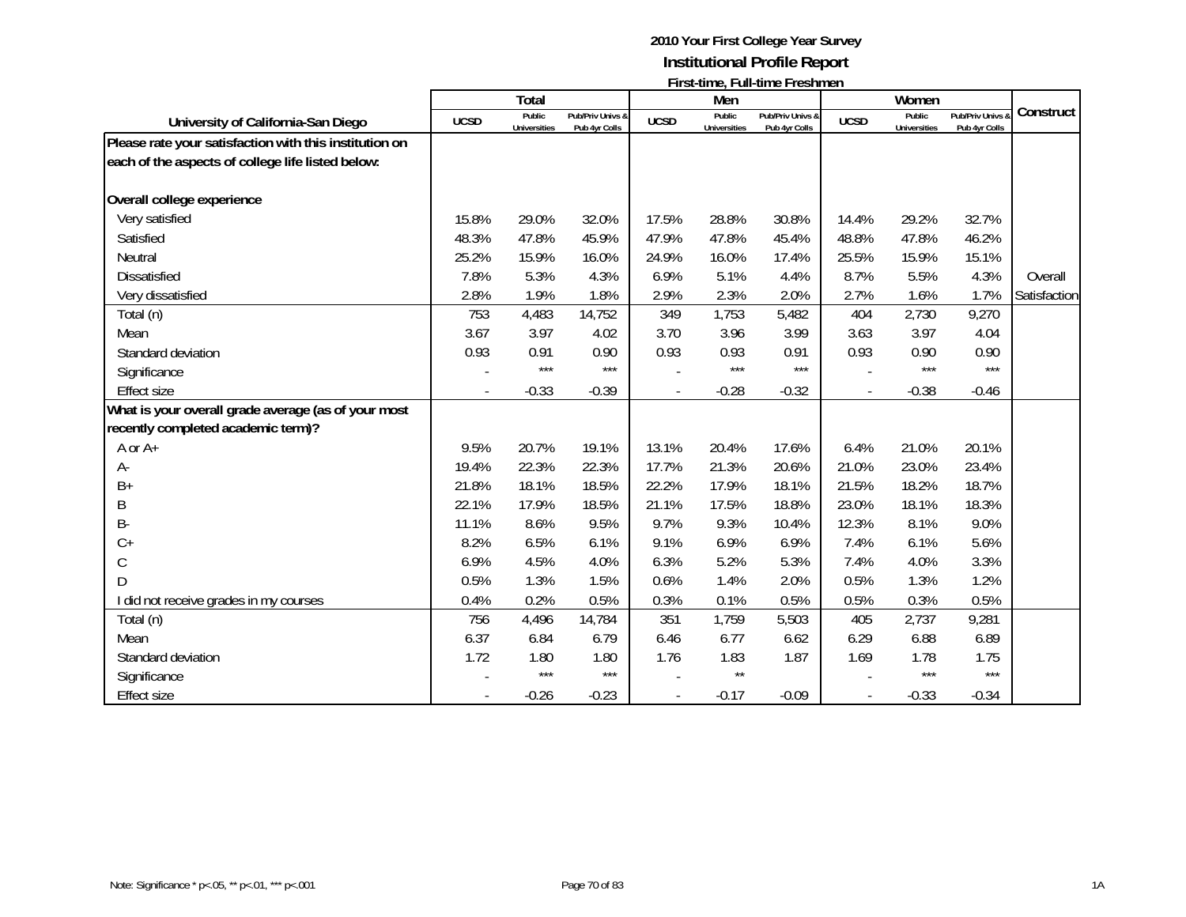## 2010 Your First College Year Survey
## Institutional Profile Report
### First-time, Full-time Freshmen

| University of California-San Diego | Total | | | Men | | | Women | | | Construct |
|---|---|---|---|---|---|---|---|---|---|---|
| | UCSD | Public Universities | Pub/Priv Univs & Pub 4yr Colls | UCSD | Public Universities | Pub/Priv Univs & Pub 4yr Colls | UCSD | Public Universities | Pub/Priv Univs & Pub 4yr Colls | |
| **Please rate your satisfaction with this institution on each of the aspects of college life listed below:** | | | | | | | | | | |
| **Overall college experience** | | | | | | | | | | |
| Very satisfied | 15.8% | 29.0% | 32.0% | 17.5% | 28.8% | 30.8% | 14.4% | 29.2% | 32.7% | |
| Satisfied | 48.3% | 47.8% | 45.9% | 47.9% | 47.8% | 45.4% | 48.8% | 47.8% | 46.2% | |
| Neutral | 25.2% | 15.9% | 16.0% | 24.9% | 16.0% | 17.4% | 25.5% | 15.9% | 15.1% | |
| Dissatisfied | 7.8% | 5.3% | 4.3% | 6.9% | 5.1% | 4.4% | 8.7% | 5.5% | 4.3% | Overall |
| Very dissatisfied | 2.8% | 1.9% | 1.8% | 2.9% | 2.3% | 2.0% | 2.7% | 1.6% | 1.7% | Satisfaction |
| Total (n) | 753 | 4,483 | 14,752 | 349 | 1,753 | 5,482 | 404 | 2,730 | 9,270 | |
| Mean | 3.67 | 3.97 | 4.02 | 3.70 | 3.96 | 3.99 | 3.63 | 3.97 | 4.04 | |
| Standard deviation | 0.93 | 0.91 | 0.90 | 0.93 | 0.93 | 0.91 | 0.93 | 0.90 | 0.90 | |
| Significance | - | *** | *** | - | *** | *** | - | *** | *** | |
| Effect size | - | -0.33 | -0.39 | - | -0.28 | -0.32 | - | -0.38 | -0.46 | |
| **What is your overall grade average (as of your most recently completed academic term)?** | | | | | | | | | | |
| A or A+ | 9.5% | 20.7% | 19.1% | 13.1% | 20.4% | 17.6% | 6.4% | 21.0% | 20.1% | |
| A- | 19.4% | 22.3% | 22.3% | 17.7% | 21.3% | 20.6% | 21.0% | 23.0% | 23.4% | |
| B+ | 21.8% | 18.1% | 18.5% | 22.2% | 17.9% | 18.1% | 21.5% | 18.2% | 18.7% | |
| B | 22.1% | 17.9% | 18.5% | 21.1% | 17.5% | 18.8% | 23.0% | 18.1% | 18.3% | |
| B- | 11.1% | 8.6% | 9.5% | 9.7% | 9.3% | 10.4% | 12.3% | 8.1% | 9.0% | |
| C+ | 8.2% | 6.5% | 6.1% | 9.1% | 6.9% | 6.9% | 7.4% | 6.1% | 5.6% | |
| C | 6.9% | 4.5% | 4.0% | 6.3% | 5.2% | 5.3% | 7.4% | 4.0% | 3.3% | |
| D | 0.5% | 1.3% | 1.5% | 0.6% | 1.4% | 2.0% | 0.5% | 1.3% | 1.2% | |
| I did not receive grades in my courses | 0.4% | 0.2% | 0.5% | 0.3% | 0.1% | 0.5% | 0.5% | 0.3% | 0.5% | |
| Total (n) | 756 | 4,496 | 14,784 | 351 | 1,759 | 5,503 | 405 | 2,737 | 9,281 | |
| Mean | 6.37 | 6.84 | 6.79 | 6.46 | 6.77 | 6.62 | 6.29 | 6.88 | 6.89 | |
| Standard deviation | 1.72 | 1.80 | 1.80 | 1.76 | 1.83 | 1.87 | 1.69 | 1.78 | 1.75 | |
| Significance | - | *** | *** | - | ** | | - | *** | *** | |
| Effect size | - | -0.26 | -0.23 | - | -0.17 | -0.09 | - | -0.33 | -0.34 | |

Note: Significance * p<.05, ** p<.01, *** p<.001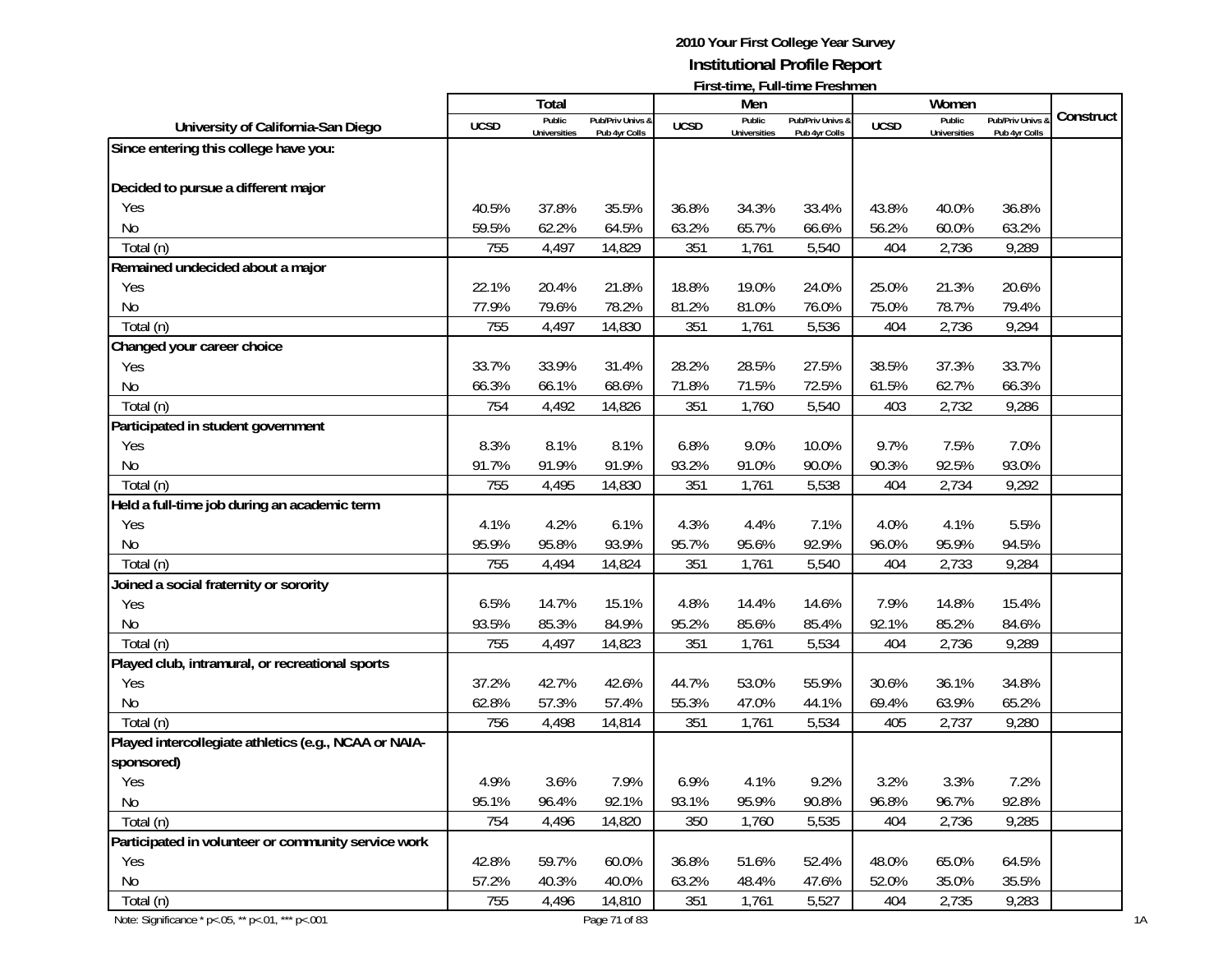**2010 Your First College Year Survey**

**Institutional Profile Report**

**First-time, Full-time Freshmen**

| University of California-San Diego | Total | | | Men | | | Women | | | Construct |
|---|---|---|---|---|---|---|---|---|---|---|
| | UCSD | Public Universities | Pub/Priv Univs & Pub 4yr Colls | UCSD | Public Universities | Pub/Priv Univs & Pub 4yr Colls | UCSD | Public Universities | Pub/Priv Univs & Pub 4yr Colls | |
| **Since entering this college have you:** | | | | | | | | | | |
| **Decided to pursue a different major** | | | | | | | | | | |
| Yes | 40.5% | 37.8% | 35.5% | 36.8% | 34.3% | 33.4% | 43.8% | 40.0% | 36.8% | |
| No | 59.5% | 62.2% | 64.5% | 63.2% | 65.7% | 66.6% | 56.2% | 60.0% | 63.2% | |
| Total (n) | 755 | 4,497 | 14,829 | 351 | 1,761 | 5,540 | 404 | 2,736 | 9,289 | |
| **Remained undecided about a major** | | | | | | | | | | |
| Yes | 22.1% | 20.4% | 21.8% | 18.8% | 19.0% | 24.0% | 25.0% | 21.3% | 20.6% | |
| No | 77.9% | 79.6% | 78.2% | 81.2% | 81.0% | 76.0% | 75.0% | 78.7% | 79.4% | |
| Total (n) | 755 | 4,497 | 14,830 | 351 | 1,761 | 5,536 | 404 | 2,736 | 9,294 | |
| **Changed your career choice** | | | | | | | | | | |
| Yes | 33.7% | 33.9% | 31.4% | 28.2% | 28.5% | 27.5% | 38.5% | 37.3% | 33.7% | |
| No | 66.3% | 66.1% | 68.6% | 71.8% | 71.5% | 72.5% | 61.5% | 62.7% | 66.3% | |
| Total (n) | 754 | 4,492 | 14,826 | 351 | 1,760 | 5,540 | 403 | 2,732 | 9,286 | |
| **Participated in student government** | | | | | | | | | | |
| Yes | 8.3% | 8.1% | 8.1% | 6.8% | 9.0% | 10.0% | 9.7% | 7.5% | 7.0% | |
| No | 91.7% | 91.9% | 91.9% | 93.2% | 91.0% | 90.0% | 90.3% | 92.5% | 93.0% | |
| Total (n) | 755 | 4,495 | 14,830 | 351 | 1,761 | 5,538 | 404 | 2,734 | 9,292 | |
| **Held a full-time job during an academic term** | | | | | | | | | | |
| Yes | 4.1% | 4.2% | 6.1% | 4.3% | 4.4% | 7.1% | 4.0% | 4.1% | 5.5% | |
| No | 95.9% | 95.8% | 93.9% | 95.7% | 95.6% | 92.9% | 96.0% | 95.9% | 94.5% | |
| Total (n) | 755 | 4,494 | 14,824 | 351 | 1,761 | 5,540 | 404 | 2,733 | 9,284 | |
| **Joined a social fraternity or sorority** | | | | | | | | | | |
| Yes | 6.5% | 14.7% | 15.1% | 4.8% | 14.4% | 14.6% | 7.9% | 14.8% | 15.4% | |
| No | 93.5% | 85.3% | 84.9% | 95.2% | 85.6% | 85.4% | 92.1% | 85.2% | 84.6% | |
| Total (n) | 755 | 4,497 | 14,823 | 351 | 1,761 | 5,534 | 404 | 2,736 | 9,289 | |
| **Played club, intramural, or recreational sports** | | | | | | | | | | |
| Yes | 37.2% | 42.7% | 42.6% | 44.7% | 53.0% | 55.9% | 30.6% | 36.1% | 34.8% | |
| No | 62.8% | 57.3% | 57.4% | 55.3% | 47.0% | 44.1% | 69.4% | 63.9% | 65.2% | |
| Total (n) | 756 | 4,498 | 14,814 | 351 | 1,761 | 5,534 | 405 | 2,737 | 9,280 | |
| **Played intercollegiate athletics (e.g., NCAA or NAIA-sponsored)** | | | | | | | | | | |
| Yes | 4.9% | 3.6% | 7.9% | 6.9% | 4.1% | 9.2% | 3.2% | 3.3% | 7.2% | |
| No | 95.1% | 96.4% | 92.1% | 93.1% | 95.9% | 90.8% | 96.8% | 96.7% | 92.8% | |
| Total (n) | 754 | 4,496 | 14,820 | 350 | 1,760 | 5,535 | 404 | 2,736 | 9,285 | |
| **Participated in volunteer or community service work** | | | | | | | | | | |
| Yes | 42.8% | 59.7% | 60.0% | 36.8% | 51.6% | 52.4% | 48.0% | 65.0% | 64.5% | |
| No | 57.2% | 40.3% | 40.0% | 63.2% | 48.4% | 47.6% | 52.0% | 35.0% | 35.5% | |
| Total (n) | 755 | 4,496 | 14,810 | 351 | 1,761 | 5,527 | 404 | 2,735 | 9,283 | |

Note: Significance * p<.05, ** p<.01, *** p<.001

1A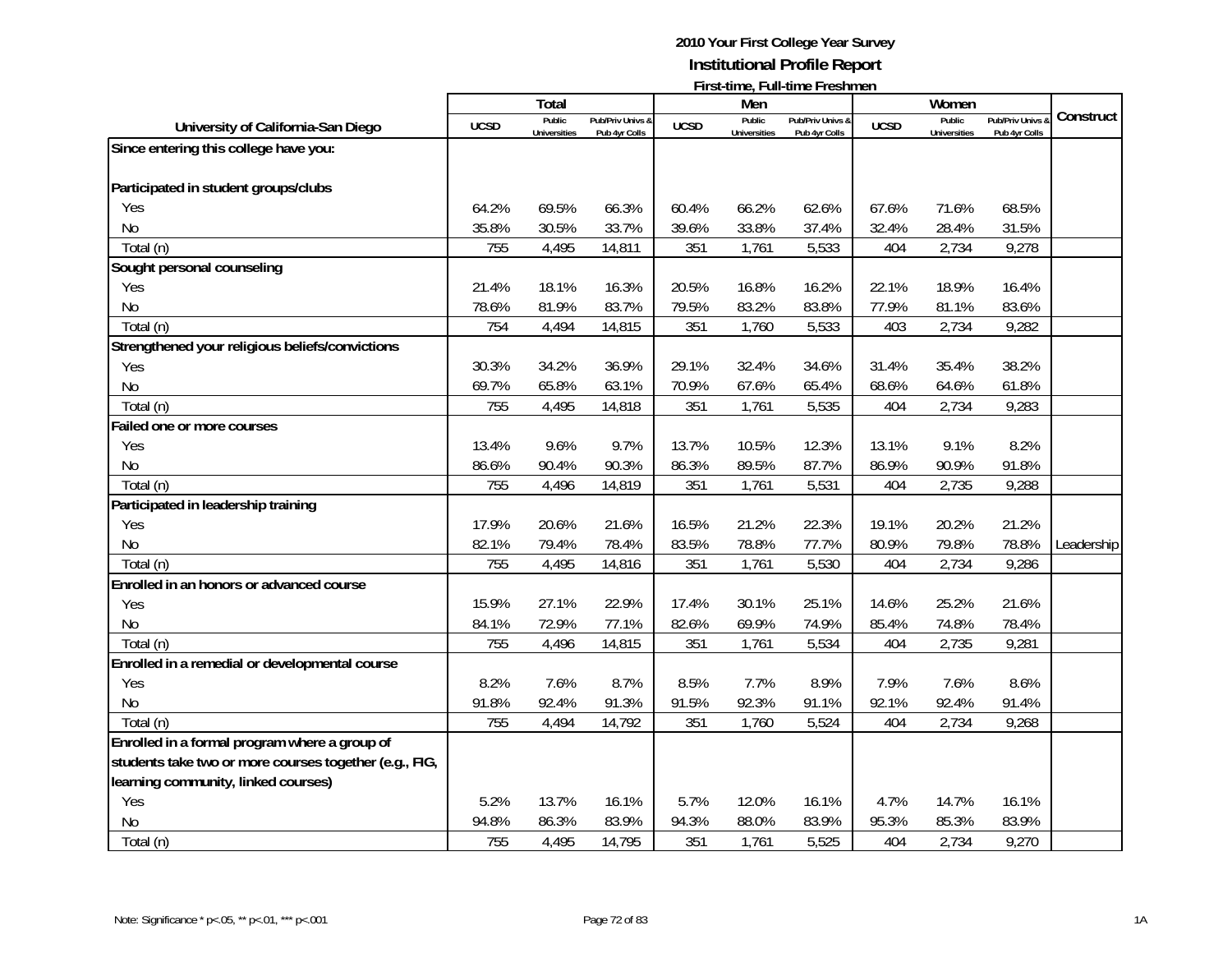**2010 Your First College Year Survey**
**Institutional Profile Report**
**First-time, Full-time Freshmen**

| University of California-San Diego | Total | | | Men | | | Women | | | Construct |
|---|---|---|---|---|---|---|---|---|---|---|
| | UCSD | Public Universities | Pub/Priv Univs & Pub 4yr Colls | UCSD | Public Universities | Pub/Priv Univs & Pub 4yr Colls | UCSD | Public Universities | Pub/Priv Univs & Pub 4yr Colls | |
| **Since entering this college have you:** | | | | | | | | | | |
| **Participated in student groups/clubs** | | | | | | | | | | |
| Yes | 64.2% | 69.5% | 66.3% | 60.4% | 66.2% | 62.6% | 67.6% | 71.6% | 68.5% | |
| No | 35.8% | 30.5% | 33.7% | 39.6% | 33.8% | 37.4% | 32.4% | 28.4% | 31.5% | |
| Total (n) | 755 | 4,495 | 14,811 | 351 | 1,761 | 5,533 | 404 | 2,734 | 9,278 | |
| **Sought personal counseling** | | | | | | | | | | |
| Yes | 21.4% | 18.1% | 16.3% | 20.5% | 16.8% | 16.2% | 22.1% | 18.9% | 16.4% | |
| No | 78.6% | 81.9% | 83.7% | 79.5% | 83.2% | 83.8% | 77.9% | 81.1% | 83.6% | |
| Total (n) | 754 | 4,494 | 14,815 | 351 | 1,760 | 5,533 | 403 | 2,734 | 9,282 | |
| **Strengthened your religious beliefs/convictions** | | | | | | | | | | |
| Yes | 30.3% | 34.2% | 36.9% | 29.1% | 32.4% | 34.6% | 31.4% | 35.4% | 38.2% | |
| No | 69.7% | 65.8% | 63.1% | 70.9% | 67.6% | 65.4% | 68.6% | 64.6% | 61.8% | |
| Total (n) | 755 | 4,495 | 14,818 | 351 | 1,761 | 5,535 | 404 | 2,734 | 9,283 | |
| **Failed one or more courses** | | | | | | | | | | |
| Yes | 13.4% | 9.6% | 9.7% | 13.7% | 10.5% | 12.3% | 13.1% | 9.1% | 8.2% | |
| No | 86.6% | 90.4% | 90.3% | 86.3% | 89.5% | 87.7% | 86.9% | 90.9% | 91.8% | |
| Total (n) | 755 | 4,496 | 14,819 | 351 | 1,761 | 5,531 | 404 | 2,735 | 9,288 | |
| **Participated in leadership training** | | | | | | | | | | |
| Yes | 17.9% | 20.6% | 21.6% | 16.5% | 21.2% | 22.3% | 19.1% | 20.2% | 21.2% | |
| No | 82.1% | 79.4% | 78.4% | 83.5% | 78.8% | 77.7% | 80.9% | 79.8% | 78.8% | Leadership |
| Total (n) | 755 | 4,495 | 14,816 | 351 | 1,761 | 5,530 | 404 | 2,734 | 9,286 | |
| **Enrolled in an honors or advanced course** | | | | | | | | | | |
| Yes | 15.9% | 27.1% | 22.9% | 17.4% | 30.1% | 25.1% | 14.6% | 25.2% | 21.6% | |
| No | 84.1% | 72.9% | 77.1% | 82.6% | 69.9% | 74.9% | 85.4% | 74.8% | 78.4% | |
| Total (n) | 755 | 4,496 | 14,815 | 351 | 1,761 | 5,534 | 404 | 2,735 | 9,281 | |
| **Enrolled in a remedial or developmental course** | | | | | | | | | | |
| Yes | 8.2% | 7.6% | 8.7% | 8.5% | 7.7% | 8.9% | 7.9% | 7.6% | 8.6% | |
| No | 91.8% | 92.4% | 91.3% | 91.5% | 92.3% | 91.1% | 92.1% | 92.4% | 91.4% | |
| Total (n) | 755 | 4,494 | 14,792 | 351 | 1,760 | 5,524 | 404 | 2,734 | 9,268 | |
| **Enrolled in a formal program where a group of students take two or more courses together (e.g., FIG, learning community, linked courses)** | | | | | | | | | | |
| Yes | 5.2% | 13.7% | 16.1% | 5.7% | 12.0% | 16.1% | 4.7% | 14.7% | 16.1% | |
| No | 94.8% | 86.3% | 83.9% | 94.3% | 88.0% | 83.9% | 95.3% | 85.3% | 83.9% | |
| Total (n) | 755 | 4,495 | 14,795 | 351 | 1,761 | 5,525 | 404 | 2,734 | 9,270 | |

Note: Significance * p<.05, ** p<.01, *** p<.001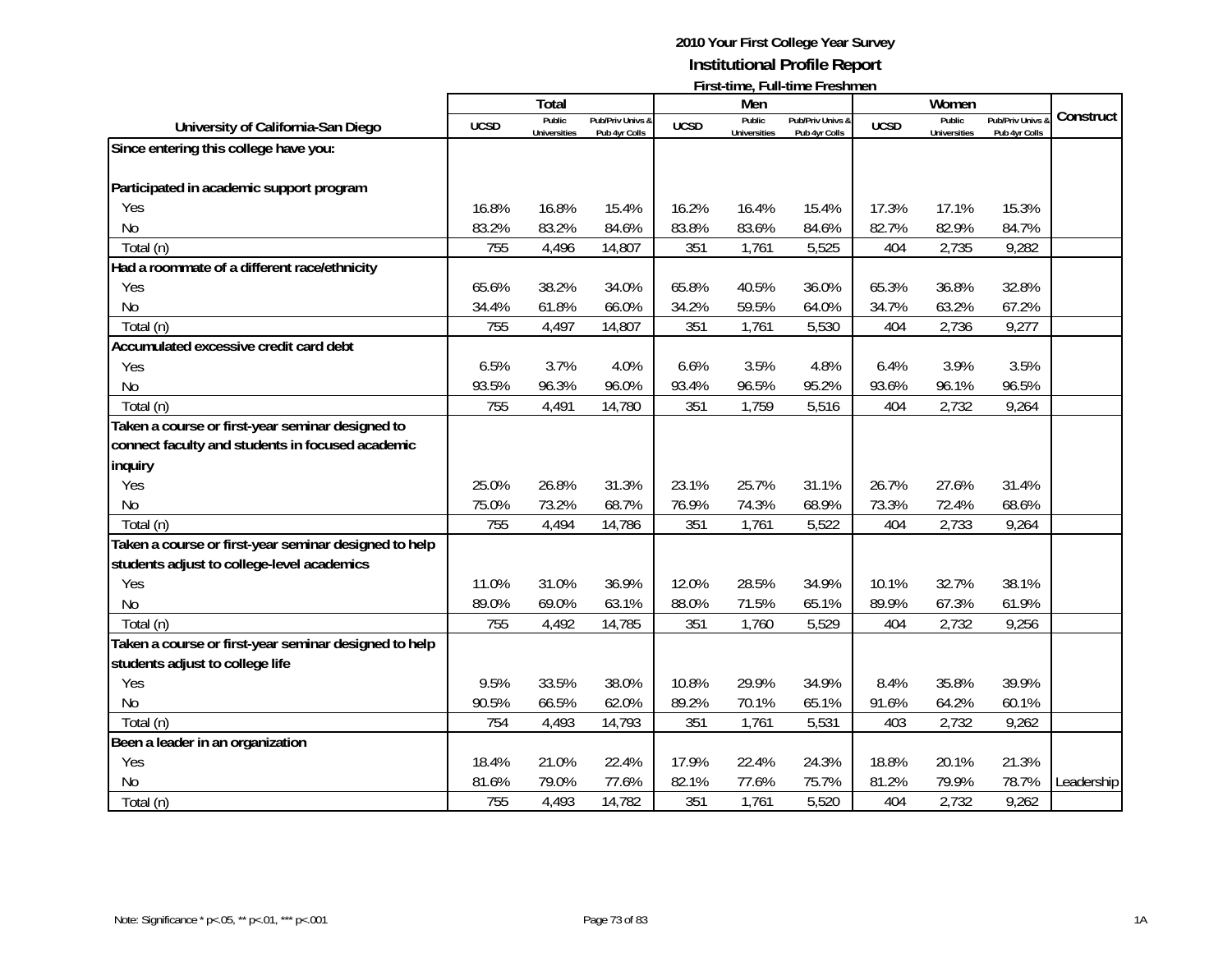# 2010 Your First College Year Survey
## Institutional Profile Report
### First-time, Full-time Freshmen

| University of California-San Diego | Total | | | Men | | | Women | | | Construct |
|---|---|---|---|---|---|---|---|---|---|---|
| | UCSD | Public Universities | Pub/Priv Univs & Pub 4yr Colls | UCSD | Public Universities | Pub/Priv Univs & Pub 4yr Colls | UCSD | Public Universities | Pub/Priv Univs & Pub 4yr Colls | |
| **Since entering this college have you:** | | | | | | | | | | |
| **Participated in academic support program** | | | | | | | | | | |
| Yes | 16.8% | 16.8% | 15.4% | 16.2% | 16.4% | 15.4% | 17.3% | 17.1% | 15.3% | |
| No | 83.2% | 83.2% | 84.6% | 83.8% | 83.6% | 84.6% | 82.7% | 82.9% | 84.7% | |
| Total (n) | 755 | 4,496 | 14,807 | 351 | 1,761 | 5,525 | 404 | 2,735 | 9,282 | |
| **Had a roommate of a different race/ethnicity** | | | | | | | | | | |
| Yes | 65.6% | 38.2% | 34.0% | 65.8% | 40.5% | 36.0% | 65.3% | 36.8% | 32.8% | |
| No | 34.4% | 61.8% | 66.0% | 34.2% | 59.5% | 64.0% | 34.7% | 63.2% | 67.2% | |
| Total (n) | 755 | 4,497 | 14,807 | 351 | 1,761 | 5,530 | 404 | 2,736 | 9,277 | |
| **Accumulated excessive credit card debt** | | | | | | | | | | |
| Yes | 6.5% | 3.7% | 4.0% | 6.6% | 3.5% | 4.8% | 6.4% | 3.9% | 3.5% | |
| No | 93.5% | 96.3% | 96.0% | 93.4% | 96.5% | 95.2% | 93.6% | 96.1% | 96.5% | |
| Total (n) | 755 | 4,491 | 14,780 | 351 | 1,759 | 5,516 | 404 | 2,732 | 9,264 | |
| **Taken a course or first-year seminar designed to connect faculty and students in focused academic inquiry** | | | | | | | | | | |
| Yes | 25.0% | 26.8% | 31.3% | 23.1% | 25.7% | 31.1% | 26.7% | 27.6% | 31.4% | |
| No | 75.0% | 73.2% | 68.7% | 76.9% | 74.3% | 68.9% | 73.3% | 72.4% | 68.6% | |
| Total (n) | 755 | 4,494 | 14,786 | 351 | 1,761 | 5,522 | 404 | 2,733 | 9,264 | |
| **Taken a course or first-year seminar designed to help students adjust to college-level academics** | | | | | | | | | | |
| Yes | 11.0% | 31.0% | 36.9% | 12.0% | 28.5% | 34.9% | 10.1% | 32.7% | 38.1% | |
| No | 89.0% | 69.0% | 63.1% | 88.0% | 71.5% | 65.1% | 89.9% | 67.3% | 61.9% | |
| Total (n) | 755 | 4,492 | 14,785 | 351 | 1,760 | 5,529 | 404 | 2,732 | 9,256 | |
| **Taken a course or first-year seminar designed to help students adjust to college life** | | | | | | | | | | |
| Yes | 9.5% | 33.5% | 38.0% | 10.8% | 29.9% | 34.9% | 8.4% | 35.8% | 39.9% | |
| No | 90.5% | 66.5% | 62.0% | 89.2% | 70.1% | 65.1% | 91.6% | 64.2% | 60.1% | |
| Total (n) | 754 | 4,493 | 14,793 | 351 | 1,761 | 5,531 | 403 | 2,732 | 9,262 | |
| **Been a leader in an organization** | | | | | | | | | | |
| Yes | 18.4% | 21.0% | 22.4% | 17.9% | 22.4% | 24.3% | 18.8% | 20.1% | 21.3% | |
| No | 81.6% | 79.0% | 77.6% | 82.1% | 77.6% | 75.7% | 81.2% | 79.9% | 78.7% | Leadership |
| Total (n) | 755 | 4,493 | 14,782 | 351 | 1,761 | 5,520 | 404 | 2,732 | 9,262 | |

Note: Significance * p<.05, ** p<.01, *** p<.001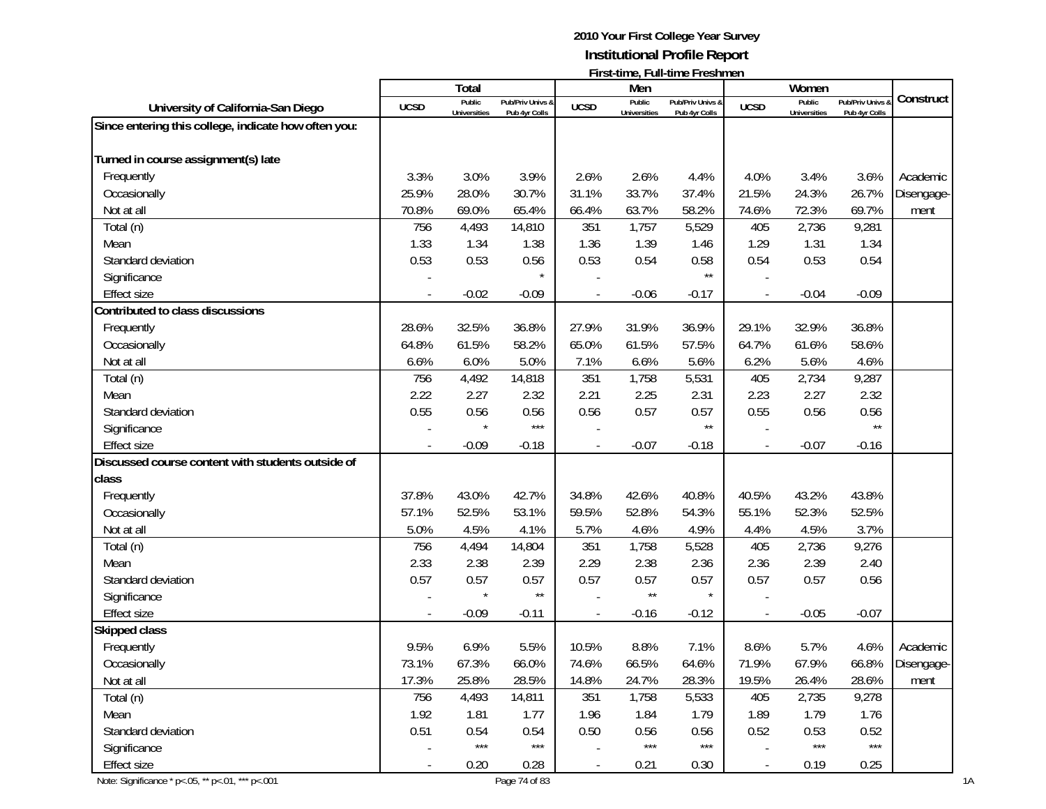# 2010 Your First College Year Survey
## Institutional Profile Report
### First-time, Full-time Freshmen

| University of California-San Diego | Total | | | Men | | | Women | | | Construct |
|---|---|---|---|---|---|---|---|---|---|---|
| | UCSD | Public Universities | Pub/Priv Univs & Pub 4yr Colls | UCSD | Public Universities | Pub/Priv Univs & Pub 4yr Colls | UCSD | Public Universities | Pub/Priv Univs & Pub 4yr Colls | |
| **Since entering this college, indicate how often you:** | | | | | | | | | | |
| **Turned in course assignment(s) late** | | | | | | | | | | |
| Frequently | 3.3% | 3.0% | 3.9% | 2.6% | 2.6% | 4.4% | 4.0% | 3.4% | 3.6% | Academic |
| Occasionally | 25.9% | 28.0% | 30.7% | 31.1% | 33.7% | 37.4% | 21.5% | 24.3% | 26.7% | Disengage- |
| Not at all | 70.8% | 69.0% | 65.4% | 66.4% | 63.7% | 58.2% | 74.6% | 72.3% | 69.7% | ment |
| Total (n) | 756 | 4,493 | 14,810 | 351 | 1,757 | 5,529 | 405 | 2,736 | 9,281 | |
| Mean | 1.33 | 1.34 | 1.38 | 1.36 | 1.39 | 1.46 | 1.29 | 1.31 | 1.34 | |
| Standard deviation | 0.53 | 0.53 | 0.56 | 0.53 | 0.54 | 0.58 | 0.54 | 0.53 | 0.54 | |
| Significance | - | | * | - | | ** | - | | | |
| Effect size | - | -0.02 | -0.09 | - | -0.06 | -0.17 | - | -0.04 | -0.09 | |
| **Contributed to class discussions** | | | | | | | | | | |
| Frequently | 28.6% | 32.5% | 36.8% | 27.9% | 31.9% | 36.9% | 29.1% | 32.9% | 36.8% | |
| Occasionally | 64.8% | 61.5% | 58.2% | 65.0% | 61.5% | 57.5% | 64.7% | 61.6% | 58.6% | |
| Not at all | 6.6% | 6.0% | 5.0% | 7.1% | 6.6% | 5.6% | 6.2% | 5.6% | 4.6% | |
| Total (n) | 756 | 4,492 | 14,818 | 351 | 1,758 | 5,531 | 405 | 2,734 | 9,287 | |
| Mean | 2.22 | 2.27 | 2.32 | 2.21 | 2.25 | 2.31 | 2.23 | 2.27 | 2.32 | |
| Standard deviation | 0.55 | 0.56 | 0.56 | 0.56 | 0.57 | 0.57 | 0.55 | 0.56 | 0.56 | |
| Significance | - | * | *** | - | | ** | - | | ** | |
| Effect size | - | -0.09 | -0.18 | - | -0.07 | -0.18 | - | -0.07 | -0.16 | |
| **Discussed course content with students outside of class** | | | | | | | | | | |
| Frequently | 37.8% | 43.0% | 42.7% | 34.8% | 42.6% | 40.8% | 40.5% | 43.2% | 43.8% | |
| Occasionally | 57.1% | 52.5% | 53.1% | 59.5% | 52.8% | 54.3% | 55.1% | 52.3% | 52.5% | |
| Not at all | 5.0% | 4.5% | 4.1% | 5.7% | 4.6% | 4.9% | 4.4% | 4.5% | 3.7% | |
| Total (n) | 756 | 4,494 | 14,804 | 351 | 1,758 | 5,528 | 405 | 2,736 | 9,276 | |
| Mean | 2.33 | 2.38 | 2.39 | 2.29 | 2.38 | 2.36 | 2.36 | 2.39 | 2.40 | |
| Standard deviation | 0.57 | 0.57 | 0.57 | 0.57 | 0.57 | 0.57 | 0.57 | 0.57 | 0.56 | |
| Significance | - | * | ** | - | ** | * | - | | | |
| Effect size | - | -0.09 | -0.11 | - | -0.16 | -0.12 | - | -0.05 | -0.07 | |
| **Skipped class** | | | | | | | | | | |
| Frequently | 9.5% | 6.9% | 5.5% | 10.5% | 8.8% | 7.1% | 8.6% | 5.7% | 4.6% | Academic |
| Occasionally | 73.1% | 67.3% | 66.0% | 74.6% | 66.5% | 64.6% | 71.9% | 67.9% | 66.8% | Disengage- |
| Not at all | 17.3% | 25.8% | 28.5% | 14.8% | 24.7% | 28.3% | 19.5% | 26.4% | 28.6% | ment |
| Total (n) | 756 | 4,493 | 14,811 | 351 | 1,758 | 5,533 | 405 | 2,735 | 9,278 | |
| Mean | 1.92 | 1.81 | 1.77 | 1.96 | 1.84 | 1.79 | 1.89 | 1.79 | 1.76 | |
| Standard deviation | 0.51 | 0.54 | 0.54 | 0.50 | 0.56 | 0.56 | 0.52 | 0.53 | 0.52 | |
| Significance | - | *** | *** | - | *** | *** | - | *** | *** | |
| Effect size | - | 0.20 | 0.28 | - | 0.21 | 0.30 | - | 0.19 | 0.25 | |

Note: Significance * p<.05, ** p<.01, *** p<.001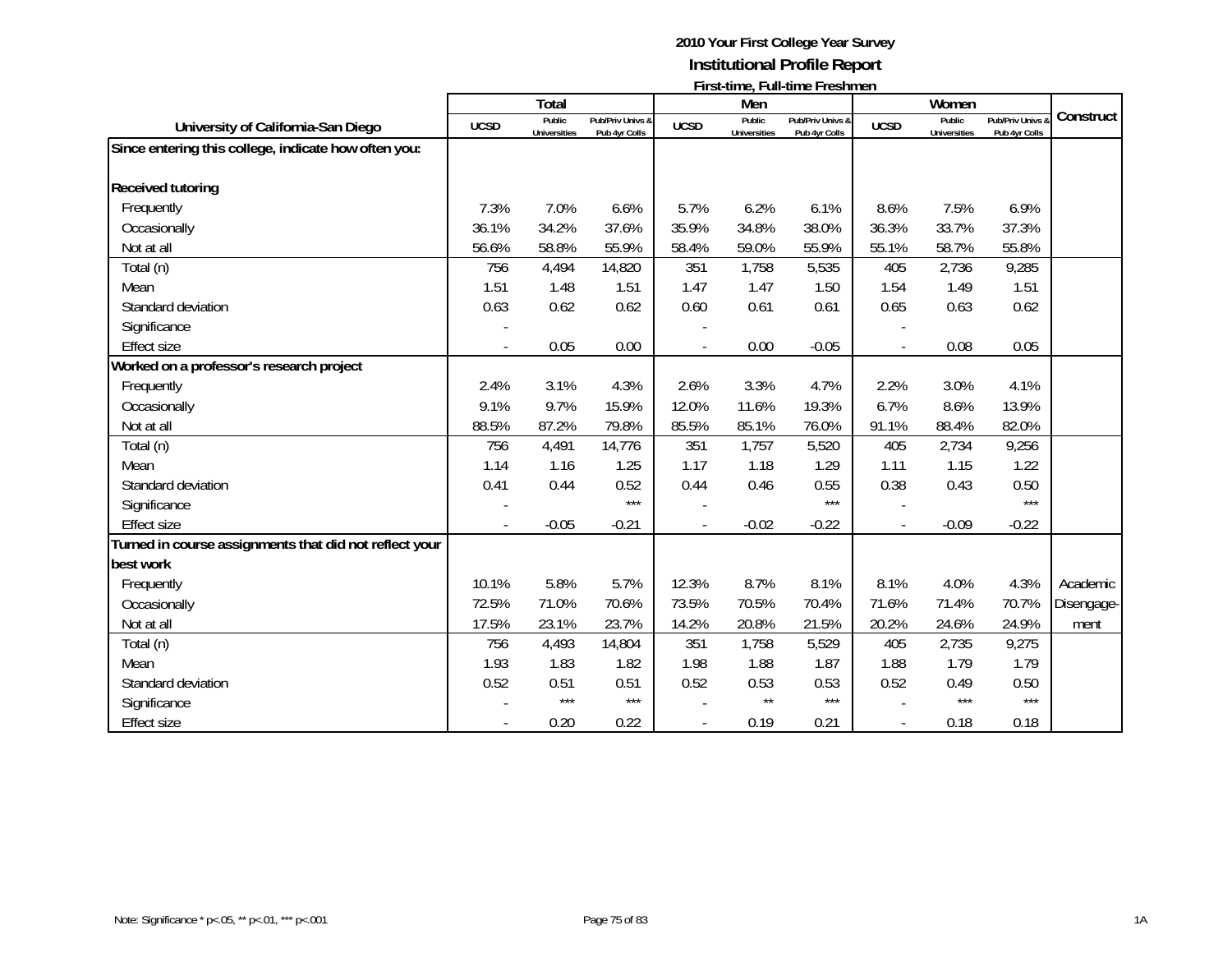**2010 Your First College Year Survey**
**Institutional Profile Report**
**First-time, Full-time Freshmen**

| University of California-San Diego | Total | | | Men | | | Women | | | Construct |
|---|---|---|---|---|---|---|---|---|---|---|
| | UCSD | Public Universities | Pub/Priv Univs & Pub 4yr Colls | UCSD | Public Universities | Pub/Priv Univs & Pub 4yr Colls | UCSD | Public Universities | Pub/Priv Univs & Pub 4yr Colls | |
| **Since entering this college, indicate how often you:** | | | | | | | | | | |
| **Received tutoring** | | | | | | | | | | |
| Frequently | 7.3% | 7.0% | 6.6% | 5.7% | 6.2% | 6.1% | 8.6% | 7.5% | 6.9% | |
| Occasionally | 36.1% | 34.2% | 37.6% | 35.9% | 34.8% | 38.0% | 36.3% | 33.7% | 37.3% | |
| Not at all | 56.6% | 58.8% | 55.9% | 58.4% | 59.0% | 55.9% | 55.1% | 58.7% | 55.8% | |
| Total (n) | 756 | 4,494 | 14,820 | 351 | 1,758 | 5,535 | 405 | 2,736 | 9,285 | |
| Mean | 1.51 | 1.48 | 1.51 | 1.47 | 1.47 | 1.50 | 1.54 | 1.49 | 1.51 | |
| Standard deviation | 0.63 | 0.62 | 0.62 | 0.60 | 0.61 | 0.61 | 0.65 | 0.63 | 0.62 | |
| Significance | - | | | - | | | - | | | |
| Effect size | - | 0.05 | 0.00 | - | 0.00 | -0.05 | - | 0.08 | 0.05 | |
| **Worked on a professor's research project** | | | | | | | | | | |
| Frequently | 2.4% | 3.1% | 4.3% | 2.6% | 3.3% | 4.7% | 2.2% | 3.0% | 4.1% | |
| Occasionally | 9.1% | 9.7% | 15.9% | 12.0% | 11.6% | 19.3% | 6.7% | 8.6% | 13.9% | |
| Not at all | 88.5% | 87.2% | 79.8% | 85.5% | 85.1% | 76.0% | 91.1% | 88.4% | 82.0% | |
| Total (n) | 756 | 4,491 | 14,776 | 351 | 1,757 | 5,520 | 405 | 2,734 | 9,256 | |
| Mean | 1.14 | 1.16 | 1.25 | 1.17 | 1.18 | 1.29 | 1.11 | 1.15 | 1.22 | |
| Standard deviation | 0.41 | 0.44 | 0.52 | 0.44 | 0.46 | 0.55 | 0.38 | 0.43 | 0.50 | |
| Significance | - | | *** | - | | *** | - | | *** | |
| Effect size | - | -0.05 | -0.21 | - | -0.02 | -0.22 | - | -0.09 | -0.22 | |
| **Turned in course assignments that did not reflect your best work** | | | | | | | | | | |
| Frequently | 10.1% | 5.8% | 5.7% | 12.3% | 8.7% | 8.1% | 8.1% | 4.0% | 4.3% | Academic Disengagement |
| Occasionally | 72.5% | 71.0% | 70.6% | 73.5% | 70.5% | 70.4% | 71.6% | 71.4% | 70.7% | |
| Not at all | 17.5% | 23.1% | 23.7% | 14.2% | 20.8% | 21.5% | 20.2% | 24.6% | 24.9% | |
| Total (n) | 756 | 4,493 | 14,804 | 351 | 1,758 | 5,529 | 405 | 2,735 | 9,275 | |
| Mean | 1.93 | 1.83 | 1.82 | 1.98 | 1.88 | 1.87 | 1.88 | 1.79 | 1.79 | |
| Standard deviation | 0.52 | 0.51 | 0.51 | 0.52 | 0.53 | 0.53 | 0.52 | 0.49 | 0.50 | |
| Significance | - | *** | *** | - | ** | *** | - | *** | *** | |
| Effect size | - | 0.20 | 0.22 | - | 0.19 | 0.21 | - | 0.18 | 0.18 | |

Note: Significance * p<.05, ** p<.01, *** p<.001

1A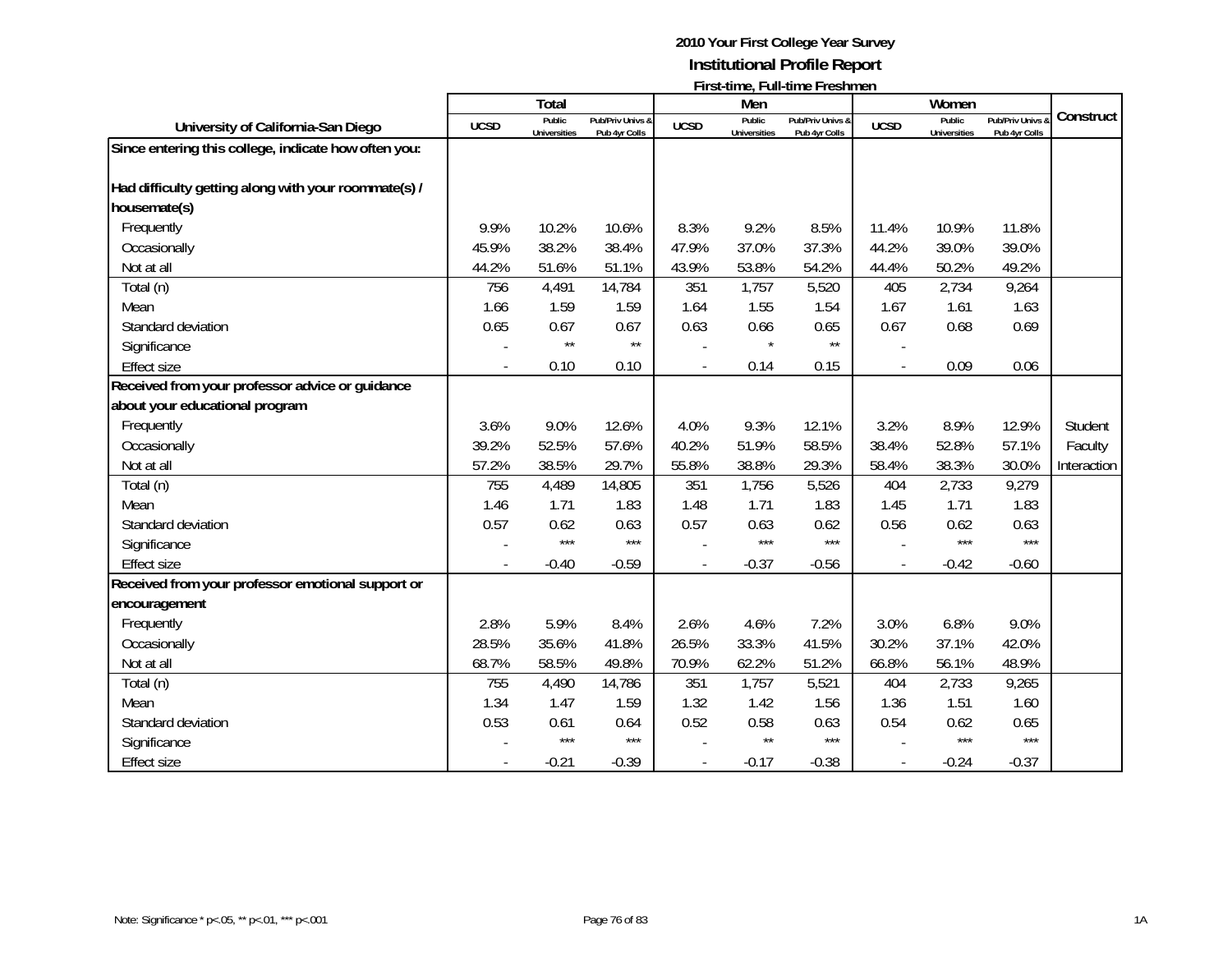# 2010 Your First College Year Survey

## Institutional Profile Report

### First-time, Full-time Freshmen

| University of California-San Diego | Total | | | Men | | | Women | | | Construct |
|---|---|---|---|---|---|---|---|---|---|---|
| | UCSD | Public Universities | Pub/Priv Univs & Pub 4yr Colls | UCSD | Public Universities | Pub/Priv Univs & Pub 4yr Colls | UCSD | Public Universities | Pub/Priv Univs & Pub 4yr Colls | |
| **Since entering this college, indicate how often you:** | | | | | | | | | | |
| **Had difficulty getting along with your roommate(s) / housemate(s)** | | | | | | | | | | |
| Frequently | 9.9% | 10.2% | 10.6% | 8.3% | 9.2% | 8.5% | 11.4% | 10.9% | 11.8% | |
| Occasionally | 45.9% | 38.2% | 38.4% | 47.9% | 37.0% | 37.3% | 44.2% | 39.0% | 39.0% | |
| Not at all | 44.2% | 51.6% | 51.1% | 43.9% | 53.8% | 54.2% | 44.4% | 50.2% | 49.2% | |
| Total (n) | 756 | 4,491 | 14,784 | 351 | 1,757 | 5,520 | 405 | 2,734 | 9,264 | |
| Mean | 1.66 | 1.59 | 1.59 | 1.64 | 1.55 | 1.54 | 1.67 | 1.61 | 1.63 | |
| Standard deviation | 0.65 | 0.67 | 0.67 | 0.63 | 0.66 | 0.65 | 0.67 | 0.68 | 0.69 | |
| Significance | - | ** | ** | - | * | ** | - | | | |
| Effect size | - | 0.10 | 0.10 | - | 0.14 | 0.15 | - | 0.09 | 0.06 | |
| **Received from your professor advice or guidance about your educational program** | | | | | | | | | | |
| Frequently | 3.6% | 9.0% | 12.6% | 4.0% | 9.3% | 12.1% | 3.2% | 8.9% | 12.9% | Student |
| Occasionally | 39.2% | 52.5% | 57.6% | 40.2% | 51.9% | 58.5% | 38.4% | 52.8% | 57.1% | Faculty |
| Not at all | 57.2% | 38.5% | 29.7% | 55.8% | 38.8% | 29.3% | 58.4% | 38.3% | 30.0% | Interaction |
| Total (n) | 755 | 4,489 | 14,805 | 351 | 1,756 | 5,526 | 404 | 2,733 | 9,279 | |
| Mean | 1.46 | 1.71 | 1.83 | 1.48 | 1.71 | 1.83 | 1.45 | 1.71 | 1.83 | |
| Standard deviation | 0.57 | 0.62 | 0.63 | 0.57 | 0.63 | 0.62 | 0.56 | 0.62 | 0.63 | |
| Significance | - | *** | *** | - | *** | *** | - | *** | *** | |
| Effect size | - | -0.40 | -0.59 | - | -0.37 | -0.56 | - | -0.42 | -0.60 | |
| **Received from your professor emotional support or encouragement** | | | | | | | | | | |
| Frequently | 2.8% | 5.9% | 8.4% | 2.6% | 4.6% | 7.2% | 3.0% | 6.8% | 9.0% | |
| Occasionally | 28.5% | 35.6% | 41.8% | 26.5% | 33.3% | 41.5% | 30.2% | 37.1% | 42.0% | |
| Not at all | 68.7% | 58.5% | 49.8% | 70.9% | 62.2% | 51.2% | 66.8% | 56.1% | 48.9% | |
| Total (n) | 755 | 4,490 | 14,786 | 351 | 1,757 | 5,521 | 404 | 2,733 | 9,265 | |
| Mean | 1.34 | 1.47 | 1.59 | 1.32 | 1.42 | 1.56 | 1.36 | 1.51 | 1.60 | |
| Standard deviation | 0.53 | 0.61 | 0.64 | 0.52 | 0.58 | 0.63 | 0.54 | 0.62 | 0.65 | |
| Significance | - | *** | *** | - | ** | *** | - | *** | *** | |
| Effect size | - | -0.21 | -0.39 | - | -0.17 | -0.38 | - | -0.24 | -0.37 | |

Note: Significance * p<.05, ** p<.01, *** p<.001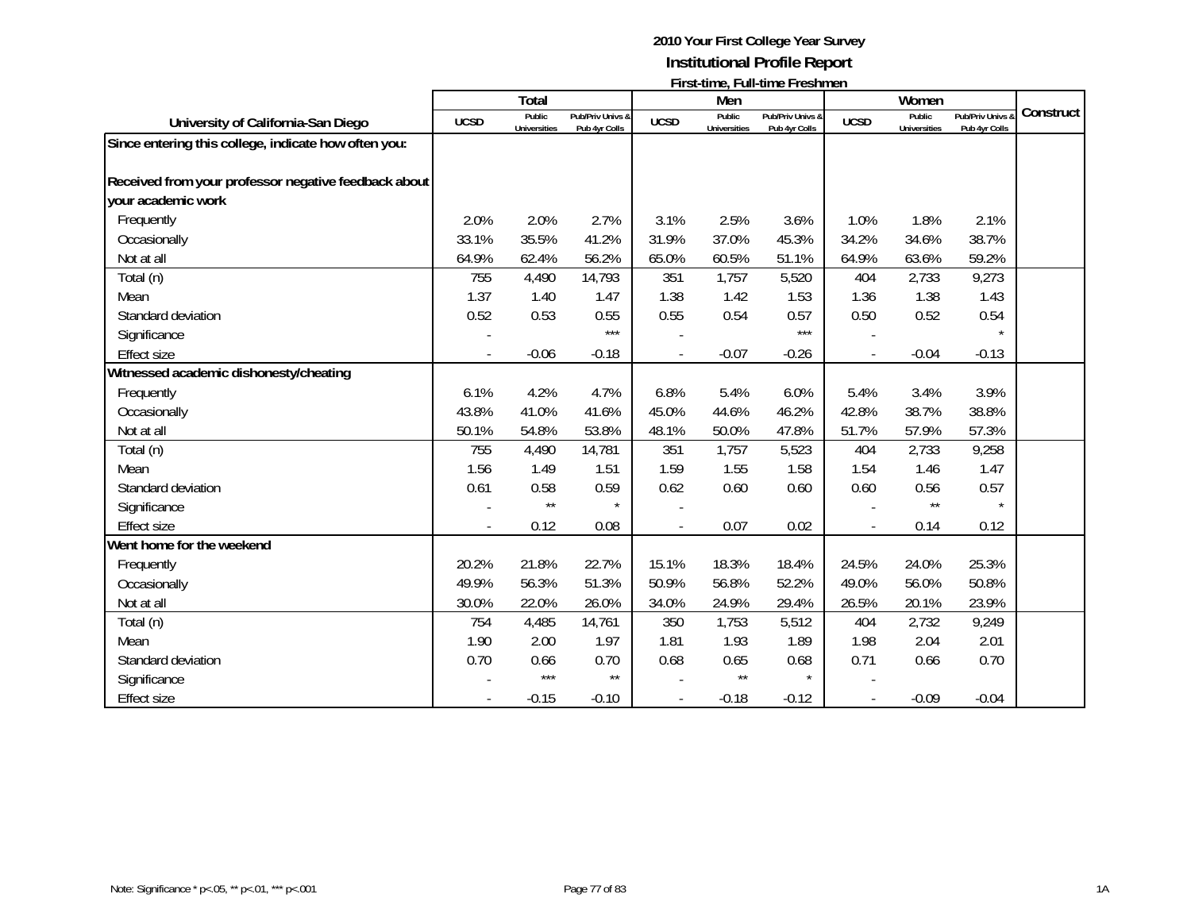**2010 Your First College Year Survey**
**Institutional Profile Report**
**First-time, Full-time Freshmen**

| University of California-San Diego | Total | | | Men | | | Women | | | Construct |
|---|---|---|---|---|---|---|---|---|---|---|
| | UCSD | Public Universities | Pub/Priv Univs & Pub 4yr Colls | UCSD | Public Universities | Pub/Priv Univs & Pub 4yr Colls | UCSD | Public Universities | Pub/Priv Univs & Pub 4yr Colls | |
| **Since entering this college, indicate how often you:** | | | | | | | | | | |
| **Received from your professor negative feedback about your academic work** | | | | | | | | | | |
| Frequently | 2.0% | 2.0% | 2.7% | 3.1% | 2.5% | 3.6% | 1.0% | 1.8% | 2.1% | |
| Occasionally | 33.1% | 35.5% | 41.2% | 31.9% | 37.0% | 45.3% | 34.2% | 34.6% | 38.7% | |
| Not at all | 64.9% | 62.4% | 56.2% | 65.0% | 60.5% | 51.1% | 64.9% | 63.6% | 59.2% | |
| Total (n) | 755 | 4,490 | 14,793 | 351 | 1,757 | 5,520 | 404 | 2,733 | 9,273 | |
| Mean | 1.37 | 1.40 | 1.47 | 1.38 | 1.42 | 1.53 | 1.36 | 1.38 | 1.43 | |
| Standard deviation | 0.52 | 0.53 | 0.55 | 0.55 | 0.54 | 0.57 | 0.50 | 0.52 | 0.54 | |
| Significance | - | | *** | - | | *** | - | | * | |
| Effect size | - | -0.06 | -0.18 | - | -0.07 | -0.26 | - | -0.04 | -0.13 | |
| **Witnessed academic dishonesty/cheating** | | | | | | | | | | |
| Frequently | 6.1% | 4.2% | 4.7% | 6.8% | 5.4% | 6.0% | 5.4% | 3.4% | 3.9% | |
| Occasionally | 43.8% | 41.0% | 41.6% | 45.0% | 44.6% | 46.2% | 42.8% | 38.7% | 38.8% | |
| Not at all | 50.1% | 54.8% | 53.8% | 48.1% | 50.0% | 47.8% | 51.7% | 57.9% | 57.3% | |
| Total (n) | 755 | 4,490 | 14,781 | 351 | 1,757 | 5,523 | 404 | 2,733 | 9,258 | |
| Mean | 1.56 | 1.49 | 1.51 | 1.59 | 1.55 | 1.58 | 1.54 | 1.46 | 1.47 | |
| Standard deviation | 0.61 | 0.58 | 0.59 | 0.62 | 0.60 | 0.60 | 0.60 | 0.56 | 0.57 | |
| Significance | - | ** | * | - | | | - | ** | * | |
| Effect size | - | 0.12 | 0.08 | - | 0.07 | 0.02 | - | 0.14 | 0.12 | |
| **Went home for the weekend** | | | | | | | | | | |
| Frequently | 20.2% | 21.8% | 22.7% | 15.1% | 18.3% | 18.4% | 24.5% | 24.0% | 25.3% | |
| Occasionally | 49.9% | 56.3% | 51.3% | 50.9% | 56.8% | 52.2% | 49.0% | 56.0% | 50.8% | |
| Not at all | 30.0% | 22.0% | 26.0% | 34.0% | 24.9% | 29.4% | 26.5% | 20.1% | 23.9% | |
| Total (n) | 754 | 4,485 | 14,761 | 350 | 1,753 | 5,512 | 404 | 2,732 | 9,249 | |
| Mean | 1.90 | 2.00 | 1.97 | 1.81 | 1.93 | 1.89 | 1.98 | 2.04 | 2.01 | |
| Standard deviation | 0.70 | 0.66 | 0.70 | 0.68 | 0.65 | 0.68 | 0.71 | 0.66 | 0.70 | |
| Significance | - | *** | ** | - | ** | * | - | | | |
| Effect size | - | -0.15 | -0.10 | - | -0.18 | -0.12 | - | -0.09 | -0.04 | |

Note: Significance * p<.05, ** p<.01, *** p<.001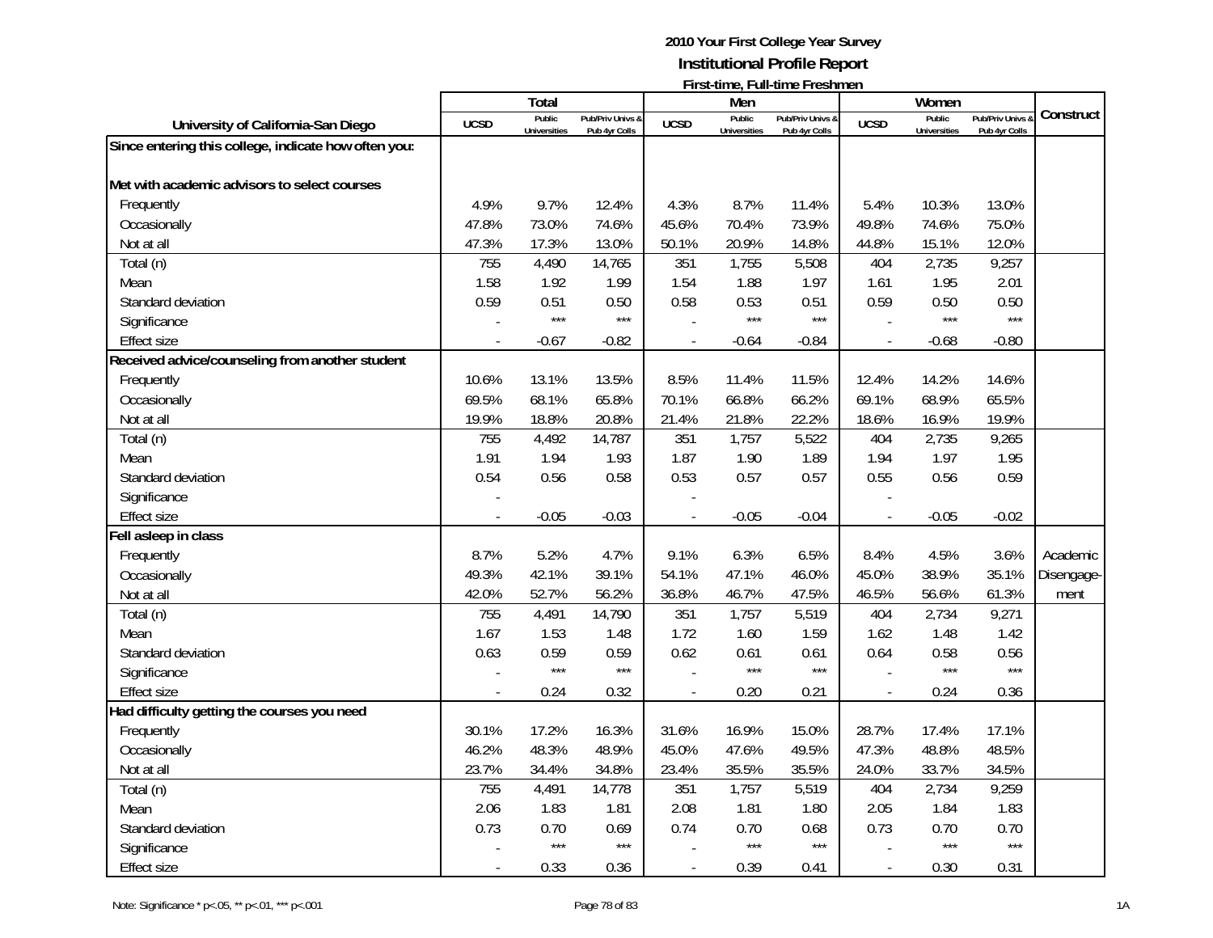**2010 Your First College Year Survey**

**Institutional Profile Report**

**First-time, Full-time Freshmen**

| University of California-San Diego | Total | | | Men | | | Women | | | Construct |
|---|---|---|---|---|---|---|---|---|---|---|
| | UCSD | Public Universities | Pub/Priv Univs & Pub 4yr Colls | UCSD | Public Universities | Pub/Priv Univs & Pub 4yr Colls | UCSD | Public Universities | Pub/Priv Univs & Pub 4yr Colls | |
| **Since entering this college, indicate how often you:** | | | | | | | | | | |
| **Met with academic advisors to select courses** | | | | | | | | | | |
| Frequently | 4.9% | 9.7% | 12.4% | 4.3% | 8.7% | 11.4% | 5.4% | 10.3% | 13.0% | |
| Occasionally | 47.8% | 73.0% | 74.6% | 45.6% | 70.4% | 73.9% | 49.8% | 74.6% | 75.0% | |
| Not at all | 47.3% | 17.3% | 13.0% | 50.1% | 20.9% | 14.8% | 44.8% | 15.1% | 12.0% | |
| Total (n) | 755 | 4,490 | 14,765 | 351 | 1,755 | 5,508 | 404 | 2,735 | 9,257 | |
| Mean | 1.58 | 1.92 | 1.99 | 1.54 | 1.88 | 1.97 | 1.61 | 1.95 | 2.01 | |
| Standard deviation | 0.59 | 0.51 | 0.50 | 0.58 | 0.53 | 0.51 | 0.59 | 0.50 | 0.50 | |
| Significance | - | *** | *** | - | *** | *** | - | *** | *** | |
| Effect size | - | -0.67 | -0.82 | - | -0.64 | -0.84 | - | -0.68 | -0.80 | |
| **Received advice/counseling from another student** | | | | | | | | | | |
| Frequently | 10.6% | 13.1% | 13.5% | 8.5% | 11.4% | 11.5% | 12.4% | 14.2% | 14.6% | |
| Occasionally | 69.5% | 68.1% | 65.8% | 70.1% | 66.8% | 66.2% | 69.1% | 68.9% | 65.5% | |
| Not at all | 19.9% | 18.8% | 20.8% | 21.4% | 21.8% | 22.2% | 18.6% | 16.9% | 19.9% | |
| Total (n) | 755 | 4,492 | 14,787 | 351 | 1,757 | 5,522 | 404 | 2,735 | 9,265 | |
| Mean | 1.91 | 1.94 | 1.93 | 1.87 | 1.90 | 1.89 | 1.94 | 1.97 | 1.95 | |
| Standard deviation | 0.54 | 0.56 | 0.58 | 0.53 | 0.57 | 0.57 | 0.55 | 0.56 | 0.59 | |
| Significance | - | | | - | | | - | | | |
| Effect size | - | -0.05 | -0.03 | - | -0.05 | -0.04 | - | -0.05 | -0.02 | |
| **Fell asleep in class** | | | | | | | | | | |
| Frequently | 8.7% | 5.2% | 4.7% | 9.1% | 6.3% | 6.5% | 8.4% | 4.5% | 3.6% | Academic |
| Occasionally | 49.3% | 42.1% | 39.1% | 54.1% | 47.1% | 46.0% | 45.0% | 38.9% | 35.1% | Disengage- |
| Not at all | 42.0% | 52.7% | 56.2% | 36.8% | 46.7% | 47.5% | 46.5% | 56.6% | 61.3% | ment |
| Total (n) | 755 | 4,491 | 14,790 | 351 | 1,757 | 5,519 | 404 | 2,734 | 9,271 | |
| Mean | 1.67 | 1.53 | 1.48 | 1.72 | 1.60 | 1.59 | 1.62 | 1.48 | 1.42 | |
| Standard deviation | 0.63 | 0.59 | 0.59 | 0.62 | 0.61 | 0.61 | 0.64 | 0.58 | 0.56 | |
| Significance | - | *** | *** | - | *** | *** | - | *** | *** | |
| Effect size | - | 0.24 | 0.32 | - | 0.20 | 0.21 | - | 0.24 | 0.36 | |
| **Had difficulty getting the courses you need** | | | | | | | | | | |
| Frequently | 30.1% | 17.2% | 16.3% | 31.6% | 16.9% | 15.0% | 28.7% | 17.4% | 17.1% | |
| Occasionally | 46.2% | 48.3% | 48.9% | 45.0% | 47.6% | 49.5% | 47.3% | 48.8% | 48.5% | |
| Not at all | 23.7% | 34.4% | 34.8% | 23.4% | 35.5% | 35.5% | 24.0% | 33.7% | 34.5% | |
| Total (n) | 755 | 4,491 | 14,778 | 351 | 1,757 | 5,519 | 404 | 2,734 | 9,259 | |
| Mean | 2.06 | 1.83 | 1.81 | 2.08 | 1.81 | 1.80 | 2.05 | 1.84 | 1.83 | |
| Standard deviation | 0.73 | 0.70 | 0.69 | 0.74 | 0.70 | 0.68 | 0.73 | 0.70 | 0.70 | |
| Significance | - | *** | *** | - | *** | *** | - | *** | *** | |
| Effect size | - | 0.33 | 0.36 | - | 0.39 | 0.41 | - | 0.30 | 0.31 | |

Note: Significance * p<.05, ** p<.01, *** p<.001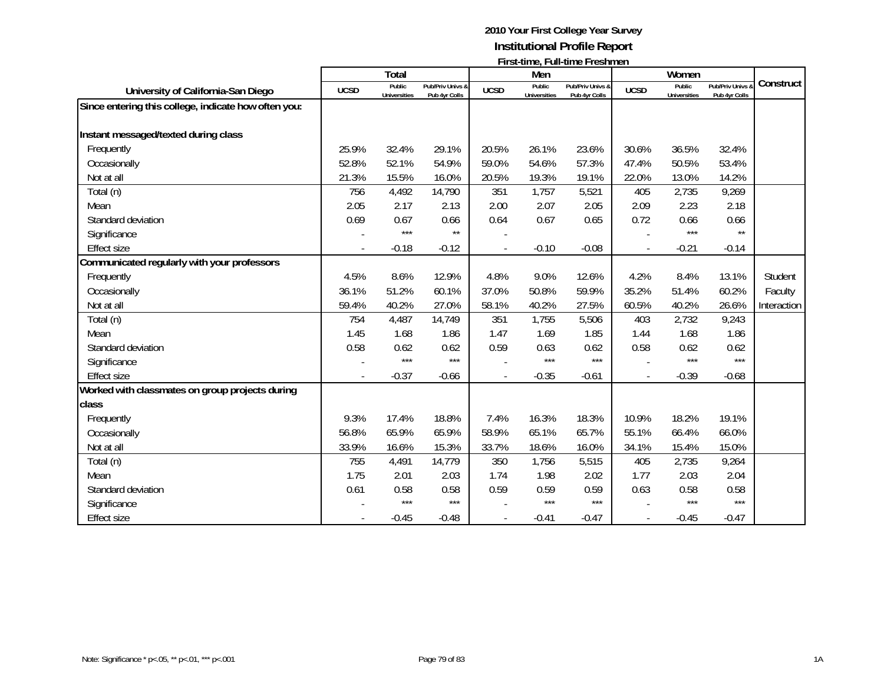# 2010 Your First College Year Survey

## Institutional Profile Report

### First-time, Full-time Freshmen

| University of California-San Diego | Total | | | Men | | | Women | | | Construct |
|---|---|---|---|---|---|---|---|---|---|---|
| | UCSD | Public Universities | Pub/Priv Univs & Pub 4yr Colls | UCSD | Public Universities | Pub/Priv Univs & Pub 4yr Colls | UCSD | Public Universities | Pub/Priv Univs & Pub 4yr Colls | |
| **Since entering this college, indicate how often you:** | | | | | | | | | | |
| **Instant messaged/texted during class** | | | | | | | | | | |
| Frequently | 25.9% | 32.4% | 29.1% | 20.5% | 26.1% | 23.6% | 30.6% | 36.5% | 32.4% | |
| Occasionally | 52.8% | 52.1% | 54.9% | 59.0% | 54.6% | 57.3% | 47.4% | 50.5% | 53.4% | |
| Not at all | 21.3% | 15.5% | 16.0% | 20.5% | 19.3% | 19.1% | 22.0% | 13.0% | 14.2% | |
| Total (n) | 756 | 4,492 | 14,790 | 351 | 1,757 | 5,521 | 405 | 2,735 | 9,269 | |
| Mean | 2.05 | 2.17 | 2.13 | 2.00 | 2.07 | 2.05 | 2.09 | 2.23 | 2.18 | |
| Standard deviation | 0.69 | 0.67 | 0.66 | 0.64 | 0.67 | 0.65 | 0.72 | 0.66 | 0.66 | |
| Significance | - | *** | ** | - | | | - | *** | ** | |
| Effect size | - | -0.18 | -0.12 | - | -0.10 | -0.08 | - | -0.21 | -0.14 | |
| **Communicated regularly with your professors** | | | | | | | | | | |
| Frequently | 4.5% | 8.6% | 12.9% | 4.8% | 9.0% | 12.6% | 4.2% | 8.4% | 13.1% | Student |
| Occasionally | 36.1% | 51.2% | 60.1% | 37.0% | 50.8% | 59.9% | 35.2% | 51.4% | 60.2% | Faculty |
| Not at all | 59.4% | 40.2% | 27.0% | 58.1% | 40.2% | 27.5% | 60.5% | 40.2% | 26.6% | Interaction |
| Total (n) | 754 | 4,487 | 14,749 | 351 | 1,755 | 5,506 | 403 | 2,732 | 9,243 | |
| Mean | 1.45 | 1.68 | 1.86 | 1.47 | 1.69 | 1.85 | 1.44 | 1.68 | 1.86 | |
| Standard deviation | 0.58 | 0.62 | 0.62 | 0.59 | 0.63 | 0.62 | 0.58 | 0.62 | 0.62 | |
| Significance | - | *** | *** | - | *** | *** | - | *** | *** | |
| Effect size | - | -0.37 | -0.66 | - | -0.35 | -0.61 | - | -0.39 | -0.68 | |
| **Worked with classmates on group projects during class** | | | | | | | | | | |
| Frequently | 9.3% | 17.4% | 18.8% | 7.4% | 16.3% | 18.3% | 10.9% | 18.2% | 19.1% | |
| Occasionally | 56.8% | 65.9% | 65.9% | 58.9% | 65.1% | 65.7% | 55.1% | 66.4% | 66.0% | |
| Not at all | 33.9% | 16.6% | 15.3% | 33.7% | 18.6% | 16.0% | 34.1% | 15.4% | 15.0% | |
| Total (n) | 755 | 4,491 | 14,779 | 350 | 1,756 | 5,515 | 405 | 2,735 | 9,264 | |
| Mean | 1.75 | 2.01 | 2.03 | 1.74 | 1.98 | 2.02 | 1.77 | 2.03 | 2.04 | |
| Standard deviation | 0.61 | 0.58 | 0.58 | 0.59 | 0.59 | 0.59 | 0.63 | 0.58 | 0.58 | |
| Significance | - | *** | *** | - | *** | *** | - | *** | *** | |
| Effect size | - | -0.45 | -0.48 | - | -0.41 | -0.47 | - | -0.45 | -0.47 | |

Note: Significance * p<.05, ** p<.01, *** p<.001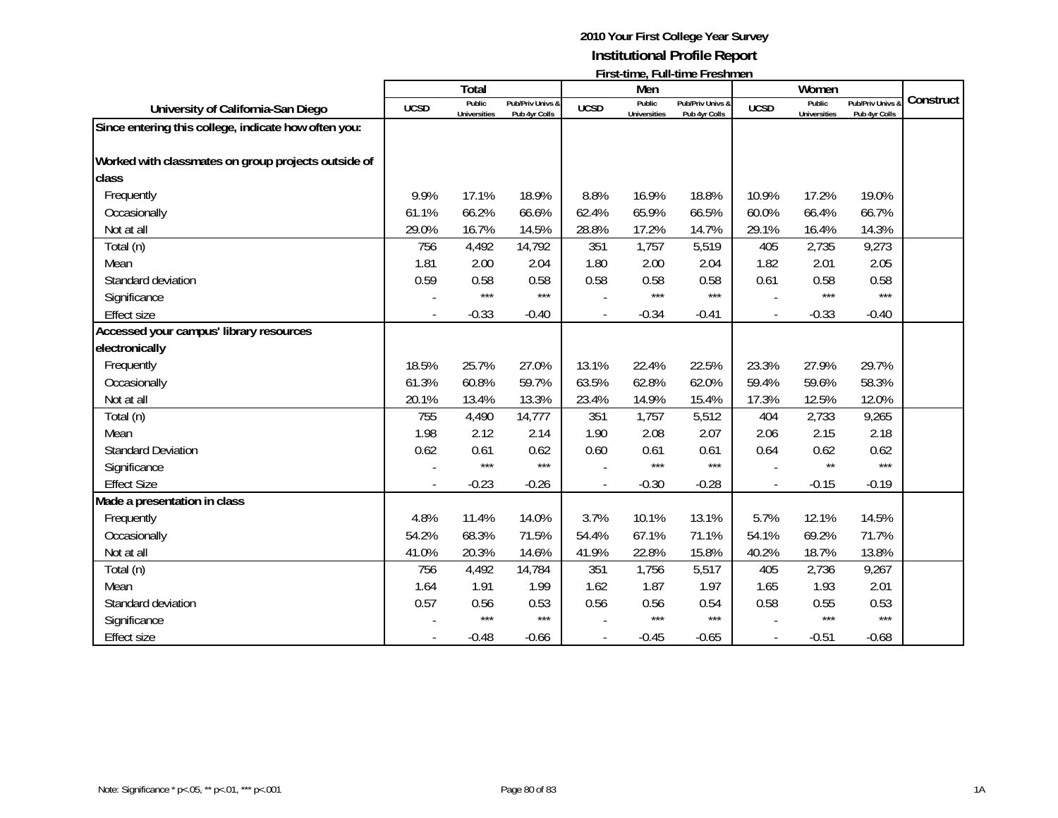# 2010 Your First College Year Survey
## Institutional Profile Report
### First-time, Full-time Freshmen

| University of California-San Diego | Total | | | Men | | | Women | | | Construct |
|---|---|---|---|---|---|---|---|---|---|---|
| | UCSD | Public Universities | Pub/Priv Univs & Pub 4yr Colls | UCSD | Public Universities | Pub/Priv Univs & Pub 4yr Colls | UCSD | Public Universities | Pub/Priv Univs & Pub 4yr Colls | |
| **Since entering this college, indicate how often you:** | | | | | | | | | | |
| **Worked with classmates on group projects outside of class** | | | | | | | | | | |
| Frequently | 9.9% | 17.1% | 18.9% | 8.8% | 16.9% | 18.8% | 10.9% | 17.2% | 19.0% | |
| Occasionally | 61.1% | 66.2% | 66.6% | 62.4% | 65.9% | 66.5% | 60.0% | 66.4% | 66.7% | |
| Not at all | 29.0% | 16.7% | 14.5% | 28.8% | 17.2% | 14.7% | 29.1% | 16.4% | 14.3% | |
| Total (n) | 756 | 4,492 | 14,792 | 351 | 1,757 | 5,519 | 405 | 2,735 | 9,273 | |
| Mean | 1.81 | 2.00 | 2.04 | 1.80 | 2.00 | 2.04 | 1.82 | 2.01 | 2.05 | |
| Standard deviation | 0.59 | 0.58 | 0.58 | 0.58 | 0.58 | 0.58 | 0.61 | 0.58 | 0.58 | |
| Significance | - | *** | *** | - | *** | *** | - | *** | *** | |
| Effect size | - | -0.33 | -0.40 | - | -0.34 | -0.41 | - | -0.33 | -0.40 | |
| **Accessed your campus' library resources electronically** | | | | | | | | | | |
| Frequently | 18.5% | 25.7% | 27.0% | 13.1% | 22.4% | 22.5% | 23.3% | 27.9% | 29.7% | |
| Occasionally | 61.3% | 60.8% | 59.7% | 63.5% | 62.8% | 62.0% | 59.4% | 59.6% | 58.3% | |
| Not at all | 20.1% | 13.4% | 13.3% | 23.4% | 14.9% | 15.4% | 17.3% | 12.5% | 12.0% | |
| Total (n) | 755 | 4,490 | 14,777 | 351 | 1,757 | 5,512 | 404 | 2,733 | 9,265 | |
| Mean | 1.98 | 2.12 | 2.14 | 1.90 | 2.08 | 2.07 | 2.06 | 2.15 | 2.18 | |
| Standard Deviation | 0.62 | 0.61 | 0.62 | 0.60 | 0.61 | 0.61 | 0.64 | 0.62 | 0.62 | |
| Significance | - | *** | *** | - | *** | *** | - | ** | *** | |
| Effect Size | - | -0.23 | -0.26 | - | -0.30 | -0.28 | - | -0.15 | -0.19 | |
| **Made a presentation in class** | | | | | | | | | | |
| Frequently | 4.8% | 11.4% | 14.0% | 3.7% | 10.1% | 13.1% | 5.7% | 12.1% | 14.5% | |
| Occasionally | 54.2% | 68.3% | 71.5% | 54.4% | 67.1% | 71.1% | 54.1% | 69.2% | 71.7% | |
| Not at all | 41.0% | 20.3% | 14.6% | 41.9% | 22.8% | 15.8% | 40.2% | 18.7% | 13.8% | |
| Total (n) | 756 | 4,492 | 14,784 | 351 | 1,756 | 5,517 | 405 | 2,736 | 9,267 | |
| Mean | 1.64 | 1.91 | 1.99 | 1.62 | 1.87 | 1.97 | 1.65 | 1.93 | 2.01 | |
| Standard deviation | 0.57 | 0.56 | 0.53 | 0.56 | 0.56 | 0.54 | 0.58 | 0.55 | 0.53 | |
| Significance | - | *** | *** | - | *** | *** | - | *** | *** | |
| Effect size | - | -0.48 | -0.66 | - | -0.45 | -0.65 | - | -0.51 | -0.68 | |

Note: Significance * p<.05, ** p<.01, *** p<.001

1A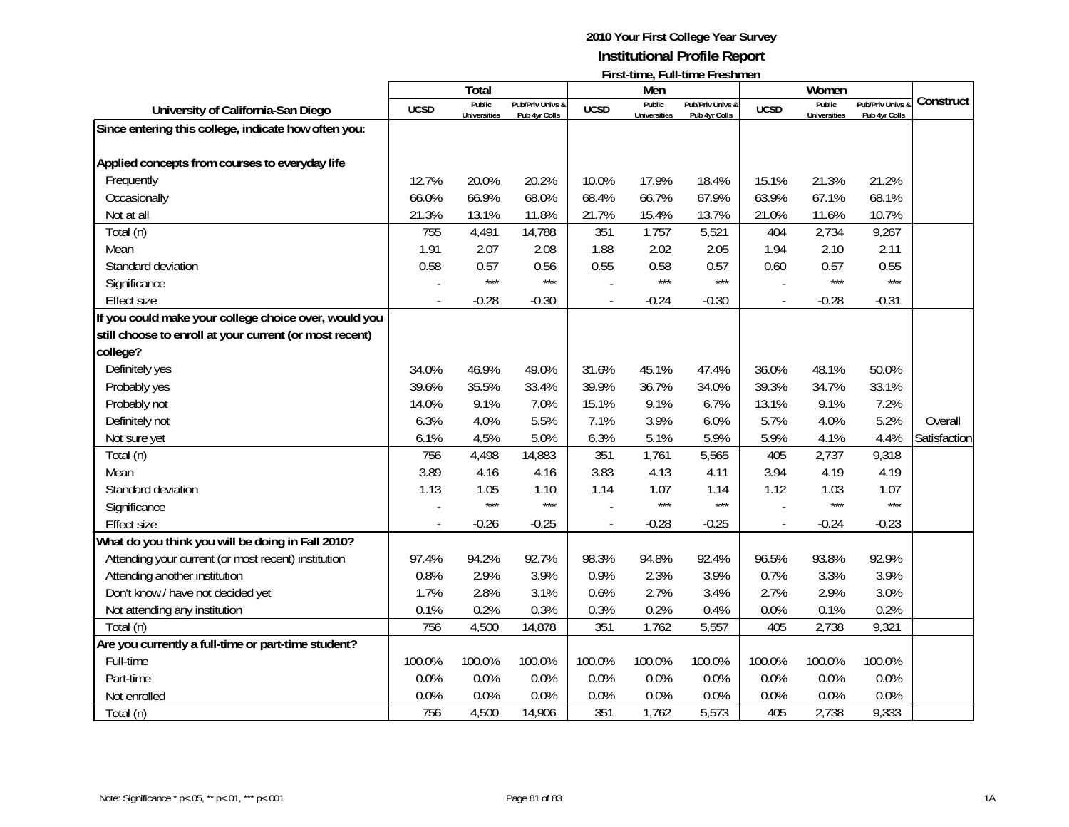**2010 Your First College Year Survey**

**Institutional Profile Report**

**First-time, Full-time Freshmen**

| University of California-San Diego | Total | | | Men | | | Women | | | Construct |
|---|---|---|---|---|---|---|---|---|---|---|
| | UCSD | Public Universities | Pub/Priv Univs & Pub 4yr Colls | UCSD | Public Universities | Pub/Priv Univs & Pub 4yr Colls | UCSD | Public Universities | Pub/Priv Univs & Pub 4yr Colls | |
| **Since entering this college, indicate how often you:** | | | | | | | | | | |
| **Applied concepts from courses to everyday life** | | | | | | | | | | |
| Frequently | 12.7% | 20.0% | 20.2% | 10.0% | 17.9% | 18.4% | 15.1% | 21.3% | 21.2% | |
| Occasionally | 66.0% | 66.9% | 68.0% | 68.4% | 66.7% | 67.9% | 63.9% | 67.1% | 68.1% | |
| Not at all | 21.3% | 13.1% | 11.8% | 21.7% | 15.4% | 13.7% | 21.0% | 11.6% | 10.7% | |
| Total (n) | 755 | 4,491 | 14,788 | 351 | 1,757 | 5,521 | 404 | 2,734 | 9,267 | |
| Mean | 1.91 | 2.07 | 2.08 | 1.88 | 2.02 | 2.05 | 1.94 | 2.10 | 2.11 | |
| Standard deviation | 0.58 | 0.57 | 0.56 | 0.55 | 0.58 | 0.57 | 0.60 | 0.57 | 0.55 | |
| Significance | - | *** | *** | - | *** | *** | - | *** | *** | |
| Effect size | - | -0.28 | -0.30 | - | -0.24 | -0.30 | - | -0.28 | -0.31 | |
| **If you could make your college choice over, would you still choose to enroll at your current (or most recent) college?** | | | | | | | | | | |
| Definitely yes | 34.0% | 46.9% | 49.0% | 31.6% | 45.1% | 47.4% | 36.0% | 48.1% | 50.0% | |
| Probably yes | 39.6% | 35.5% | 33.4% | 39.9% | 36.7% | 34.0% | 39.3% | 34.7% | 33.1% | |
| Probably not | 14.0% | 9.1% | 7.0% | 15.1% | 9.1% | 6.7% | 13.1% | 9.1% | 7.2% | |
| Definitely not | 6.3% | 4.0% | 5.5% | 7.1% | 3.9% | 6.0% | 5.7% | 4.0% | 5.2% | Overall |
| Not sure yet | 6.1% | 4.5% | 5.0% | 6.3% | 5.1% | 5.9% | 5.9% | 4.1% | 4.4% | Satisfaction |
| Total (n) | 756 | 4,498 | 14,883 | 351 | 1,761 | 5,565 | 405 | 2,737 | 9,318 | |
| Mean | 3.89 | 4.16 | 4.16 | 3.83 | 4.13 | 4.11 | 3.94 | 4.19 | 4.19 | |
| Standard deviation | 1.13 | 1.05 | 1.10 | 1.14 | 1.07 | 1.14 | 1.12 | 1.03 | 1.07 | |
| Significance | - | *** | *** | - | *** | *** | - | *** | *** | |
| Effect size | - | -0.26 | -0.25 | - | -0.28 | -0.25 | - | -0.24 | -0.23 | |
| **What do you think you will be doing in Fall 2010?** | | | | | | | | | | |
| Attending your current (or most recent) institution | 97.4% | 94.2% | 92.7% | 98.3% | 94.8% | 92.4% | 96.5% | 93.8% | 92.9% | |
| Attending another institution | 0.8% | 2.9% | 3.9% | 0.9% | 2.3% | 3.9% | 0.7% | 3.3% | 3.9% | |
| Don't know / have not decided yet | 1.7% | 2.8% | 3.1% | 0.6% | 2.7% | 3.4% | 2.7% | 2.9% | 3.0% | |
| Not attending any institution | 0.1% | 0.2% | 0.3% | 0.3% | 0.2% | 0.4% | 0.0% | 0.1% | 0.2% | |
| Total (n) | 756 | 4,500 | 14,878 | 351 | 1,762 | 5,557 | 405 | 2,738 | 9,321 | |
| **Are you currently a full-time or part-time student?** | | | | | | | | | | |
| Full-time | 100.0% | 100.0% | 100.0% | 100.0% | 100.0% | 100.0% | 100.0% | 100.0% | 100.0% | |
| Part-time | 0.0% | 0.0% | 0.0% | 0.0% | 0.0% | 0.0% | 0.0% | 0.0% | 0.0% | |
| Not enrolled | 0.0% | 0.0% | 0.0% | 0.0% | 0.0% | 0.0% | 0.0% | 0.0% | 0.0% | |
| Total (n) | 756 | 4,500 | 14,906 | 351 | 1,762 | 5,573 | 405 | 2,738 | 9,333 | |

Note: Significance * p<.05, ** p<.01, *** p<.001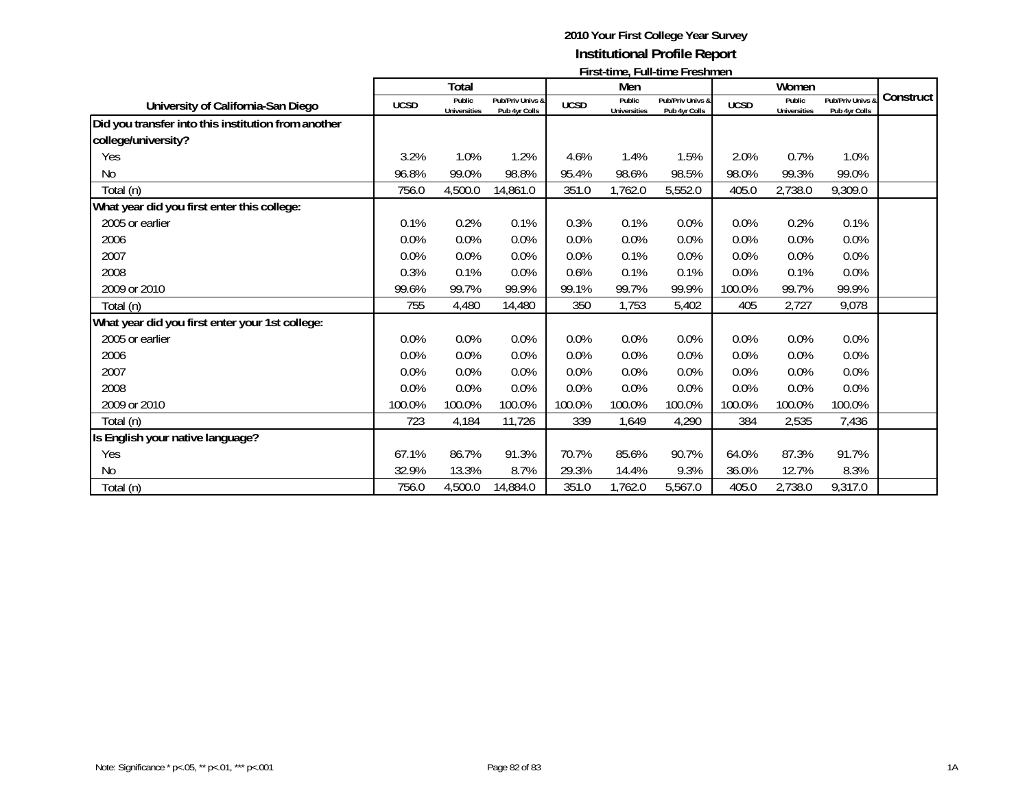# 2010 Your First College Year Survey

## Institutional Profile Report

### First-time, Full-time Freshmen

| University of California-San Diego | Total | | | Men | | | Women | | | Construct |
|---|---|---|---|---|---|---|---|---|---|---|
| | UCSD | Public Universities | Pub/Priv Univs & Pub 4yr Colls | UCSD | Public Universities | Pub/Priv Univs & Pub 4yr Colls | UCSD | Public Universities | Pub/Priv Univs & Pub 4yr Colls | |
| **Did you transfer into this institution from another college/university?** | | | | | | | | | | |
| Yes | 3.2% | 1.0% | 1.2% | 4.6% | 1.4% | 1.5% | 2.0% | 0.7% | 1.0% | |
| No | 96.8% | 99.0% | 98.8% | 95.4% | 98.6% | 98.5% | 98.0% | 99.3% | 99.0% | |
| Total (n) | 756.0 | 4,500.0 | 14,861.0 | 351.0 | 1,762.0 | 5,552.0 | 405.0 | 2,738.0 | 9,309.0 | |
| **What year did you first enter this college:** | | | | | | | | | | |
| 2005 or earlier | 0.1% | 0.2% | 0.1% | 0.3% | 0.1% | 0.0% | 0.0% | 0.2% | 0.1% | |
| 2006 | 0.0% | 0.0% | 0.0% | 0.0% | 0.0% | 0.0% | 0.0% | 0.0% | 0.0% | |
| 2007 | 0.0% | 0.0% | 0.0% | 0.0% | 0.1% | 0.0% | 0.0% | 0.0% | 0.0% | |
| 2008 | 0.3% | 0.1% | 0.0% | 0.6% | 0.1% | 0.1% | 0.0% | 0.1% | 0.0% | |
| 2009 or 2010 | 99.6% | 99.7% | 99.9% | 99.1% | 99.7% | 99.9% | 100.0% | 99.7% | 99.9% | |
| Total (n) | 755 | 4,480 | 14,480 | 350 | 1,753 | 5,402 | 405 | 2,727 | 9,078 | |
| **What year did you first enter your 1st college:** | | | | | | | | | | |
| 2005 or earlier | 0.0% | 0.0% | 0.0% | 0.0% | 0.0% | 0.0% | 0.0% | 0.0% | 0.0% | |
| 2006 | 0.0% | 0.0% | 0.0% | 0.0% | 0.0% | 0.0% | 0.0% | 0.0% | 0.0% | |
| 2007 | 0.0% | 0.0% | 0.0% | 0.0% | 0.0% | 0.0% | 0.0% | 0.0% | 0.0% | |
| 2008 | 0.0% | 0.0% | 0.0% | 0.0% | 0.0% | 0.0% | 0.0% | 0.0% | 0.0% | |
| 2009 or 2010 | 100.0% | 100.0% | 100.0% | 100.0% | 100.0% | 100.0% | 100.0% | 100.0% | 100.0% | |
| Total (n) | 723 | 4,184 | 11,726 | 339 | 1,649 | 4,290 | 384 | 2,535 | 7,436 | |
| **Is English your native language?** | | | | | | | | | | |
| Yes | 67.1% | 86.7% | 91.3% | 70.7% | 85.6% | 90.7% | 64.0% | 87.3% | 91.7% | |
| No | 32.9% | 13.3% | 8.7% | 29.3% | 14.4% | 9.3% | 36.0% | 12.7% | 8.3% | |
| Total (n) | 756.0 | 4,500.0 | 14,884.0 | 351.0 | 1,762.0 | 5,567.0 | 405.0 | 2,738.0 | 9,317.0 | |

Note: Significance * p<.05, ** p<.01, *** p<.001

1A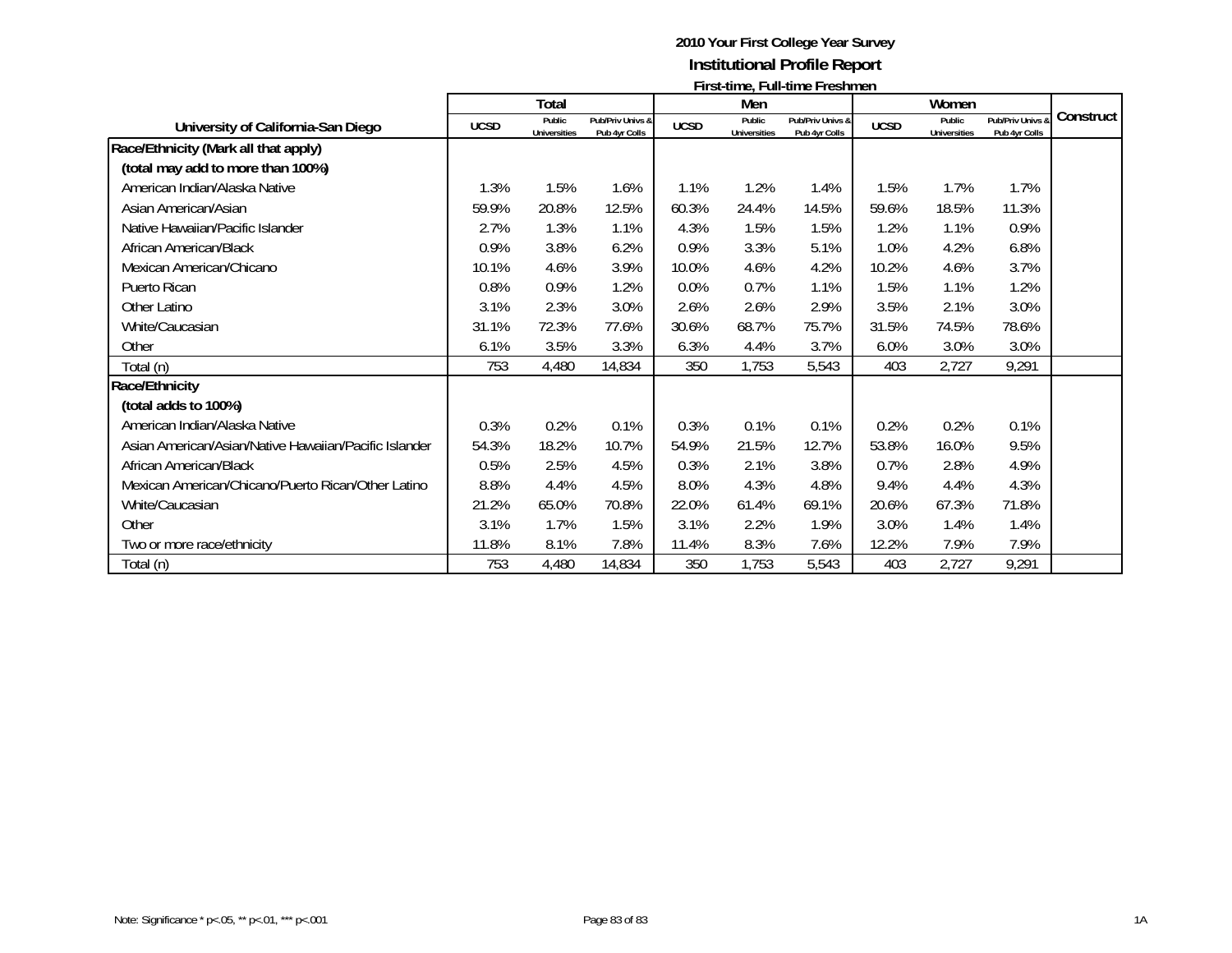**2010 Your First College Year Survey**
**Institutional Profile Report**
**First-time, Full-time Freshmen**

| University of California-San Diego | Total | | | Men | | | Women | | | Construct |
|---|---|---|---|---|---|---|---|---|---|---|
| | UCSD | Public Universities | Pub/Priv Univs & Pub 4yr Colls | UCSD | Public Universities | Pub/Priv Univs & Pub 4yr Colls | UCSD | Public Universities | Pub/Priv Univs & Pub 4yr Colls | |
| **Race/Ethnicity (Mark all that apply)** | | | | | | | | | | |
| **(total may add to more than 100%)** | | | | | | | | | | |
| American Indian/Alaska Native | 1.3% | 1.5% | 1.6% | 1.1% | 1.2% | 1.4% | 1.5% | 1.7% | 1.7% | |
| Asian American/Asian | 59.9% | 20.8% | 12.5% | 60.3% | 24.4% | 14.5% | 59.6% | 18.5% | 11.3% | |
| Native Hawaiian/Pacific Islander | 2.7% | 1.3% | 1.1% | 4.3% | 1.5% | 1.5% | 1.2% | 1.1% | 0.9% | |
| African American/Black | 0.9% | 3.8% | 6.2% | 0.9% | 3.3% | 5.1% | 1.0% | 4.2% | 6.8% | |
| Mexican American/Chicano | 10.1% | 4.6% | 3.9% | 10.0% | 4.6% | 4.2% | 10.2% | 4.6% | 3.7% | |
| Puerto Rican | 0.8% | 0.9% | 1.2% | 0.0% | 0.7% | 1.1% | 1.5% | 1.1% | 1.2% | |
| Other Latino | 3.1% | 2.3% | 3.0% | 2.6% | 2.6% | 2.9% | 3.5% | 2.1% | 3.0% | |
| White/Caucasian | 31.1% | 72.3% | 77.6% | 30.6% | 68.7% | 75.7% | 31.5% | 74.5% | 78.6% | |
| Other | 6.1% | 3.5% | 3.3% | 6.3% | 4.4% | 3.7% | 6.0% | 3.0% | 3.0% | |
| Total (n) | 753 | 4,480 | 14,834 | 350 | 1,753 | 5,543 | 403 | 2,727 | 9,291 | |
| **Race/Ethnicity** | | | | | | | | | | |
| **(total adds to 100%)** | | | | | | | | | | |
| American Indian/Alaska Native | 0.3% | 0.2% | 0.1% | 0.3% | 0.1% | 0.1% | 0.2% | 0.2% | 0.1% | |
| Asian American/Asian/Native Hawaiian/Pacific Islander | 54.3% | 18.2% | 10.7% | 54.9% | 21.5% | 12.7% | 53.8% | 16.0% | 9.5% | |
| African American/Black | 0.5% | 2.5% | 4.5% | 0.3% | 2.1% | 3.8% | 0.7% | 2.8% | 4.9% | |
| Mexican American/Chicano/Puerto Rican/Other Latino | 8.8% | 4.4% | 4.5% | 8.0% | 4.3% | 4.8% | 9.4% | 4.4% | 4.3% | |
| White/Caucasian | 21.2% | 65.0% | 70.8% | 22.0% | 61.4% | 69.1% | 20.6% | 67.3% | 71.8% | |
| Other | 3.1% | 1.7% | 1.5% | 3.1% | 2.2% | 1.9% | 3.0% | 1.4% | 1.4% | |
| Two or more race/ethnicity | 11.8% | 8.1% | 7.8% | 11.4% | 8.3% | 7.6% | 12.2% | 7.9% | 7.9% | |
| Total (n) | 753 | 4,480 | 14,834 | 350 | 1,753 | 5,543 | 403 | 2,727 | 9,291 | |

Note: Significance * p<.05, ** p<.01, *** p<.001